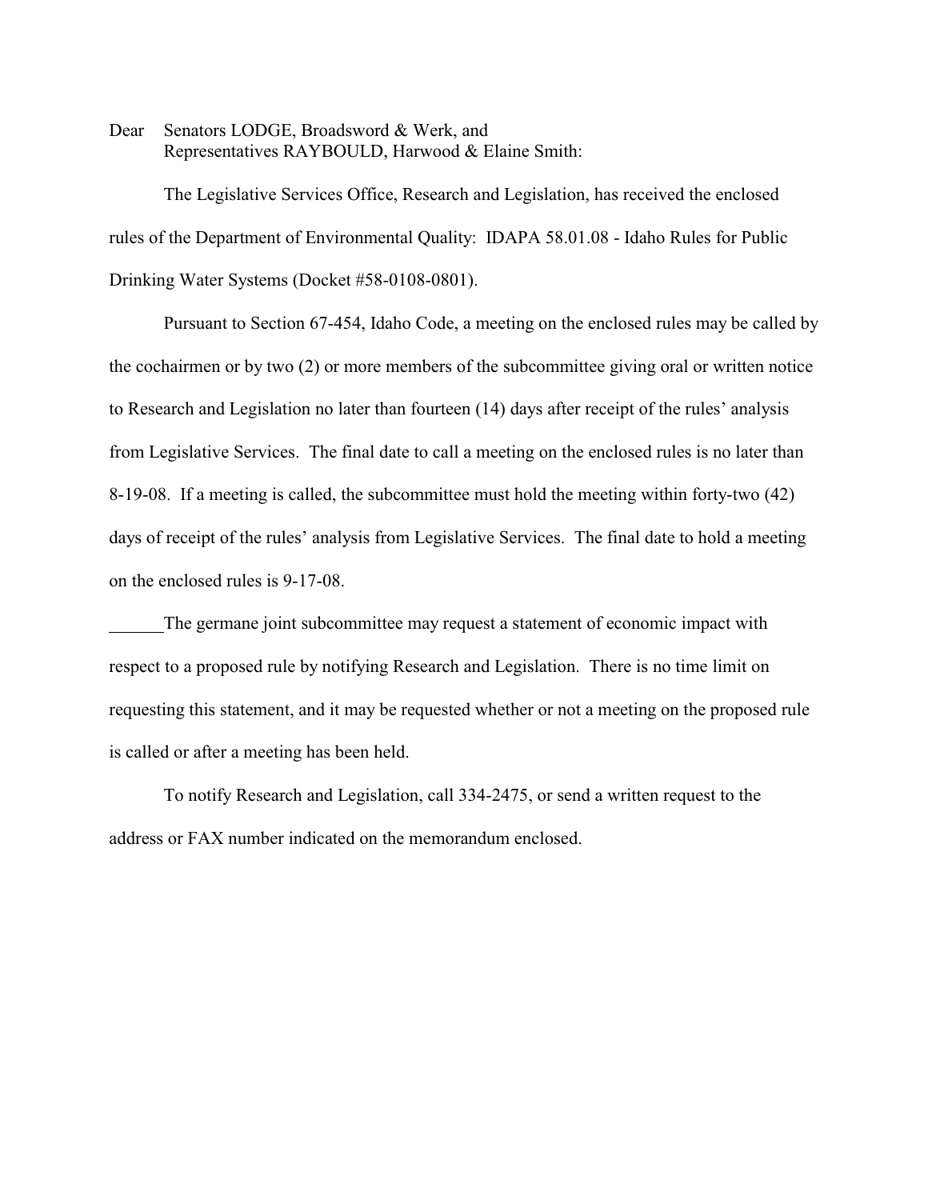Dear Senators LODGE, Broadsword & Werk, and
Representatives RAYBOULD, Harwood & Elaine Smith:

The Legislative Services Office, Research and Legislation, has received the enclosed rules of the Department of Environmental Quality: IDAPA 58.01.08 - Idaho Rules for Public Drinking Water Systems (Docket #58-0108-0801).

Pursuant to Section 67-454, Idaho Code, a meeting on the enclosed rules may be called by the cochairmen or by two (2) or more members of the subcommittee giving oral or written notice to Research and Legislation no later than fourteen (14) days after receipt of the rules' analysis from Legislative Services. The final date to call a meeting on the enclosed rules is no later than 8-19-08. If a meeting is called, the subcommittee must hold the meeting within forty-two (42) days of receipt of the rules' analysis from Legislative Services. The final date to hold a meeting on the enclosed rules is 9-17-08.

______The germane joint subcommittee may request a statement of economic impact with respect to a proposed rule by notifying Research and Legislation. There is no time limit on requesting this statement, and it may be requested whether or not a meeting on the proposed rule is called or after a meeting has been held.

To notify Research and Legislation, call 334-2475, or send a written request to the address or FAX number indicated on the memorandum enclosed.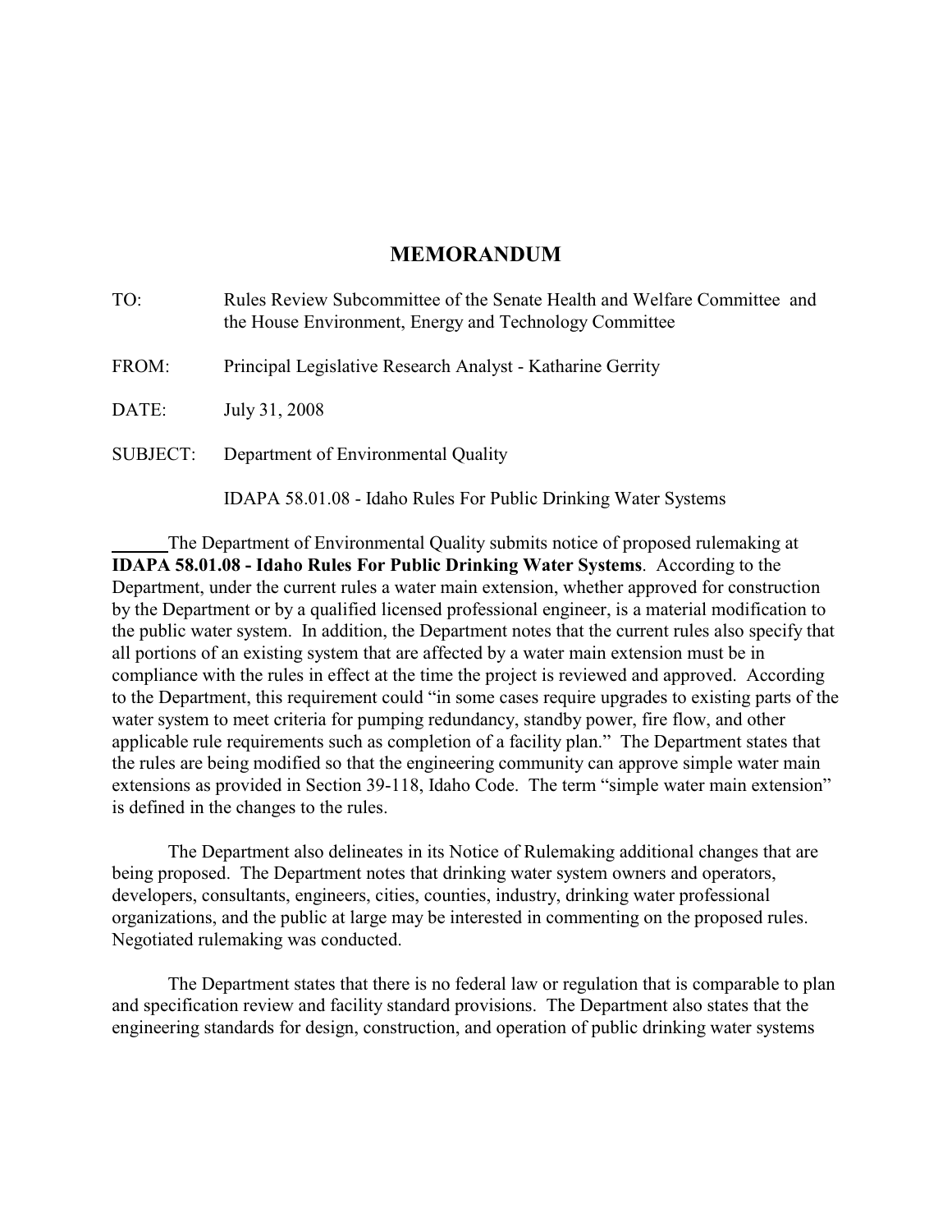# MEMORANDUM

TO: Rules Review Subcommittee of the Senate Health and Welfare Committee and the House Environment, Energy and Technology Committee

FROM: Principal Legislative Research Analyst - Katharine Gerrity

DATE: July 31, 2008

SUBJECT: Department of Environmental Quality

IDAPA 58.01.08 - Idaho Rules For Public Drinking Water Systems

The Department of Environmental Quality submits notice of proposed rulemaking at **IDAPA 58.01.08 - Idaho Rules For Public Drinking Water Systems**. According to the Department, under the current rules a water main extension, whether approved for construction by the Department or by a qualified licensed professional engineer, is a material modification to the public water system. In addition, the Department notes that the current rules also specify that all portions of an existing system that are affected by a water main extension must be in compliance with the rules in effect at the time the project is reviewed and approved. According to the Department, this requirement could "in some cases require upgrades to existing parts of the water system to meet criteria for pumping redundancy, standby power, fire flow, and other applicable rule requirements such as completion of a facility plan." The Department states that the rules are being modified so that the engineering community can approve simple water main extensions as provided in Section 39-118, Idaho Code. The term "simple water main extension" is defined in the changes to the rules.

The Department also delineates in its Notice of Rulemaking additional changes that are being proposed. The Department notes that drinking water system owners and operators, developers, consultants, engineers, cities, counties, industry, drinking water professional organizations, and the public at large may be interested in commenting on the proposed rules. Negotiated rulemaking was conducted.

The Department states that there is no federal law or regulation that is comparable to plan and specification review and facility standard provisions. The Department also states that the engineering standards for design, construction, and operation of public drinking water systems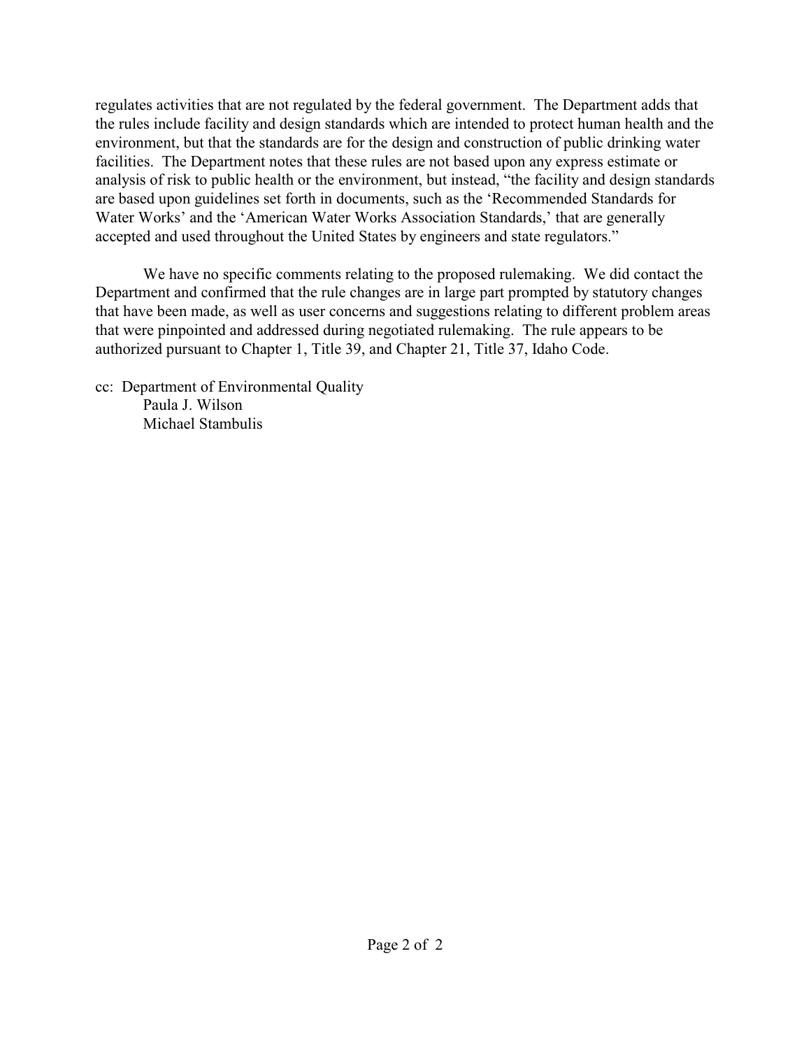regulates activities that are not regulated by the federal government. The Department adds that the rules include facility and design standards which are intended to protect human health and the environment, but that the standards are for the design and construction of public drinking water facilities. The Department notes that these rules are not based upon any express estimate or analysis of risk to public health or the environment, but instead, "the facility and design standards are based upon guidelines set forth in documents, such as the 'Recommended Standards for Water Works' and the 'American Water Works Association Standards,' that are generally accepted and used throughout the United States by engineers and state regulators."

We have no specific comments relating to the proposed rulemaking. We did contact the Department and confirmed that the rule changes are in large part prompted by statutory changes that have been made, as well as user concerns and suggestions relating to different problem areas that were pinpointed and addressed during negotiated rulemaking. The rule appears to be authorized pursuant to Chapter 1, Title 39, and Chapter 21, Title 37, Idaho Code.

cc: Department of Environmental Quality
Paula J. Wilson
Michael Stambulis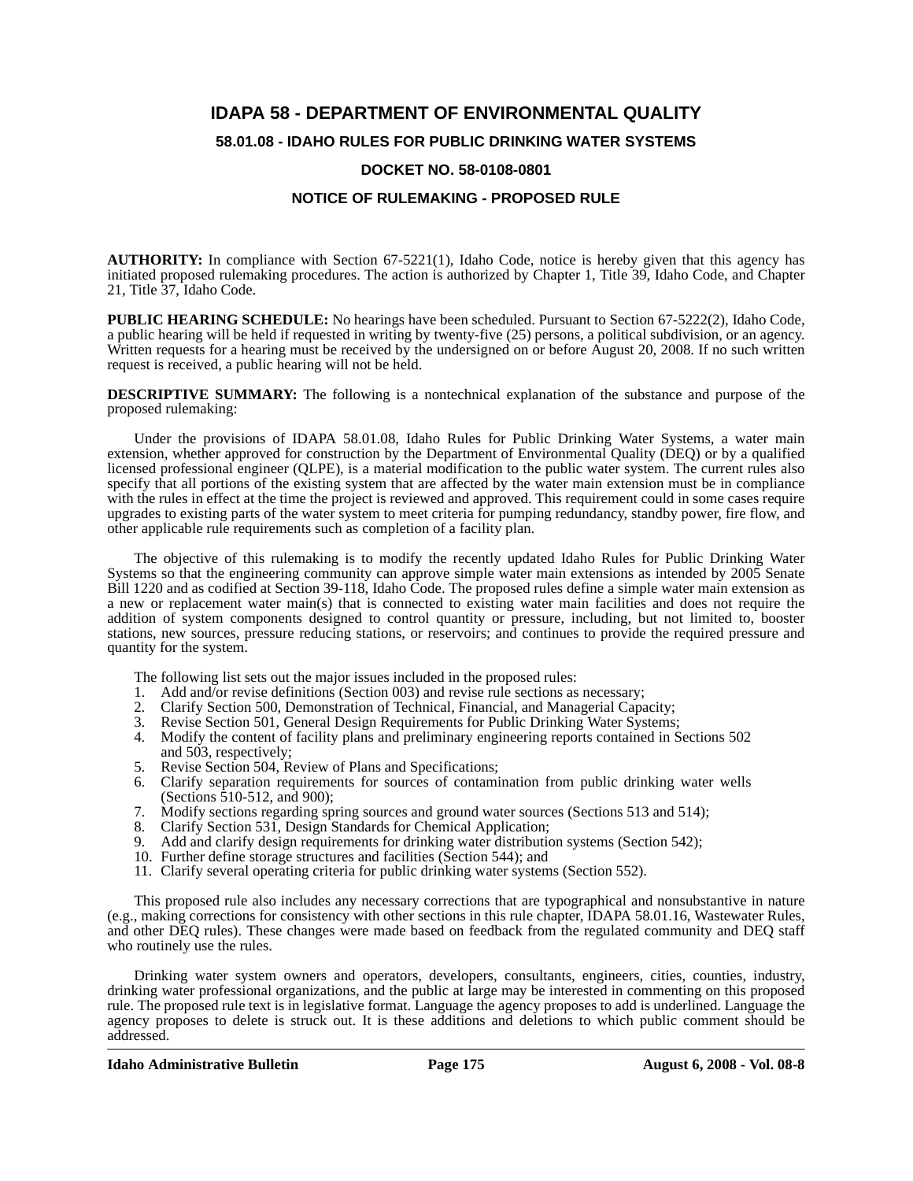# IDAPA 58 - DEPARTMENT OF ENVIRONMENTAL QUALITY

## 58.01.08 - IDAHO RULES FOR PUBLIC DRINKING WATER SYSTEMS

## DOCKET NO. 58-0108-0801

## NOTICE OF RULEMAKING - PROPOSED RULE

**AUTHORITY:** In compliance with Section 67-5221(1), Idaho Code, notice is hereby given that this agency has initiated proposed rulemaking procedures. The action is authorized by Chapter 1, Title 39, Idaho Code, and Chapter 21, Title 37, Idaho Code.

**PUBLIC HEARING SCHEDULE:** No hearings have been scheduled. Pursuant to Section 67-5222(2), Idaho Code, a public hearing will be held if requested in writing by twenty-five (25) persons, a political subdivision, or an agency. Written requests for a hearing must be received by the undersigned on or before August 20, 2008. If no such written request is received, a public hearing will not be held.

**DESCRIPTIVE SUMMARY:** The following is a nontechnical explanation of the substance and purpose of the proposed rulemaking:

Under the provisions of IDAPA 58.01.08, Idaho Rules for Public Drinking Water Systems, a water main extension, whether approved for construction by the Department of Environmental Quality (DEQ) or by a qualified licensed professional engineer (QLPE), is a material modification to the public water system. The current rules also specify that all portions of the existing system that are affected by the water main extension must be in compliance with the rules in effect at the time the project is reviewed and approved. This requirement could in some cases require upgrades to existing parts of the water system to meet criteria for pumping redundancy, standby power, fire flow, and other applicable rule requirements such as completion of a facility plan.

The objective of this rulemaking is to modify the recently updated Idaho Rules for Public Drinking Water Systems so that the engineering community can approve simple water main extensions as intended by 2005 Senate Bill 1220 and as codified at Section 39-118, Idaho Code. The proposed rules define a simple water main extension as a new or replacement water main(s) that is connected to existing water main facilities and does not require the addition of system components designed to control quantity or pressure, including, but not limited to, booster stations, new sources, pressure reducing stations, or reservoirs; and continues to provide the required pressure and quantity for the system.

The following list sets out the major issues included in the proposed rules:

1. Add and/or revise definitions (Section 003) and revise rule sections as necessary;
2. Clarify Section 500, Demonstration of Technical, Financial, and Managerial Capacity;
3. Revise Section 501, General Design Requirements for Public Drinking Water Systems;
4. Modify the content of facility plans and preliminary engineering reports contained in Sections 502 and 503, respectively;
5. Revise Section 504, Review of Plans and Specifications;
6. Clarify separation requirements for sources of contamination from public drinking water wells (Sections 510-512, and 900);
7. Modify sections regarding spring sources and ground water sources (Sections 513 and 514);
8. Clarify Section 531, Design Standards for Chemical Application;
9. Add and clarify design requirements for drinking water distribution systems (Section 542);
10. Further define storage structures and facilities (Section 544); and
11. Clarify several operating criteria for public drinking water systems (Section 552).

This proposed rule also includes any necessary corrections that are typographical and nonsubstantive in nature (e.g., making corrections for consistency with other sections in this rule chapter, IDAPA 58.01.16, Wastewater Rules, and other DEQ rules). These changes were made based on feedback from the regulated community and DEQ staff who routinely use the rules.

Drinking water system owners and operators, developers, consultants, engineers, cities, counties, industry, drinking water professional organizations, and the public at large may be interested in commenting on this proposed rule. The proposed rule text is in legislative format. Language the agency proposes to add is underlined. Language the agency proposes to delete is struck out. It is these additions and deletions to which public comment should be addressed.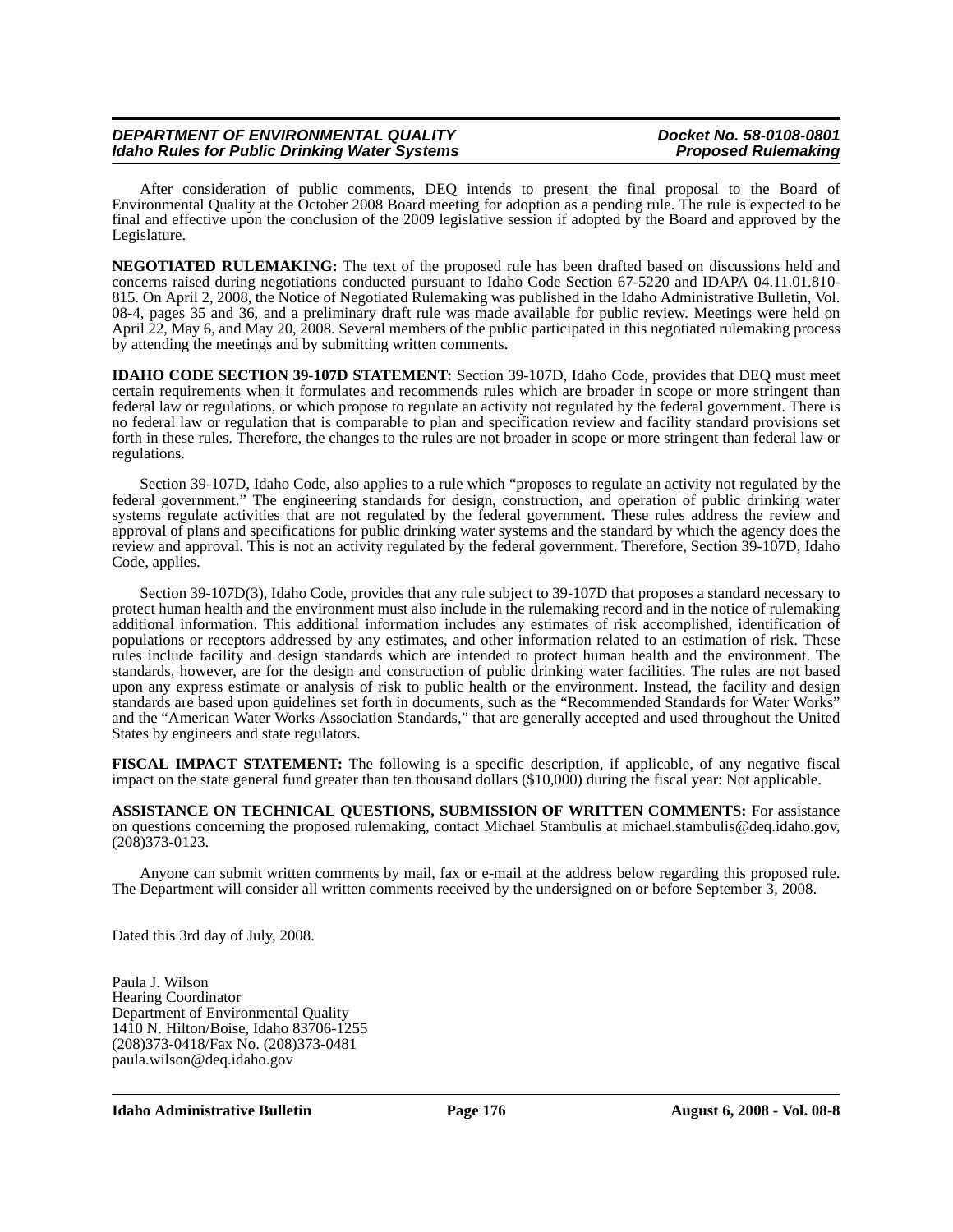After consideration of public comments, DEQ intends to present the final proposal to the Board of Environmental Quality at the October 2008 Board meeting for adoption as a pending rule. The rule is expected to be final and effective upon the conclusion of the 2009 legislative session if adopted by the Board and approved by the Legislature.

**NEGOTIATED RULEMAKING:** The text of the proposed rule has been drafted based on discussions held and concerns raised during negotiations conducted pursuant to Idaho Code Section 67-5220 and IDAPA 04.11.01.810-815. On April 2, 2008, the Notice of Negotiated Rulemaking was published in the Idaho Administrative Bulletin, Vol. 08-4, pages 35 and 36, and a preliminary draft rule was made available for public review. Meetings were held on April 22, May 6, and May 20, 2008. Several members of the public participated in this negotiated rulemaking process by attending the meetings and by submitting written comments.

**IDAHO CODE SECTION 39-107D STATEMENT:** Section 39-107D, Idaho Code, provides that DEQ must meet certain requirements when it formulates and recommends rules which are broader in scope or more stringent than federal law or regulations, or which propose to regulate an activity not regulated by the federal government. There is no federal law or regulation that is comparable to plan and specification review and facility standard provisions set forth in these rules. Therefore, the changes to the rules are not broader in scope or more stringent than federal law or regulations.

Section 39-107D, Idaho Code, also applies to a rule which "proposes to regulate an activity not regulated by the federal government." The engineering standards for design, construction, and operation of public drinking water systems regulate activities that are not regulated by the federal government. These rules address the review and approval of plans and specifications for public drinking water systems and the standard by which the agency does the review and approval. This is not an activity regulated by the federal government. Therefore, Section 39-107D, Idaho Code, applies.

Section 39-107D(3), Idaho Code, provides that any rule subject to 39-107D that proposes a standard necessary to protect human health and the environment must also include in the rulemaking record and in the notice of rulemaking additional information. This additional information includes any estimates of risk accomplished, identification of populations or receptors addressed by any estimates, and other information related to an estimation of risk. These rules include facility and design standards which are intended to protect human health and the environment. The standards, however, are for the design and construction of public drinking water facilities. The rules are not based upon any express estimate or analysis of risk to public health or the environment. Instead, the facility and design standards are based upon guidelines set forth in documents, such as the "Recommended Standards for Water Works" and the "American Water Works Association Standards," that are generally accepted and used throughout the United States by engineers and state regulators.

**FISCAL IMPACT STATEMENT:** The following is a specific description, if applicable, of any negative fiscal impact on the state general fund greater than ten thousand dollars ($10,000) during the fiscal year: Not applicable.

**ASSISTANCE ON TECHNICAL QUESTIONS, SUBMISSION OF WRITTEN COMMENTS:** For assistance on questions concerning the proposed rulemaking, contact Michael Stambulis at michael.stambulis@deq.idaho.gov, (208)373-0123.

Anyone can submit written comments by mail, fax or e-mail at the address below regarding this proposed rule. The Department will consider all written comments received by the undersigned on or before September 3, 2008.

Dated this 3rd day of July, 2008.

Paula J. Wilson
Hearing Coordinator
Department of Environmental Quality
1410 N. Hilton/Boise, Idaho 83706-1255
(208)373-0418/Fax No. (208)373-0481
paula.wilson@deq.idaho.gov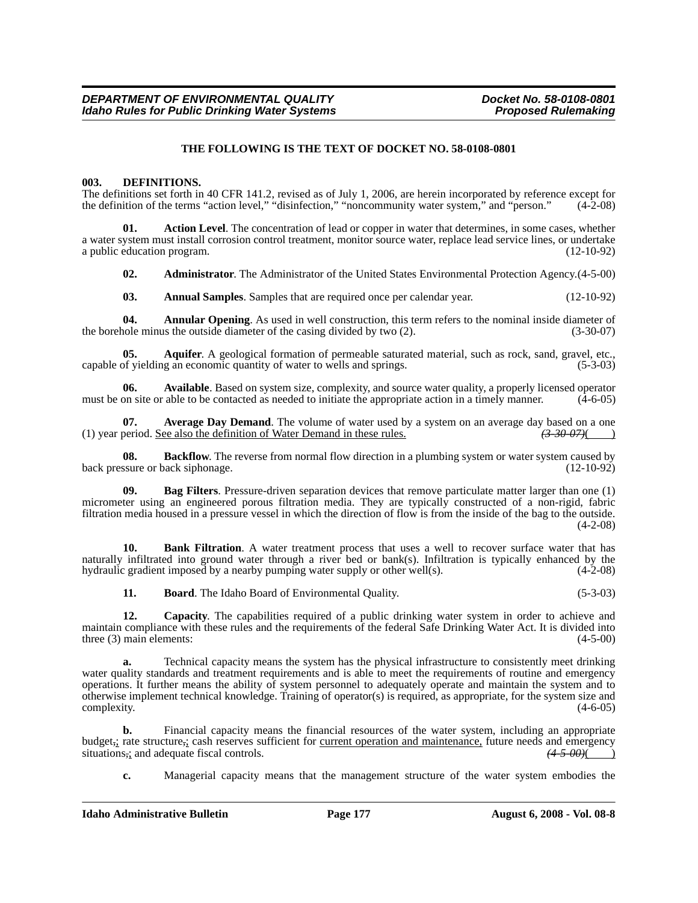**THE FOLLOWING IS THE TEXT OF DOCKET NO. 58-0108-0801**

**003. DEFINITIONS.**

The definitions set forth in 40 CFR 141.2, revised as of July 1, 2006, are herein incorporated by reference except for the definition of the terms "action level," "disinfection," "noncommunity water system," and "person." (4-2-08)

**01. Action Level**. The concentration of lead or copper in water that determines, in some cases, whether a water system must install corrosion control treatment, monitor source water, replace lead service lines, or undertake a public education program. (12-10-92)

**02. Administrator**. The Administrator of the United States Environmental Protection Agency.(4-5-00)

**03. Annual Samples**. Samples that are required once per calendar year. (12-10-92)

**04. Annular Opening**. As used in well construction, this term refers to the nominal inside diameter of the borehole minus the outside diameter of the casing divided by two (2). (3-30-07)

**05. Aquifer**. A geological formation of permeable saturated material, such as rock, sand, gravel, etc., capable of yielding an economic quantity of water to wells and springs. (5-3-03)

**06. Available**. Based on system size, complexity, and source water quality, a properly licensed operator must be on site or able to be contacted as needed to initiate the appropriate action in a timely manner. (4-6-05)

**07. Average Day Demand**. The volume of water used by a system on an average day based on a one (1) year period. See also the definition of Water Demand in these rules. ~~(3-30-07)~~( )

**08. Backflow**. The reverse from normal flow direction in a plumbing system or water system caused by back pressure or back siphonage. (12-10-92)

**09. Bag Filters**. Pressure-driven separation devices that remove particulate matter larger than one (1) micrometer using an engineered porous filtration media. They are typically constructed of a non-rigid, fabric filtration media housed in a pressure vessel in which the direction of flow is from the inside of the bag to the outside. (4-2-08)

**10. Bank Filtration**. A water treatment process that uses a well to recover surface water that has naturally infiltrated into ground water through a river bed or bank(s). Infiltration is typically enhanced by the hydraulic gradient imposed by a nearby pumping water supply or other well(s). (4-2-08)

**11. Board**. The Idaho Board of Environmental Quality. (5-3-03)

**12. Capacity**. The capabilities required of a public drinking water system in order to achieve and maintain compliance with these rules and the requirements of the federal Safe Drinking Water Act. It is divided into three (3) main elements: (4-5-00)

**a.** Technical capacity means the system has the physical infrastructure to consistently meet drinking water quality standards and treatment requirements and is able to meet the requirements of routine and emergency operations. It further means the ability of system personnel to adequately operate and maintain the system and to otherwise implement technical knowledge. Training of operator(s) is required, as appropriate, for the system size and complexity. (4-6-05)

**b.** Financial capacity means the financial resources of the water system, including an appropriate budget~~,~~; rate structure~~,~~; cash reserves sufficient for current operation and maintenance, future needs and emergency situations~~,~~; and adequate fiscal controls. ~~(4-5-00)~~( )

**c.** Managerial capacity means that the management structure of the water system embodies the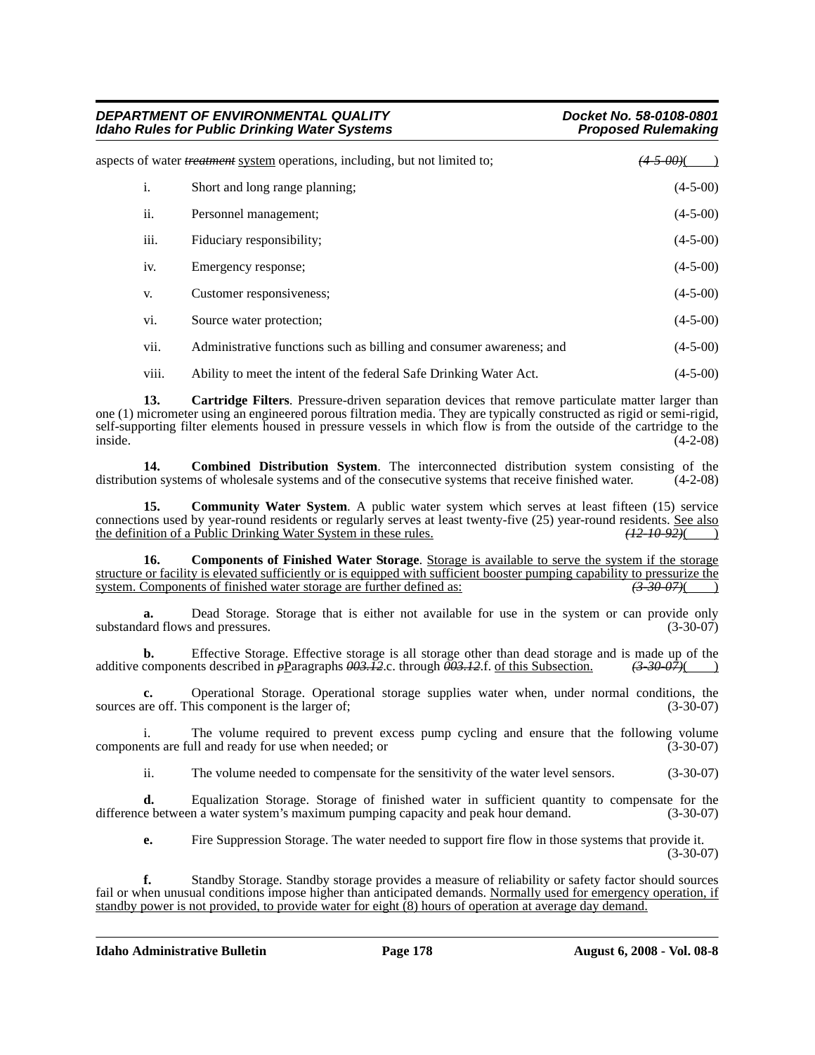aspects of water ~~*treatment*~~ system operations, including, but not limited to; ~~*(4-5-00)*~~( )

i. Short and long range planning; (4-5-00)

ii. Personnel management; (4-5-00)

iii. Fiduciary responsibility; (4-5-00)

iv. Emergency response; (4-5-00)

v. Customer responsiveness; (4-5-00)

vi. Source water protection; (4-5-00)

vii. Administrative functions such as billing and consumer awareness; and (4-5-00)

viii. Ability to meet the intent of the federal Safe Drinking Water Act. (4-5-00)

**13. Cartridge Filters**. Pressure-driven separation devices that remove particulate matter larger than one (1) micrometer using an engineered porous filtration media. They are typically constructed as rigid or semi-rigid, self-supporting filter elements housed in pressure vessels in which flow is from the outside of the cartridge to the inside. (4-2-08)

**14. Combined Distribution System**. The interconnected distribution system consisting of the distribution systems of wholesale systems and of the consecutive systems that receive finished water. (4-2-08)

**15. Community Water System**. A public water system which serves at least fifteen (15) service connections used by year-round residents or regularly serves at least twenty-five (25) year-round residents. <u>See also the definition of a Public Drinking Water System in these rules.</u> ~~*(12-10-92)*~~( )

**16. Components of Finished Water Storage**. <u>Storage is available to serve the system if the storage structure or facility is elevated sufficiently or is equipped with sufficient booster pumping capability to pressurize the system. Components of finished water storage are further defined as:</u> ~~*(3-30-07)*~~( )

**a.** Dead Storage. Storage that is either not available for use in the system or can provide only substandard flows and pressures. (3-30-07)

**b.** Effective Storage. Effective storage is all storage other than dead storage and is made up of the additive components described in ~~*p*~~<u>P</u>aragraphs ~~*003.12*~~.c. through ~~*003.12*~~.f. <u>of this Subsection.</u> ~~*(3-30-07)*~~( )

**c.** Operational Storage. Operational storage supplies water when, under normal conditions, the sources are off. This component is the larger of; (3-30-07)

i. The volume required to prevent excess pump cycling and ensure that the following volume components are full and ready for use when needed; or (3-30-07)

ii. The volume needed to compensate for the sensitivity of the water level sensors. (3-30-07)

**d.** Equalization Storage. Storage of finished water in sufficient quantity to compensate for the difference between a water system's maximum pumping capacity and peak hour demand. (3-30-07)

**e.** Fire Suppression Storage. The water needed to support fire flow in those systems that provide it. (3-30-07)

**f.** Standby Storage. Standby storage provides a measure of reliability or safety factor should sources fail or when unusual conditions impose higher than anticipated demands. <u>Normally used for emergency operation, if standby power is not provided, to provide water for eight (8) hours of operation at average day demand.</u>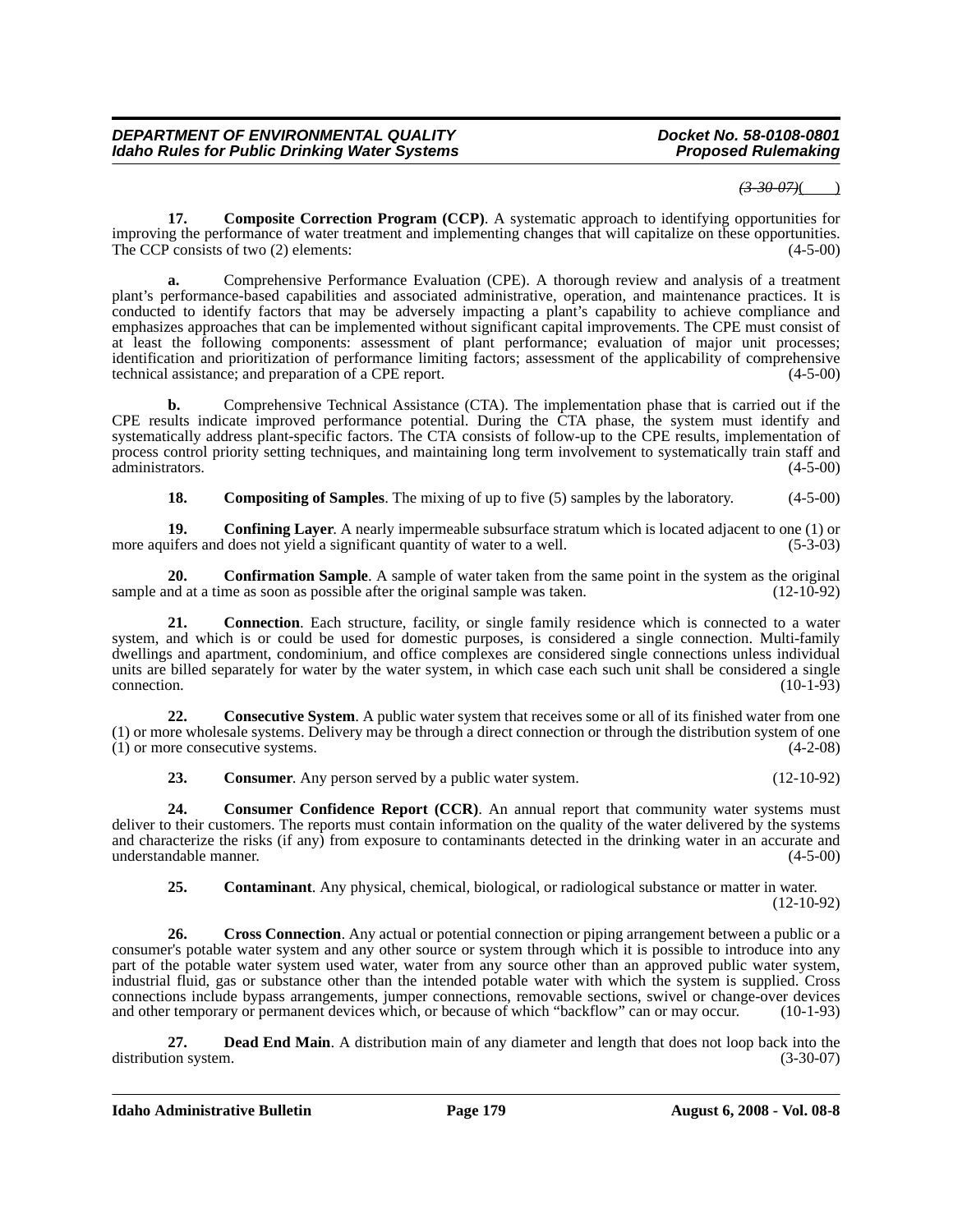~~(3-30-07)~~( )

**17. Composite Correction Program (CCP)**. A systematic approach to identifying opportunities for improving the performance of water treatment and implementing changes that will capitalize on these opportunities. The CCP consists of two (2) elements: (4-5-00)

**a.** Comprehensive Performance Evaluation (CPE). A thorough review and analysis of a treatment plant's performance-based capabilities and associated administrative, operation, and maintenance practices. It is conducted to identify factors that may be adversely impacting a plant's capability to achieve compliance and emphasizes approaches that can be implemented without significant capital improvements. The CPE must consist of at least the following components: assessment of plant performance; evaluation of major unit processes; identification and prioritization of performance limiting factors; assessment of the applicability of comprehensive technical assistance; and preparation of a CPE report. (4-5-00)

**b.** Comprehensive Technical Assistance (CTA). The implementation phase that is carried out if the CPE results indicate improved performance potential. During the CTA phase, the system must identify and systematically address plant-specific factors. The CTA consists of follow-up to the CPE results, implementation of process control priority setting techniques, and maintaining long term involvement to systematically train staff and administrators. (4-5-00)

**18. Compositing of Samples**. The mixing of up to five (5) samples by the laboratory. (4-5-00)

**19. Confining Layer**. A nearly impermeable subsurface stratum which is located adjacent to one (1) or more aquifers and does not yield a significant quantity of water to a well. (5-3-03)

**20. Confirmation Sample**. A sample of water taken from the same point in the system as the original sample and at a time as soon as possible after the original sample was taken. (12-10-92)

**21. Connection**. Each structure, facility, or single family residence which is connected to a water system, and which is or could be used for domestic purposes, is considered a single connection. Multi-family dwellings and apartment, condominium, and office complexes are considered single connections unless individual units are billed separately for water by the water system, in which case each such unit shall be considered a single connection. (10-1-93)

**22. Consecutive System**. A public water system that receives some or all of its finished water from one (1) or more wholesale systems. Delivery may be through a direct connection or through the distribution system of one (1) or more consecutive systems. (4-2-08)

**23. Consumer**. Any person served by a public water system. (12-10-92)

**24. Consumer Confidence Report (CCR)**. An annual report that community water systems must deliver to their customers. The reports must contain information on the quality of the water delivered by the systems and characterize the risks (if any) from exposure to contaminants detected in the drinking water in an accurate and understandable manner. (4-5-00)

**25. Contaminant**. Any physical, chemical, biological, or radiological substance or matter in water. (12-10-92)

**26. Cross Connection**. Any actual or potential connection or piping arrangement between a public or a consumer's potable water system and any other source or system through which it is possible to introduce into any part of the potable water system used water, water from any source other than an approved public water system, industrial fluid, gas or substance other than the intended potable water with which the system is supplied. Cross connections include bypass arrangements, jumper connections, removable sections, swivel or change-over devices and other temporary or permanent devices which, or because of which "backflow" can or may occur. (10-1-93)

**27. Dead End Main**. A distribution main of any diameter and length that does not loop back into the distribution system. (3-30-07)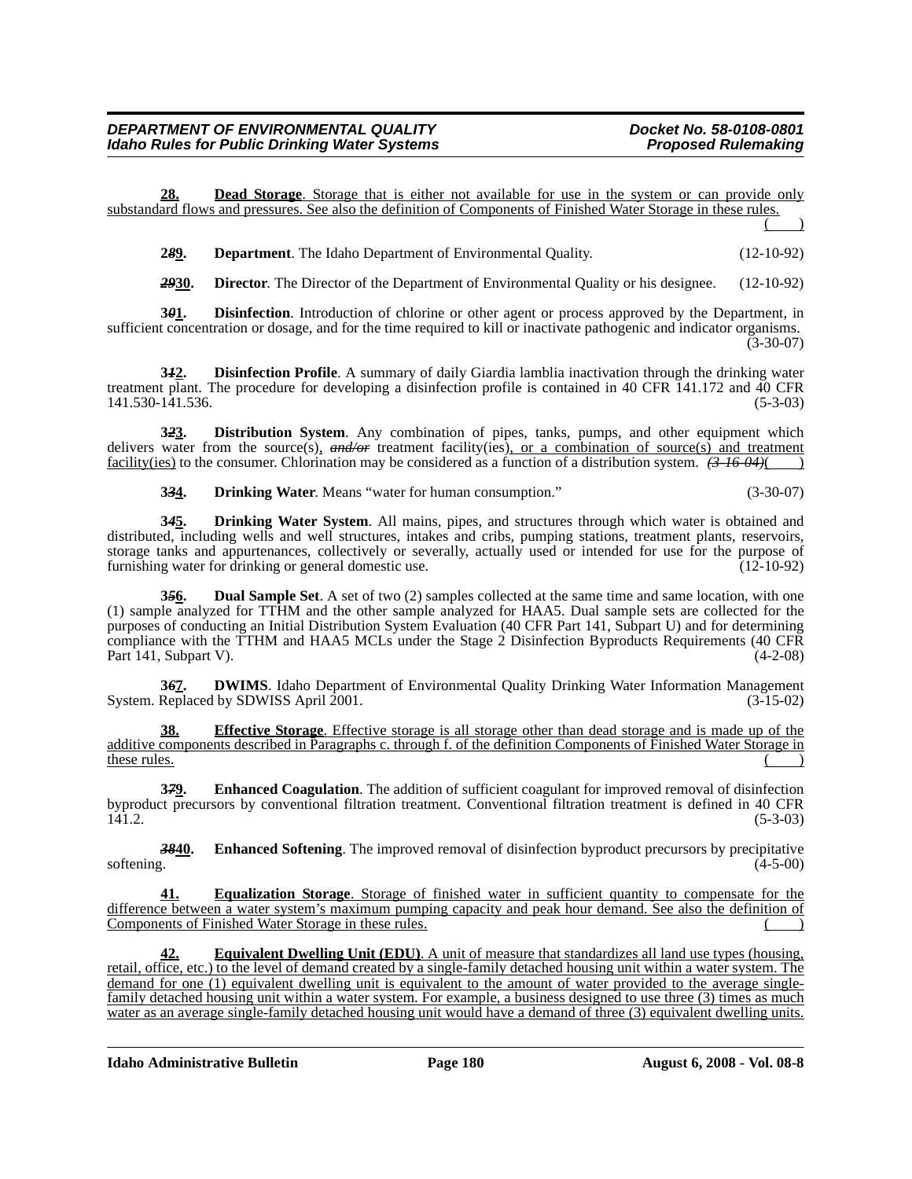**28. Dead Storage**. Storage that is either not available for use in the system or can provide only substandard flows and pressures. See also the definition of Components of Finished Water Storage in these rules. ( )

**2~~8~~9. Department**. The Idaho Department of Environmental Quality. (12-10-92)

**~~29~~30. Director**. The Director of the Department of Environmental Quality or his designee. (12-10-92)

**3~~0~~1. Disinfection**. Introduction of chlorine or other agent or process approved by the Department, in sufficient concentration or dosage, and for the time required to kill or inactivate pathogenic and indicator organisms. (3-30-07)

**3~~1~~2. Disinfection Profile**. A summary of daily Giardia lamblia inactivation through the drinking water treatment plant. The procedure for developing a disinfection profile is contained in 40 CFR 141.172 and 40 CFR 141.530-141.536. (5-3-03)

**3~~2~~3. Distribution System**. Any combination of pipes, tanks, pumps, and other equipment which delivers water from the source(s), ~~and/or~~ treatment facility(ies), or a combination of source(s) and treatment facility(ies) to the consumer. Chlorination may be considered as a function of a distribution system. ~~(3-16-04)~~( )

**3~~3~~4. Drinking Water**. Means "water for human consumption." (3-30-07)

**3~~4~~5. Drinking Water System**. All mains, pipes, and structures through which water is obtained and distributed, including wells and well structures, intakes and cribs, pumping stations, treatment plants, reservoirs, storage tanks and appurtenances, collectively or severally, actually used or intended for use for the purpose of furnishing water for drinking or general domestic use. (12-10-92)

**3~~5~~6. Dual Sample Set**. A set of two (2) samples collected at the same time and same location, with one (1) sample analyzed for TTHM and the other sample analyzed for HAA5. Dual sample sets are collected for the purposes of conducting an Initial Distribution System Evaluation (40 CFR Part 141, Subpart U) and for determining compliance with the TTHM and HAA5 MCLs under the Stage 2 Disinfection Byproducts Requirements (40 CFR Part 141, Subpart V). (4-2-08)

**3~~6~~7. DWIMS**. Idaho Department of Environmental Quality Drinking Water Information Management System. Replaced by SDWISS April 2001. (3-15-02)

**38. Effective Storage**. Effective storage is all storage other than dead storage and is made up of the additive components described in Paragraphs c. through f. of the definition Components of Finished Water Storage in these rules. ( )

**3~~7~~9. Enhanced Coagulation**. The addition of sufficient coagulant for improved removal of disinfection byproduct precursors by conventional filtration treatment. Conventional filtration treatment is defined in 40 CFR 141.2. (5-3-03)

**~~38~~40. Enhanced Softening**. The improved removal of disinfection byproduct precursors by precipitative softening. (4-5-00)

**41. Equalization Storage**. Storage of finished water in sufficient quantity to compensate for the difference between a water system's maximum pumping capacity and peak hour demand. See also the definition of Components of Finished Water Storage in these rules. ( )

**42. Equivalent Dwelling Unit (EDU)**. A unit of measure that standardizes all land use types (housing, retail, office, etc.) to the level of demand created by a single-family detached housing unit within a water system. The demand for one (1) equivalent dwelling unit is equivalent to the amount of water provided to the average single-family detached housing unit within a water system. For example, a business designed to use three (3) times as much water as an average single-family detached housing unit would have a demand of three (3) equivalent dwelling units.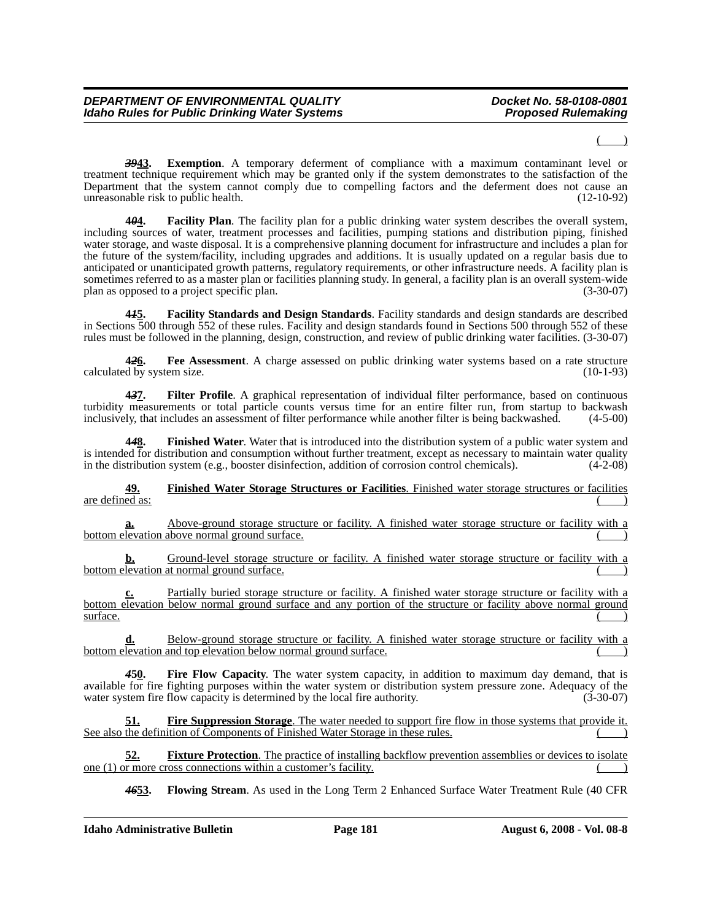( )

***39*43.** **Exemption**. A temporary deferment of compliance with a maximum contaminant level or treatment technique requirement which may be granted only if the system demonstrates to the satisfaction of the Department that the system cannot comply due to compelling factors and the deferment does not cause an unreasonable risk to public health. (12-10-92)

**4*0*4.** **Facility Plan**. The facility plan for a public drinking water system describes the overall system, including sources of water, treatment processes and facilities, pumping stations and distribution piping, finished water storage, and waste disposal. It is a comprehensive planning document for infrastructure and includes a plan for the future of the system/facility, including upgrades and additions. It is usually updated on a regular basis due to anticipated or unanticipated growth patterns, regulatory requirements, or other infrastructure needs. A facility plan is sometimes referred to as a master plan or facilities planning study. In general, a facility plan is an overall system-wide plan as opposed to a project specific plan. (3-30-07)

**4*1*5.** **Facility Standards and Design Standards**. Facility standards and design standards are described in Sections 500 through 552 of these rules. Facility and design standards found in Sections 500 through 552 of these rules must be followed in the planning, design, construction, and review of public drinking water facilities. (3-30-07)

**4*2*6.** **Fee Assessment**. A charge assessed on public drinking water systems based on a rate structure calculated by system size. (10-1-93)

**4*3*7.** **Filter Profile**. A graphical representation of individual filter performance, based on continuous turbidity measurements or total particle counts versus time for an entire filter run, from startup to backwash inclusively, that includes an assessment of filter performance while another filter is being backwashed. (4-5-00)

**4*4*8.** **Finished Water**. Water that is introduced into the distribution system of a public water system and is intended for distribution and consumption without further treatment, except as necessary to maintain water quality in the distribution system (e.g., booster disinfection, addition of corrosion control chemicals). (4-2-08)

**49.** **Finished Water Storage Structures or Facilities**. Finished water storage structures or facilities are defined as: ( )

**a.** Above-ground storage structure or facility. A finished water storage structure or facility with a bottom elevation above normal ground surface. ( )

**b.** Ground-level storage structure or facility. A finished water storage structure or facility with a bottom elevation at normal ground surface. ( )

**c.** Partially buried storage structure or facility. A finished water storage structure or facility with a bottom elevation below normal ground surface and any portion of the structure or facility above normal ground surface. ( )

**d.** Below-ground storage structure or facility. A finished water storage structure or facility with a bottom elevation and top elevation below normal ground surface. ( )

***4*50.** **Fire Flow Capacity**. The water system capacity, in addition to maximum day demand, that is available for fire fighting purposes within the water system or distribution system pressure zone. Adequacy of the water system fire flow capacity is determined by the local fire authority. (3-30-07)

**51.** **Fire Suppression Storage**. The water needed to support fire flow in those systems that provide it. See also the definition of Components of Finished Water Storage in these rules. ( )

**52.** **Fixture Protection**. The practice of installing backflow prevention assemblies or devices to isolate one (1) or more cross connections within a customer's facility. ( )

***46*53.** **Flowing Stream**. As used in the Long Term 2 Enhanced Surface Water Treatment Rule (40 CFR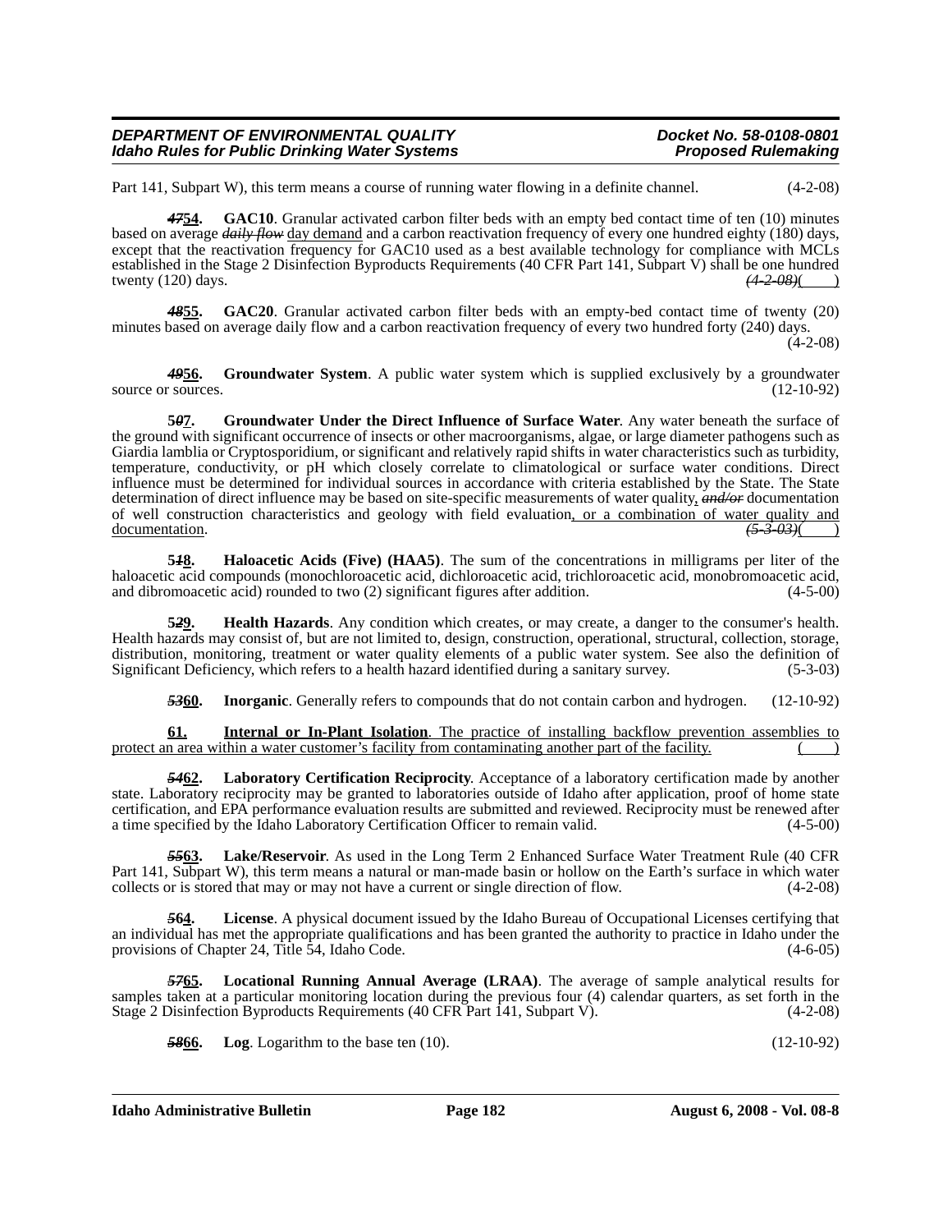Part 141, Subpart W), this term means a course of running water flowing in a definite channel. (4-2-08)

~~*47*~~<u>**54**</u>. **GAC10**. Granular activated carbon filter beds with an empty bed contact time of ten (10) minutes based on average ~~*daily flow*~~ <u>day demand</u> and a carbon reactivation frequency of every one hundred eighty (180) days, except that the reactivation frequency for GAC10 used as a best available technology for compliance with MCLs established in the Stage 2 Disinfection Byproducts Requirements (40 CFR Part 141, Subpart V) shall be one hundred twenty (120) days. ~~*(4-2-08)*~~( )

~~*48*~~<u>**55**</u>. **GAC20**. Granular activated carbon filter beds with an empty-bed contact time of twenty (20) minutes based on average daily flow and a carbon reactivation frequency of every two hundred forty (240) days. (4-2-08)

~~*49*~~<u>**56**</u>. **Groundwater System**. A public water system which is supplied exclusively by a groundwater source or sources. (12-10-92)

**5**~~*0*~~<u>**7**</u>. **Groundwater Under the Direct Influence of Surface Water**. Any water beneath the surface of the ground with significant occurrence of insects or other macroorganisms, algae, or large diameter pathogens such as Giardia lamblia or Cryptosporidium, or significant and relatively rapid shifts in water characteristics such as turbidity, temperature, conductivity, or pH which closely correlate to climatological or surface water conditions. Direct influence must be determined for individual sources in accordance with criteria established by the State. The State determination of direct influence may be based on site-specific measurements of water quality, ~~*and/or*~~ documentation of well construction characteristics and geology with field evaluation<u>, or a combination of water quality and documentation</u>. ~~*(5-3-03)*~~( )

**5**~~*1*~~<u>**8**</u>. **Haloacetic Acids (Five) (HAA5)**. The sum of the concentrations in milligrams per liter of the haloacetic acid compounds (monochloroacetic acid, dichloroacetic acid, trichloroacetic acid, monobromoacetic acid, and dibromoacetic acid) rounded to two (2) significant figures after addition. (4-5-00)

**5**~~*2*~~<u>**9**</u>. **Health Hazards**. Any condition which creates, or may create, a danger to the consumer's health. Health hazards may consist of, but are not limited to, design, construction, operational, structural, collection, storage, distribution, monitoring, treatment or water quality elements of a public water system. See also the definition of Significant Deficiency, which refers to a health hazard identified during a sanitary survey. (5-3-03)

~~*53*~~<u>**60**</u>. **Inorganic**. Generally refers to compounds that do not contain carbon and hydrogen. (12-10-92)

<u>**61.** **Internal or In-Plant Isolation**. The practice of installing backflow prevention assemblies to protect an area within a water customer's facility from contaminating another part of the facility.</u> ( )

~~*54*~~<u>**62**</u>. **Laboratory Certification Reciprocity**. Acceptance of a laboratory certification made by another state. Laboratory reciprocity may be granted to laboratories outside of Idaho after application, proof of home state certification, and EPA performance evaluation results are submitted and reviewed. Reciprocity must be renewed after a time specified by the Idaho Laboratory Certification Officer to remain valid. (4-5-00)

~~*55*~~<u>**63**</u>. **Lake/Reservoir**. As used in the Long Term 2 Enhanced Surface Water Treatment Rule (40 CFR Part 141, Subpart W), this term means a natural or man-made basin or hollow on the Earth's surface in which water collects or is stored that may or may not have a current or single direction of flow. (4-2-08)

~~*5*~~<u>**6**</u>**4**. **License**. A physical document issued by the Idaho Bureau of Occupational Licenses certifying that an individual has met the appropriate qualifications and has been granted the authority to practice in Idaho under the provisions of Chapter 24, Title 54, Idaho Code. (4-6-05)

~~*57*~~<u>**65**</u>. **Locational Running Annual Average (LRAA)**. The average of sample analytical results for samples taken at a particular monitoring location during the previous four (4) calendar quarters, as set forth in the Stage 2 Disinfection Byproducts Requirements (40 CFR Part 141, Subpart V). (4-2-08)

~~*58*~~<u>**66**</u>. **Log**. Logarithm to the base ten (10). (12-10-92)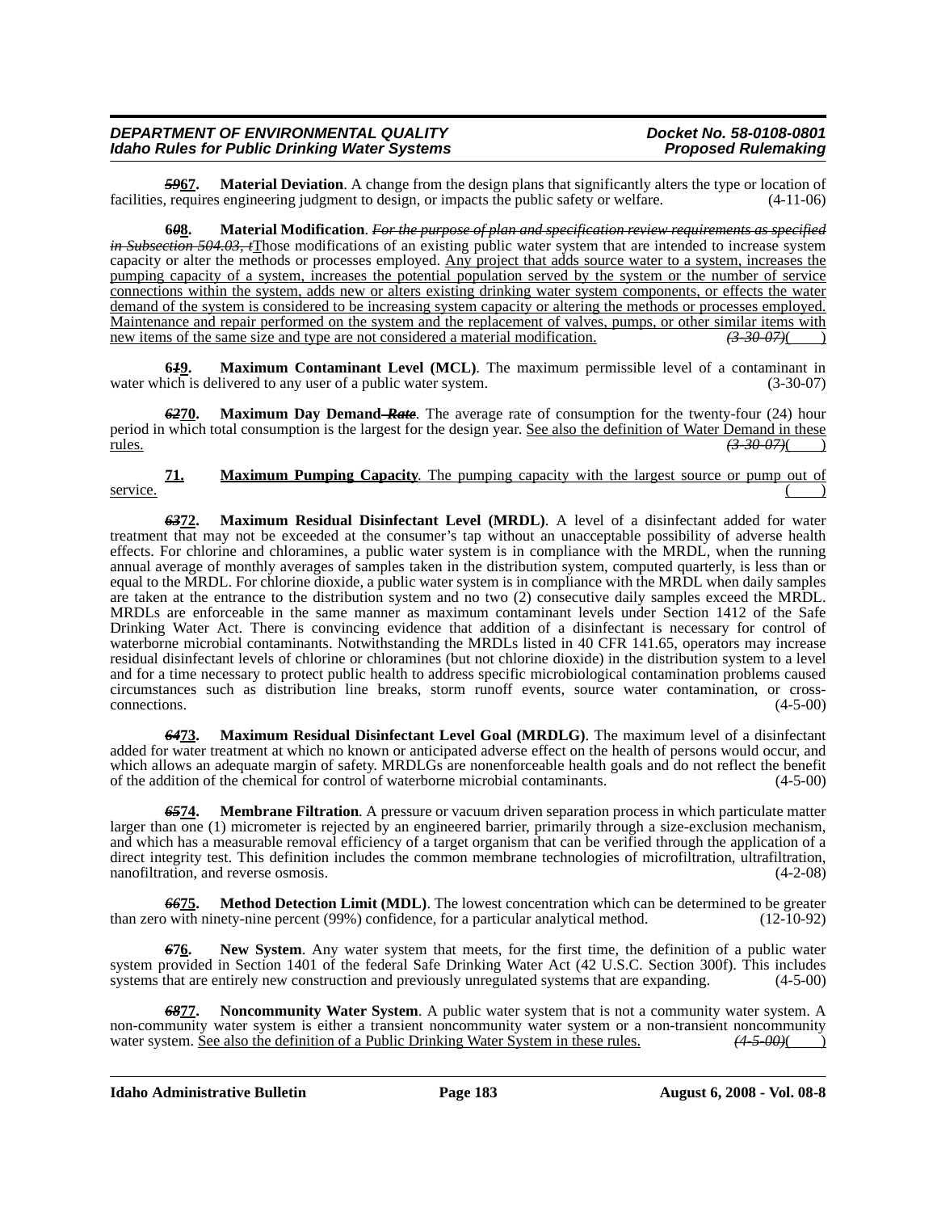**~~59~~67. Material Deviation**. A change from the design plans that significantly alters the type or location of facilities, requires engineering judgment to design, or impacts the public safety or welfare. (4-11-06)

**6~~0~~8. Material Modification**. ~~*For the purpose of plan and specification review requirements as specified in Subsection 504.03, t*~~Those modifications of an existing public water system that are intended to increase system capacity or alter the methods or processes employed. Any project that adds source water to a system, increases the pumping capacity of a system, increases the potential population served by the system or the number of service connections within the system, adds new or alters existing drinking water system components, or effects the water demand of the system is considered to be increasing system capacity or altering the methods or processes employed. Maintenance and repair performed on the system and the replacement of valves, pumps, or other similar items with new items of the same size and type are not considered a material modification. ~~*(3-30-07)*~~( )

**6~~1~~9. Maximum Contaminant Level (MCL)**. The maximum permissible level of a contaminant in water which is delivered to any user of a public water system. (3-30-07)

**~~62~~70. Maximum Day Demand ~~*Rate*~~**. The average rate of consumption for the twenty-four (24) hour period in which total consumption is the largest for the design year. See also the definition of Water Demand in these rules. ~~*(3-30-07)*~~( )

**71. Maximum Pumping Capacity**. The pumping capacity with the largest source or pump out of service. ( )

**~~63~~72. Maximum Residual Disinfectant Level (MRDL)**. A level of a disinfectant added for water treatment that may not be exceeded at the consumer's tap without an unacceptable possibility of adverse health effects. For chlorine and chloramines, a public water system is in compliance with the MRDL, when the running annual average of monthly averages of samples taken in the distribution system, computed quarterly, is less than or equal to the MRDL. For chlorine dioxide, a public water system is in compliance with the MRDL when daily samples are taken at the entrance to the distribution system and no two (2) consecutive daily samples exceed the MRDL. MRDLs are enforceable in the same manner as maximum contaminant levels under Section 1412 of the Safe Drinking Water Act. There is convincing evidence that addition of a disinfectant is necessary for control of waterborne microbial contaminants. Notwithstanding the MRDLs listed in 40 CFR 141.65, operators may increase residual disinfectant levels of chlorine or chloramines (but not chlorine dioxide) in the distribution system to a level and for a time necessary to protect public health to address specific microbiological contamination problems caused circumstances such as distribution line breaks, storm runoff events, source water contamination, or cross-connections. (4-5-00)

**~~64~~73. Maximum Residual Disinfectant Level Goal (MRDLG)**. The maximum level of a disinfectant added for water treatment at which no known or anticipated adverse effect on the health of persons would occur, and which allows an adequate margin of safety. MRDLGs are nonenforceable health goals and do not reflect the benefit of the addition of the chemical for control of waterborne microbial contaminants. (4-5-00)

**~~65~~74. Membrane Filtration**. A pressure or vacuum driven separation process in which particulate matter larger than one (1) micrometer is rejected by an engineered barrier, primarily through a size-exclusion mechanism, and which has a measurable removal efficiency of a target organism that can be verified through the application of a direct integrity test. This definition includes the common membrane technologies of microfiltration, ultrafiltration, nanofiltration, and reverse osmosis. (4-2-08)

**~~66~~75. Method Detection Limit (MDL)**. The lowest concentration which can be determined to be greater than zero with ninety-nine percent (99%) confidence, for a particular analytical method. (12-10-92)

**~~6~~76. New System**. Any water system that meets, for the first time, the definition of a public water system provided in Section 1401 of the federal Safe Drinking Water Act (42 U.S.C. Section 300f). This includes systems that are entirely new construction and previously unregulated systems that are expanding. (4-5-00)

**~~68~~77. Noncommunity Water System**. A public water system that is not a community water system. A non-community water system is either a transient noncommunity water system or a non-transient noncommunity water system. See also the definition of a Public Drinking Water System in these rules. ~~*(4-5-00)*~~( )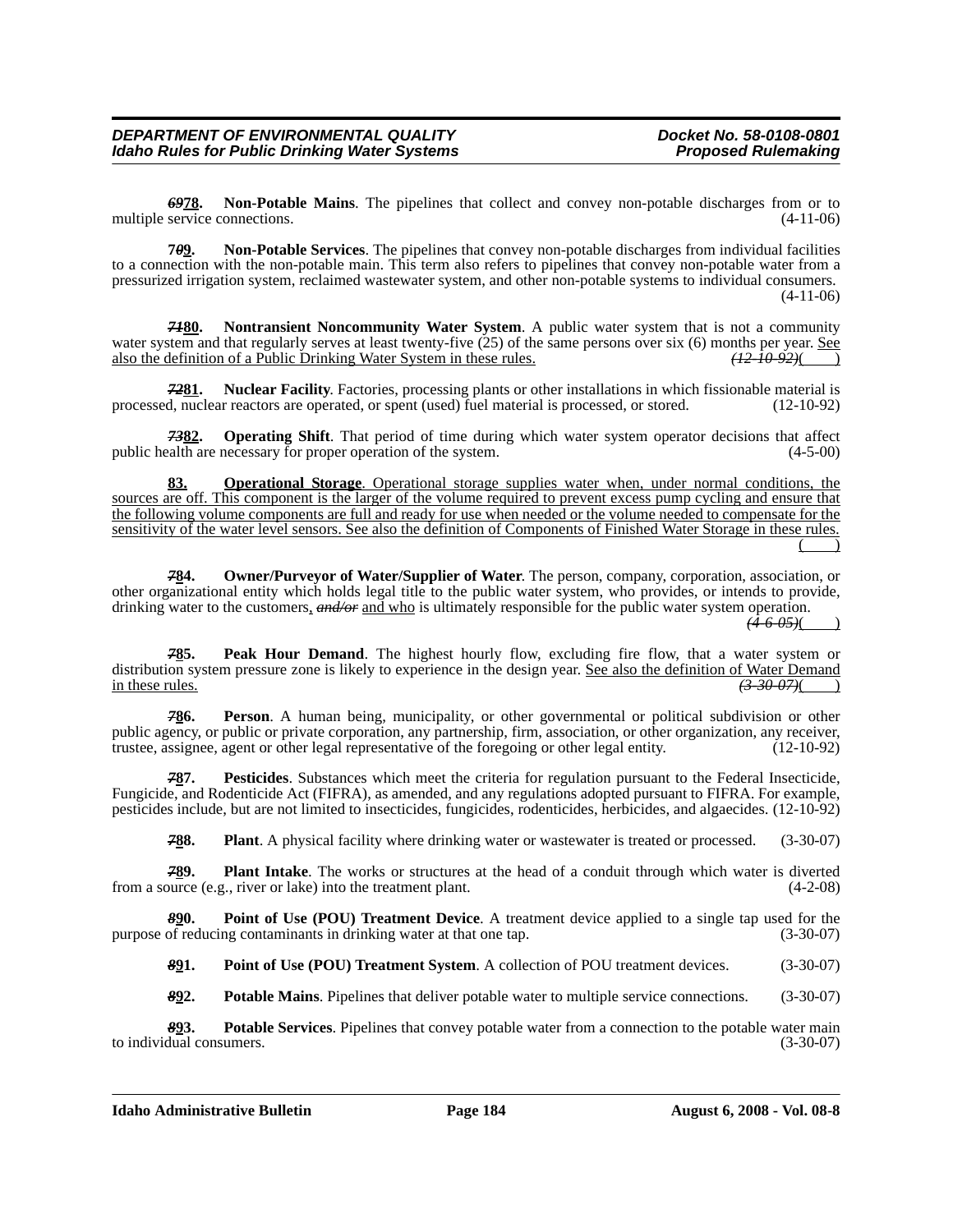***69*78.** **Non-Potable Mains**. The pipelines that collect and convey non-potable discharges from or to multiple service connections. (4-11-06)

**7*0*9.** **Non-Potable Services**. The pipelines that convey non-potable discharges from individual facilities to a connection with the non-potable main. This term also refers to pipelines that convey non-potable water from a pressurized irrigation system, reclaimed wastewater system, and other non-potable systems to individual consumers. (4-11-06)

***71*80.** **Nontransient Noncommunity Water System**. A public water system that is not a community water system and that regularly serves at least twenty-five (25) of the same persons over six (6) months per year. See also the definition of a Public Drinking Water System in these rules. *(12-10-92)*( )

***72*81.** **Nuclear Facility**. Factories, processing plants or other installations in which fissionable material is processed, nuclear reactors are operated, or spent (used) fuel material is processed, or stored. (12-10-92)

***73*82.** **Operating Shift**. That period of time during which water system operator decisions that affect public health are necessary for proper operation of the system. (4-5-00)

**83.** **Operational Storage**. Operational storage supplies water when, under normal conditions, the sources are off. This component is the larger of the volume required to prevent excess pump cycling and ensure that the following volume components are full and ready for use when needed or the volume needed to compensate for the sensitivity of the water level sensors. See also the definition of Components of Finished Water Storage in these rules. ( )

***7*84.** **Owner/Purveyor of Water/Supplier of Water**. The person, company, corporation, association, or other organizational entity which holds legal title to the public water system, who provides, or intends to provide, drinking water to the customers, *and/or* and who is ultimately responsible for the public water system operation. *(4-6-05)*( )

***7*85.** **Peak Hour Demand**. The highest hourly flow, excluding fire flow, that a water system or distribution system pressure zone is likely to experience in the design year. See also the definition of Water Demand in these rules. *(3-30-07)*( )

***7*86.** **Person**. A human being, municipality, or other governmental or political subdivision or other public agency, or public or private corporation, any partnership, firm, association, or other organization, any receiver, trustee, assignee, agent or other legal representative of the foregoing or other legal entity. (12-10-92)

***7*87.** **Pesticides**. Substances which meet the criteria for regulation pursuant to the Federal Insecticide, Fungicide, and Rodenticide Act (FIFRA), as amended, and any regulations adopted pursuant to FIFRA. For example, pesticides include, but are not limited to insecticides, fungicides, rodenticides, herbicides, and algaecides. (12-10-92)

***7*88.** **Plant**. A physical facility where drinking water or wastewater is treated or processed. (3-30-07)

***7*89.** **Plant Intake**. The works or structures at the head of a conduit through which water is diverted from a source (e.g., river or lake) into the treatment plant. (4-2-08)

***8*90.** **Point of Use (POU) Treatment Device**. A treatment device applied to a single tap used for the purpose of reducing contaminants in drinking water at that one tap. (3-30-07)

***8*91.** **Point of Use (POU) Treatment System**. A collection of POU treatment devices. (3-30-07)

***8*92.** **Potable Mains**. Pipelines that deliver potable water to multiple service connections. (3-30-07)

***8*93.** **Potable Services**. Pipelines that convey potable water from a connection to the potable water main to individual consumers. (3-30-07)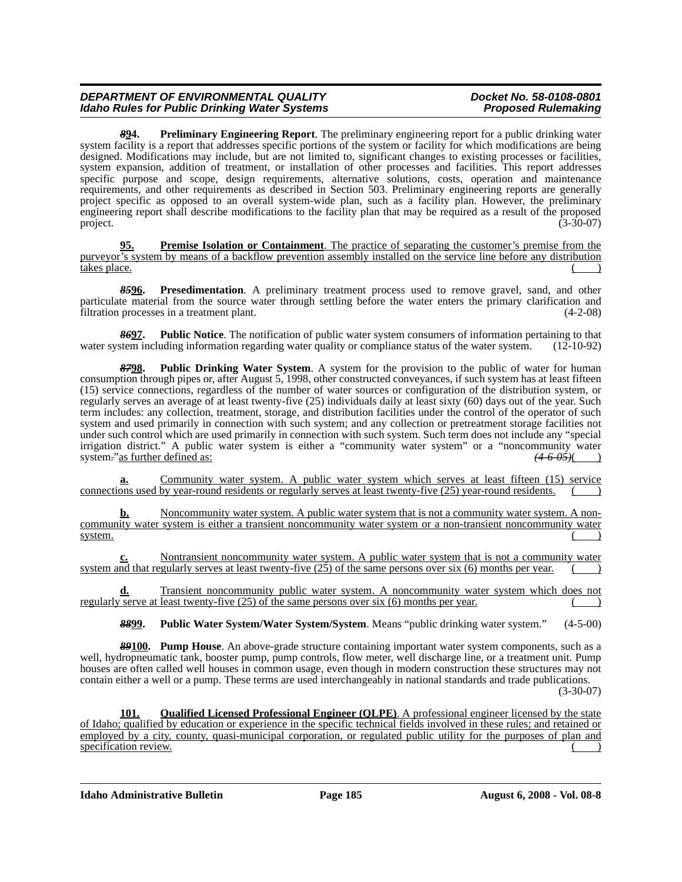~~*89*~~**94. Preliminary Engineering Report**. The preliminary engineering report for a public drinking water system facility is a report that addresses specific portions of the system or facility for which modifications are being designed. Modifications may include, but are not limited to, significant changes to existing processes or facilities, system expansion, addition of treatment, or installation of other processes and facilities. This report addresses specific purpose and scope, design requirements, alternative solutions, costs, operation and maintenance requirements, and other requirements as described in Section 503. Preliminary engineering reports are generally project specific as opposed to an overall system-wide plan, such as a facility plan. However, the preliminary engineering report shall describe modifications to the facility plan that may be required as a result of the proposed project. (3-30-07)

<u>**95. Premise Isolation or Containment**. The practice of separating the customer's premise from the purveyor's system by means of a backflow prevention assembly installed on the service line before any distribution takes place.</u> (    )

~~*85*~~**96. Presedimentation**. A preliminary treatment process used to remove gravel, sand, and other particulate material from the source water through settling before the water enters the primary clarification and filtration processes in a treatment plant. (4-2-08)

~~*86*~~**97. Public Notice**. The notification of public water system consumers of information pertaining to that water system including information regarding water quality or compliance status of the water system. (12-10-92)

~~*87*~~**98. Public Drinking Water System**. A system for the provision to the public of water for human consumption through pipes or, after August 5, 1998, other constructed conveyances, if such system has at least fifteen (15) service connections, regardless of the number of water sources or configuration of the distribution system, or regularly serves an average of at least twenty-five (25) individuals daily at least sixty (60) days out of the year. Such term includes: any collection, treatment, storage, and distribution facilities under the control of the operator of such system and used primarily in connection with such system; and any collection or pretreatment storage facilities not under such control which are used primarily in connection with such system. Such term does not include any "special irrigation district." A public water system is either a "community water system" or a "noncommunity water system~~.~~"<u>as further defined as:</u> ~~*(4-6-05)*~~(    )

**a.** <u>Community water system. A public water system which serves at least fifteen (15) service connections used by year-round residents or regularly serves at least twenty-five (25) year-round residents.</u> (    )

**b.** <u>Noncommunity water system. A public water system that is not a community water system. A noncommunity water system is either a transient noncommunity water system or a non-transient noncommunity water system.</u> (    )

**c.** <u>Nontransient noncommunity water system. A public water system that is not a community water system and that regularly serves at least twenty-five (25) of the same persons over six (6) months per year.</u> (    )

**d.** <u>Transient noncommunity public water system. A noncommunity water system which does not regularly serve at least twenty-five (25) of the same persons over six (6) months per year.</u> (    )

~~*88*~~**99. Public Water System/Water System/System**. Means "public drinking water system." (4-5-00)

~~*89*~~**100. Pump House**. An above-grade structure containing important water system components, such as a well, hydropneumatic tank, booster pump, pump controls, flow meter, well discharge line, or a treatment unit. Pump houses are often called well houses in common usage, even though in modern construction these structures may not contain either a well or a pump. These terms are used interchangeably in national standards and trade publications. (3-30-07)

<u>**101. Qualified Licensed Professional Engineer (QLPE)**. A professional engineer licensed by the state of Idaho; qualified by education or experience in the specific technical fields involved in these rules; and retained or employed by a city, county, quasi-municipal corporation, or regulated public utility for the purposes of plan and specification review.</u> (    )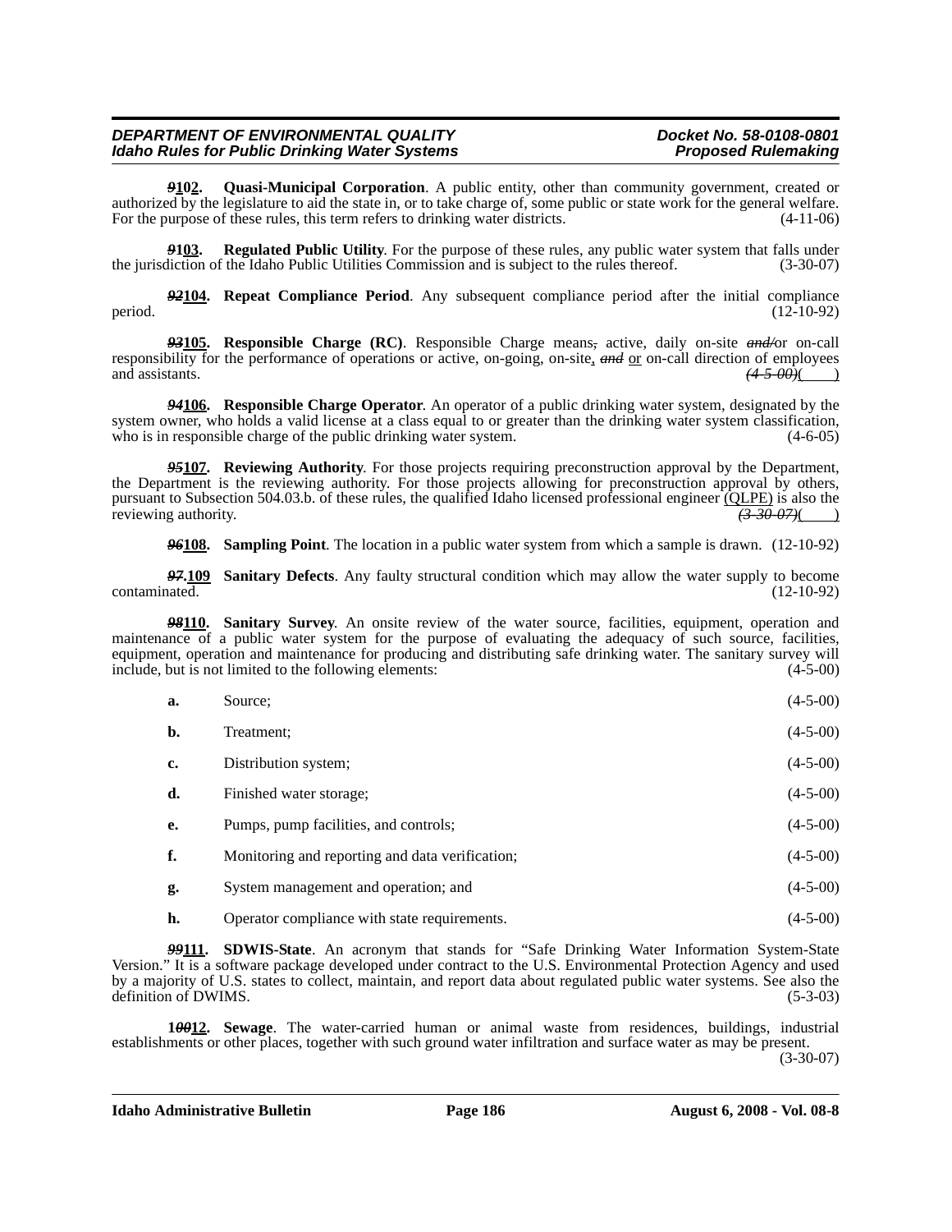***91*02.** **Quasi-Municipal Corporation**. A public entity, other than community government, created or authorized by the legislature to aid the state in, or to take charge of, some public or state work for the general welfare. For the purpose of these rules, this term refers to drinking water districts. (4-11-06)

***9*103.** **Regulated Public Utility**. For the purpose of these rules, any public water system that falls under the jurisdiction of the Idaho Public Utilities Commission and is subject to the rules thereof. (3-30-07)

***92*104.** **Repeat Compliance Period**. Any subsequent compliance period after the initial compliance period. (12-10-92)

***93*105.** **Responsible Charge (RC)**. Responsible Charge means~~,~~ active, daily on-site ~~*and/*~~or on-call responsibility for the performance of operations or active, on-going, on-site, ~~*and*~~ or on-call direction of employees and assistants. ~~*(4-5-00)*~~( )

***94*106.** **Responsible Charge Operator**. An operator of a public drinking water system, designated by the system owner, who holds a valid license at a class equal to or greater than the drinking water system classification, who is in responsible charge of the public drinking water system. (4-6-05)

***95*107.** **Reviewing Authority**. For those projects requiring preconstruction approval by the Department, the Department is the reviewing authority. For those projects allowing for preconstruction approval by others, pursuant to Subsection 504.03.b. of these rules, the qualified Idaho licensed professional engineer (QLPE) is also the reviewing authority. ~~*(3-30-07)*~~( )

***96*108.** **Sampling Point**. The location in a public water system from which a sample is drawn. (12-10-92)

***97*.109** **Sanitary Defects**. Any faulty structural condition which may allow the water supply to become contaminated. (12-10-92)

***98*110.** **Sanitary Survey**. An onsite review of the water source, facilities, equipment, operation and maintenance of a public water system for the purpose of evaluating the adequacy of such source, facilities, equipment, operation and maintenance for producing and distributing safe drinking water. The sanitary survey will include, but is not limited to the following elements: (4-5-00)

**a.** Source; (4-5-00)

**b.** Treatment; (4-5-00)

**c.** Distribution system; (4-5-00)

**d.** Finished water storage; (4-5-00)

**e.** Pumps, pump facilities, and controls; (4-5-00)

**f.** Monitoring and reporting and data verification; (4-5-00)

**g.** System management and operation; and (4-5-00)

**h.** Operator compliance with state requirements. (4-5-00)

***99*111.** **SDWIS-State**. An acronym that stands for "Safe Drinking Water Information System-State Version." It is a software package developed under contract to the U.S. Environmental Protection Agency and used by a majority of U.S. states to collect, maintain, and report data about regulated public water systems. See also the definition of DWIMS. (5-3-03)

**1*00*12.** **Sewage**. The water-carried human or animal waste from residences, buildings, industrial establishments or other places, together with such ground water infiltration and surface water as may be present. (3-30-07)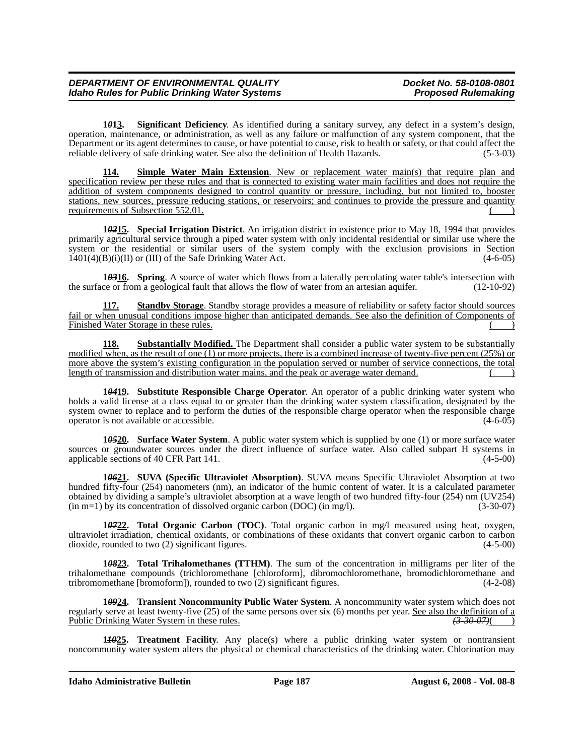**1~~01~~13. Significant Deficiency**. As identified during a sanitary survey, any defect in a system's design, operation, maintenance, or administration, as well as any failure or malfunction of any system component, that the Department or its agent determines to cause, or have potential to cause, risk to health or safety, or that could affect the reliable delivery of safe drinking water. See also the definition of Health Hazards. (5-3-03)

**114. Simple Water Main Extension**. New or replacement water main(s) that require plan and specification review per these rules and that is connected to existing water main facilities and does not require the addition of system components designed to control quantity or pressure, including, but not limited to, booster stations, new sources, pressure reducing stations, or reservoirs; and continues to provide the pressure and quantity requirements of Subsection 552.01. (    )

**1~~02~~15. Special Irrigation District**. An irrigation district in existence prior to May 18, 1994 that provides primarily agricultural service through a piped water system with only incidental residential or similar use where the system or the residential or similar users of the system comply with the exclusion provisions in Section 1401(4)(B)(i)(II) or (III) of the Safe Drinking Water Act. (4-6-05)

**1~~03~~16. Spring**. A source of water which flows from a laterally percolating water table's intersection with the surface or from a geological fault that allows the flow of water from an artesian aquifer. (12-10-92)

**117. Standby Storage**. Standby storage provides a measure of reliability or safety factor should sources fail or when unusual conditions impose higher than anticipated demands. See also the definition of Components of Finished Water Storage in these rules. (    )

**118. Substantially Modified.** The Department shall consider a public water system to be substantially modified when, as the result of one (1) or more projects, there is a combined increase of twenty-five percent (25%) or more above the system's existing configuration in the population served or number of service connections, the total length of transmission and distribution water mains, and the peak or average water demand. (    )

**1~~04~~19. Substitute Responsible Charge Operator**. An operator of a public drinking water system who holds a valid license at a class equal to or greater than the drinking water system classification, designated by the system owner to replace and to perform the duties of the responsible charge operator when the responsible charge operator is not available or accessible. (4-6-05)

**1~~05~~20. Surface Water System**. A public water system which is supplied by one (1) or more surface water sources or groundwater sources under the direct influence of surface water. Also called subpart H systems in applicable sections of 40 CFR Part 141. (4-5-00)

**1~~06~~21. SUVA (Specific Ultraviolet Absorption)**. SUVA means Specific Ultraviolet Absorption at two hundred fifty-four (254) nanometers (nm), an indicator of the humic content of water. It is a calculated parameter obtained by dividing a sample's ultraviolet absorption at a wave length of two hundred fifty-four (254) nm (UV254) (in m=1) by its concentration of dissolved organic carbon (DOC) (in mg/l). (3-30-07)

**1~~07~~22. Total Organic Carbon (TOC)**. Total organic carbon in mg/l measured using heat, oxygen, ultraviolet irradiation, chemical oxidants, or combinations of these oxidants that convert organic carbon to carbon dioxide, rounded to two (2) significant figures. (4-5-00)

**1~~08~~23. Total Trihalomethanes (TTHM)**. The sum of the concentration in milligrams per liter of the trihalomethane compounds (trichloromethane [chloroform], dibromochloromethane, bromodichloromethane and tribromomethane [bromoform]), rounded to two (2) significant figures. (4-2-08)

**1~~09~~24. Transient Noncommunity Public Water System**. A noncommunity water system which does not regularly serve at least twenty-five (25) of the same persons over six (6) months per year. See also the definition of a Public Drinking Water System in these rules. ~~(3-30-07)~~(    )

**1~~10~~25. Treatment Facility**. Any place(s) where a public drinking water system or nontransient noncommunity water system alters the physical or chemical characteristics of the drinking water. Chlorination may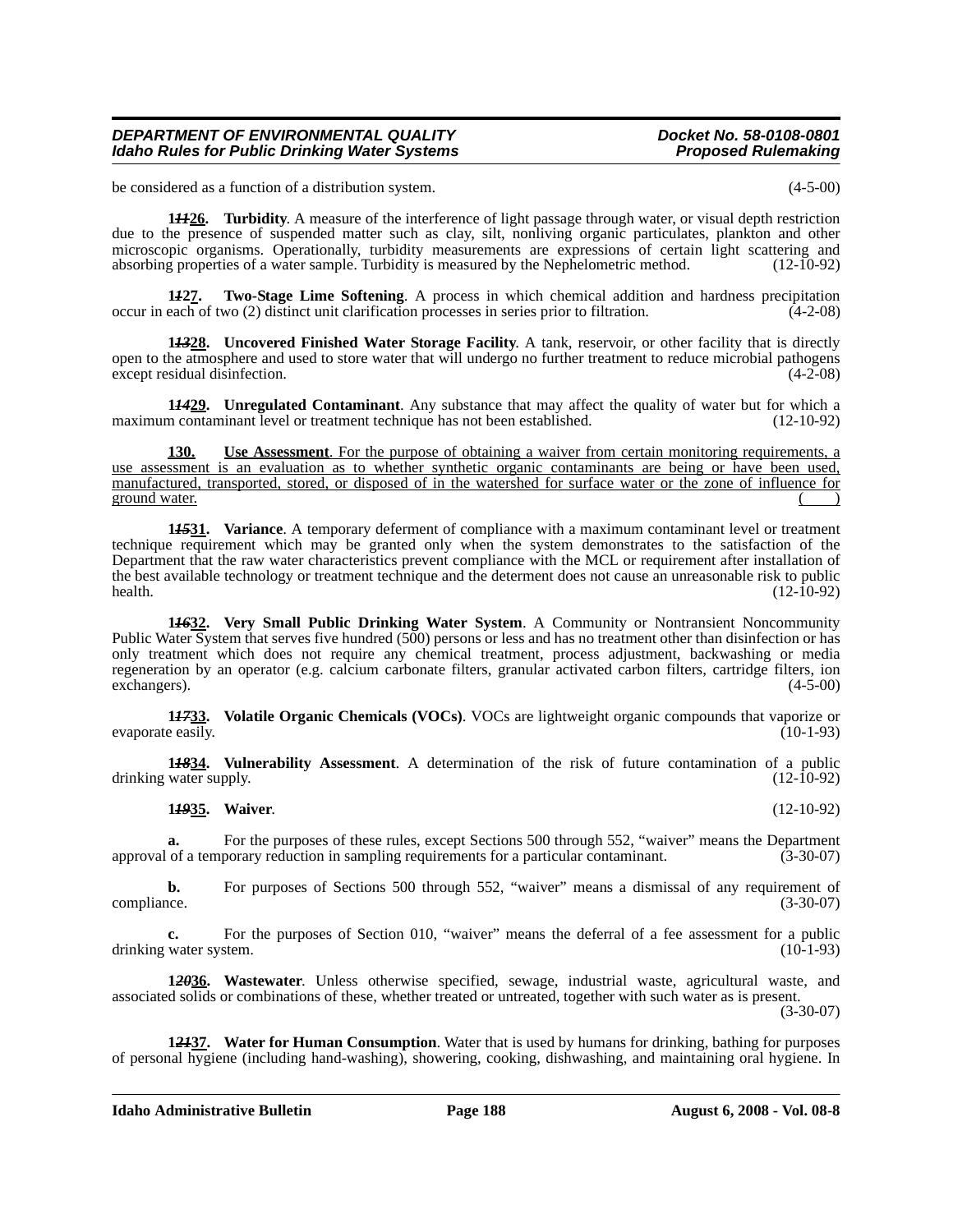be considered as a function of a distribution system. (4-5-00)

**1~~11~~26. Turbidity**. A measure of the interference of light passage through water, or visual depth restriction due to the presence of suspended matter such as clay, silt, nonliving organic particulates, plankton and other microscopic organisms. Operationally, turbidity measurements are expressions of certain light scattering and absorbing properties of a water sample. Turbidity is measured by the Nephelometric method. (12-10-92)

**1~~1~~27. Two-Stage Lime Softening**. A process in which chemical addition and hardness precipitation occur in each of two (2) distinct unit clarification processes in series prior to filtration. (4-2-08)

**1~~13~~28. Uncovered Finished Water Storage Facility**. A tank, reservoir, or other facility that is directly open to the atmosphere and used to store water that will undergo no further treatment to reduce microbial pathogens except residual disinfection. (4-2-08)

**1~~14~~29. Unregulated Contaminant**. Any substance that may affect the quality of water but for which a maximum contaminant level or treatment technique has not been established. (12-10-92)

<u>**130. Use Assessment**. For the purpose of obtaining a waiver from certain monitoring requirements, a use assessment is an evaluation as to whether synthetic organic contaminants are being or have been used, manufactured, transported, stored, or disposed of in the watershed for surface water or the zone of influence for ground water.</u> (    )

**1~~15~~31. Variance**. A temporary deferment of compliance with a maximum contaminant level or treatment technique requirement which may be granted only when the system demonstrates to the satisfaction of the Department that the raw water characteristics prevent compliance with the MCL or requirement after installation of the best available technology or treatment technique and the determent does not cause an unreasonable risk to public health. (12-10-92)

**1~~16~~32. Very Small Public Drinking Water System**. A Community or Nontransient Noncommunity Public Water System that serves five hundred (500) persons or less and has no treatment other than disinfection or has only treatment which does not require any chemical treatment, process adjustment, backwashing or media regeneration by an operator (e.g. calcium carbonate filters, granular activated carbon filters, cartridge filters, ion exchangers). (4-5-00)

**1~~17~~33. Volatile Organic Chemicals (VOCs)**. VOCs are lightweight organic compounds that vaporize or evaporate easily. (10-1-93)

**1~~18~~34. Vulnerability Assessment**. A determination of the risk of future contamination of a public drinking water supply. (12-10-92)

**1~~19~~35. Waiver**. (12-10-92)

**a.** For the purposes of these rules, except Sections 500 through 552, "waiver" means the Department approval of a temporary reduction in sampling requirements for a particular contaminant. (3-30-07)

**b.** For purposes of Sections 500 through 552, "waiver" means a dismissal of any requirement of compliance. (3-30-07)

**c.** For the purposes of Section 010, "waiver" means the deferral of a fee assessment for a public drinking water system. (10-1-93)

**1~~20~~36. Wastewater**. Unless otherwise specified, sewage, industrial waste, agricultural waste, and associated solids or combinations of these, whether treated or untreated, together with such water as is present. (3-30-07)

**1~~21~~37. Water for Human Consumption**. Water that is used by humans for drinking, bathing for purposes of personal hygiene (including hand-washing), showering, cooking, dishwashing, and maintaining oral hygiene. In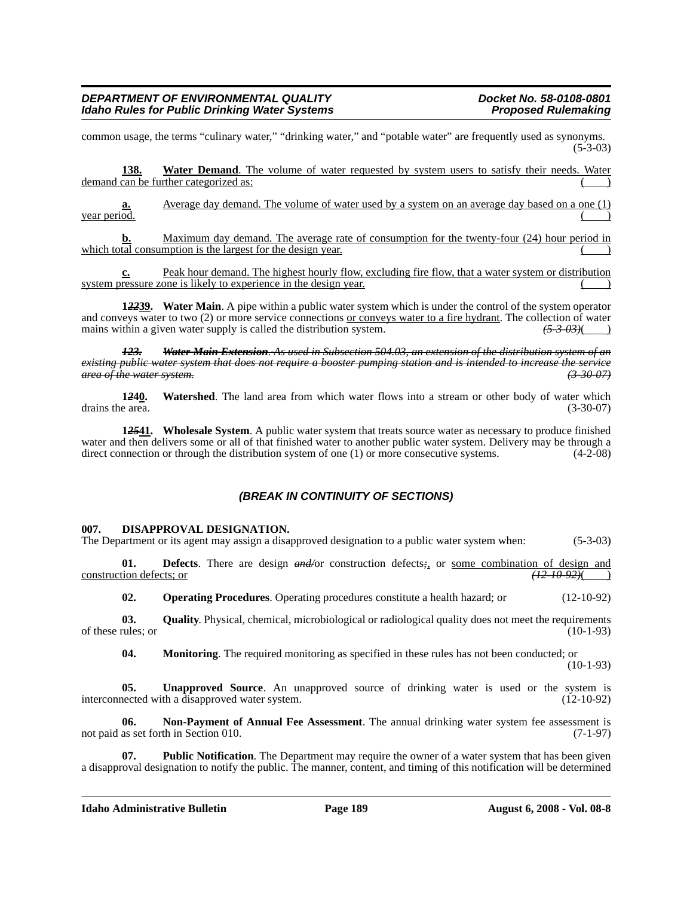common usage, the terms "culinary water," "drinking water," and "potable water" are frequently used as synonyms. (5-3-03)

**138. Water Demand**. The volume of water requested by system users to satisfy their needs. Water demand can be further categorized as: ( )

**a.** Average day demand. The volume of water used by a system on an average day based on a one (1) year period. ( )

**b.** Maximum day demand. The average rate of consumption for the twenty-four (24) hour period in which total consumption is the largest for the design year. ( )

**c.** Peak hour demand. The highest hourly flow, excluding fire flow, that a water system or distribution system pressure zone is likely to experience in the design year. ( )

**1~~22~~39. Water Main**. A pipe within a public water system which is under the control of the system operator and conveys water to two (2) or more service connections or conveys water to a fire hydrant. The collection of water mains within a given water supply is called the distribution system. ~~(5-3-03)~~( )

~~***123. Water Main Extension**. As used in Subsection 504.03, an extension of the distribution system of an existing public water system that does not require a booster pumping station and is intended to increase the service area of the water system. (3-30-07)*~~

**1~~24~~40. Watershed**. The land area from which water flows into a stream or other body of water which drains the area. (3-30-07)

**1~~25~~41. Wholesale System**. A public water system that treats source water as necessary to produce finished water and then delivers some or all of that finished water to another public water system. Delivery may be through a direct connection or through the distribution system of one (1) or more consecutive systems. (4-2-08)

***(BREAK IN CONTINUITY OF SECTIONS)***

**007. DISAPPROVAL DESIGNATION.**

The Department or its agent may assign a disapproved designation to a public water system when: (5-3-03)

**01. Defects**. There are design ~~*and/*~~or construction defects~~*;*~~, or some combination of design and construction defects; or ~~(12-10-92)~~( )

**02. Operating Procedures**. Operating procedures constitute a health hazard; or (12-10-92)

**03. Quality**. Physical, chemical, microbiological or radiological quality does not meet the requirements of these rules; or (10-1-93)

**04. Monitoring**. The required monitoring as specified in these rules has not been conducted; or (10-1-93)

**05. Unapproved Source**. An unapproved source of drinking water is used or the system is interconnected with a disapproved water system. (12-10-92)

**06. Non-Payment of Annual Fee Assessment**. The annual drinking water system fee assessment is not paid as set forth in Section 010. (7-1-97)

**07. Public Notification**. The Department may require the owner of a water system that has been given a disapproval designation to notify the public. The manner, content, and timing of this notification will be determined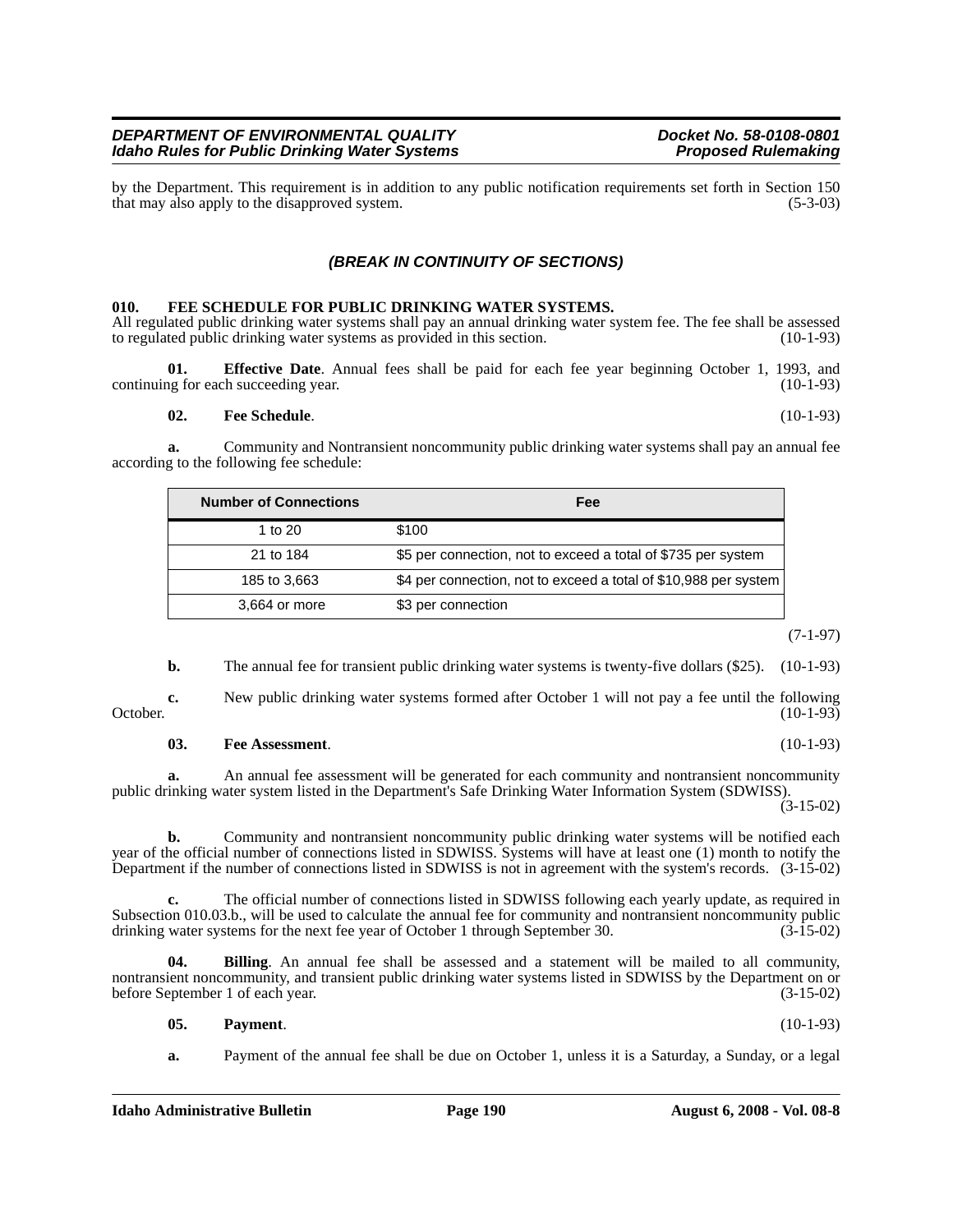by the Department. This requirement is in addition to any public notification requirements set forth in Section 150 that may also apply to the disapproved system. (5-3-03)

***(BREAK IN CONTINUITY OF SECTIONS)***

**010. FEE SCHEDULE FOR PUBLIC DRINKING WATER SYSTEMS.**

All regulated public drinking water systems shall pay an annual drinking water system fee. The fee shall be assessed to regulated public drinking water systems as provided in this section. (10-1-93)

**01. Effective Date**. Annual fees shall be paid for each fee year beginning October 1, 1993, and continuing for each succeeding year. (10-1-93)

**02. Fee Schedule**. (10-1-93)

**a.** Community and Nontransient noncommunity public drinking water systems shall pay an annual fee according to the following fee schedule:

| Number of Connections | Fee |
|---|---|
| 1 to 20 | $100 |
| 21 to 184 | $5 per connection, not to exceed a total of $735 per system |
| 185 to 3,663 | $4 per connection, not to exceed a total of $10,988 per system |
| 3,664 or more | $3 per connection |

(7-1-97)

**b.** The annual fee for transient public drinking water systems is twenty-five dollars ($25). (10-1-93)

**c.** New public drinking water systems formed after October 1 will not pay a fee until the following October. (10-1-93)

**03. Fee Assessment**. (10-1-93)

**a.** An annual fee assessment will be generated for each community and nontransient noncommunity public drinking water system listed in the Department's Safe Drinking Water Information System (SDWISS). (3-15-02)

**b.** Community and nontransient noncommunity public drinking water systems will be notified each year of the official number of connections listed in SDWISS. Systems will have at least one (1) month to notify the Department if the number of connections listed in SDWISS is not in agreement with the system's records. (3-15-02)

**c.** The official number of connections listed in SDWISS following each yearly update, as required in Subsection 010.03.b., will be used to calculate the annual fee for community and nontransient noncommunity public drinking water systems for the next fee year of October 1 through September 30. (3-15-02)

**04. Billing**. An annual fee shall be assessed and a statement will be mailed to all community, nontransient noncommunity, and transient public drinking water systems listed in SDWISS by the Department on or before September 1 of each year. (3-15-02)

**05. Payment**. (10-1-93)

**a.** Payment of the annual fee shall be due on October 1, unless it is a Saturday, a Sunday, or a legal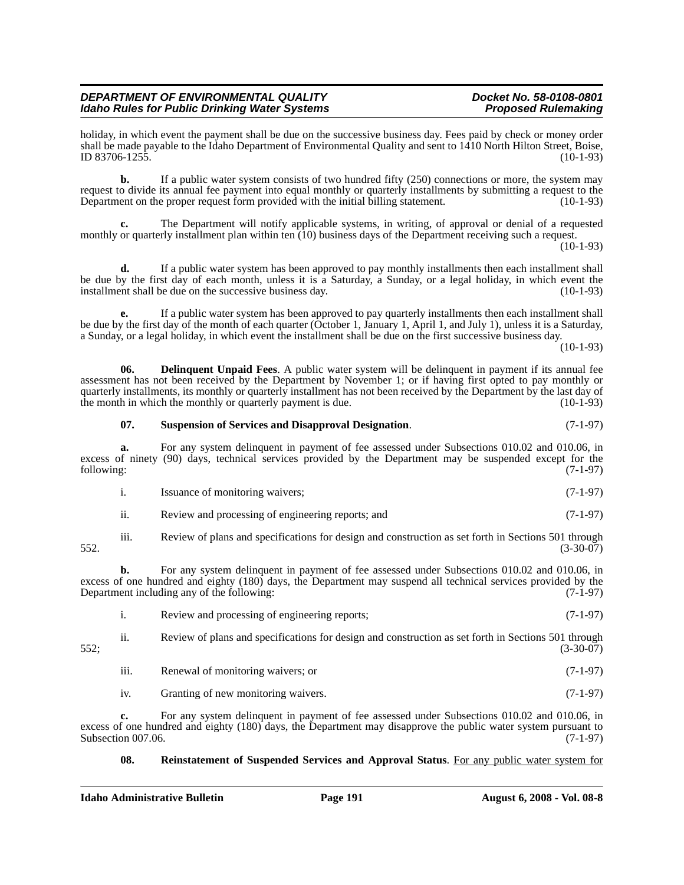holiday, in which event the payment shall be due on the successive business day. Fees paid by check or money order shall be made payable to the Idaho Department of Environmental Quality and sent to 1410 North Hilton Street, Boise, ID 83706-1255. (10-1-93)

**b.** If a public water system consists of two hundred fifty (250) connections or more, the system may request to divide its annual fee payment into equal monthly or quarterly installments by submitting a request to the Department on the proper request form provided with the initial billing statement. (10-1-93)

**c.** The Department will notify applicable systems, in writing, of approval or denial of a requested monthly or quarterly installment plan within ten (10) business days of the Department receiving such a request. (10-1-93)

**d.** If a public water system has been approved to pay monthly installments then each installment shall be due by the first day of each month, unless it is a Saturday, a Sunday, or a legal holiday, in which event the installment shall be due on the successive business day. (10-1-93)

**e.** If a public water system has been approved to pay quarterly installments then each installment shall be due by the first day of the month of each quarter (October 1, January 1, April 1, and July 1), unless it is a Saturday, a Sunday, or a legal holiday, in which event the installment shall be due on the first successive business day. (10-1-93)

**06. Delinquent Unpaid Fees**. A public water system will be delinquent in payment if its annual fee assessment has not been received by the Department by November 1; or if having first opted to pay monthly or quarterly installments, its monthly or quarterly installment has not been received by the Department by the last day of the month in which the monthly or quarterly payment is due. (10-1-93)

**07. Suspension of Services and Disapproval Designation**. (7-1-97)

**a.** For any system delinquent in payment of fee assessed under Subsections 010.02 and 010.06, in excess of ninety (90) days, technical services provided by the Department may be suspended except for the following: (7-1-97)

i. Issuance of monitoring waivers; (7-1-97)

ii. Review and processing of engineering reports; and (7-1-97)

iii. Review of plans and specifications for design and construction as set forth in Sections 501 through 552. (3-30-07)

**b.** For any system delinquent in payment of fee assessed under Subsections 010.02 and 010.06, in excess of one hundred and eighty (180) days, the Department may suspend all technical services provided by the Department including any of the following: (7-1-97)

i. Review and processing of engineering reports; (7-1-97)

ii. Review of plans and specifications for design and construction as set forth in Sections 501 through 552; (3-30-07)

iii. Renewal of monitoring waivers; or (7-1-97)

iv. Granting of new monitoring waivers. (7-1-97)

**c.** For any system delinquent in payment of fee assessed under Subsections 010.02 and 010.06, in excess of one hundred and eighty (180) days, the Department may disapprove the public water system pursuant to Subsection 007.06. (7-1-97)

**08. Reinstatement of Suspended Services and Approval Status**. For any public water system for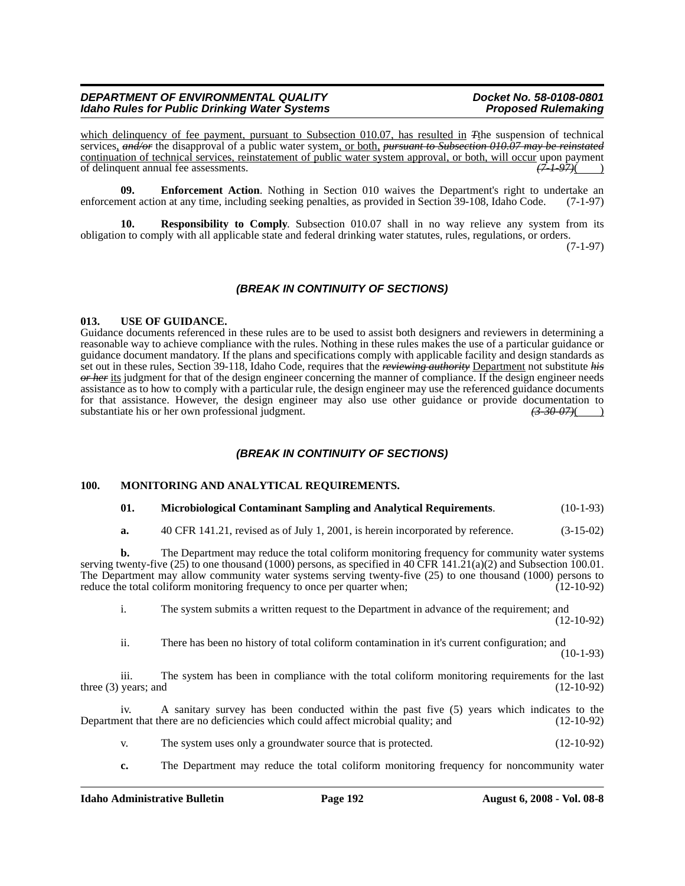which delinquency of fee payment, pursuant to Subsection 010.07, has resulted in ~~T~~the suspension of technical services, ~~and/or~~ the disapproval of a public water system, or both, ~~pursuant to Subsection 010.07 may be reinstated~~ continuation of technical services, reinstatement of public water system approval, or both, will occur upon payment of delinquent annual fee assessments. ~~(7-1-97)~~(     )

**09. Enforcement Action**. Nothing in Section 010 waives the Department's right to undertake an enforcement action at any time, including seeking penalties, as provided in Section 39-108, Idaho Code. (7-1-97)

**10. Responsibility to Comply**. Subsection 010.07 shall in no way relieve any system from its obligation to comply with all applicable state and federal drinking water statutes, rules, regulations, or orders. (7-1-97)

***(BREAK IN CONTINUITY OF SECTIONS)***

**013. USE OF GUIDANCE.**

Guidance documents referenced in these rules are to be used to assist both designers and reviewers in determining a reasonable way to achieve compliance with the rules. Nothing in these rules makes the use of a particular guidance or guidance document mandatory. If the plans and specifications comply with applicable facility and design standards as set out in these rules, Section 39-118, Idaho Code, requires that the ~~reviewing authority~~ Department not substitute ~~his or her~~ its judgment for that of the design engineer concerning the manner of compliance. If the design engineer needs assistance as to how to comply with a particular rule, the design engineer may use the referenced guidance documents for that assistance. However, the design engineer may also use other guidance or provide documentation to substantiate his or her own professional judgment. ~~(3-30-07)~~(     )

***(BREAK IN CONTINUITY OF SECTIONS)***

**100. MONITORING AND ANALYTICAL REQUIREMENTS.**

**01. Microbiological Contaminant Sampling and Analytical Requirements**. (10-1-93)

**a.** 40 CFR 141.21, revised as of July 1, 2001, is herein incorporated by reference. (3-15-02)

**b.** The Department may reduce the total coliform monitoring frequency for community water systems serving twenty-five (25) to one thousand (1000) persons, as specified in 40 CFR 141.21(a)(2) and Subsection 100.01. The Department may allow community water systems serving twenty-five (25) to one thousand (1000) persons to reduce the total coliform monitoring frequency to once per quarter when; (12-10-92)

i. The system submits a written request to the Department in advance of the requirement; and (12-10-92)

ii. There has been no history of total coliform contamination in it's current configuration; and (10-1-93)

iii. The system has been in compliance with the total coliform monitoring requirements for the last three (3) years; and (12-10-92)

iv. A sanitary survey has been conducted within the past five (5) years which indicates to the Department that there are no deficiencies which could affect microbial quality; and (12-10-92)

v. The system uses only a groundwater source that is protected. (12-10-92)

**c.** The Department may reduce the total coliform monitoring frequency for noncommunity water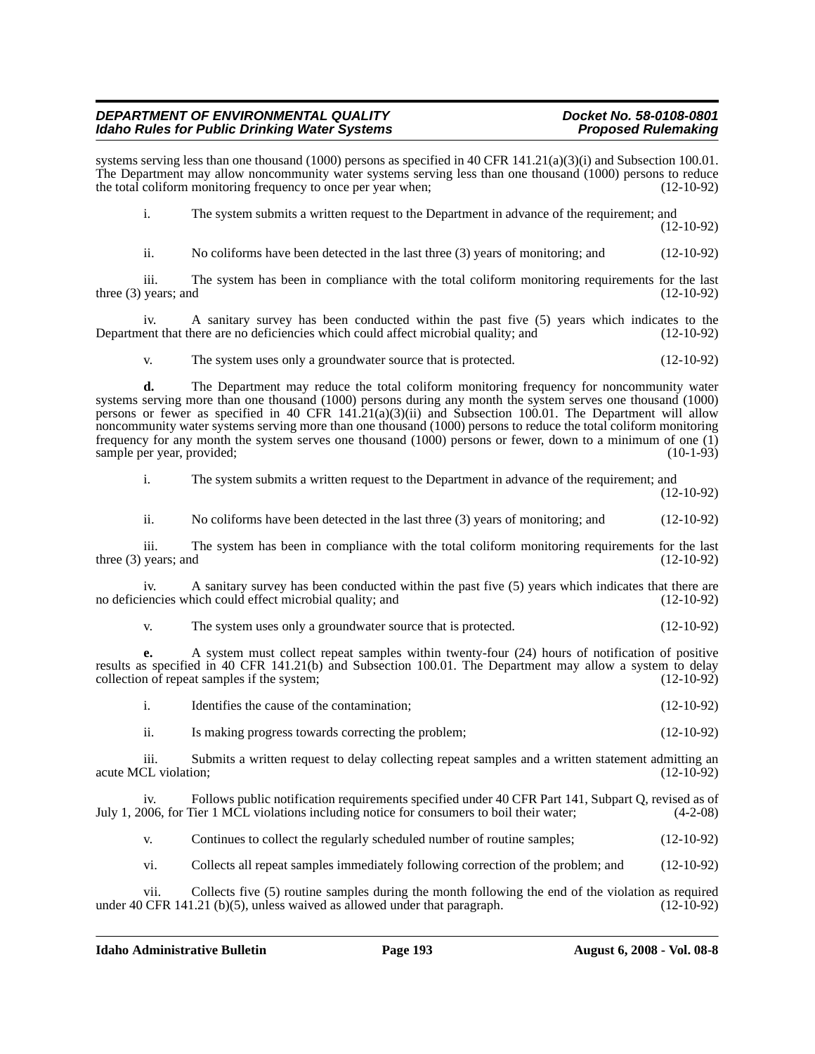systems serving less than one thousand (1000) persons as specified in 40 CFR 141.21(a)(3)(i) and Subsection 100.01. The Department may allow noncommunity water systems serving less than one thousand (1000) persons to reduce the total coliform monitoring frequency to once per year when; (12-10-92)

i. The system submits a written request to the Department in advance of the requirement; and (12-10-92)

ii. No coliforms have been detected in the last three (3) years of monitoring; and (12-10-92)

iii. The system has been in compliance with the total coliform monitoring requirements for the last three (3) years; and (12-10-92)

iv. A sanitary survey has been conducted within the past five (5) years which indicates to the Department that there are no deficiencies which could affect microbial quality; and (12-10-92)

v. The system uses only a groundwater source that is protected. (12-10-92)

**d.** The Department may reduce the total coliform monitoring frequency for noncommunity water systems serving more than one thousand (1000) persons during any month the system serves one thousand (1000) persons or fewer as specified in 40 CFR 141.21(a)(3)(ii) and Subsection 100.01. The Department will allow noncommunity water systems serving more than one thousand (1000) persons to reduce the total coliform monitoring frequency for any month the system serves one thousand (1000) persons or fewer, down to a minimum of one (1) sample per year, provided; (10-1-93)

i. The system submits a written request to the Department in advance of the requirement; and (12-10-92)

ii. No coliforms have been detected in the last three (3) years of monitoring; and (12-10-92)

iii. The system has been in compliance with the total coliform monitoring requirements for the last three (3) years; and (12-10-92)

iv. A sanitary survey has been conducted within the past five (5) years which indicates that there are no deficiencies which could effect microbial quality; and (12-10-92)

v. The system uses only a groundwater source that is protected. (12-10-92)

**e.** A system must collect repeat samples within twenty-four (24) hours of notification of positive results as specified in 40 CFR 141.21(b) and Subsection 100.01. The Department may allow a system to delay collection of repeat samples if the system; (12-10-92)

i. Identifies the cause of the contamination; (12-10-92)

ii. Is making progress towards correcting the problem; (12-10-92)

iii. Submits a written request to delay collecting repeat samples and a written statement admitting an acute MCL violation; (12-10-92)

iv. Follows public notification requirements specified under 40 CFR Part 141, Subpart Q, revised as of July 1, 2006, for Tier 1 MCL violations including notice for consumers to boil their water; (4-2-08)

v. Continues to collect the regularly scheduled number of routine samples; (12-10-92)

vi. Collects all repeat samples immediately following correction of the problem; and (12-10-92)

vii. Collects five (5) routine samples during the month following the end of the violation as required under 40 CFR 141.21 (b)(5), unless waived as allowed under that paragraph. (12-10-92)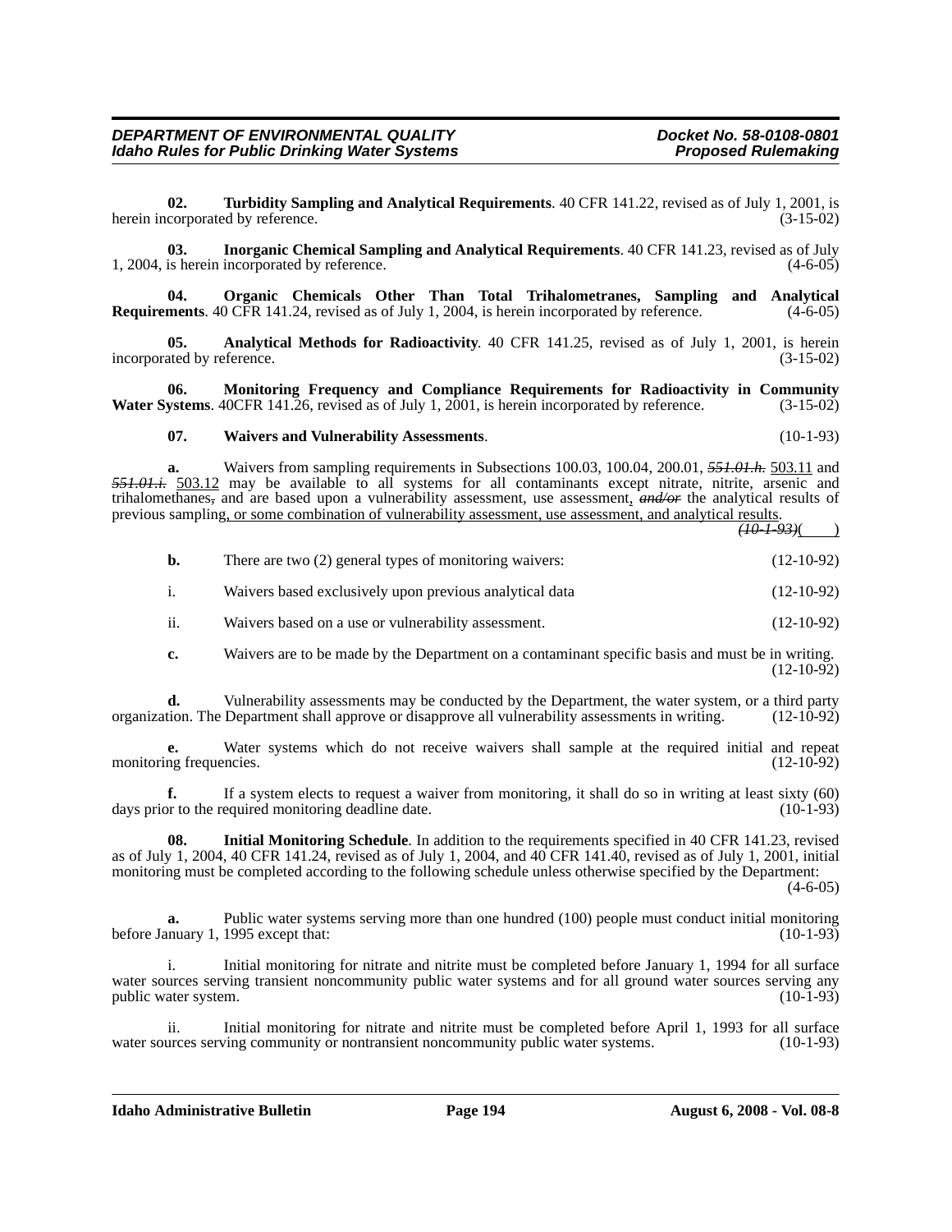**02. Turbidity Sampling and Analytical Requirements**. 40 CFR 141.22, revised as of July 1, 2001, is herein incorporated by reference. (3-15-02)

**03. Inorganic Chemical Sampling and Analytical Requirements**. 40 CFR 141.23, revised as of July 1, 2004, is herein incorporated by reference. (4-6-05)

**04. Organic Chemicals Other Than Total Trihalometranes, Sampling and Analytical Requirements**. 40 CFR 141.24, revised as of July 1, 2004, is herein incorporated by reference. (4-6-05)

**05. Analytical Methods for Radioactivity**. 40 CFR 141.25, revised as of July 1, 2001, is herein incorporated by reference. (3-15-02)

**06. Monitoring Frequency and Compliance Requirements for Radioactivity in Community Water Systems**. 40CFR 141.26, revised as of July 1, 2001, is herein incorporated by reference. (3-15-02)

**07. Waivers and Vulnerability Assessments**. (10-1-93)

**a.** Waivers from sampling requirements in Subsections 100.03, 100.04, 200.01, ~~*551.01.h.*~~ <u>503.11</u> and ~~*551.01.i.*~~ <u>503.12</u> may be available to all systems for all contaminants except nitrate, nitrite, arsenic and trihalomethanes~~,~~ and are based upon a vulnerability assessment, use assessment, ~~*and/or*~~ the analytical results of previous sampling<u>, or some combination of vulnerability assessment, use assessment, and analytical results</u>. ~~*(10-1-93)*~~( )

**b.** There are two (2) general types of monitoring waivers: (12-10-92)

i. Waivers based exclusively upon previous analytical data (12-10-92)

ii. Waivers based on a use or vulnerability assessment. (12-10-92)

**c.** Waivers are to be made by the Department on a contaminant specific basis and must be in writing. (12-10-92)

**d.** Vulnerability assessments may be conducted by the Department, the water system, or a third party organization. The Department shall approve or disapprove all vulnerability assessments in writing. (12-10-92)

**e.** Water systems which do not receive waivers shall sample at the required initial and repeat monitoring frequencies. (12-10-92)

**f.** If a system elects to request a waiver from monitoring, it shall do so in writing at least sixty (60) days prior to the required monitoring deadline date. (10-1-93)

**08. Initial Monitoring Schedule**. In addition to the requirements specified in 40 CFR 141.23, revised as of July 1, 2004, 40 CFR 141.24, revised as of July 1, 2004, and 40 CFR 141.40, revised as of July 1, 2001, initial monitoring must be completed according to the following schedule unless otherwise specified by the Department: (4-6-05)

**a.** Public water systems serving more than one hundred (100) people must conduct initial monitoring before January 1, 1995 except that: (10-1-93)

i. Initial monitoring for nitrate and nitrite must be completed before January 1, 1994 for all surface water sources serving transient noncommunity public water systems and for all ground water sources serving any public water system. (10-1-93)

ii. Initial monitoring for nitrate and nitrite must be completed before April 1, 1993 for all surface water sources serving community or nontransient noncommunity public water systems. (10-1-93)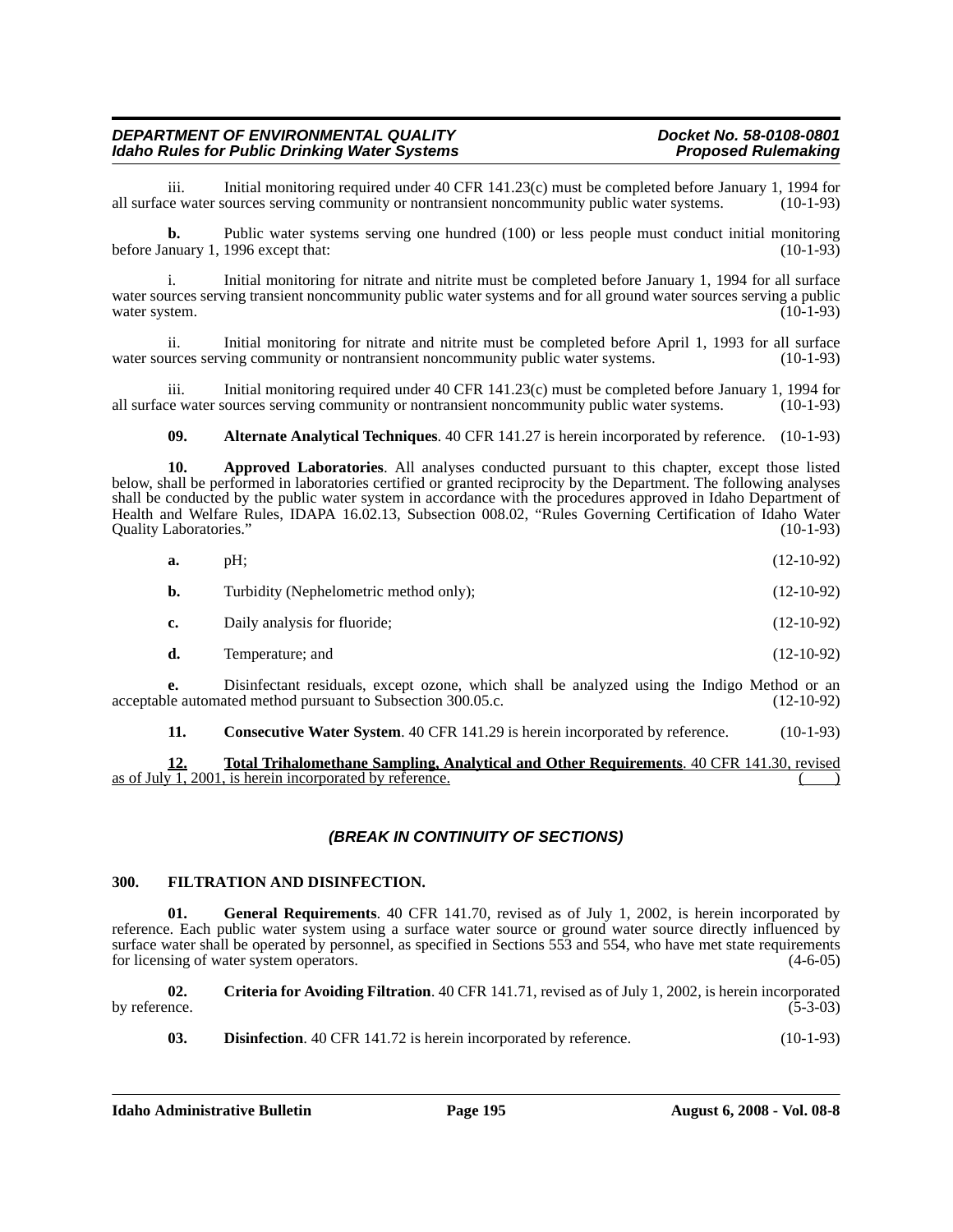iii. Initial monitoring required under 40 CFR 141.23(c) must be completed before January 1, 1994 for all surface water sources serving community or nontransient noncommunity public water systems. (10-1-93)

**b.** Public water systems serving one hundred (100) or less people must conduct initial monitoring before January 1, 1996 except that: (10-1-93)

i. Initial monitoring for nitrate and nitrite must be completed before January 1, 1994 for all surface water sources serving transient noncommunity public water systems and for all ground water sources serving a public water system. (10-1-93)

ii. Initial monitoring for nitrate and nitrite must be completed before April 1, 1993 for all surface water sources serving community or nontransient noncommunity public water systems. (10-1-93)

iii. Initial monitoring required under 40 CFR 141.23(c) must be completed before January 1, 1994 for all surface water sources serving community or nontransient noncommunity public water systems. (10-1-93)

**09. Alternate Analytical Techniques**. 40 CFR 141.27 is herein incorporated by reference. (10-1-93)

**10. Approved Laboratories**. All analyses conducted pursuant to this chapter, except those listed below, shall be performed in laboratories certified or granted reciprocity by the Department. The following analyses shall be conducted by the public water system in accordance with the procedures approved in Idaho Department of Health and Welfare Rules, IDAPA 16.02.13, Subsection 008.02, "Rules Governing Certification of Idaho Water Quality Laboratories." (10-1-93)

**a.** pH; (12-10-92)

**b.** Turbidity (Nephelometric method only); (12-10-92)

**c.** Daily analysis for fluoride; (12-10-92)

**d.** Temperature; and (12-10-92)

**e.** Disinfectant residuals, except ozone, which shall be analyzed using the Indigo Method or an acceptable automated method pursuant to Subsection 300.05.c. (12-10-92)

**11. Consecutive Water System**. 40 CFR 141.29 is herein incorporated by reference. (10-1-93)

<u>**12. Total Trihalomethane Sampling, Analytical and Other Requirements**. 40 CFR 141.30, revised as of July 1, 2001, is herein incorporated by reference.</u> ( )

### *(BREAK IN CONTINUITY OF SECTIONS)*

### 300. FILTRATION AND DISINFECTION.

**01. General Requirements**. 40 CFR 141.70, revised as of July 1, 2002, is herein incorporated by reference. Each public water system using a surface water source or ground water source directly influenced by surface water shall be operated by personnel, as specified in Sections 553 and 554, who have met state requirements for licensing of water system operators. (4-6-05)

**02. Criteria for Avoiding Filtration**. 40 CFR 141.71, revised as of July 1, 2002, is herein incorporated by reference. (5-3-03)

**03. Disinfection**. 40 CFR 141.72 is herein incorporated by reference. (10-1-93)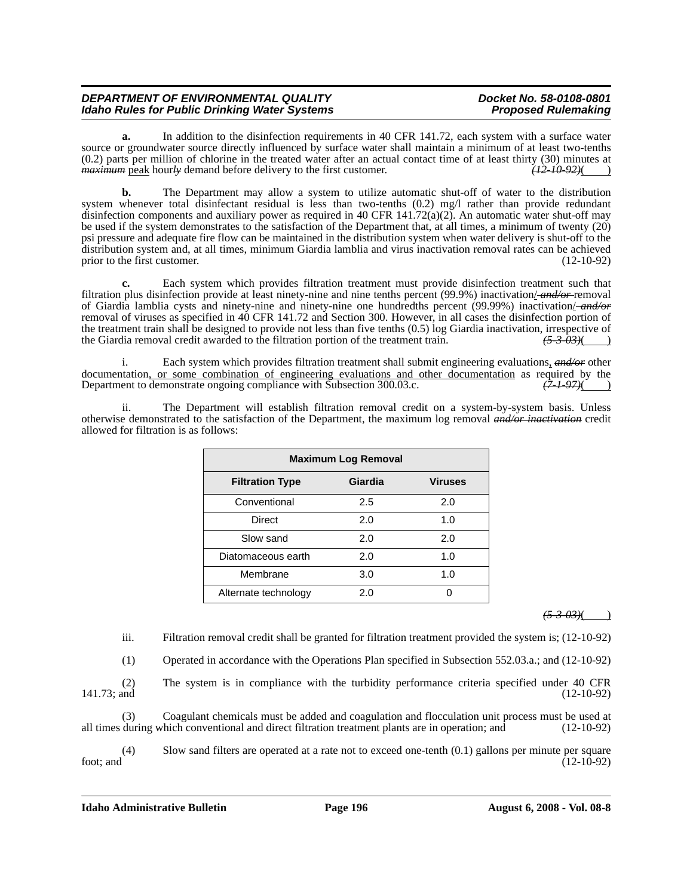**a.** In addition to the disinfection requirements in 40 CFR 141.72, each system with a surface water source or groundwater source directly influenced by surface water shall maintain a minimum of at least two-tenths (0.2) parts per million of chlorine in the treated water after an actual contact time of at least thirty (30) minutes at ~~*maximum*~~ <u>peak</u> hour~~*ly*~~ demand before delivery to the first customer. ~~*(12-10-92)*~~(    )

**b.** The Department may allow a system to utilize automatic shut-off of water to the distribution system whenever total disinfectant residual is less than two-tenths (0.2) mg/l rather than provide redundant disinfection components and auxiliary power as required in 40 CFR 141.72(a)(2). An automatic water shut-off may be used if the system demonstrates to the satisfaction of the Department that, at all times, a minimum of twenty (20) psi pressure and adequate fire flow can be maintained in the distribution system when water delivery is shut-off to the distribution system and, at all times, minimum Giardia lamblia and virus inactivation removal rates can be achieved prior to the first customer. (12-10-92)

**c.** Each system which provides filtration treatment must provide disinfection treatment such that filtration plus disinfection provide at least ninety-nine and nine tenths percent (99.9%) inactivation<u>/</u>~~*-and/or-*~~removal of Giardia lamblia cysts and ninety-nine and ninety-nine one hundredths percent (99.99%) inactivation<u>/</u>~~*-and/or*~~ removal of viruses as specified in 40 CFR 141.72 and Section 300. However, in all cases the disinfection portion of the treatment train shall be designed to provide not less than five tenths (0.5) log Giardia inactivation, irrespective of the Giardia removal credit awarded to the filtration portion of the treatment train. ~~*(5-3-03)*~~(    )

i. Each system which provides filtration treatment shall submit engineering evaluations<u>,</u> ~~*and/or*~~ other documentation<u>, or some combination of engineering evaluations and other documentation</u> as required by the Department to demonstrate ongoing compliance with Subsection 300.03.c. ~~*(7-1-97)*~~(    )

ii. The Department will establish filtration removal credit on a system-by-system basis. Unless otherwise demonstrated to the satisfaction of the Department, the maximum log removal ~~*and/or inactivation*~~ credit allowed for filtration is as follows:

| Maximum Log Removal | | |
|---|---|---|
| **Filtration Type** | **Giardia** | **Viruses** |
| Conventional | 2.5 | 2.0 |
| Direct | 2.0 | 1.0 |
| Slow sand | 2.0 | 2.0 |
| Diatomaceous earth | 2.0 | 1.0 |
| Membrane | 3.0 | 1.0 |
| Alternate technology | 2.0 | 0 |

~~*(5-3-03)*~~(    )

iii. Filtration removal credit shall be granted for filtration treatment provided the system is; (12-10-92)

(1) Operated in accordance with the Operations Plan specified in Subsection 552.03.a.; and (12-10-92)

(2) The system is in compliance with the turbidity performance criteria specified under 40 CFR 141.73; and (12-10-92)

(3) Coagulant chemicals must be added and coagulation and flocculation unit process must be used at all times during which conventional and direct filtration treatment plants are in operation; and (12-10-92)

(4) Slow sand filters are operated at a rate not to exceed one-tenth (0.1) gallons per minute per square foot; and (12-10-92)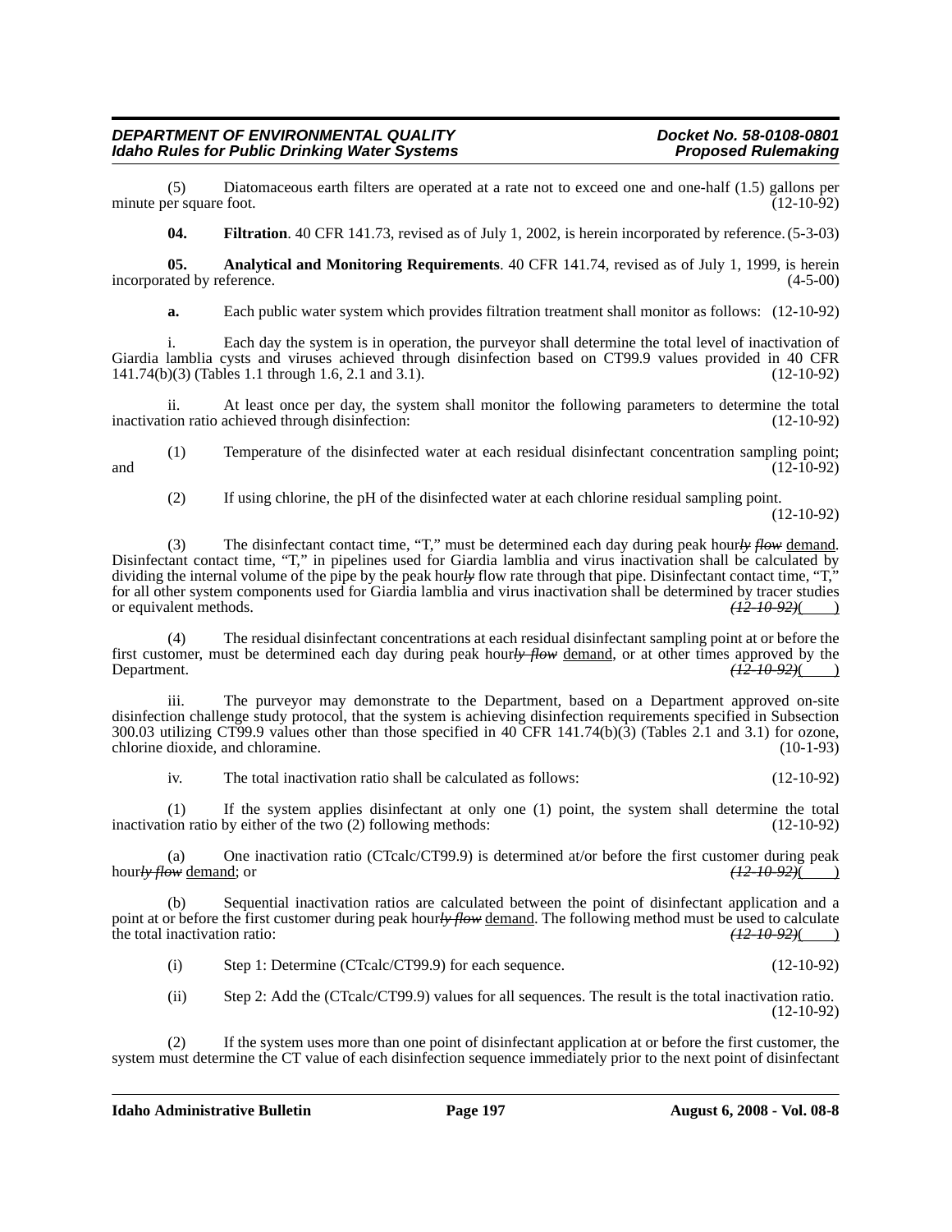(5) Diatomaceous earth filters are operated at a rate not to exceed one and one-half (1.5) gallons per minute per square foot. (12-10-92)

**04. Filtration**. 40 CFR 141.73, revised as of July 1, 2002, is herein incorporated by reference. (5-3-03)

**05. Analytical and Monitoring Requirements**. 40 CFR 141.74, revised as of July 1, 1999, is herein incorporated by reference. (4-5-00)

**a.** Each public water system which provides filtration treatment shall monitor as follows: (12-10-92)

i. Each day the system is in operation, the purveyor shall determine the total level of inactivation of Giardia lamblia cysts and viruses achieved through disinfection based on CT99.9 values provided in 40 CFR 141.74(b)(3) (Tables 1.1 through 1.6, 2.1 and 3.1). (12-10-92)

ii. At least once per day, the system shall monitor the following parameters to determine the total inactivation ratio achieved through disinfection: (12-10-92)

(1) Temperature of the disinfected water at each residual disinfectant concentration sampling point; and (12-10-92)

(2) If using chlorine, the pH of the disinfected water at each chlorine residual sampling point. (12-10-92)

(3) The disinfectant contact time, "T," must be determined each day during peak hour~~*ly flow*~~ demand. Disinfectant contact time, "T," in pipelines used for Giardia lamblia and virus inactivation shall be calculated by dividing the internal volume of the pipe by the peak hour~~*ly*~~ flow rate through that pipe. Disinfectant contact time, "T," for all other system components used for Giardia lamblia and virus inactivation shall be determined by tracer studies or equivalent methods. ~~*(12-10-92)*~~( )

(4) The residual disinfectant concentrations at each residual disinfectant sampling point at or before the first customer, must be determined each day during peak hour~~*ly flow*~~ demand, or at other times approved by the Department. ~~*(12-10-92)*~~( )

iii. The purveyor may demonstrate to the Department, based on a Department approved on-site disinfection challenge study protocol, that the system is achieving disinfection requirements specified in Subsection 300.03 utilizing CT99.9 values other than those specified in 40 CFR 141.74(b)(3) (Tables 2.1 and 3.1) for ozone, chlorine dioxide, and chloramine. (10-1-93)

iv. The total inactivation ratio shall be calculated as follows: (12-10-92)

(1) If the system applies disinfectant at only one (1) point, the system shall determine the total inactivation ratio by either of the two (2) following methods: (12-10-92)

(a) One inactivation ratio (CTcalc/CT99.9) is determined at/or before the first customer during peak hour~~*ly flow*~~ demand; or ~~*(12-10-92)*~~( )

(b) Sequential inactivation ratios are calculated between the point of disinfectant application and a point at or before the first customer during peak hour~~*ly flow*~~ demand. The following method must be used to calculate the total inactivation ratio: ~~*(12-10-92)*~~( )

(i) Step 1: Determine (CTcalc/CT99.9) for each sequence. (12-10-92)

(ii) Step 2: Add the (CTcalc/CT99.9) values for all sequences. The result is the total inactivation ratio. (12-10-92)

(2) If the system uses more than one point of disinfectant application at or before the first customer, the system must determine the CT value of each disinfection sequence immediately prior to the next point of disinfectant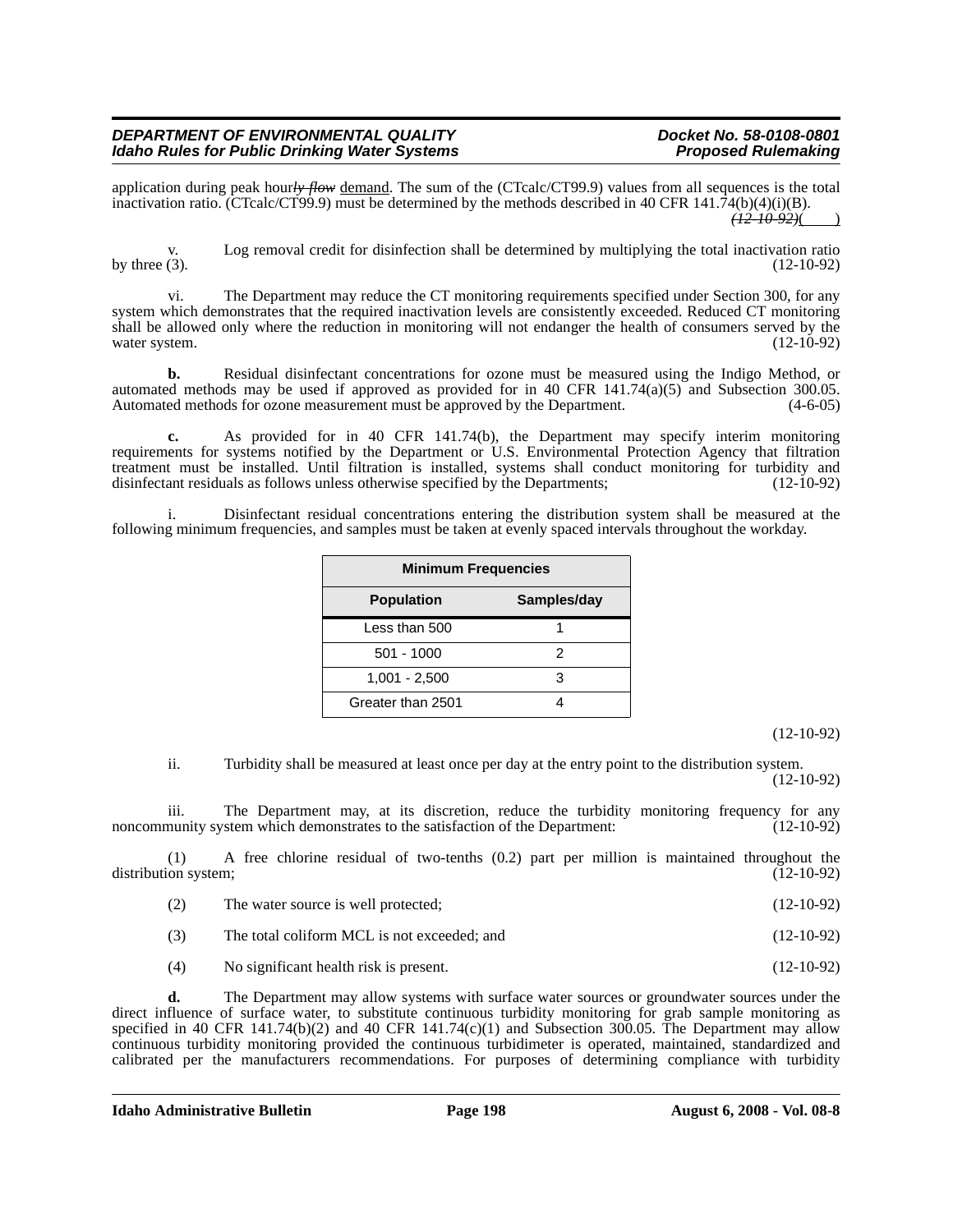application during peak hour~~ly flow~~ demand. The sum of the (CTcalc/CT99.9) values from all sequences is the total inactivation ratio. (CTcalc/CT99.9) must be determined by the methods described in 40 CFR 141.74(b)(4)(i)(B). ~~(12-10-92)~~(        )

v. Log removal credit for disinfection shall be determined by multiplying the total inactivation ratio by three (3). (12-10-92)

vi. The Department may reduce the CT monitoring requirements specified under Section 300, for any system which demonstrates that the required inactivation levels are consistently exceeded. Reduced CT monitoring shall be allowed only where the reduction in monitoring will not endanger the health of consumers served by the water system. (12-10-92)

**b.** Residual disinfectant concentrations for ozone must be measured using the Indigo Method, or automated methods may be used if approved as provided for in 40 CFR 141.74(a)(5) and Subsection 300.05. Automated methods for ozone measurement must be approved by the Department. (4-6-05)

**c.** As provided for in 40 CFR 141.74(b), the Department may specify interim monitoring requirements for systems notified by the Department or U.S. Environmental Protection Agency that filtration treatment must be installed. Until filtration is installed, systems shall conduct monitoring for turbidity and disinfectant residuals as follows unless otherwise specified by the Departments; (12-10-92)

i. Disinfectant residual concentrations entering the distribution system shall be measured at the following minimum frequencies, and samples must be taken at evenly spaced intervals throughout the workday.

| **Minimum Frequencies** | |
|---|---|
| **Population** | **Samples/day** |
| Less than 500 | 1 |
| 501 - 1000 | 2 |
| 1,001 - 2,500 | 3 |
| Greater than 2501 | 4 |

(12-10-92)

ii. Turbidity shall be measured at least once per day at the entry point to the distribution system. (12-10-92)

iii. The Department may, at its discretion, reduce the turbidity monitoring frequency for any noncommunity system which demonstrates to the satisfaction of the Department: (12-10-92)

(1) A free chlorine residual of two-tenths (0.2) part per million is maintained throughout the distribution system; (12-10-92)

(2) The water source is well protected; (12-10-92)

(3) The total coliform MCL is not exceeded; and (12-10-92)

(4) No significant health risk is present. (12-10-92)

**d.** The Department may allow systems with surface water sources or groundwater sources under the direct influence of surface water, to substitute continuous turbidity monitoring for grab sample monitoring as specified in 40 CFR 141.74(b)(2) and 40 CFR 141.74(c)(1) and Subsection 300.05. The Department may allow continuous turbidity monitoring provided the continuous turbidimeter is operated, maintained, standardized and calibrated per the manufacturers recommendations. For purposes of determining compliance with turbidity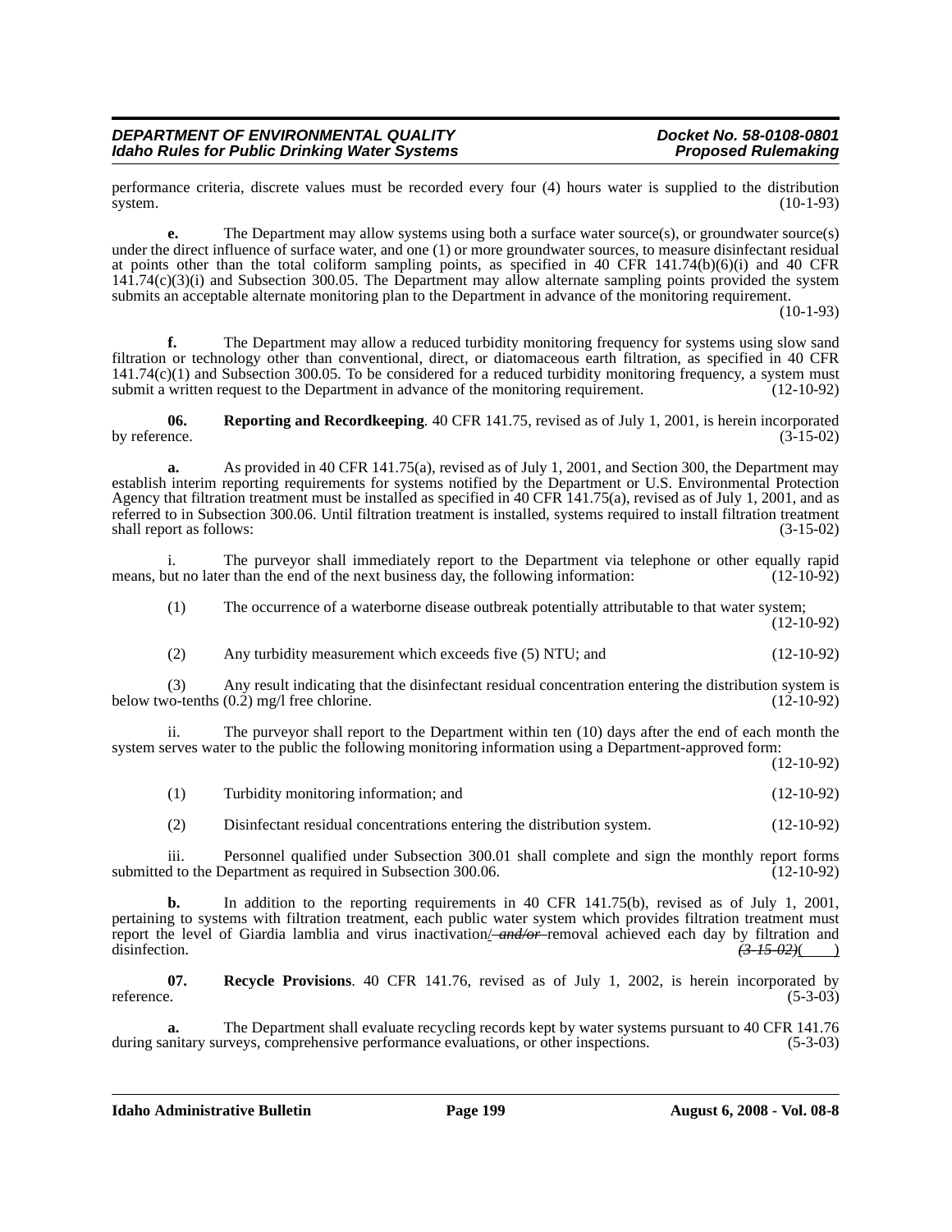performance criteria, discrete values must be recorded every four (4) hours water is supplied to the distribution system. (10-1-93)

**e.** The Department may allow systems using both a surface water source(s), or groundwater source(s) under the direct influence of surface water, and one (1) or more groundwater sources, to measure disinfectant residual at points other than the total coliform sampling points, as specified in 40 CFR 141.74(b)(6)(i) and 40 CFR 141.74(c)(3)(i) and Subsection 300.05. The Department may allow alternate sampling points provided the system submits an acceptable alternate monitoring plan to the Department in advance of the monitoring requirement. (10-1-93)

**f.** The Department may allow a reduced turbidity monitoring frequency for systems using slow sand filtration or technology other than conventional, direct, or diatomaceous earth filtration, as specified in 40 CFR 141.74(c)(1) and Subsection 300.05. To be considered for a reduced turbidity monitoring frequency, a system must submit a written request to the Department in advance of the monitoring requirement. (12-10-92)

**06. Reporting and Recordkeeping**. 40 CFR 141.75, revised as of July 1, 2001, is herein incorporated by reference. (3-15-02)

**a.** As provided in 40 CFR 141.75(a), revised as of July 1, 2001, and Section 300, the Department may establish interim reporting requirements for systems notified by the Department or U.S. Environmental Protection Agency that filtration treatment must be installed as specified in 40 CFR 141.75(a), revised as of July 1, 2001, and as referred to in Subsection 300.06. Until filtration treatment is installed, systems required to install filtration treatment shall report as follows: (3-15-02)

i. The purveyor shall immediately report to the Department via telephone or other equally rapid means, but no later than the end of the next business day, the following information: (12-10-92)

(1) The occurrence of a waterborne disease outbreak potentially attributable to that water system; (12-10-92)

(2) Any turbidity measurement which exceeds five (5) NTU; and (12-10-92)

(3) Any result indicating that the disinfectant residual concentration entering the distribution system is below two-tenths (0.2) mg/l free chlorine. (12-10-92)

ii. The purveyor shall report to the Department within ten (10) days after the end of each month the system serves water to the public the following monitoring information using a Department-approved form: (12-10-92)

(1) Turbidity monitoring information; and (12-10-92)

(2) Disinfectant residual concentrations entering the distribution system. (12-10-92)

iii. Personnel qualified under Subsection 300.01 shall complete and sign the monthly report forms submitted to the Department as required in Subsection 300.06. (12-10-92)

**b.** In addition to the reporting requirements in 40 CFR 141.75(b), revised as of July 1, 2001, pertaining to systems with filtration treatment, each public water system which provides filtration treatment must report the level of Giardia lamblia and virus inactivation/ ~~and/or~~ removal achieved each day by filtration and disinfection. ~~(3-15-02)~~(    )

**07. Recycle Provisions**. 40 CFR 141.76, revised as of July 1, 2002, is herein incorporated by reference. (5-3-03)

**a.** The Department shall evaluate recycling records kept by water systems pursuant to 40 CFR 141.76 during sanitary surveys, comprehensive performance evaluations, or other inspections. (5-3-03)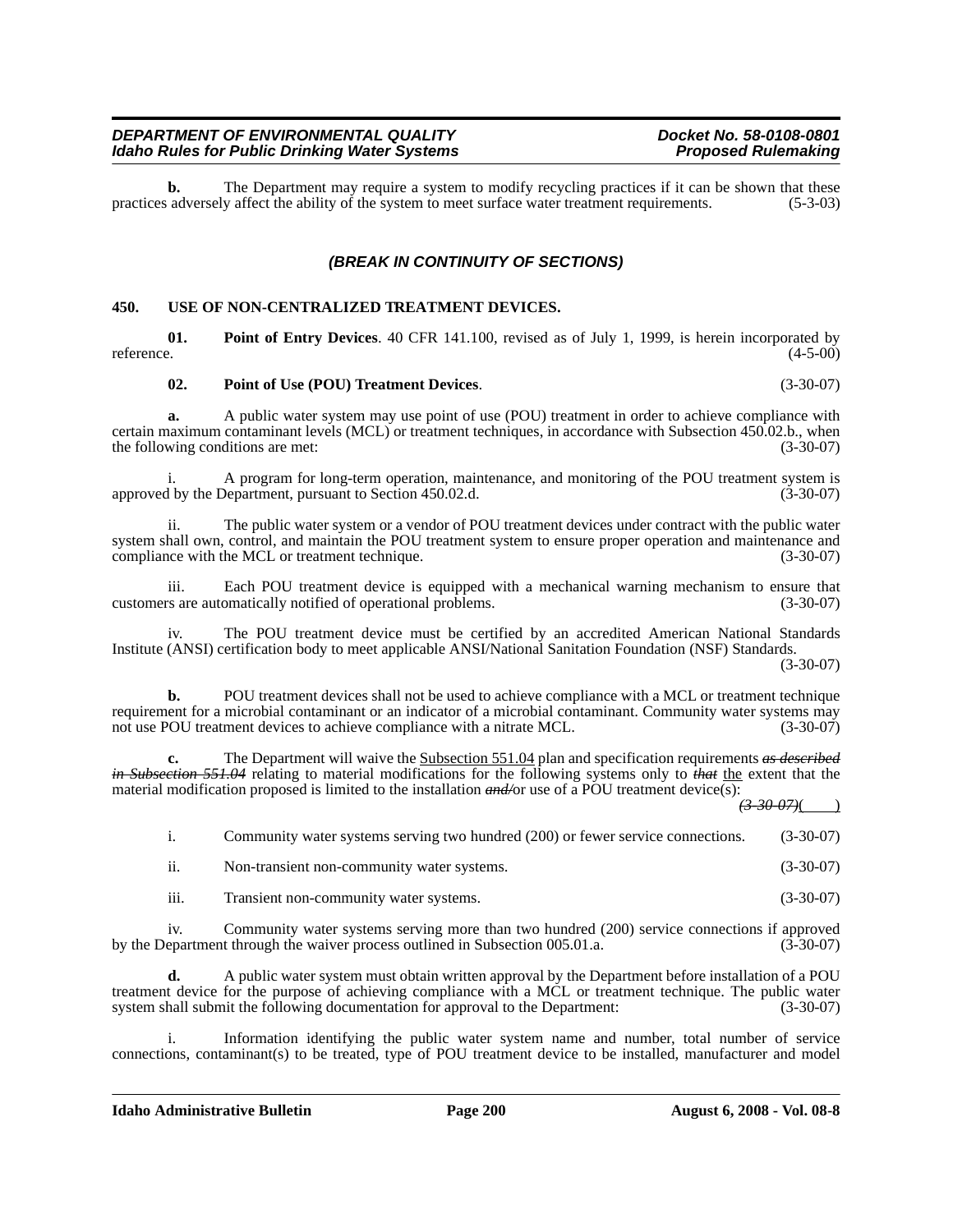**b.** The Department may require a system to modify recycling practices if it can be shown that these practices adversely affect the ability of the system to meet surface water treatment requirements. (5-3-03)

### *(BREAK IN CONTINUITY OF SECTIONS)*

**450. USE OF NON-CENTRALIZED TREATMENT DEVICES.**

**01. Point of Entry Devices**. 40 CFR 141.100, revised as of July 1, 1999, is herein incorporated by reference. (4-5-00)

**02. Point of Use (POU) Treatment Devices**. (3-30-07)

**a.** A public water system may use point of use (POU) treatment in order to achieve compliance with certain maximum contaminant levels (MCL) or treatment techniques, in accordance with Subsection 450.02.b., when the following conditions are met: (3-30-07)

i. A program for long-term operation, maintenance, and monitoring of the POU treatment system is approved by the Department, pursuant to Section 450.02.d. (3-30-07)

ii. The public water system or a vendor of POU treatment devices under contract with the public water system shall own, control, and maintain the POU treatment system to ensure proper operation and maintenance and compliance with the MCL or treatment technique. (3-30-07)

iii. Each POU treatment device is equipped with a mechanical warning mechanism to ensure that customers are automatically notified of operational problems. (3-30-07)

iv. The POU treatment device must be certified by an accredited American National Standards Institute (ANSI) certification body to meet applicable ANSI/National Sanitation Foundation (NSF) Standards. (3-30-07)

**b.** POU treatment devices shall not be used to achieve compliance with a MCL or treatment technique requirement for a microbial contaminant or an indicator of a microbial contaminant. Community water systems may not use POU treatment devices to achieve compliance with a nitrate MCL. (3-30-07)

**c.** The Department will waive the <u>Subsection 551.04</u> plan and specification requirements ~~*as described in Subsection 551.04*~~ relating to material modifications for the following systems only to ~~*that*~~ <u>the</u> extent that the material modification proposed is limited to the installation ~~*and/*~~or use of a POU treatment device(s): ~~*(3-30-07)*~~(     )

i. Community water systems serving two hundred (200) or fewer service connections. (3-30-07)

ii. Non-transient non-community water systems. (3-30-07)

iii. Transient non-community water systems. (3-30-07)

iv. Community water systems serving more than two hundred (200) service connections if approved by the Department through the waiver process outlined in Subsection 005.01.a. (3-30-07)

**d.** A public water system must obtain written approval by the Department before installation of a POU treatment device for the purpose of achieving compliance with a MCL or treatment technique. The public water system shall submit the following documentation for approval to the Department: (3-30-07)

i. Information identifying the public water system name and number, total number of service connections, contaminant(s) to be treated, type of POU treatment device to be installed, manufacturer and model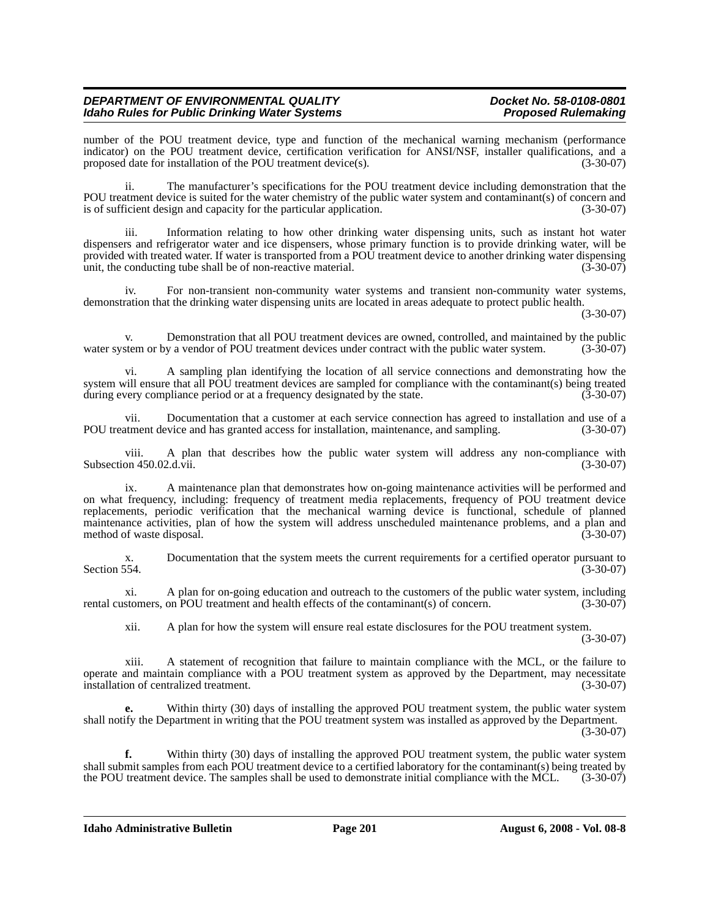number of the POU treatment device, type and function of the mechanical warning mechanism (performance indicator) on the POU treatment device, certification verification for ANSI/NSF, installer qualifications, and a proposed date for installation of the POU treatment device(s). (3-30-07)

ii. The manufacturer's specifications for the POU treatment device including demonstration that the POU treatment device is suited for the water chemistry of the public water system and contaminant(s) of concern and is of sufficient design and capacity for the particular application. (3-30-07)

iii. Information relating to how other drinking water dispensing units, such as instant hot water dispensers and refrigerator water and ice dispensers, whose primary function is to provide drinking water, will be provided with treated water. If water is transported from a POU treatment device to another drinking water dispensing unit, the conducting tube shall be of non-reactive material. (3-30-07)

iv. For non-transient non-community water systems and transient non-community water systems, demonstration that the drinking water dispensing units are located in areas adequate to protect public health. (3-30-07)

v. Demonstration that all POU treatment devices are owned, controlled, and maintained by the public water system or by a vendor of POU treatment devices under contract with the public water system. (3-30-07)

vi. A sampling plan identifying the location of all service connections and demonstrating how the system will ensure that all POU treatment devices are sampled for compliance with the contaminant(s) being treated during every compliance period or at a frequency designated by the state. (3-30-07)

vii. Documentation that a customer at each service connection has agreed to installation and use of a POU treatment device and has granted access for installation, maintenance, and sampling. (3-30-07)

viii. A plan that describes how the public water system will address any non-compliance with Subsection 450.02.d.vii. (3-30-07)

ix. A maintenance plan that demonstrates how on-going maintenance activities will be performed and on what frequency, including: frequency of treatment media replacements, frequency of POU treatment device replacements, periodic verification that the mechanical warning device is functional, schedule of planned maintenance activities, plan of how the system will address unscheduled maintenance problems, and a plan and method of waste disposal. (3-30-07)

x. Documentation that the system meets the current requirements for a certified operator pursuant to Section 554. (3-30-07)

xi. A plan for on-going education and outreach to the customers of the public water system, including rental customers, on POU treatment and health effects of the contaminant(s) of concern. (3-30-07)

xii. A plan for how the system will ensure real estate disclosures for the POU treatment system. (3-30-07)

xiii. A statement of recognition that failure to maintain compliance with the MCL, or the failure to operate and maintain compliance with a POU treatment system as approved by the Department, may necessitate installation of centralized treatment. (3-30-07)

**e.** Within thirty (30) days of installing the approved POU treatment system, the public water system shall notify the Department in writing that the POU treatment system was installed as approved by the Department. (3-30-07)

**f.** Within thirty (30) days of installing the approved POU treatment system, the public water system shall submit samples from each POU treatment device to a certified laboratory for the contaminant(s) being treated by the POU treatment device. The samples shall be used to demonstrate initial compliance with the MCL. (3-30-07)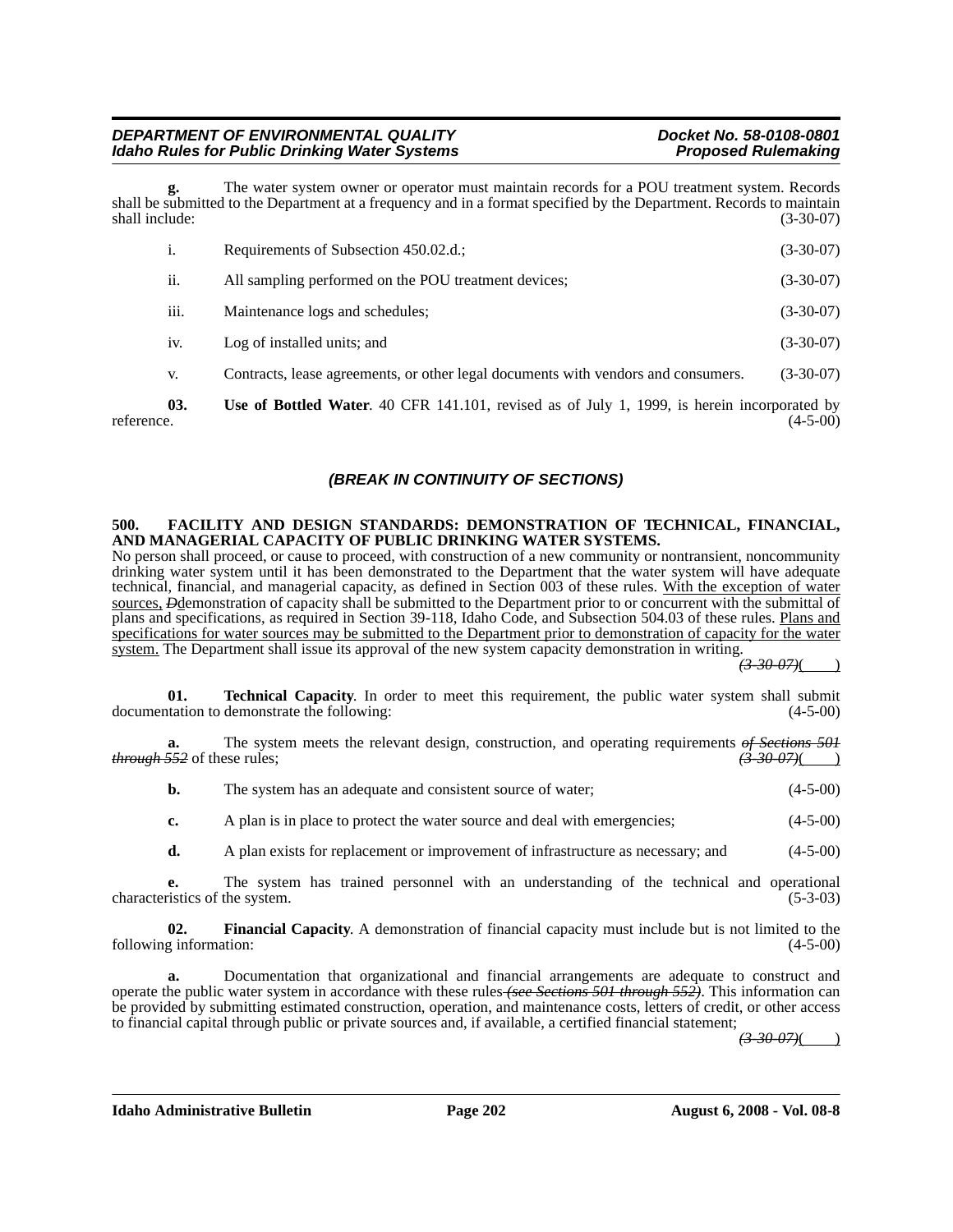**g.** The water system owner or operator must maintain records for a POU treatment system. Records shall be submitted to the Department at a frequency and in a format specified by the Department. Records to maintain shall include: (3-30-07)

i. Requirements of Subsection 450.02.d.; (3-30-07)

ii. All sampling performed on the POU treatment devices; (3-30-07)

iii. Maintenance logs and schedules; (3-30-07)

iv. Log of installed units; and (3-30-07)

v. Contracts, lease agreements, or other legal documents with vendors and consumers. (3-30-07)

**03. Use of Bottled Water**. 40 CFR 141.101, revised as of July 1, 1999, is herein incorporated by reference. (4-5-00)

***(BREAK IN CONTINUITY OF SECTIONS)***

**500. FACILITY AND DESIGN STANDARDS: DEMONSTRATION OF TECHNICAL, FINANCIAL, AND MANAGERIAL CAPACITY OF PUBLIC DRINKING WATER SYSTEMS.**

No person shall proceed, or cause to proceed, with construction of a new community or nontransient, noncommunity drinking water system until it has been demonstrated to the Department that the water system will have adequate technical, financial, and managerial capacity, as defined in Section 003 of these rules. With the exception of water sources, ~~D~~demonstration of capacity shall be submitted to the Department prior to or concurrent with the submittal of plans and specifications, as required in Section 39-118, Idaho Code, and Subsection 504.03 of these rules. Plans and specifications for water sources may be submitted to the Department prior to demonstration of capacity for the water system. The Department shall issue its approval of the new system capacity demonstration in writing. *~~(3-30-07)~~*(    )

**01. Technical Capacity**. In order to meet this requirement, the public water system shall submit documentation to demonstrate the following: (4-5-00)

**a.** The system meets the relevant design, construction, and operating requirements *~~of Sections 501 through 552~~* of these rules; *~~(3-30-07)~~*(    )

**b.** The system has an adequate and consistent source of water; (4-5-00)

**c.** A plan is in place to protect the water source and deal with emergencies; (4-5-00)

**d.** A plan exists for replacement or improvement of infrastructure as necessary; and (4-5-00)

**e.** The system has trained personnel with an understanding of the technical and operational characteristics of the system. (5-3-03)

**02. Financial Capacity**. A demonstration of financial capacity must include but is not limited to the following information: (4-5-00)

**a.** Documentation that organizational and financial arrangements are adequate to construct and operate the public water system in accordance with these rules *~~(see Sections 501 through 552)~~*. This information can be provided by submitting estimated construction, operation, and maintenance costs, letters of credit, or other access to financial capital through public or private sources and, if available, a certified financial statement; *~~(3-30-07)~~*(    )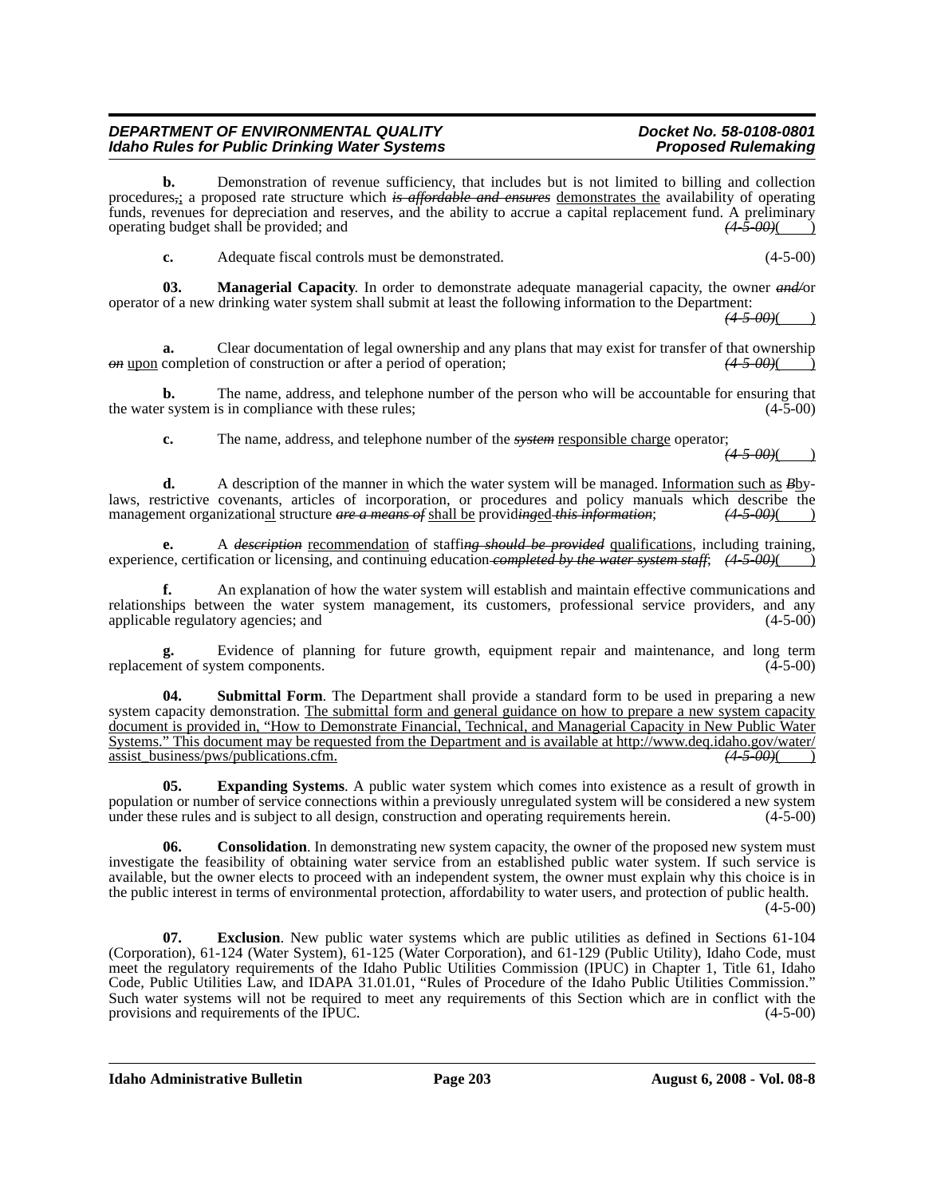**b.** Demonstration of revenue sufficiency, that includes but is not limited to billing and collection procedures~~,~~; a proposed rate structure which ~~*is affordable and ensures*~~ demonstrates the availability of operating funds, revenues for depreciation and reserves, and the ability to accrue a capital replacement fund. A preliminary operating budget shall be provided; and ~~*(4-5-00)*~~(    )

**c.** Adequate fiscal controls must be demonstrated. (4-5-00)

**03. Managerial Capacity**. In order to demonstrate adequate managerial capacity, the owner ~~*and/*~~or operator of a new drinking water system shall submit at least the following information to the Department: ~~*(4-5-00)*~~(    )

**a.** Clear documentation of legal ownership and any plans that may exist for transfer of that ownership ~~*on*~~ upon completion of construction or after a period of operation; ~~*(4-5-00)*~~(    )

**b.** The name, address, and telephone number of the person who will be accountable for ensuring that the water system is in compliance with these rules; (4-5-00)

**c.** The name, address, and telephone number of the ~~*system*~~ responsible charge operator; ~~*(4-5-00)*~~(    )

**d.** A description of the manner in which the water system will be managed. Information such as ~~*B*~~by-laws, restrictive covenants, articles of incorporation, or procedures and policy manuals which describe the management organizational structure ~~*are a means of*~~ shall be provid~~*ing*~~ed ~~*this information*~~; ~~*(4-5-00)*~~(    )

**e.** A ~~*description*~~ recommendation of staffi~~*ng should be provided*~~ qualifications, including training, experience, certification or licensing, and continuing education ~~*completed by the water system staff*~~; ~~*(4-5-00)*~~(    )

**f.** An explanation of how the water system will establish and maintain effective communications and relationships between the water system management, its customers, professional service providers, and any applicable regulatory agencies; and (4-5-00)

**g.** Evidence of planning for future growth, equipment repair and maintenance, and long term replacement of system components. (4-5-00)

**04. Submittal Form**. The Department shall provide a standard form to be used in preparing a new system capacity demonstration. The submittal form and general guidance on how to prepare a new system capacity document is provided in, "How to Demonstrate Financial, Technical, and Managerial Capacity in New Public Water Systems." This document may be requested from the Department and is available at http://www.deq.idaho.gov/water/assist_business/pws/publications.cfm. ~~*(4-5-00)*~~(    )

**05. Expanding Systems**. A public water system which comes into existence as a result of growth in population or number of service connections within a previously unregulated system will be considered a new system under these rules and is subject to all design, construction and operating requirements herein. (4-5-00)

**06. Consolidation**. In demonstrating new system capacity, the owner of the proposed new system must investigate the feasibility of obtaining water service from an established public water system. If such service is available, but the owner elects to proceed with an independent system, the owner must explain why this choice is in the public interest in terms of environmental protection, affordability to water users, and protection of public health. (4-5-00)

**07. Exclusion**. New public water systems which are public utilities as defined in Sections 61-104 (Corporation), 61-124 (Water System), 61-125 (Water Corporation), and 61-129 (Public Utility), Idaho Code, must meet the regulatory requirements of the Idaho Public Utilities Commission (IPUC) in Chapter 1, Title 61, Idaho Code, Public Utilities Law, and IDAPA 31.01.01, "Rules of Procedure of the Idaho Public Utilities Commission." Such water systems will not be required to meet any requirements of this Section which are in conflict with the provisions and requirements of the IPUC. (4-5-00)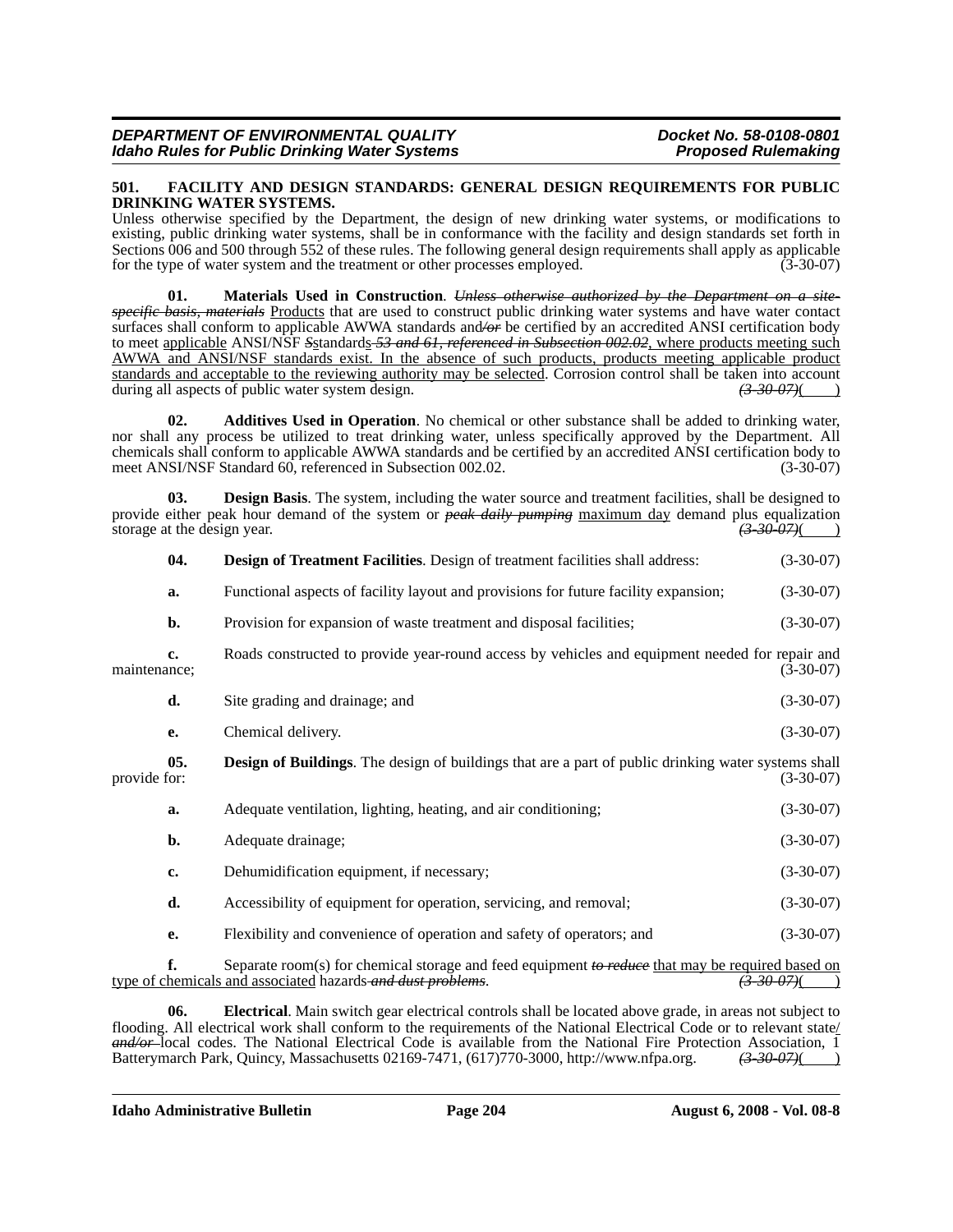**501. FACILITY AND DESIGN STANDARDS: GENERAL DESIGN REQUIREMENTS FOR PUBLIC DRINKING WATER SYSTEMS.**

Unless otherwise specified by the Department, the design of new drinking water systems, or modifications to existing, public drinking water systems, shall be in conformance with the facility and design standards set forth in Sections 006 and 500 through 552 of these rules. The following general design requirements shall apply as applicable for the type of water system and the treatment or other processes employed. (3-30-07)

**01. Materials Used in Construction**. ~~*Unless otherwise authorized by the Department on a site-specific basis, materials*~~ Products that are used to construct public drinking water systems and have water contact surfaces shall conform to applicable AWWA standards and~~*/or*~~ be certified by an accredited ANSI certification body to meet applicable ANSI/NSF ~~*S*~~standards~~*53 and 61, referenced in Subsection 002.02*~~, where products meeting such AWWA and ANSI/NSF standards exist. In the absence of such products, products meeting applicable product standards and acceptable to the reviewing authority may be selected. Corrosion control shall be taken into account during all aspects of public water system design. ~~*(3-30-07)*~~( )

**02. Additives Used in Operation**. No chemical or other substance shall be added to drinking water, nor shall any process be utilized to treat drinking water, unless specifically approved by the Department. All chemicals shall conform to applicable AWWA standards and be certified by an accredited ANSI certification body to meet ANSI/NSF Standard 60, referenced in Subsection 002.02. (3-30-07)

**03. Design Basis**. The system, including the water source and treatment facilities, shall be designed to provide either peak hour demand of the system or ~~*peak daily pumping*~~ maximum day demand plus equalization storage at the design year. ~~*(3-30-07)*~~( )

**04. Design of Treatment Facilities**. Design of treatment facilities shall address: (3-30-07)

**a.** Functional aspects of facility layout and provisions for future facility expansion; (3-30-07)

**b.** Provision for expansion of waste treatment and disposal facilities; (3-30-07)

**c.** Roads constructed to provide year-round access by vehicles and equipment needed for repair and maintenance; (3-30-07)

**d.** Site grading and drainage; and (3-30-07)

**e.** Chemical delivery. (3-30-07)

**05. Design of Buildings**. The design of buildings that are a part of public drinking water systems shall provide for: (3-30-07)

**a.** Adequate ventilation, lighting, heating, and air conditioning; (3-30-07)

**b.** Adequate drainage; (3-30-07)

**c.** Dehumidification equipment, if necessary; (3-30-07)

**d.** Accessibility of equipment for operation, servicing, and removal; (3-30-07)

**e.** Flexibility and convenience of operation and safety of operators; and (3-30-07)

**f.** Separate room(s) for chemical storage and feed equipment ~~*to reduce*~~ that may be required based on type of chemicals and associated hazards~~*and dust problems*~~. ~~*(3-30-07)*~~( )

**06. Electrical**. Main switch gear electrical controls shall be located above grade, in areas not subject to flooding. All electrical work shall conform to the requirements of the National Electrical Code or to relevant state/~~*and/or*~~ local codes. The National Electrical Code is available from the National Fire Protection Association, 1 Batterymarch Park, Quincy, Massachusetts 02169-7471, (617)770-3000, http://www.nfpa.org. ~~*(3-30-07)*~~( )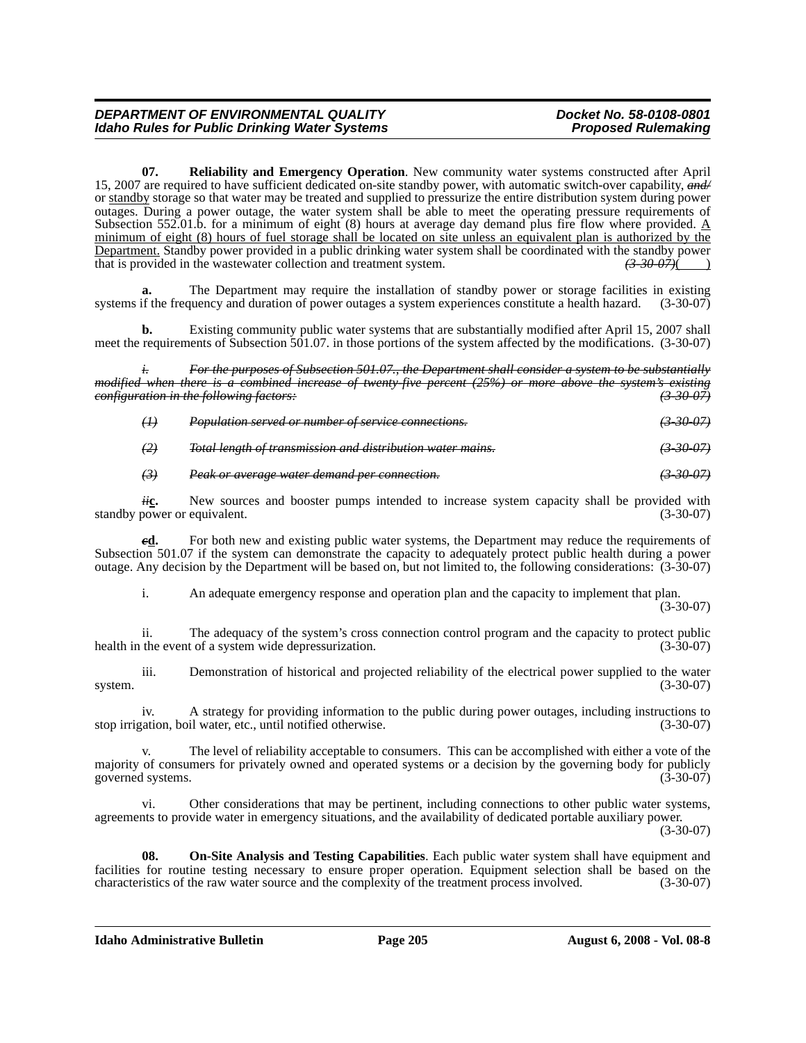**07. Reliability and Emergency Operation**. New community water systems constructed after April 15, 2007 are required to have sufficient dedicated on-site standby power, with automatic switch-over capability, ~~*and/*~~ or <u>standby</u> storage so that water may be treated and supplied to pressurize the entire distribution system during power outages. During a power outage, the water system shall be able to meet the operating pressure requirements of Subsection 552.01.b. for a minimum of eight (8) hours at average day demand plus fire flow where provided. <u>A minimum of eight (8) hours of fuel storage shall be located on site unless an equivalent plan is authorized by the Department.</u> Standby power provided in a public drinking water system shall be coordinated with the standby power that is provided in the wastewater collection and treatment system. ~~*(3-30-07)*~~(    )

**a.** The Department may require the installation of standby power or storage facilities in existing systems if the frequency and duration of power outages a system experiences constitute a health hazard. (3-30-07)

**b.** Existing community public water systems that are substantially modified after April 15, 2007 shall meet the requirements of Subsection 501.07. in those portions of the system affected by the modifications. (3-30-07)

~~*i. For the purposes of Subsection 501.07., the Department shall consider a system to be substantially modified when there is a combined increase of twenty-five percent (25%) or more above the system's existing configuration in the following factors: (3-30-07)*~~

~~*(1) Population served or number of service connections. (3-30-07)*~~

~~*(2) Total length of transmission and distribution water mains. (3-30-07)*~~

~~*(3) Peak or average water demand per connection. (3-30-07)*~~

~~*ii*~~<u>**c**</u>**.** New sources and booster pumps intended to increase system capacity shall be provided with standby power or equivalent. (3-30-07)

~~**c**~~<u>**d**</u>**.** For both new and existing public water systems, the Department may reduce the requirements of Subsection 501.07 if the system can demonstrate the capacity to adequately protect public health during a power outage. Any decision by the Department will be based on, but not limited to, the following considerations: (3-30-07)

i. An adequate emergency response and operation plan and the capacity to implement that plan. (3-30-07)

ii. The adequacy of the system's cross connection control program and the capacity to protect public health in the event of a system wide depressurization. (3-30-07)

iii. Demonstration of historical and projected reliability of the electrical power supplied to the water system. (3-30-07)

iv. A strategy for providing information to the public during power outages, including instructions to stop irrigation, boil water, etc., until notified otherwise. (3-30-07)

v. The level of reliability acceptable to consumers. This can be accomplished with either a vote of the majority of consumers for privately owned and operated systems or a decision by the governing body for publicly governed systems. (3-30-07)

vi. Other considerations that may be pertinent, including connections to other public water systems, agreements to provide water in emergency situations, and the availability of dedicated portable auxiliary power. (3-30-07)

**08. On-Site Analysis and Testing Capabilities**. Each public water system shall have equipment and facilities for routine testing necessary to ensure proper operation. Equipment selection shall be based on the characteristics of the raw water source and the complexity of the treatment process involved. (3-30-07)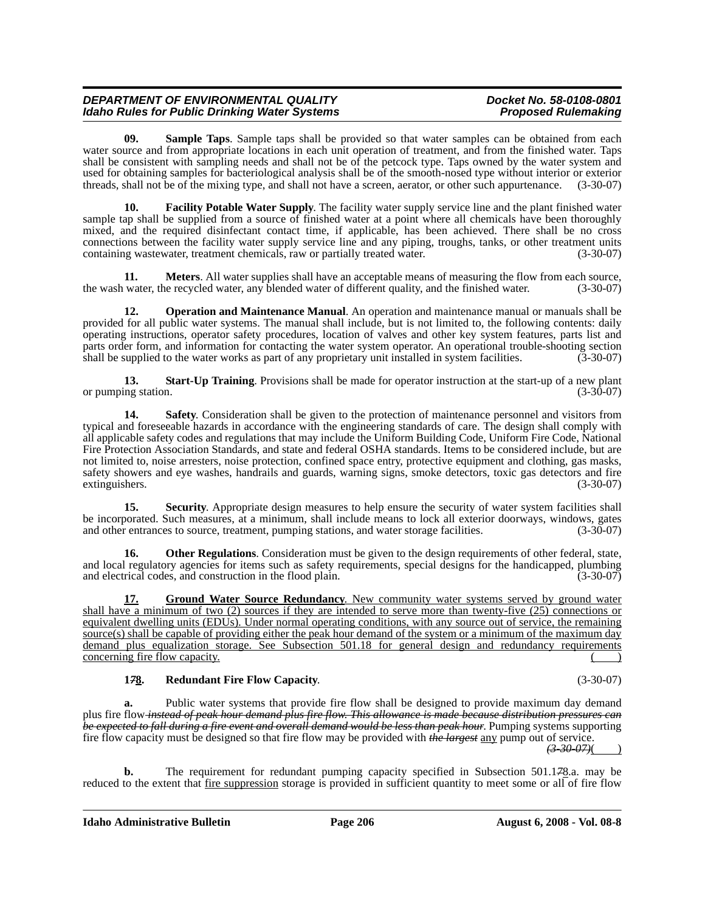**09. Sample Taps**. Sample taps shall be provided so that water samples can be obtained from each water source and from appropriate locations in each unit operation of treatment, and from the finished water. Taps shall be consistent with sampling needs and shall not be of the petcock type. Taps owned by the water system and used for obtaining samples for bacteriological analysis shall be of the smooth-nosed type without interior or exterior threads, shall not be of the mixing type, and shall not have a screen, aerator, or other such appurtenance. (3-30-07)

**10. Facility Potable Water Supply**. The facility water supply service line and the plant finished water sample tap shall be supplied from a source of finished water at a point where all chemicals have been thoroughly mixed, and the required disinfectant contact time, if applicable, has been achieved. There shall be no cross connections between the facility water supply service line and any piping, troughs, tanks, or other treatment units containing wastewater, treatment chemicals, raw or partially treated water. (3-30-07)

**11. Meters**. All water supplies shall have an acceptable means of measuring the flow from each source, the wash water, the recycled water, any blended water of different quality, and the finished water. (3-30-07)

**12. Operation and Maintenance Manual**. An operation and maintenance manual or manuals shall be provided for all public water systems. The manual shall include, but is not limited to, the following contents: daily operating instructions, operator safety procedures, location of valves and other key system features, parts list and parts order form, and information for contacting the water system operator. An operational trouble-shooting section shall be supplied to the water works as part of any proprietary unit installed in system facilities. (3-30-07)

**13. Start-Up Training**. Provisions shall be made for operator instruction at the start-up of a new plant or pumping station. (3-30-07)

**14. Safety**. Consideration shall be given to the protection of maintenance personnel and visitors from typical and foreseeable hazards in accordance with the engineering standards of care. The design shall comply with all applicable safety codes and regulations that may include the Uniform Building Code, Uniform Fire Code, National Fire Protection Association Standards, and state and federal OSHA standards. Items to be considered include, but are not limited to, noise arresters, noise protection, confined space entry, protective equipment and clothing, gas masks, safety showers and eye washes, handrails and guards, warning signs, smoke detectors, toxic gas detectors and fire extinguishers. (3-30-07)

**15. Security**. Appropriate design measures to help ensure the security of water system facilities shall be incorporated. Such measures, at a minimum, shall include means to lock all exterior doorways, windows, gates and other entrances to source, treatment, pumping stations, and water storage facilities. (3-30-07)

**16. Other Regulations**. Consideration must be given to the design requirements of other federal, state, and local regulatory agencies for items such as safety requirements, special designs for the handicapped, plumbing and electrical codes, and construction in the flood plain. (3-30-07)

**17. Ground Water Source Redundancy**. New community water systems served by ground water shall have a minimum of two (2) sources if they are intended to serve more than twenty-five (25) connections or equivalent dwelling units (EDUs). Under normal operating conditions, with any source out of service, the remaining source(s) shall be capable of providing either the peak hour demand of the system or a minimum of the maximum day demand plus equalization storage. See Subsection 501.18 for general design and redundancy requirements concerning fire flow capacity. ( )

**1~~7~~8. Redundant Fire Flow Capacity**. (3-30-07)

**a.** Public water systems that provide fire flow shall be designed to provide maximum day demand plus fire flow ~~*instead of peak hour demand plus fire flow. This allowance is made because distribution pressures can be expected to fall during a fire event and overall demand would be less than peak hour*~~. Pumping systems supporting fire flow capacity must be designed so that fire flow may be provided with ~~*the largest*~~ any pump out of service. ~~*(3-30-07)*~~( )

**b.** The requirement for redundant pumping capacity specified in Subsection 501.1~~7~~8.a. may be reduced to the extent that fire suppression storage is provided in sufficient quantity to meet some or all of fire flow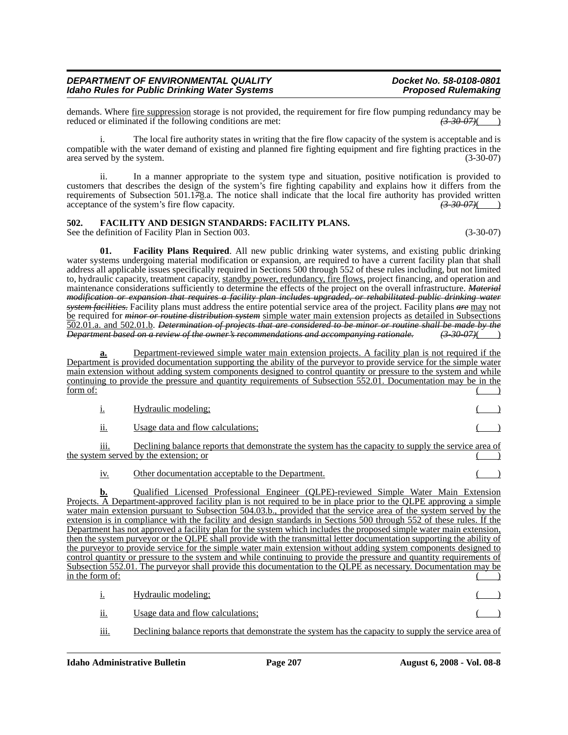demands. Where fire suppression storage is not provided, the requirement for fire flow pumping redundancy may be reduced or eliminated if the following conditions are met: ~~(3-30-07)~~( )

i. The local fire authority states in writing that the fire flow capacity of the system is acceptable and is compatible with the water demand of existing and planned fire fighting equipment and fire fighting practices in the area served by the system. (3-30-07)

ii. In a manner appropriate to the system type and situation, positive notification is provided to customers that describes the design of the system's fire fighting capability and explains how it differs from the requirements of Subsection 501.1~~7~~8.a. The notice shall indicate that the local fire authority has provided written acceptance of the system's fire flow capacity. ~~(3-30-07)~~( )

**502. FACILITY AND DESIGN STANDARDS: FACILITY PLANS.**

See the definition of Facility Plan in Section 003. (3-30-07)

**01. Facility Plans Required**. All new public drinking water systems, and existing public drinking water systems undergoing material modification or expansion, are required to have a current facility plan that shall address all applicable issues specifically required in Sections 500 through 552 of these rules including, but not limited to, hydraulic capacity, treatment capacity, standby power, redundancy, fire flows, project financing, and operation and maintenance considerations sufficiently to determine the effects of the project on the overall infrastructure. ~~*Material modification or expansion that requires a facility plan includes upgraded, or rehabilitated public drinking water system facilities.*~~ Facility plans ~~*are*~~ may not be required for ~~*minor or routine distribution system*~~ simple water main extension projects as detailed in Subsections 502.01.a. and 502.01.b. ~~*Determination of projects that are considered to be minor or routine shall be made by the Department based on a review of the owner's recommendations and accompanying rationale.*~~ ~~(3-30-07)~~( )

**a.** Department-reviewed simple water main extension projects. A facility plan is not required if the Department is provided documentation supporting the ability of the purveyor to provide service for the simple water main extension without adding system components designed to control quantity or pressure to the system and while continuing to provide the pressure and quantity requirements of Subsection 552.01. Documentation may be in the form of: ( )

i. Hydraulic modeling; ( )

ii. Usage data and flow calculations; ( )

iii. Declining balance reports that demonstrate the system has the capacity to supply the service area of the system served by the extension; or ( )

iv. Other documentation acceptable to the Department. ( )

**b.** Qualified Licensed Professional Engineer (QLPE)-reviewed Simple Water Main Extension Projects. A Department-approved facility plan is not required to be in place prior to the QLPE approving a simple water main extension pursuant to Subsection 504.03.b., provided that the service area of the system served by the extension is in compliance with the facility and design standards in Sections 500 through 552 of these rules. If the Department has not approved a facility plan for the system which includes the proposed simple water main extension, then the system purveyor or the QLPE shall provide with the transmittal letter documentation supporting the ability of the purveyor to provide service for the simple water main extension without adding system components designed to control quantity or pressure to the system and while continuing to provide the pressure and quantity requirements of Subsection 552.01. The purveyor shall provide this documentation to the QLPE as necessary. Documentation may be in the form of: ( )

i. Hydraulic modeling; ( )

ii. Usage data and flow calculations; ( )

iii. Declining balance reports that demonstrate the system has the capacity to supply the service area of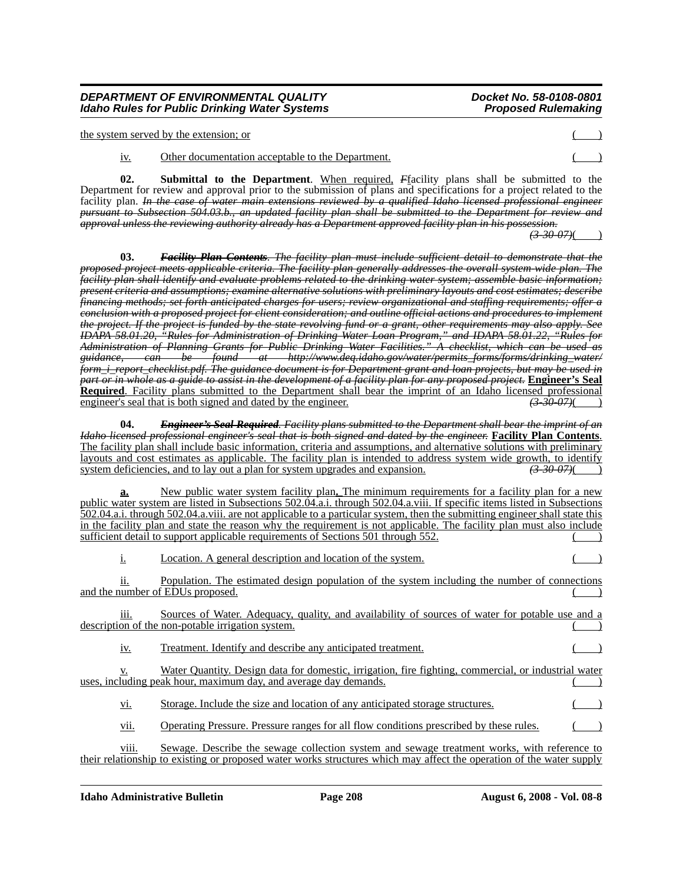the system served by the extension; or ( )

iv. Other documentation acceptable to the Department. ( )

**02. Submittal to the Department**. When required, ~~F~~facility plans shall be submitted to the Department for review and approval prior to the submission of plans and specifications for a project related to the facility plan. ~~*In the case of water main extensions reviewed by a qualified Idaho licensed professional engineer pursuant to Subsection 504.03.b., an updated facility plan shall be submitted to the Department for review and approval unless the reviewing authority already has a Department approved facility plan in his possession.*~~ ~~*(3-30-07)*~~( )

**03.** ~~***Facility Plan Contents***~~. ~~*The facility plan must include sufficient detail to demonstrate that the proposed project meets applicable criteria. The facility plan generally addresses the overall system-wide plan. The facility plan shall identify and evaluate problems related to the drinking water system; assemble basic information; present criteria and assumptions; examine alternative solutions with preliminary layouts and cost estimates; describe financing methods; set forth anticipated charges for users; review organizational and staffing requirements; offer a conclusion with a proposed project for client consideration; and outline official actions and procedures to implement the project. If the project is funded by the state revolving fund or a grant, other requirements may also apply. See IDAPA 58.01.20, "Rules for Administration of Drinking Water Loan Program," and IDAPA 58.01.22, "Rules for Administration of Planning Grants for Public Drinking Water Facilities." A checklist, which can be used as guidance, can be found at http://www.deq.idaho.gov/water/permits_forms/forms/drinking_water/form_i_report_checklist.pdf. The guidance document is for Department grant and loan projects, but may be used in part or in whole as a guide to assist in the development of a facility plan for any proposed project.*~~ **Engineer's Seal Required**. Facility plans submitted to the Department shall bear the imprint of an Idaho licensed professional engineer's seal that is both signed and dated by the engineer. ~~*(3-30-07)*~~( )

**04.** ~~***Engineer's Seal Required***~~. ~~*Facility plans submitted to the Department shall bear the imprint of an Idaho licensed professional engineer's seal that is both signed and dated by the engineer.*~~ **Facility Plan Contents**. The facility plan shall include basic information, criteria and assumptions, and alternative solutions with preliminary layouts and cost estimates as applicable. The facility plan is intended to address system wide growth, to identify system deficiencies, and to lay out a plan for system upgrades and expansion. ~~*(3-30-07)*~~( )

**a.** New public water system facility plan**.** The minimum requirements for a facility plan for a new public water system are listed in Subsections 502.04.a.i. through 502.04.a.viii. If specific items listed in Subsections 502.04.a.i. through 502.04.a.viii. are not applicable to a particular system, then the submitting engineer shall state this in the facility plan and state the reason why the requirement is not applicable. The facility plan must also include sufficient detail to support applicable requirements of Sections 501 through 552. ( )

i. Location. A general description and location of the system. ( )

ii. Population. The estimated design population of the system including the number of connections and the number of EDUs proposed. ( )

iii. Sources of Water. Adequacy, quality, and availability of sources of water for potable use and a description of the non-potable irrigation system. ( )

iv. Treatment. Identify and describe any anticipated treatment. ( )

v. Water Quantity. Design data for domestic, irrigation, fire fighting, commercial, or industrial water uses, including peak hour, maximum day, and average day demands. ( )

vi. Storage. Include the size and location of any anticipated storage structures. ( )

vii. Operating Pressure. Pressure ranges for all flow conditions prescribed by these rules. ( )

viii. Sewage. Describe the sewage collection system and sewage treatment works, with reference to their relationship to existing or proposed water works structures which may affect the operation of the water supply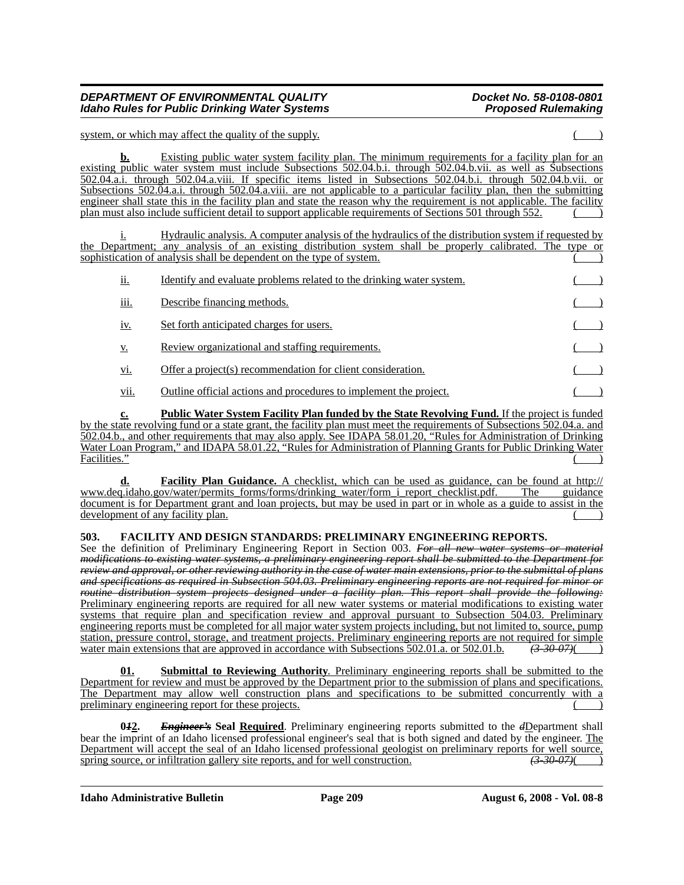system, or which may affect the quality of the supply. ( )

**b.** Existing public water system facility plan. The minimum requirements for a facility plan for an existing public water system must include Subsections 502.04.b.i. through 502.04.b.vii. as well as Subsections 502.04.a.i. through 502.04.a.viii. If specific items listed in Subsections 502.04.b.i. through 502.04.b.vii. or Subsections 502.04.a.i. through 502.04.a.viii. are not applicable to a particular facility plan, then the submitting engineer shall state this in the facility plan and state the reason why the requirement is not applicable. The facility plan must also include sufficient detail to support applicable requirements of Sections 501 through 552. ( )

i. Hydraulic analysis. A computer analysis of the hydraulics of the distribution system if requested by the Department; any analysis of an existing distribution system shall be properly calibrated. The type or sophistication of analysis shall be dependent on the type of system. ( )

ii. Identify and evaluate problems related to the drinking water system. ( )

iii. Describe financing methods. ( )

iv. Set forth anticipated charges for users. ( )

v. Review organizational and staffing requirements. ( )

vi. Offer a project(s) recommendation for client consideration. ( )

vii. Outline official actions and procedures to implement the project. ( )

**c.** **Public Water System Facility Plan funded by the State Revolving Fund.** If the project is funded by the state revolving fund or a state grant, the facility plan must meet the requirements of Subsections 502.04.a. and 502.04.b., and other requirements that may also apply. See IDAPA 58.01.20, "Rules for Administration of Drinking Water Loan Program," and IDAPA 58.01.22, "Rules for Administration of Planning Grants for Public Drinking Water Facilities." ( )

**d.** **Facility Plan Guidance.** A checklist, which can be used as guidance, can be found at http://www.deq.idaho.gov/water/permits_forms/forms/drinking_water/form_i_report_checklist.pdf. The guidance document is for Department grant and loan projects, but may be used in part or in whole as a guide to assist in the development of any facility plan. ( )

**503. FACILITY AND DESIGN STANDARDS: PRELIMINARY ENGINEERING REPORTS.**

See the definition of Preliminary Engineering Report in Section 003. ~~*For all new water systems or material modifications to existing water systems, a preliminary engineering report shall be submitted to the Department for review and approval, or other reviewing authority in the case of water main extensions, prior to the submittal of plans and specifications as required in Subsection 504.03. Preliminary engineering reports are not required for minor or routine distribution system projects designed under a facility plan. This report shall provide the following:*~~ Preliminary engineering reports are required for all new water systems or material modifications to existing water systems that require plan and specification review and approval pursuant to Subsection 504.03. Preliminary engineering reports must be completed for all major water system projects including, but not limited to, source, pump station, pressure control, storage, and treatment projects. Preliminary engineering reports are not required for simple water main extensions that are approved in accordance with Subsections 502.01.a. or 502.01.b. ~~*(3-30-07)*~~( )

**01.** **Submittal to Reviewing Authority**. Preliminary engineering reports shall be submitted to the Department for review and must be approved by the Department prior to the submission of plans and specifications. The Department may allow well construction plans and specifications to be submitted concurrently with a preliminary engineering report for these projects. ( )

**0~~1~~2.** ~~***Engineer's***~~ **Seal Required**. Preliminary engineering reports submitted to the ~~*d*~~Department shall bear the imprint of an Idaho licensed professional engineer's seal that is both signed and dated by the engineer. The Department will accept the seal of an Idaho licensed professional geologist on preliminary reports for well source, spring source, or infiltration gallery site reports, and for well construction. ~~*(3-30-07)*~~( )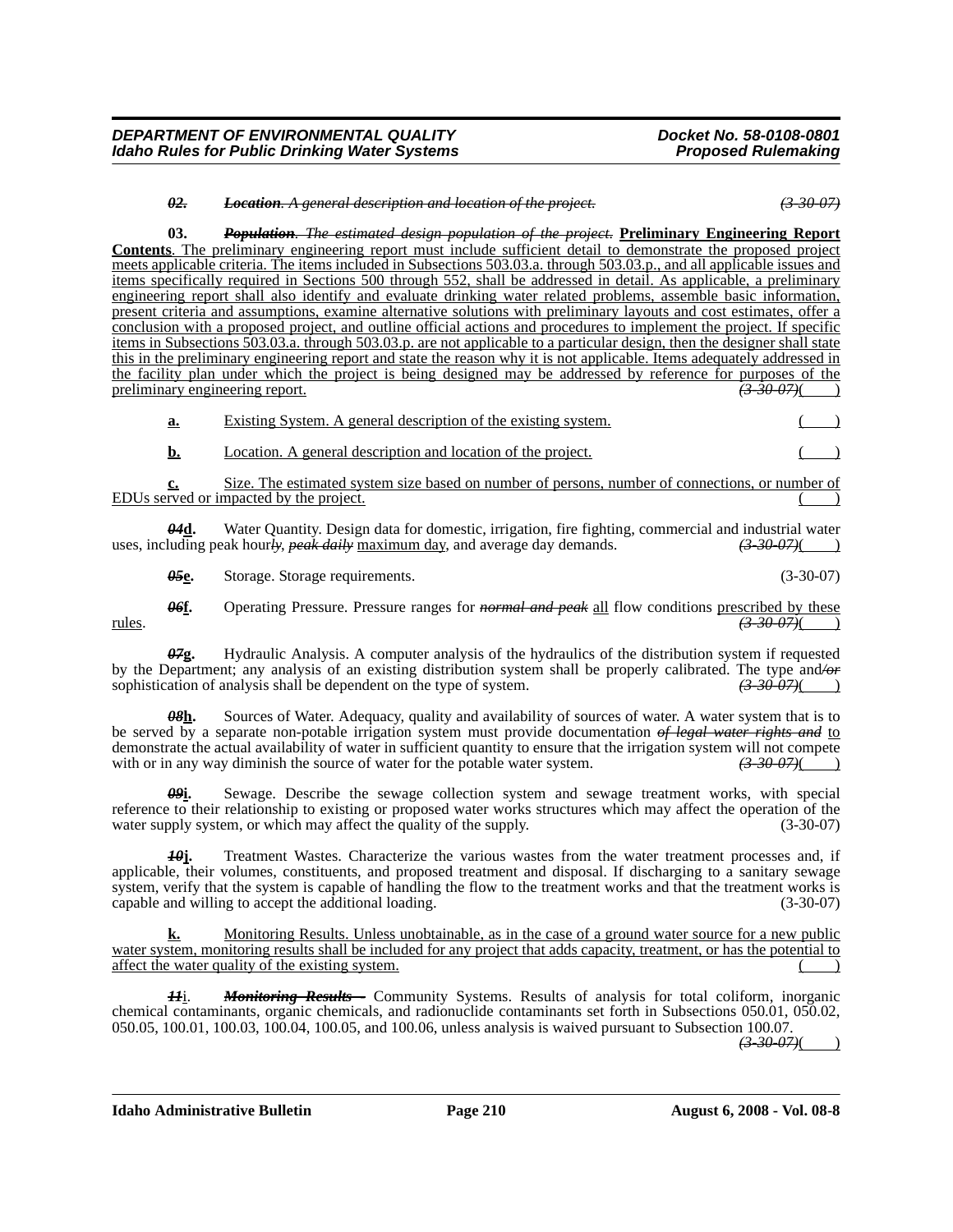~~*02.*~~ ~~***Location***~~~~*. A general description and location of the project.*~~ ~~*(3-30-07)*~~

**03.** ~~***Population***~~~~*. The estimated design population of the project.*~~ **<u>Preliminary Engineering Report Contents</u>**<u>. The preliminary engineering report must include sufficient detail to demonstrate the proposed project meets applicable criteria. The items included in Subsections 503.03.a. through 503.03.p., and all applicable issues and items specifically required in Sections 500 through 552, shall be addressed in detail. As applicable, a preliminary engineering report shall also identify and evaluate drinking water related problems, assemble basic information, present criteria and assumptions, examine alternative solutions with preliminary layouts and cost estimates, offer a conclusion with a proposed project, and outline official actions and procedures to implement the project. If specific items in Subsections 503.03.a. through 503.03.p. are not applicable to a particular design, then the designer shall state this in the preliminary engineering report and state the reason why it is not applicable. Items adequately addressed in the facility plan under which the project is being designed may be addressed by reference for purposes of the preliminary engineering report.</u> ~~*(3-30-07)*~~( )

**<u>a.</u>** <u>Existing System. A general description of the existing system.</u> ( )

**<u>b.</u>** <u>Location. A general description and location of the project.</u> ( )

**<u>c.</u>** <u>Size. The estimated system size based on number of persons, number of connections, or number of EDUs served or impacted by the project.</u> ( )

~~***04***~~**<u>d</u>.** Water Quantity. Design data for domestic, irrigation, fire fighting, commercial and industrial water uses, including peak hour~~*ly*~~, ~~***peak daily***~~ <u>maximum day</u>, and average day demands. ~~*(3-30-07)*~~( )

~~***05***~~**<u>e</u>.** Storage. Storage requirements. (3-30-07)

~~***06***~~**<u>f</u>.** Operating Pressure. Pressure ranges for ~~***normal and peak***~~ <u>all</u> flow conditions <u>prescribed by these rules</u>. ~~*(3-30-07)*~~( )

~~***07***~~**<u>g</u>.** Hydraulic Analysis. A computer analysis of the hydraulics of the distribution system if requested by the Department; any analysis of an existing distribution system shall be properly calibrated. The type and~~*/or*~~ sophistication of analysis shall be dependent on the type of system. ~~*(3-30-07)*~~( )

~~***08***~~**<u>h</u>.** Sources of Water. Adequacy, quality and availability of sources of water. A water system that is to be served by a separate non-potable irrigation system must provide documentation ~~*of legal water rights and*~~ <u>to</u> demonstrate the actual availability of water in sufficient quantity to ensure that the irrigation system will not compete with or in any way diminish the source of water for the potable water system. ~~*(3-30-07)*~~( )

~~***09***~~**<u>i</u>.** Sewage. Describe the sewage collection system and sewage treatment works, with special reference to their relationship to existing or proposed water works structures which may affect the operation of the water supply system, or which may affect the quality of the supply. (3-30-07)

~~***10***~~**<u>j</u>.** Treatment Wastes. Characterize the various wastes from the water treatment processes and, if applicable, their volumes, constituents, and proposed treatment and disposal. If discharging to a sanitary sewage system, verify that the system is capable of handling the flow to the treatment works and that the treatment works is capable and willing to accept the additional loading. (3-30-07)

**<u>k.</u>** <u>Monitoring Results. Unless unobtainable, as in the case of a ground water source for a new public water system, monitoring results shall be included for any project that adds capacity, treatment, or has the potential to affect the water quality of the existing system.</u> ( )

~~***11***~~<u>i</u>. ~~***Monitoring Results -***~~ Community Systems. Results of analysis for total coliform, inorganic chemical contaminants, organic chemicals, and radionuclide contaminants set forth in Subsections 050.01, 050.02, 050.05, 100.01, 100.03, 100.04, 100.05, and 100.06, unless analysis is waived pursuant to Subsection 100.07. ~~*(3-30-07)*~~( )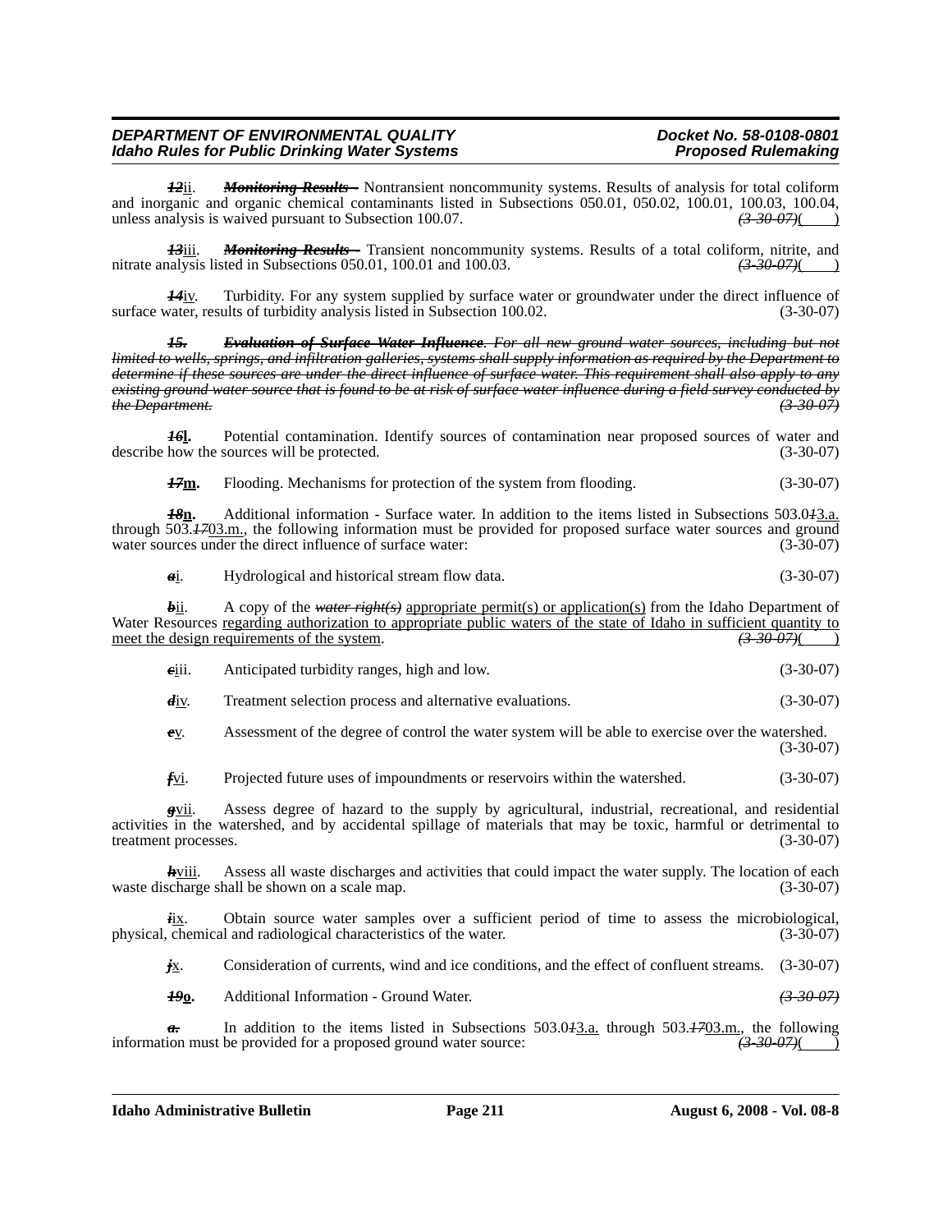~~*12*~~ii. ~~***Monitoring Results -***~~ Nontransient noncommunity systems. Results of analysis for total coliform and inorganic and organic chemical contaminants listed in Subsections 050.01, 050.02, 100.01, 100.03, 100.04, unless analysis is waived pursuant to Subsection 100.07. ~~*(3-30-07)*~~(        )

~~*13*~~iii. ~~***Monitoring Results -***~~ Transient noncommunity systems. Results of a total coliform, nitrite, and nitrate analysis listed in Subsections 050.01, 100.01 and 100.03. ~~*(3-30-07)*~~(        )

~~*14*~~iv. Turbidity. For any system supplied by surface water or groundwater under the direct influence of surface water, results of turbidity analysis listed in Subsection 100.02. (3-30-07)

~~***15.*** ***Evaluation of Surface Water Influence****. For all new ground water sources, including but not limited to wells, springs, and infiltration galleries, systems shall supply information as required by the Department to determine if these sources are under the direct influence of surface water. This requirement shall also apply to any existing ground water source that is found to be at risk of surface water influence during a field survey conducted by the Department.* *(3-30-07)*~~

~~***16***~~**l.** Potential contamination. Identify sources of contamination near proposed sources of water and describe how the sources will be protected. (3-30-07)

~~***17***~~**m.** Flooding. Mechanisms for protection of the system from flooding. (3-30-07)

~~***18***~~**n.** Additional information - Surface water. In addition to the items listed in Subsections 503.0~~*1*~~3.a. through 503.~~*17*~~03.m., the following information must be provided for proposed surface water sources and ground water sources under the direct influence of surface water: (3-30-07)

~~*a*~~i. Hydrological and historical stream flow data. (3-30-07)

~~*b*~~ii. A copy of the ~~*water right(s)*~~ appropriate permit(s) or application(s) from the Idaho Department of Water Resources regarding authorization to appropriate public waters of the state of Idaho in sufficient quantity to meet the design requirements of the system. ~~*(3-30-07)*~~(        )

~~*c*~~iii. Anticipated turbidity ranges, high and low. (3-30-07)

~~*d*~~iv. Treatment selection process and alternative evaluations. (3-30-07)

~~*e*~~v. Assessment of the degree of control the water system will be able to exercise over the watershed. (3-30-07)

~~*f*~~vi. Projected future uses of impoundments or reservoirs within the watershed. (3-30-07)

~~*g*~~vii. Assess degree of hazard to the supply by agricultural, industrial, recreational, and residential activities in the watershed, and by accidental spillage of materials that may be toxic, harmful or detrimental to treatment processes. (3-30-07)

~~*h*~~viii. Assess all waste discharges and activities that could impact the water supply. The location of each waste discharge shall be shown on a scale map. (3-30-07)

~~*i*~~ix. Obtain source water samples over a sufficient period of time to assess the microbiological, physical, chemical and radiological characteristics of the water. (3-30-07)

~~*j*~~x. Consideration of currents, wind and ice conditions, and the effect of confluent streams. (3-30-07)

~~***19***~~**o.** Additional Information - Ground Water. ~~*(3-30-07)*~~

~~***a.***~~ In addition to the items listed in Subsections 503.0~~*1*~~3.a. through 503.~~*17*~~03.m., the following information must be provided for a proposed ground water source: ~~*(3-30-07)*~~(        )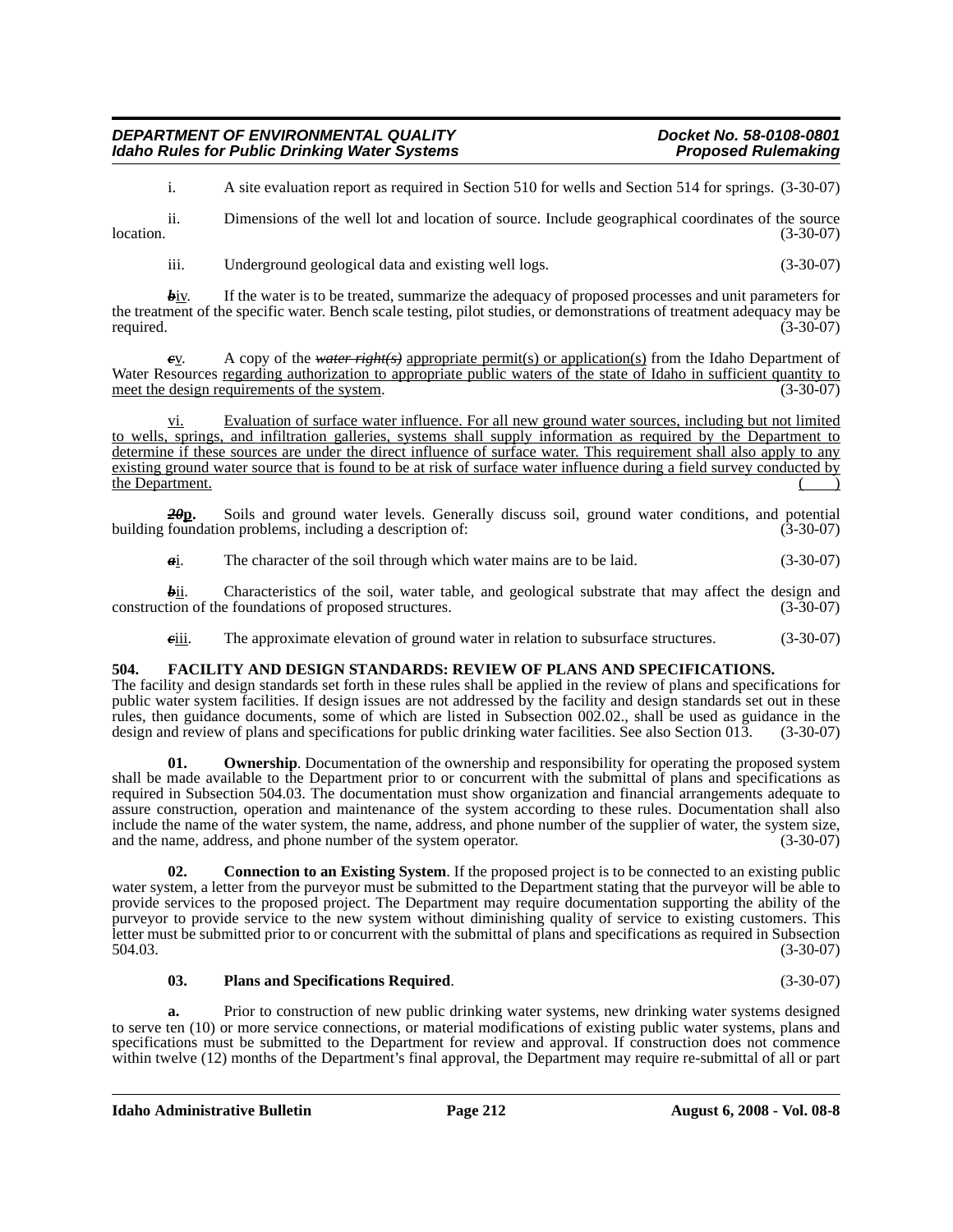i. A site evaluation report as required in Section 510 for wells and Section 514 for springs. (3-30-07)

ii. Dimensions of the well lot and location of source. Include geographical coordinates of the source location. (3-30-07)

iii. Underground geological data and existing well logs. (3-30-07)

~~*b*~~iv. If the water is to be treated, summarize the adequacy of proposed processes and unit parameters for the treatment of the specific water. Bench scale testing, pilot studies, or demonstrations of treatment adequacy may be required. (3-30-07)

~~*c*~~v. A copy of the ~~*water right(s)*~~ appropriate permit(s) or application(s) from the Idaho Department of Water Resources regarding authorization to appropriate public waters of the state of Idaho in sufficient quantity to meet the design requirements of the system. (3-30-07)

vi. Evaluation of surface water influence. For all new ground water sources, including but not limited to wells, springs, and infiltration galleries, systems shall supply information as required by the Department to determine if these sources are under the direct influence of surface water. This requirement shall also apply to any existing ground water source that is found to be at risk of surface water influence during a field survey conducted by the Department. ( )

~~***20***~~**p.** Soils and ground water levels. Generally discuss soil, ground water conditions, and potential building foundation problems, including a description of: (3-30-07)

~~*a*~~i. The character of the soil through which water mains are to be laid. (3-30-07)

~~*b*~~ii. Characteristics of the soil, water table, and geological substrate that may affect the design and construction of the foundations of proposed structures. (3-30-07)

~~*c*~~iii. The approximate elevation of ground water in relation to subsurface structures. (3-30-07)

**504. FACILITY AND DESIGN STANDARDS: REVIEW OF PLANS AND SPECIFICATIONS.**

The facility and design standards set forth in these rules shall be applied in the review of plans and specifications for public water system facilities. If design issues are not addressed by the facility and design standards set out in these rules, then guidance documents, some of which are listed in Subsection 002.02., shall be used as guidance in the design and review of plans and specifications for public drinking water facilities. See also Section 013. (3-30-07)

**01. Ownership**. Documentation of the ownership and responsibility for operating the proposed system shall be made available to the Department prior to or concurrent with the submittal of plans and specifications as required in Subsection 504.03. The documentation must show organization and financial arrangements adequate to assure construction, operation and maintenance of the system according to these rules. Documentation shall also include the name of the water system, the name, address, and phone number of the supplier of water, the system size, and the name, address, and phone number of the system operator. (3-30-07)

**02. Connection to an Existing System**. If the proposed project is to be connected to an existing public water system, a letter from the purveyor must be submitted to the Department stating that the purveyor will be able to provide services to the proposed project. The Department may require documentation supporting the ability of the purveyor to provide service to the new system without diminishing quality of service to existing customers. This letter must be submitted prior to or concurrent with the submittal of plans and specifications as required in Subsection 504.03. (3-30-07)

**03. Plans and Specifications Required**. (3-30-07)

**a.** Prior to construction of new public drinking water systems, new drinking water systems designed to serve ten (10) or more service connections, or material modifications of existing public water systems, plans and specifications must be submitted to the Department for review and approval. If construction does not commence within twelve (12) months of the Department's final approval, the Department may require re-submittal of all or part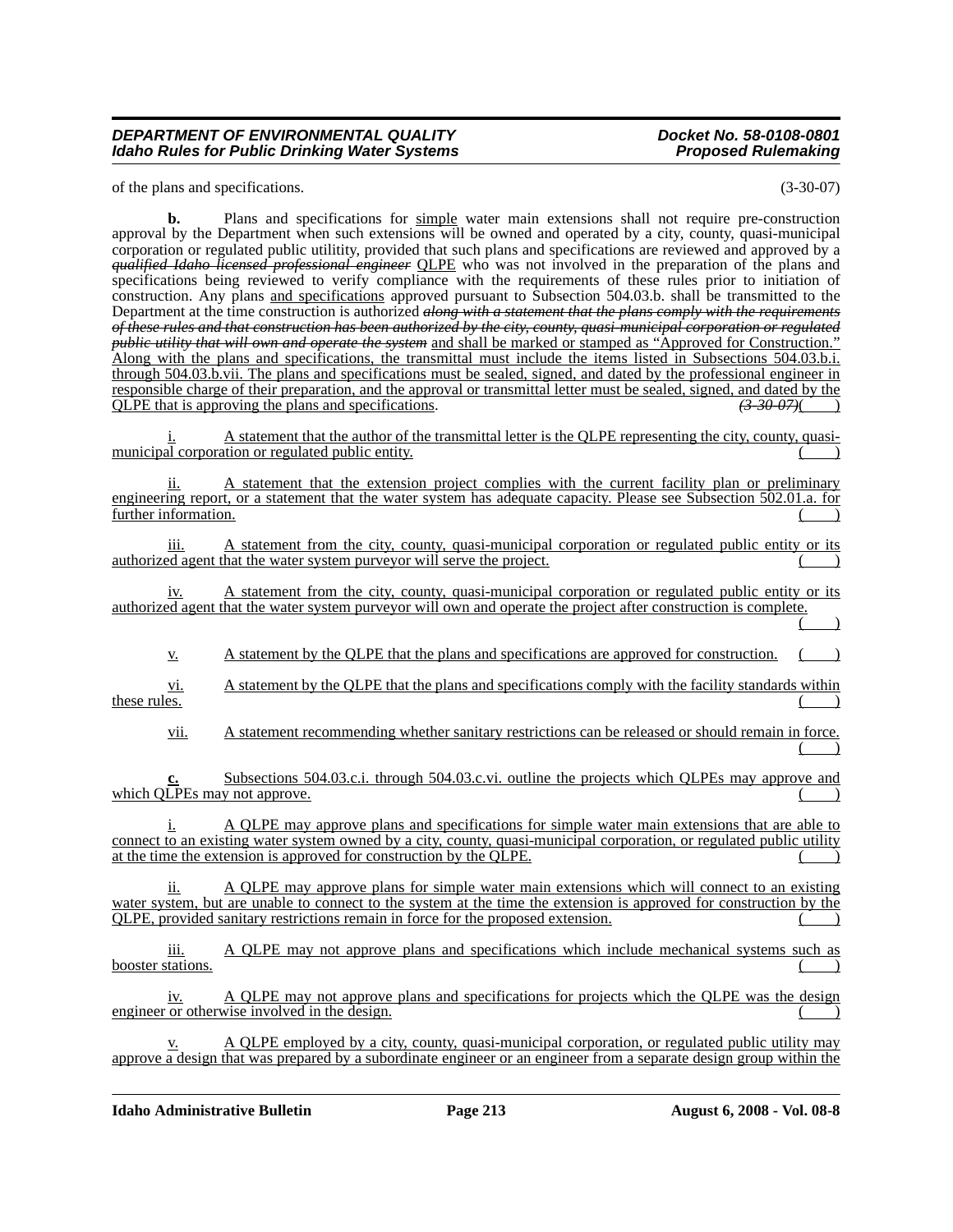of the plans and specifications. (3-30-07)

**b.** Plans and specifications for simple water main extensions shall not require pre-construction approval by the Department when such extensions will be owned and operated by a city, county, quasi-municipal corporation or regulated public utility, provided that such plans and specifications are reviewed and approved by a ~~*qualified Idaho licensed professional engineer*~~ QLPE who was not involved in the preparation of the plans and specifications being reviewed to verify compliance with the requirements of these rules prior to initiation of construction. Any plans and specifications approved pursuant to Subsection 504.03.b. shall be transmitted to the Department at the time construction is authorized ~~*along with a statement that the plans comply with the requirements of these rules and that construction has been authorized by the city, county, quasi-municipal corporation or regulated public utility that will own and operate the system*~~ and shall be marked or stamped as "Approved for Construction." Along with the plans and specifications, the transmittal must include the items listed in Subsections 504.03.b.i. through 504.03.b.vii. The plans and specifications must be sealed, signed, and dated by the professional engineer in responsible charge of their preparation, and the approval or transmittal letter must be sealed, signed, and dated by the QLPE that is approving the plans and specifications. ~~*(3-30-07)*~~( )

i. A statement that the author of the transmittal letter is the QLPE representing the city, county, quasi-municipal corporation or regulated public entity. ( )

ii. A statement that the extension project complies with the current facility plan or preliminary engineering report, or a statement that the water system has adequate capacity. Please see Subsection 502.01.a. for further information. ( )

iii. A statement from the city, county, quasi-municipal corporation or regulated public entity or its authorized agent that the water system purveyor will serve the project. ( )

iv. A statement from the city, county, quasi-municipal corporation or regulated public entity or its authorized agent that the water system purveyor will own and operate the project after construction is complete. ( )

v. A statement by the QLPE that the plans and specifications are approved for construction. ( )

vi. A statement by the QLPE that the plans and specifications comply with the facility standards within these rules. ( )

vii. A statement recommending whether sanitary restrictions can be released or should remain in force. ( )

**c.** Subsections 504.03.c.i. through 504.03.c.vi. outline the projects which QLPEs may approve and which QLPEs may not approve. ( )

i. A QLPE may approve plans and specifications for simple water main extensions that are able to connect to an existing water system owned by a city, county, quasi-municipal corporation, or regulated public utility at the time the extension is approved for construction by the QLPE. ( )

ii. A QLPE may approve plans for simple water main extensions which will connect to an existing water system, but are unable to connect to the system at the time the extension is approved for construction by the QLPE, provided sanitary restrictions remain in force for the proposed extension. ( )

iii. A QLPE may not approve plans and specifications which include mechanical systems such as booster stations. ( )

iv. A QLPE may not approve plans and specifications for projects which the QLPE was the design engineer or otherwise involved in the design. ( )

v. A QLPE employed by a city, county, quasi-municipal corporation, or regulated public utility may approve a design that was prepared by a subordinate engineer or an engineer from a separate design group within the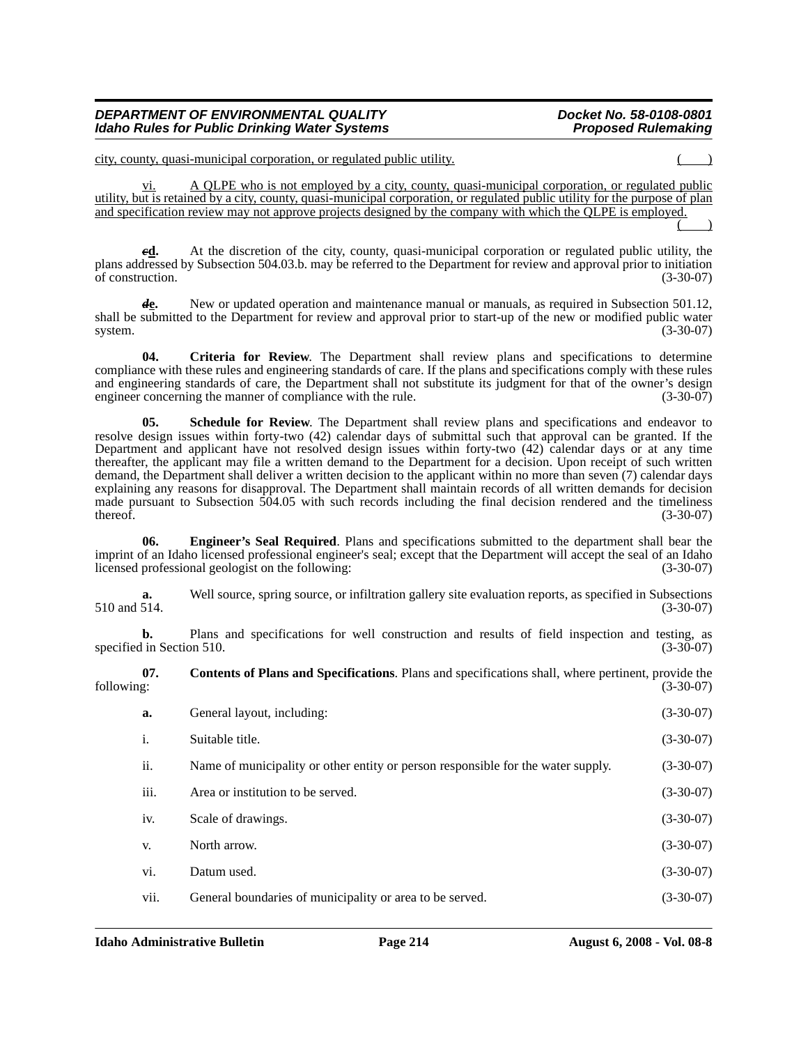city, county, quasi-municipal corporation, or regulated public utility. ( )

vi. A QLPE who is not employed by a city, county, quasi-municipal corporation, or regulated public utility, but is retained by a city, county, quasi-municipal corporation, or regulated public utility for the purpose of plan and specification review may not approve projects designed by the company with which the QLPE is employed. ( )

~~c~~**d.** At the discretion of the city, county, quasi-municipal corporation or regulated public utility, the plans addressed by Subsection 504.03.b. may be referred to the Department for review and approval prior to initiation of construction. (3-30-07)

~~d~~**e.** New or updated operation and maintenance manual or manuals, as required in Subsection 501.12, shall be submitted to the Department for review and approval prior to start-up of the new or modified public water system. (3-30-07)

**04. Criteria for Review**. The Department shall review plans and specifications to determine compliance with these rules and engineering standards of care. If the plans and specifications comply with these rules and engineering standards of care, the Department shall not substitute its judgment for that of the owner's design engineer concerning the manner of compliance with the rule. (3-30-07)

**05. Schedule for Review**. The Department shall review plans and specifications and endeavor to resolve design issues within forty-two (42) calendar days of submittal such that approval can be granted. If the Department and applicant have not resolved design issues within forty-two (42) calendar days or at any time thereafter, the applicant may file a written demand to the Department for a decision. Upon receipt of such written demand, the Department shall deliver a written decision to the applicant within no more than seven (7) calendar days explaining any reasons for disapproval. The Department shall maintain records of all written demands for decision made pursuant to Subsection 504.05 with such records including the final decision rendered and the timeliness thereof. (3-30-07)

**06. Engineer's Seal Required**. Plans and specifications submitted to the department shall bear the imprint of an Idaho licensed professional engineer's seal; except that the Department will accept the seal of an Idaho licensed professional geologist on the following: (3-30-07)

**a.** Well source, spring source, or infiltration gallery site evaluation reports, as specified in Subsections 510 and 514. (3-30-07)

**b.** Plans and specifications for well construction and results of field inspection and testing, as specified in Section 510. (3-30-07)

**07. Contents of Plans and Specifications**. Plans and specifications shall, where pertinent, provide the following: (3-30-07)

**a.** General layout, including: (3-30-07)

i. Suitable title. (3-30-07)

ii. Name of municipality or other entity or person responsible for the water supply. (3-30-07)

iii. Area or institution to be served. (3-30-07)

iv. Scale of drawings. (3-30-07)

v. North arrow. (3-30-07)

vi. Datum used. (3-30-07)

vii. General boundaries of municipality or area to be served. (3-30-07)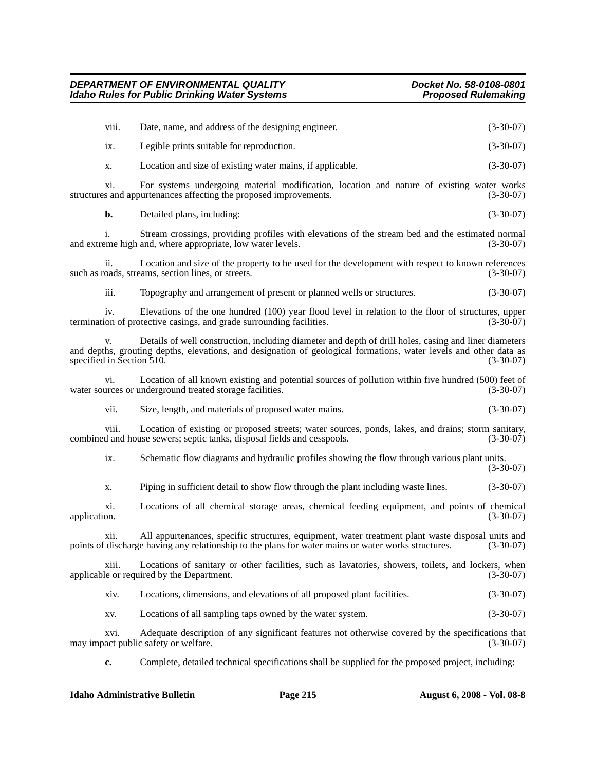viii. Date, name, and address of the designing engineer. (3-30-07)

ix. Legible prints suitable for reproduction. (3-30-07)

x. Location and size of existing water mains, if applicable. (3-30-07)

xi. For systems undergoing material modification, location and nature of existing water works structures and appurtenances affecting the proposed improvements. (3-30-07)

**b.** Detailed plans, including: (3-30-07)

i. Stream crossings, providing profiles with elevations of the stream bed and the estimated normal and extreme high and, where appropriate, low water levels. (3-30-07)

ii. Location and size of the property to be used for the development with respect to known references such as roads, streams, section lines, or streets. (3-30-07)

iii. Topography and arrangement of present or planned wells or structures. (3-30-07)

iv. Elevations of the one hundred (100) year flood level in relation to the floor of structures, upper termination of protective casings, and grade surrounding facilities. (3-30-07)

v. Details of well construction, including diameter and depth of drill holes, casing and liner diameters and depths, grouting depths, elevations, and designation of geological formations, water levels and other data as specified in Section 510. (3-30-07)

vi. Location of all known existing and potential sources of pollution within five hundred (500) feet of water sources or underground treated storage facilities. (3-30-07)

vii. Size, length, and materials of proposed water mains. (3-30-07)

viii. Location of existing or proposed streets; water sources, ponds, lakes, and drains; storm sanitary, combined and house sewers; septic tanks, disposal fields and cesspools. (3-30-07)

ix. Schematic flow diagrams and hydraulic profiles showing the flow through various plant units. (3-30-07)

x. Piping in sufficient detail to show flow through the plant including waste lines. (3-30-07)

xi. Locations of all chemical storage areas, chemical feeding equipment, and points of chemical application. (3-30-07)

xii. All appurtenances, specific structures, equipment, water treatment plant waste disposal units and points of discharge having any relationship to the plans for water mains or water works structures. (3-30-07)

xiii. Locations of sanitary or other facilities, such as lavatories, showers, toilets, and lockers, when applicable or required by the Department. (3-30-07)

xiv. Locations, dimensions, and elevations of all proposed plant facilities. (3-30-07)

xv. Locations of all sampling taps owned by the water system. (3-30-07)

xvi. Adequate description of any significant features not otherwise covered by the specifications that may impact public safety or welfare. (3-30-07)

**c.** Complete, detailed technical specifications shall be supplied for the proposed project, including: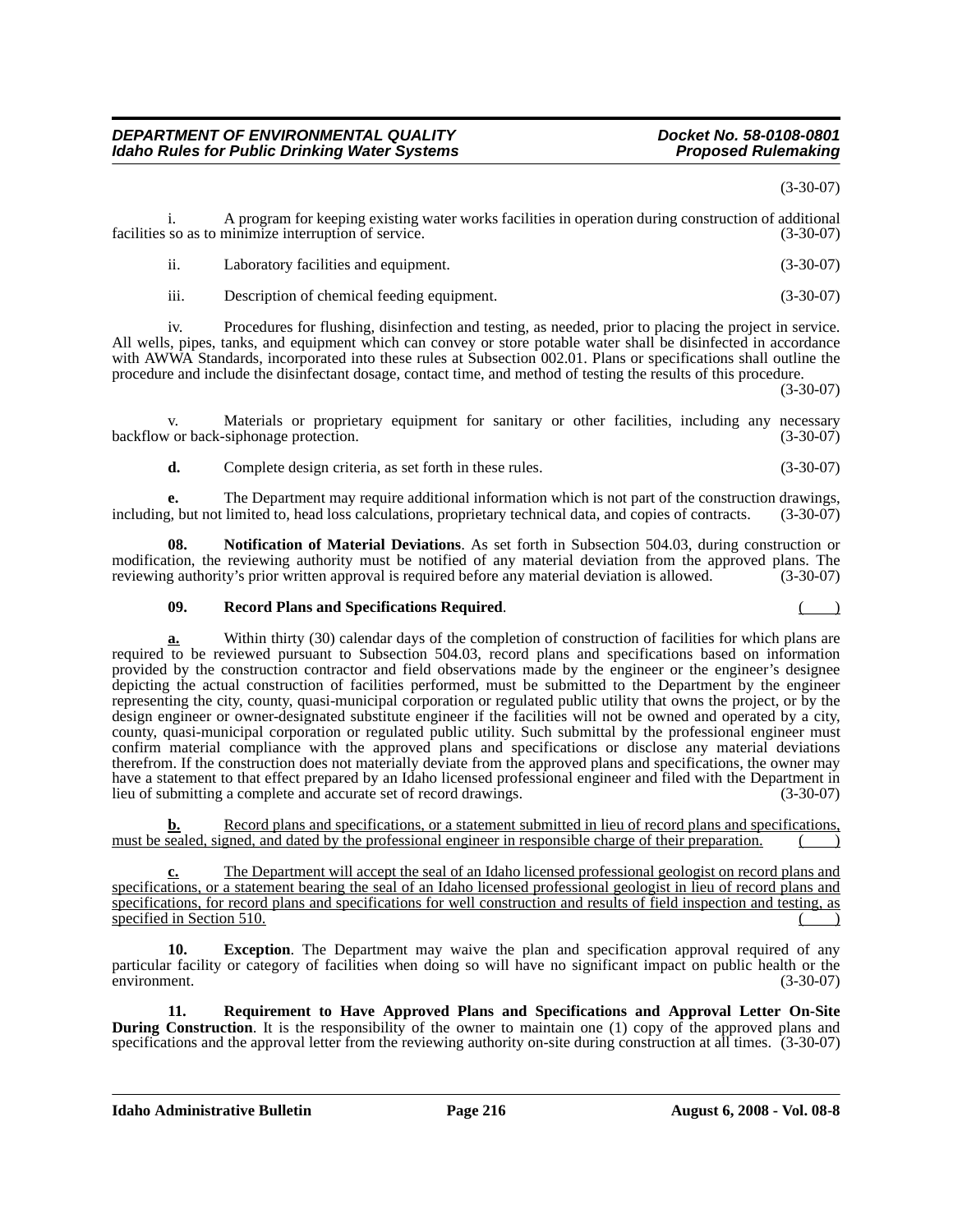(3-30-07)

i. A program for keeping existing water works facilities in operation during construction of additional facilities so as to minimize interruption of service. (3-30-07)

ii. Laboratory facilities and equipment. (3-30-07)

iii. Description of chemical feeding equipment. (3-30-07)

iv. Procedures for flushing, disinfection and testing, as needed, prior to placing the project in service. All wells, pipes, tanks, and equipment which can convey or store potable water shall be disinfected in accordance with AWWA Standards, incorporated into these rules at Subsection 002.01. Plans or specifications shall outline the procedure and include the disinfectant dosage, contact time, and method of testing the results of this procedure. (3-30-07)

v. Materials or proprietary equipment for sanitary or other facilities, including any necessary backflow or back-siphonage protection. (3-30-07)

**d.** Complete design criteria, as set forth in these rules. (3-30-07)

**e.** The Department may require additional information which is not part of the construction drawings, including, but not limited to, head loss calculations, proprietary technical data, and copies of contracts. (3-30-07)

**08. Notification of Material Deviations**. As set forth in Subsection 504.03, during construction or modification, the reviewing authority must be notified of any material deviation from the approved plans. The reviewing authority's prior written approval is required before any material deviation is allowed. (3-30-07)

**09. Record Plans and Specifications Required**. ( )

**a.** Within thirty (30) calendar days of the completion of construction of facilities for which plans are required to be reviewed pursuant to Subsection 504.03, record plans and specifications based on information provided by the construction contractor and field observations made by the engineer or the engineer's designee depicting the actual construction of facilities performed, must be submitted to the Department by the engineer representing the city, county, quasi-municipal corporation or regulated public utility that owns the project, or by the design engineer or owner-designated substitute engineer if the facilities will not be owned and operated by a city, county, quasi-municipal corporation or regulated public utility. Such submittal by the professional engineer must confirm material compliance with the approved plans and specifications or disclose any material deviations therefrom. If the construction does not materially deviate from the approved plans and specifications, the owner may have a statement to that effect prepared by an Idaho licensed professional engineer and filed with the Department in lieu of submitting a complete and accurate set of record drawings. (3-30-07)

**b.** Record plans and specifications, or a statement submitted in lieu of record plans and specifications, must be sealed, signed, and dated by the professional engineer in responsible charge of their preparation. ( )

**c.** The Department will accept the seal of an Idaho licensed professional geologist on record plans and specifications, or a statement bearing the seal of an Idaho licensed professional geologist in lieu of record plans and specifications, for record plans and specifications for well construction and results of field inspection and testing, as specified in Section 510. ( )

**10. Exception**. The Department may waive the plan and specification approval required of any particular facility or category of facilities when doing so will have no significant impact on public health or the environment. (3-30-07)

**11. Requirement to Have Approved Plans and Specifications and Approval Letter On-Site During Construction**. It is the responsibility of the owner to maintain one (1) copy of the approved plans and specifications and the approval letter from the reviewing authority on-site during construction at all times. (3-30-07)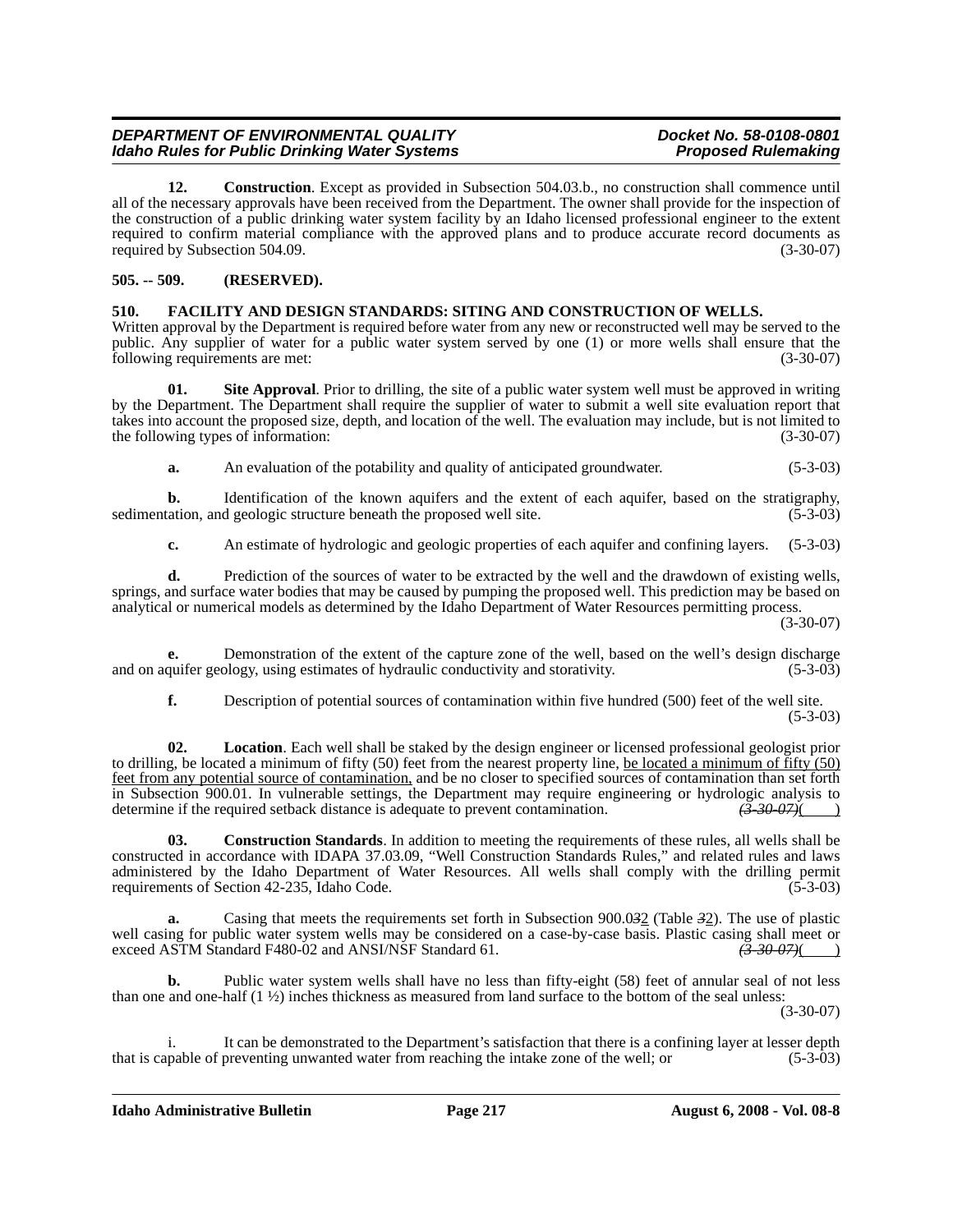**12. Construction**. Except as provided in Subsection 504.03.b., no construction shall commence until all of the necessary approvals have been received from the Department. The owner shall provide for the inspection of the construction of a public drinking water system facility by an Idaho licensed professional engineer to the extent required to confirm material compliance with the approved plans and to produce accurate record documents as required by Subsection 504.09. (3-30-07)

## 505. -- 509. (RESERVED).

## 510. FACILITY AND DESIGN STANDARDS: SITING AND CONSTRUCTION OF WELLS.

Written approval by the Department is required before water from any new or reconstructed well may be served to the public. Any supplier of water for a public water system served by one (1) or more wells shall ensure that the following requirements are met: (3-30-07)

**01. Site Approval**. Prior to drilling, the site of a public water system well must be approved in writing by the Department. The Department shall require the supplier of water to submit a well site evaluation report that takes into account the proposed size, depth, and location of the well. The evaluation may include, but is not limited to the following types of information: (3-30-07)

**a.** An evaluation of the potability and quality of anticipated groundwater. (5-3-03)

**b.** Identification of the known aquifers and the extent of each aquifer, based on the stratigraphy, sedimentation, and geologic structure beneath the proposed well site. (5-3-03)

**c.** An estimate of hydrologic and geologic properties of each aquifer and confining layers. (5-3-03)

**d.** Prediction of the sources of water to be extracted by the well and the drawdown of existing wells, springs, and surface water bodies that may be caused by pumping the proposed well. This prediction may be based on analytical or numerical models as determined by the Idaho Department of Water Resources permitting process. (3-30-07)

**e.** Demonstration of the extent of the capture zone of the well, based on the well's design discharge and on aquifer geology, using estimates of hydraulic conductivity and storativity. (5-3-03)

**f.** Description of potential sources of contamination within five hundred (500) feet of the well site. (5-3-03)

**02. Location**. Each well shall be staked by the design engineer or licensed professional geologist prior to drilling, be located a minimum of fifty (50) feet from the nearest property line, <u>be located a minimum of fifty (50) feet from any potential source of contamination,</u> and be no closer to specified sources of contamination than set forth in Subsection 900.01. In vulnerable settings, the Department may require engineering or hydrologic analysis to determine if the required setback distance is adequate to prevent contamination. ~~(3-30-07)~~(    )

**03. Construction Standards**. In addition to meeting the requirements of these rules, all wells shall be constructed in accordance with IDAPA 37.03.09, "Well Construction Standards Rules," and related rules and laws administered by the Idaho Department of Water Resources. All wells shall comply with the drilling permit requirements of Section 42-235, Idaho Code. (5-3-03)

**a.** Casing that meets the requirements set forth in Subsection 900.0~~3~~<u>2</u> (Table ~~3~~<u>2</u>). The use of plastic well casing for public water system wells may be considered on a case-by-case basis. Plastic casing shall meet or exceed ASTM Standard F480-02 and ANSI/NSF Standard 61. ~~(3-30-07)~~(    )

**b.** Public water system wells shall have no less than fifty-eight (58) feet of annular seal of not less than one and one-half (1 ½) inches thickness as measured from land surface to the bottom of the seal unless: (3-30-07)

i. It can be demonstrated to the Department's satisfaction that there is a confining layer at lesser depth that is capable of preventing unwanted water from reaching the intake zone of the well; or (5-3-03)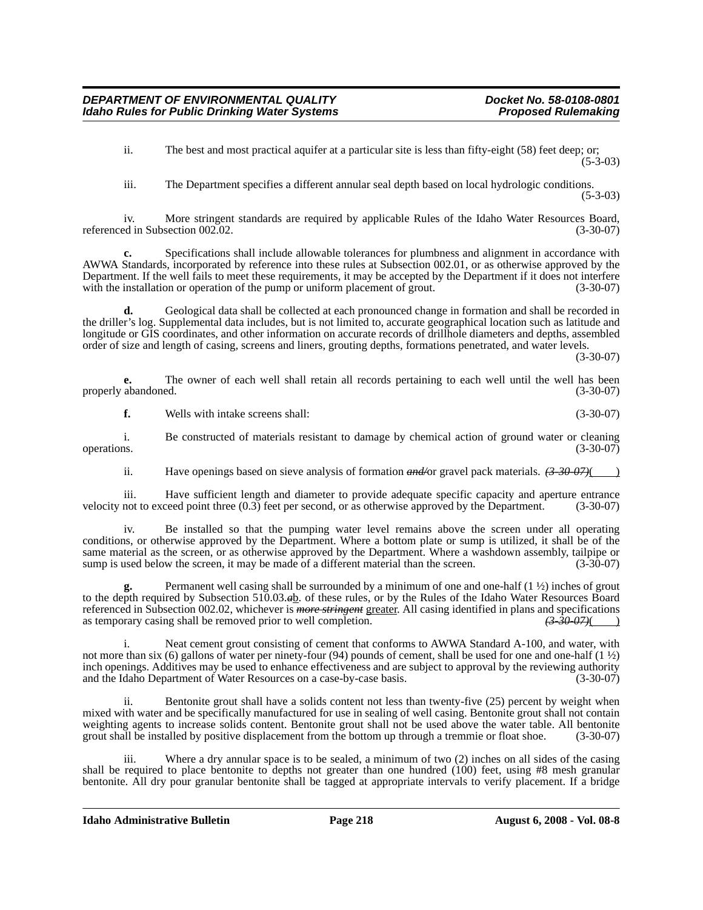ii. The best and most practical aquifer at a particular site is less than fifty-eight (58) feet deep; or; (5-3-03)

iii. The Department specifies a different annular seal depth based on local hydrologic conditions. (5-3-03)

iv. More stringent standards are required by applicable Rules of the Idaho Water Resources Board, referenced in Subsection 002.02. (3-30-07)

**c.** Specifications shall include allowable tolerances for plumbness and alignment in accordance with AWWA Standards, incorporated by reference into these rules at Subsection 002.01, or as otherwise approved by the Department. If the well fails to meet these requirements, it may be accepted by the Department if it does not interfere with the installation or operation of the pump or uniform placement of grout. (3-30-07)

**d.** Geological data shall be collected at each pronounced change in formation and shall be recorded in the driller's log. Supplemental data includes, but is not limited to, accurate geographical location such as latitude and longitude or GIS coordinates, and other information on accurate records of drillhole diameters and depths, assembled order of size and length of casing, screens and liners, grouting depths, formations penetrated, and water levels. (3-30-07)

**e.** The owner of each well shall retain all records pertaining to each well until the well has been properly abandoned. (3-30-07)

**f.** Wells with intake screens shall: (3-30-07)

i. Be constructed of materials resistant to damage by chemical action of ground water or cleaning operations. (3-30-07)

ii. Have openings based on sieve analysis of formation ~~*and/*~~or gravel pack materials. ~~*(3-30-07)*~~(____)

iii. Have sufficient length and diameter to provide adequate specific capacity and aperture entrance velocity not to exceed point three (0.3) feet per second, or as otherwise approved by the Department. (3-30-07)

iv. Be installed so that the pumping water level remains above the screen under all operating conditions, or otherwise approved by the Department. Where a bottom plate or sump is utilized, it shall be of the same material as the screen, or as otherwise approved by the Department. Where a washdown assembly, tailpipe or sump is used below the screen, it may be made of a different material than the screen. (3-30-07)

**g.** Permanent well casing shall be surrounded by a minimum of one and one-half (1 ½) inches of grout to the depth required by Subsection 510.03.~~*a*~~b. of these rules, or by the Rules of the Idaho Water Resources Board referenced in Subsection 002.02, whichever is ~~***more stringent***~~ greater. All casing identified in plans and specifications as temporary casing shall be removed prior to well completion. ~~*(3-30-07)*~~(____)

i. Neat cement grout consisting of cement that conforms to AWWA Standard A-100, and water, with not more than six (6) gallons of water per ninety-four (94) pounds of cement, shall be used for one and one-half (1 ½) inch openings. Additives may be used to enhance effectiveness and are subject to approval by the reviewing authority and the Idaho Department of Water Resources on a case-by-case basis. (3-30-07)

ii. Bentonite grout shall have a solids content not less than twenty-five (25) percent by weight when mixed with water and be specifically manufactured for use in sealing of well casing. Bentonite grout shall not contain weighting agents to increase solids content. Bentonite grout shall not be used above the water table. All bentonite grout shall be installed by positive displacement from the bottom up through a tremmie or float shoe. (3-30-07)

iii. Where a dry annular space is to be sealed, a minimum of two (2) inches on all sides of the casing shall be required to place bentonite to depths not greater than one hundred (100) feet, using #8 mesh granular bentonite. All dry pour granular bentonite shall be tagged at appropriate intervals to verify placement. If a bridge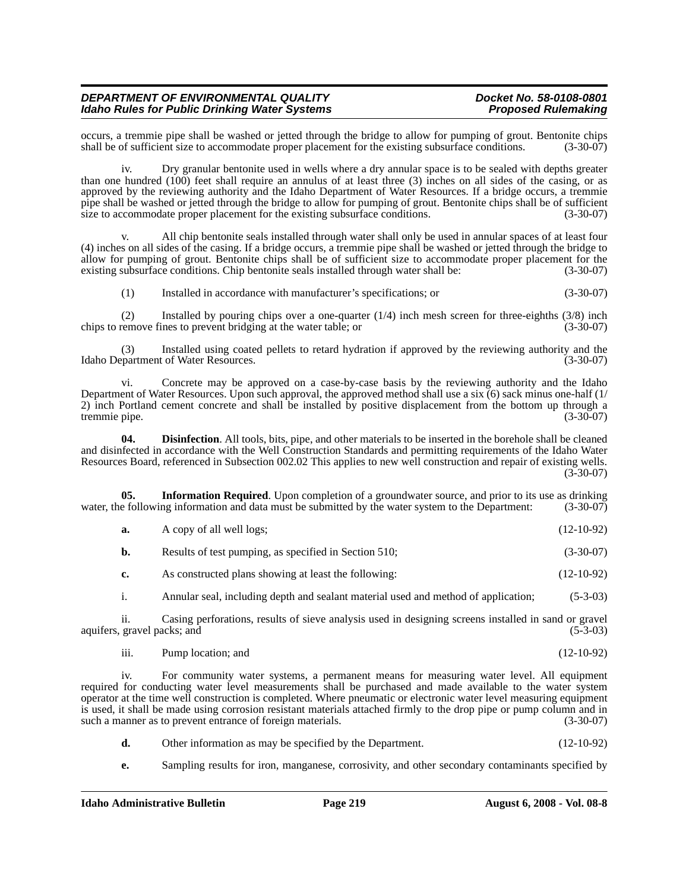occurs, a tremmie pipe shall be washed or jetted through the bridge to allow for pumping of grout. Bentonite chips shall be of sufficient size to accommodate proper placement for the existing subsurface conditions. (3-30-07)

iv. Dry granular bentonite used in wells where a dry annular space is to be sealed with depths greater than one hundred (100) feet shall require an annulus of at least three (3) inches on all sides of the casing, or as approved by the reviewing authority and the Idaho Department of Water Resources. If a bridge occurs, a tremmie pipe shall be washed or jetted through the bridge to allow for pumping of grout. Bentonite chips shall be of sufficient size to accommodate proper placement for the existing subsurface conditions. (3-30-07)

v. All chip bentonite seals installed through water shall only be used in annular spaces of at least four (4) inches on all sides of the casing. If a bridge occurs, a tremmie pipe shall be washed or jetted through the bridge to allow for pumping of grout. Bentonite chips shall be of sufficient size to accommodate proper placement for the existing subsurface conditions. Chip bentonite seals installed through water shall be: (3-30-07)

(1) Installed in accordance with manufacturer's specifications; or (3-30-07)

(2) Installed by pouring chips over a one-quarter (1/4) inch mesh screen for three-eighths (3/8) inch chips to remove fines to prevent bridging at the water table; or (3-30-07)

(3) Installed using coated pellets to retard hydration if approved by the reviewing authority and the Idaho Department of Water Resources. (3-30-07)

vi. Concrete may be approved on a case-by-case basis by the reviewing authority and the Idaho Department of Water Resources. Upon such approval, the approved method shall use a six (6) sack minus one-half (1/2) inch Portland cement concrete and shall be installed by positive displacement from the bottom up through a tremmie pipe. (3-30-07)

**04. Disinfection**. All tools, bits, pipe, and other materials to be inserted in the borehole shall be cleaned and disinfected in accordance with the Well Construction Standards and permitting requirements of the Idaho Water Resources Board, referenced in Subsection 002.02 This applies to new well construction and repair of existing wells. (3-30-07)

**05. Information Required**. Upon completion of a groundwater source, and prior to its use as drinking water, the following information and data must be submitted by the water system to the Department: (3-30-07)

**a.** A copy of all well logs; (12-10-92)

**b.** Results of test pumping, as specified in Section 510; (3-30-07)

**c.** As constructed plans showing at least the following: (12-10-92)

i. Annular seal, including depth and sealant material used and method of application; (5-3-03)

ii. Casing perforations, results of sieve analysis used in designing screens installed in sand or gravel aquifers, gravel packs; and (5-3-03)

iii. Pump location; and (12-10-92)

iv. For community water systems, a permanent means for measuring water level. All equipment required for conducting water level measurements shall be purchased and made available to the water system operator at the time well construction is completed. Where pneumatic or electronic water level measuring equipment is used, it shall be made using corrosion resistant materials attached firmly to the drop pipe or pump column and in such a manner as to prevent entrance of foreign materials. (3-30-07)

**d.** Other information as may be specified by the Department. (12-10-92)

**e.** Sampling results for iron, manganese, corrosivity, and other secondary contaminants specified by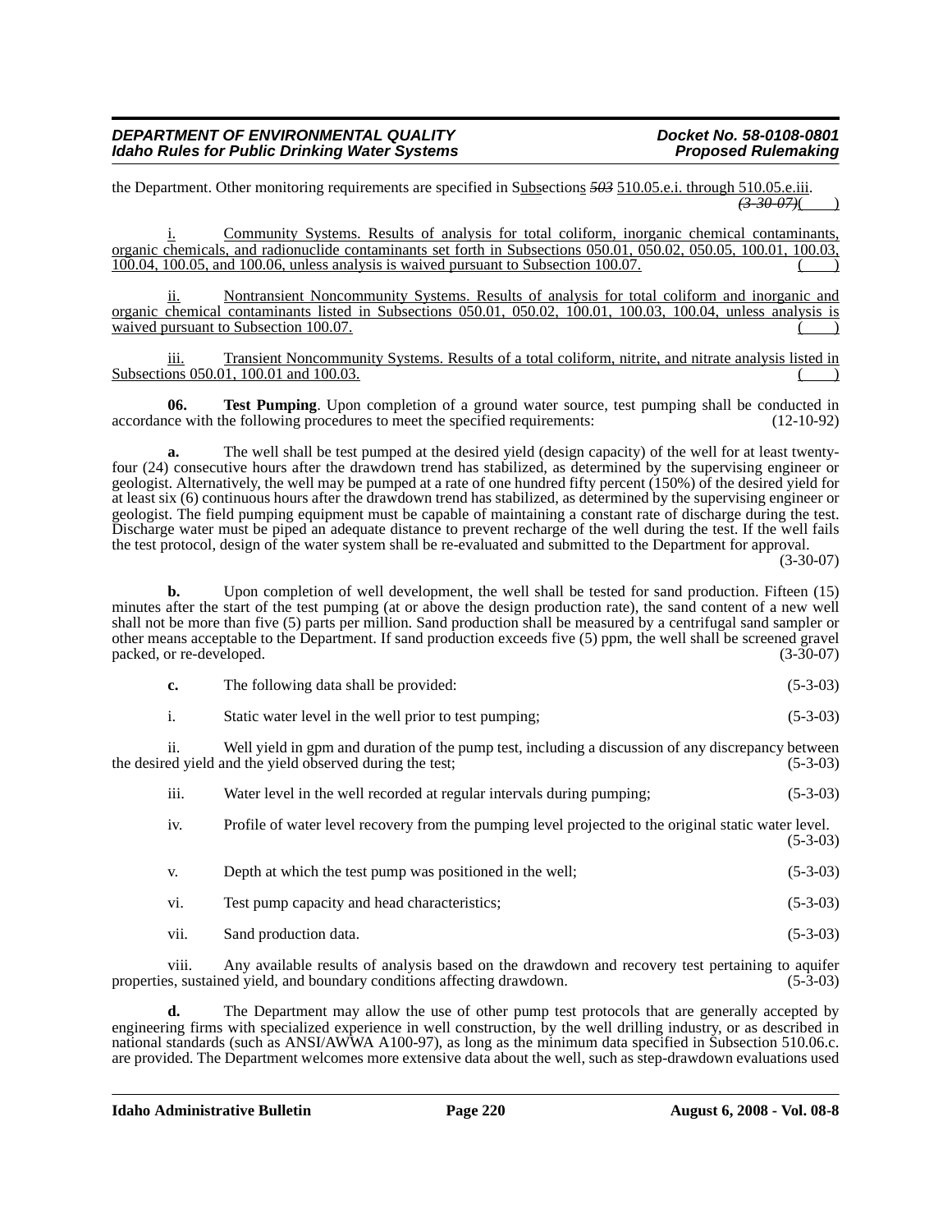the Department. Other monitoring requirements are specified in Subsections ~~503~~ 510.05.e.i. through 510.05.e.iii. ~~(3-30-07)~~(    )

i. Community Systems. Results of analysis for total coliform, inorganic chemical contaminants, organic chemicals, and radionuclide contaminants set forth in Subsections 050.01, 050.02, 050.05, 100.01, 100.03, 100.04, 100.05, and 100.06, unless analysis is waived pursuant to Subsection 100.07. (    )

ii. Nontransient Noncommunity Systems. Results of analysis for total coliform and inorganic and organic chemical contaminants listed in Subsections 050.01, 050.02, 100.01, 100.03, 100.04, unless analysis is waived pursuant to Subsection 100.07. (    )

iii. Transient Noncommunity Systems. Results of a total coliform, nitrite, and nitrate analysis listed in Subsections 050.01, 100.01 and 100.03. (    )

**06. Test Pumping**. Upon completion of a ground water source, test pumping shall be conducted in accordance with the following procedures to meet the specified requirements: (12-10-92)

**a.** The well shall be test pumped at the desired yield (design capacity) of the well for at least twenty-four (24) consecutive hours after the drawdown trend has stabilized, as determined by the supervising engineer or geologist. Alternatively, the well may be pumped at a rate of one hundred fifty percent (150%) of the desired yield for at least six (6) continuous hours after the drawdown trend has stabilized, as determined by the supervising engineer or geologist. The field pumping equipment must be capable of maintaining a constant rate of discharge during the test. Discharge water must be piped an adequate distance to prevent recharge of the well during the test. If the well fails the test protocol, design of the water system shall be re-evaluated and submitted to the Department for approval. (3-30-07)

**b.** Upon completion of well development, the well shall be tested for sand production. Fifteen (15) minutes after the start of the test pumping (at or above the design production rate), the sand content of a new well shall not be more than five (5) parts per million. Sand production shall be measured by a centrifugal sand sampler or other means acceptable to the Department. If sand production exceeds five (5) ppm, the well shall be screened gravel packed, or re-developed. (3-30-07)

**c.** The following data shall be provided: (5-3-03)

i. Static water level in the well prior to test pumping; (5-3-03)

ii. Well yield in gpm and duration of the pump test, including a discussion of any discrepancy between the desired yield and the yield observed during the test; (5-3-03)

iii. Water level in the well recorded at regular intervals during pumping; (5-3-03)

iv. Profile of water level recovery from the pumping level projected to the original static water level. (5-3-03)

v. Depth at which the test pump was positioned in the well; (5-3-03)

vi. Test pump capacity and head characteristics; (5-3-03)

vii. Sand production data. (5-3-03)

viii. Any available results of analysis based on the drawdown and recovery test pertaining to aquifer properties, sustained yield, and boundary conditions affecting drawdown. (5-3-03)

**d.** The Department may allow the use of other pump test protocols that are generally accepted by engineering firms with specialized experience in well construction, by the well drilling industry, or as described in national standards (such as ANSI/AWWA A100-97), as long as the minimum data specified in Subsection 510.06.c. are provided. The Department welcomes more extensive data about the well, such as step-drawdown evaluations used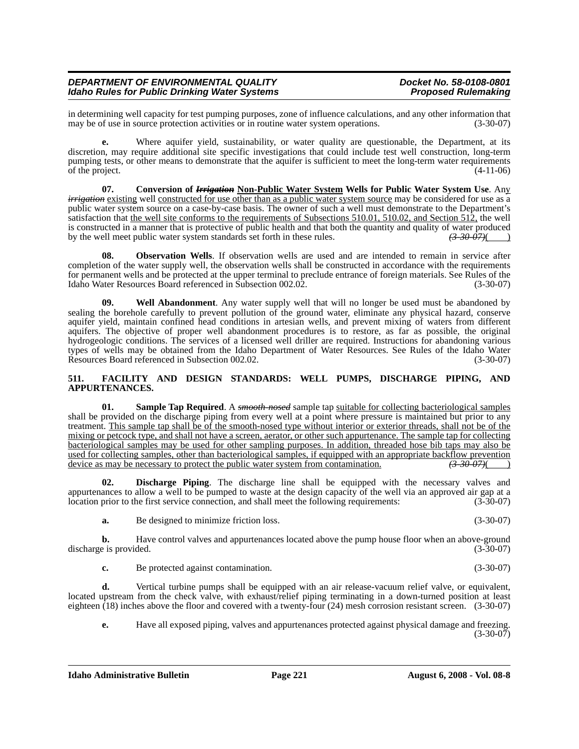in determining well capacity for test pumping purposes, zone of influence calculations, and any other information that may be of use in source protection activities or in routine water system operations. (3-30-07)

**e.** Where aquifer yield, sustainability, or water quality are questionable, the Department, at its discretion, may require additional site specific investigations that could include test well construction, long-term pumping tests, or other means to demonstrate that the aquifer is sufficient to meet the long-term water requirements of the project. (4-11-06)

**07. Conversion of ~~*Irrigation*~~ Non-Public Water System Wells for Public Water System Use**. Any ~~*irrigation*~~ existing well constructed for use other than as a public water system source may be considered for use as a public water system source on a case-by-case basis. The owner of such a well must demonstrate to the Department's satisfaction that the well site conforms to the requirements of Subsections 510.01, 510.02, and Section 512, the well is constructed in a manner that is protective of public health and that both the quantity and quality of water produced by the well meet public water system standards set forth in these rules. ~~*(3-30-07)*~~( )

**08. Observation Wells**. If observation wells are used and are intended to remain in service after completion of the water supply well, the observation wells shall be constructed in accordance with the requirements for permanent wells and be protected at the upper terminal to preclude entrance of foreign materials. See Rules of the Idaho Water Resources Board referenced in Subsection 002.02. (3-30-07)

**09. Well Abandonment**. Any water supply well that will no longer be used must be abandoned by sealing the borehole carefully to prevent pollution of the ground water, eliminate any physical hazard, conserve aquifer yield, maintain confined head conditions in artesian wells, and prevent mixing of waters from different aquifers. The objective of proper well abandonment procedures is to restore, as far as possible, the original hydrogeologic conditions. The services of a licensed well driller are required. Instructions for abandoning various types of wells may be obtained from the Idaho Department of Water Resources. See Rules of the Idaho Water Resources Board referenced in Subsection 002.02. (3-30-07)

## 511. FACILITY AND DESIGN STANDARDS: WELL PUMPS, DISCHARGE PIPING, AND APPURTENANCES.

**01. Sample Tap Required**. A ~~*smooth-nosed*~~ sample tap suitable for collecting bacteriological samples shall be provided on the discharge piping from every well at a point where pressure is maintained but prior to any treatment. This sample tap shall be of the smooth-nosed type without interior or exterior threads, shall not be of the mixing or petcock type, and shall not have a screen, aerator, or other such appurtenance. The sample tap for collecting bacteriological samples may be used for other sampling purposes. In addition, threaded hose bib taps may also be used for collecting samples, other than bacteriological samples, if equipped with an appropriate backflow prevention device as may be necessary to protect the public water system from contamination. ~~*(3-30-07)*~~( )

**02. Discharge Piping**. The discharge line shall be equipped with the necessary valves and appurtenances to allow a well to be pumped to waste at the design capacity of the well via an approved air gap at a location prior to the first service connection, and shall meet the following requirements: (3-30-07)

**a.** Be designed to minimize friction loss. (3-30-07)

**b.** Have control valves and appurtenances located above the pump house floor when an above-ground discharge is provided. (3-30-07)

**c.** Be protected against contamination. (3-30-07)

**d.** Vertical turbine pumps shall be equipped with an air release-vacuum relief valve, or equivalent, located upstream from the check valve, with exhaust/relief piping terminating in a down-turned position at least eighteen (18) inches above the floor and covered with a twenty-four (24) mesh corrosion resistant screen. (3-30-07)

**e.** Have all exposed piping, valves and appurtenances protected against physical damage and freezing. (3-30-07)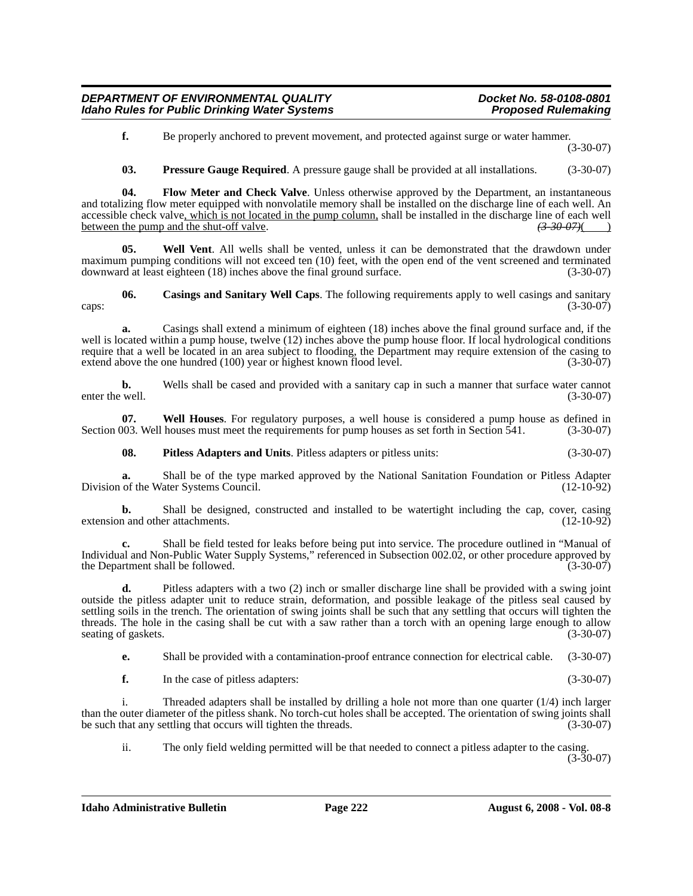**f.** Be properly anchored to prevent movement, and protected against surge or water hammer. (3-30-07)

**03. Pressure Gauge Required**. A pressure gauge shall be provided at all installations. (3-30-07)

**04. Flow Meter and Check Valve**. Unless otherwise approved by the Department, an instantaneous and totalizing flow meter equipped with nonvolatile memory shall be installed on the discharge line of each well. An accessible check valve, which is not located in the pump column, shall be installed in the discharge line of each well between the pump and the shut-off valve. ~~(3-30-07)~~( )

**05. Well Vent**. All wells shall be vented, unless it can be demonstrated that the drawdown under maximum pumping conditions will not exceed ten (10) feet, with the open end of the vent screened and terminated downward at least eighteen (18) inches above the final ground surface. (3-30-07)

**06. Casings and Sanitary Well Caps**. The following requirements apply to well casings and sanitary caps: (3-30-07)

**a.** Casings shall extend a minimum of eighteen (18) inches above the final ground surface and, if the well is located within a pump house, twelve (12) inches above the pump house floor. If local hydrological conditions require that a well be located in an area subject to flooding, the Department may require extension of the casing to extend above the one hundred (100) year or highest known flood level. (3-30-07)

**b.** Wells shall be cased and provided with a sanitary cap in such a manner that surface water cannot enter the well. (3-30-07)

**07. Well Houses**. For regulatory purposes, a well house is considered a pump house as defined in Section 003. Well houses must meet the requirements for pump houses as set forth in Section 541. (3-30-07)

**08. Pitless Adapters and Units**. Pitless adapters or pitless units: (3-30-07)

**a.** Shall be of the type marked approved by the National Sanitation Foundation or Pitless Adapter Division of the Water Systems Council. (12-10-92)

**b.** Shall be designed, constructed and installed to be watertight including the cap, cover, casing extension and other attachments. (12-10-92)

**c.** Shall be field tested for leaks before being put into service. The procedure outlined in "Manual of Individual and Non-Public Water Supply Systems," referenced in Subsection 002.02, or other procedure approved by the Department shall be followed. (3-30-07)

**d.** Pitless adapters with a two (2) inch or smaller discharge line shall be provided with a swing joint outside the pitless adapter unit to reduce strain, deformation, and possible leakage of the pitless seal caused by settling soils in the trench. The orientation of swing joints shall be such that any settling that occurs will tighten the threads. The hole in the casing shall be cut with a saw rather than a torch with an opening large enough to allow seating of gaskets. (3-30-07)

**e.** Shall be provided with a contamination-proof entrance connection for electrical cable. (3-30-07)

**f.** In the case of pitless adapters: (3-30-07)

i. Threaded adapters shall be installed by drilling a hole not more than one quarter (1/4) inch larger than the outer diameter of the pitless shank. No torch-cut holes shall be accepted. The orientation of swing joints shall be such that any settling that occurs will tighten the threads. (3-30-07)

ii. The only field welding permitted will be that needed to connect a pitless adapter to the casing. (3-30-07)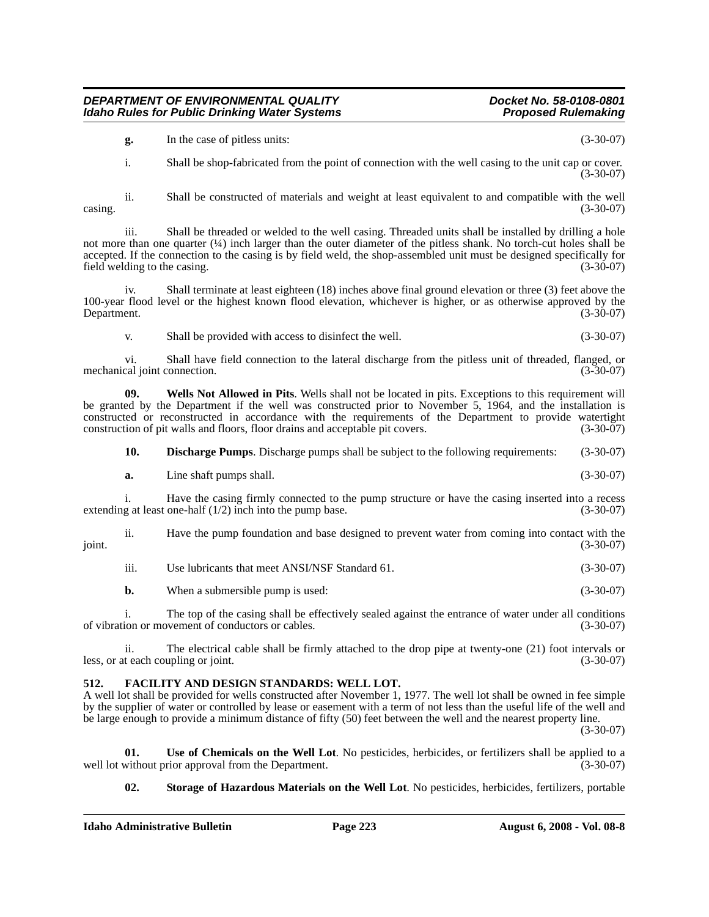**g.** In the case of pitless units: (3-30-07)

i. Shall be shop-fabricated from the point of connection with the well casing to the unit cap or cover. (3-30-07)

ii. Shall be constructed of materials and weight at least equivalent to and compatible with the well casing. (3-30-07)

iii. Shall be threaded or welded to the well casing. Threaded units shall be installed by drilling a hole not more than one quarter (¼) inch larger than the outer diameter of the pitless shank. No torch-cut holes shall be accepted. If the connection to the casing is by field weld, the shop-assembled unit must be designed specifically for field welding to the casing. (3-30-07)

iv. Shall terminate at least eighteen (18) inches above final ground elevation or three (3) feet above the 100-year flood level or the highest known flood elevation, whichever is higher, or as otherwise approved by the Department. (3-30-07)

v. Shall be provided with access to disinfect the well. (3-30-07)

vi. Shall have field connection to the lateral discharge from the pitless unit of threaded, flanged, or mechanical joint connection. (3-30-07)

**09. Wells Not Allowed in Pits**. Wells shall not be located in pits. Exceptions to this requirement will be granted by the Department if the well was constructed prior to November 5, 1964, and the installation is constructed or reconstructed in accordance with the requirements of the Department to provide watertight construction of pit walls and floors, floor drains and acceptable pit covers. (3-30-07)

**10. Discharge Pumps**. Discharge pumps shall be subject to the following requirements: (3-30-07)

**a.** Line shaft pumps shall. (3-30-07)

i. Have the casing firmly connected to the pump structure or have the casing inserted into a recess extending at least one-half (1/2) inch into the pump base. (3-30-07)

ii. Have the pump foundation and base designed to prevent water from coming into contact with the joint. (3-30-07)

iii. Use lubricants that meet ANSI/NSF Standard 61. (3-30-07)

**b.** When a submersible pump is used: (3-30-07)

i. The top of the casing shall be effectively sealed against the entrance of water under all conditions of vibration or movement of conductors or cables. (3-30-07)

ii. The electrical cable shall be firmly attached to the drop pipe at twenty-one (21) foot intervals or less, or at each coupling or joint. (3-30-07)

## 512. FACILITY AND DESIGN STANDARDS: WELL LOT.

A well lot shall be provided for wells constructed after November 1, 1977. The well lot shall be owned in fee simple by the supplier of water or controlled by lease or easement with a term of not less than the useful life of the well and be large enough to provide a minimum distance of fifty (50) feet between the well and the nearest property line. (3-30-07)

**01. Use of Chemicals on the Well Lot**. No pesticides, herbicides, or fertilizers shall be applied to a well lot without prior approval from the Department. (3-30-07)

**02. Storage of Hazardous Materials on the Well Lot**. No pesticides, herbicides, fertilizers, portable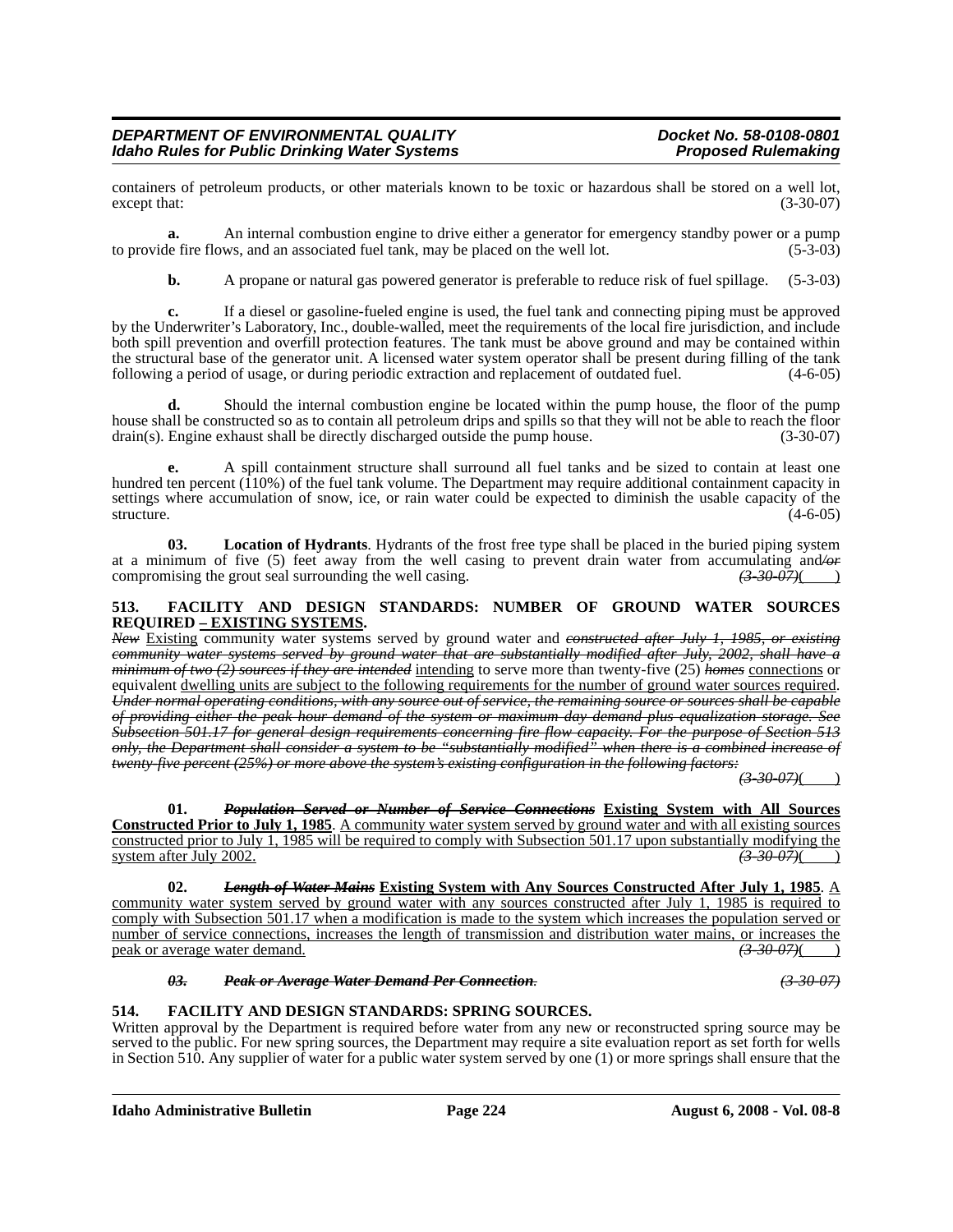containers of petroleum products, or other materials known to be toxic or hazardous shall be stored on a well lot, except that: (3-30-07)

**a.** An internal combustion engine to drive either a generator for emergency standby power or a pump to provide fire flows, and an associated fuel tank, may be placed on the well lot. (5-3-03)

**b.** A propane or natural gas powered generator is preferable to reduce risk of fuel spillage. (5-3-03)

**c.** If a diesel or gasoline-fueled engine is used, the fuel tank and connecting piping must be approved by the Underwriter's Laboratory, Inc., double-walled, meet the requirements of the local fire jurisdiction, and include both spill prevention and overfill protection features. The tank must be above ground and may be contained within the structural base of the generator unit. A licensed water system operator shall be present during filling of the tank following a period of usage, or during periodic extraction and replacement of outdated fuel. (4-6-05)

**d.** Should the internal combustion engine be located within the pump house, the floor of the pump house shall be constructed so as to contain all petroleum drips and spills so that they will not be able to reach the floor drain(s). Engine exhaust shall be directly discharged outside the pump house. (3-30-07)

**e.** A spill containment structure shall surround all fuel tanks and be sized to contain at least one hundred ten percent (110%) of the fuel tank volume. The Department may require additional containment capacity in settings where accumulation of snow, ice, or rain water could be expected to diminish the usable capacity of the structure. (4-6-05)

**03. Location of Hydrants**. Hydrants of the frost free type shall be placed in the buried piping system at a minimum of five (5) feet away from the well casing to prevent drain water from accumulating and~~/or~~ compromising the grout seal surrounding the well casing. ~~*(3-30-07)*~~(    )

**513. FACILITY AND DESIGN STANDARDS: NUMBER OF GROUND WATER SOURCES REQUIRED <u>– EXISTING SYSTEMS</u>.**

~~*New*~~ <u>Existing</u> community water systems served by ground water and ~~*constructed after July 1, 1985, or existing community water systems served by ground water that are substantially modified after July, 2002, shall have a minimum of two (2) sources if they are intended*~~ <u>intending</u> to serve more than twenty-five (25) ~~*homes*~~ <u>connections</u> or equivalent <u>dwelling units are subject to the following requirements for the number of ground water sources required</u>. ~~*Under normal operating conditions, with any source out of service, the remaining source or sources shall be capable of providing either the peak hour demand of the system or maximum day demand plus equalization storage. See Subsection 501.17 for general design requirements concerning fire flow capacity. For the purpose of Section 513 only, the Department shall consider a system to be "substantially modified" when there is a combined increase of twenty-five percent (25%) or more above the system's existing configuration in the following factors:*~~ ~~*(3-30-07)*~~(    )

**01.** ~~***Population Served or Number of Service Connections***~~ **<u>Existing System with All Sources Constructed Prior to July 1, 1985</u>**. <u>A community water system served by ground water and with all existing sources constructed prior to July 1, 1985 will be required to comply with Subsection 501.17 upon substantially modifying the system after July 2002.</u> ~~*(3-30-07)*~~(    )

**02.** ~~***Length of Water Mains***~~ **<u>Existing System with Any Sources Constructed After July 1, 1985</u>**. <u>A community water system served by ground water with any sources constructed after July 1, 1985 is required to comply with Subsection 501.17 when a modification is made to the system which increases the population served or number of service connections, increases the length of transmission and distribution water mains, or increases the peak or average water demand.</u> ~~*(3-30-07)*~~(    )

~~***03. Peak or Average Water Demand Per Connection.*** *(3-30-07)*~~

**514. FACILITY AND DESIGN STANDARDS: SPRING SOURCES.**

Written approval by the Department is required before water from any new or reconstructed spring source may be served to the public. For new spring sources, the Department may require a site evaluation report as set forth for wells in Section 510. Any supplier of water for a public water system served by one (1) or more springs shall ensure that the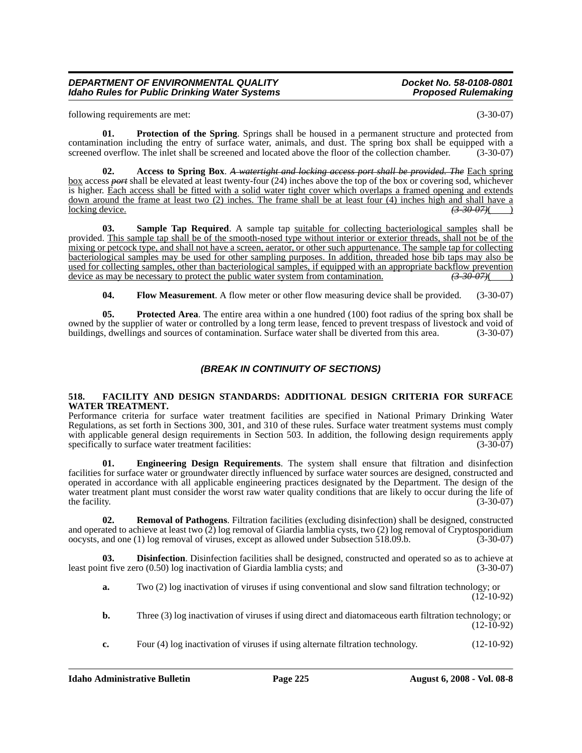following requirements are met: (3-30-07)

**01. Protection of the Spring**. Springs shall be housed in a permanent structure and protected from contamination including the entry of surface water, animals, and dust. The spring box shall be equipped with a screened overflow. The inlet shall be screened and located above the floor of the collection chamber. (3-30-07)

**02. Access to Spring Box**. ~~*A watertight and locking access port shall be provided. The*~~ <u>Each spring box</u> access ~~*port*~~ shall be elevated at least twenty-four (24) inches above the top of the box or covering sod, whichever is higher. <u>Each access shall be fitted with a solid water tight cover which overlaps a framed opening and extends down around the frame at least two (2) inches. The frame shall be at least four (4) inches high and shall have a locking device.</u> ~~*(3-30-07)*~~( )

**03. Sample Tap Required**. A sample tap <u>suitable for collecting bacteriological samples</u> shall be provided. <u>This sample tap shall be of the smooth-nosed type without interior or exterior threads, shall not be of the mixing or petcock type, and shall not have a screen, aerator, or other such appurtenance. The sample tap for collecting bacteriological samples may be used for other sampling purposes. In addition, threaded hose bib taps may also be used for collecting samples, other than bacteriological samples, if equipped with an appropriate backflow prevention device as may be necessary to protect the public water system from contamination.</u> ~~*(3-30-07)*~~( )

**04. Flow Measurement**. A flow meter or other flow measuring device shall be provided. (3-30-07)

**05. Protected Area**. The entire area within a one hundred (100) foot radius of the spring box shall be owned by the supplier of water or controlled by a long term lease, fenced to prevent trespass of livestock and void of buildings, dwellings and sources of contamination. Surface water shall be diverted from this area. (3-30-07)

### *(BREAK IN CONTINUITY OF SECTIONS)*

**518. FACILITY AND DESIGN STANDARDS: ADDITIONAL DESIGN CRITERIA FOR SURFACE WATER TREATMENT.**

Performance criteria for surface water treatment facilities are specified in National Primary Drinking Water Regulations, as set forth in Sections 300, 301, and 310 of these rules. Surface water treatment systems must comply with applicable general design requirements in Section 503. In addition, the following design requirements apply specifically to surface water treatment facilities: (3-30-07)

**01. Engineering Design Requirements**. The system shall ensure that filtration and disinfection facilities for surface water or groundwater directly influenced by surface water sources are designed, constructed and operated in accordance with all applicable engineering practices designated by the Department. The design of the water treatment plant must consider the worst raw water quality conditions that are likely to occur during the life of the facility. (3-30-07)

**02. Removal of Pathogens**. Filtration facilities (excluding disinfection) shall be designed, constructed and operated to achieve at least two (2) log removal of Giardia lamblia cysts, two (2) log removal of Cryptosporidium oocysts, and one (1) log removal of viruses, except as allowed under Subsection 518.09.b. (3-30-07)

**03. Disinfection**. Disinfection facilities shall be designed, constructed and operated so as to achieve at least point five zero (0.50) log inactivation of Giardia lamblia cysts; and (3-30-07)

**a.** Two (2) log inactivation of viruses if using conventional and slow sand filtration technology; or (12-10-92)

**b.** Three (3) log inactivation of viruses if using direct and diatomaceous earth filtration technology; or (12-10-92)

**c.** Four (4) log inactivation of viruses if using alternate filtration technology. (12-10-92)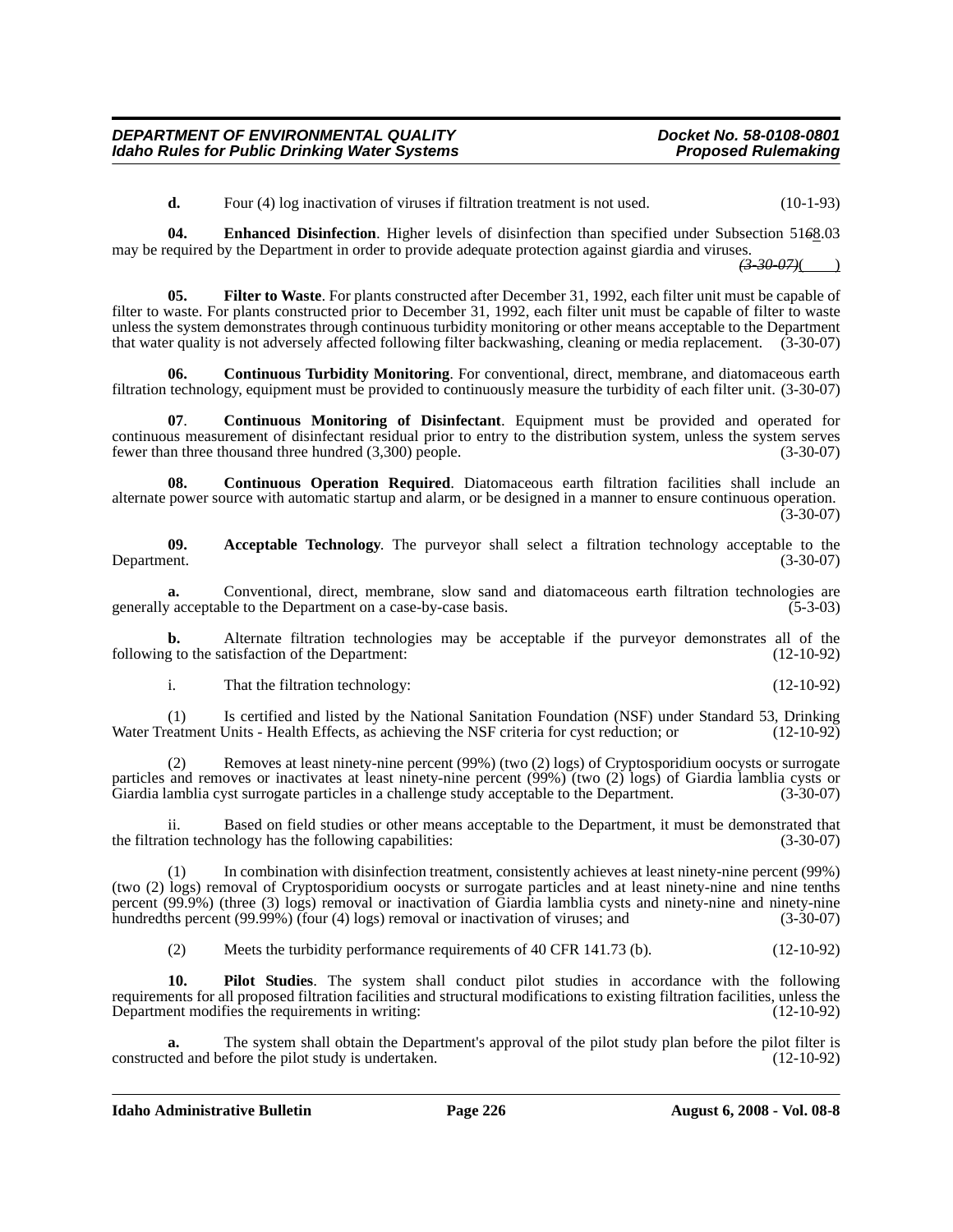**d.** Four (4) log inactivation of viruses if filtration treatment is not used. (10-1-93)

**04. Enhanced Disinfection**. Higher levels of disinfection than specified under Subsection 51~~6~~8.03 may be required by the Department in order to provide adequate protection against giardia and viruses. ~~*(3-30-07)*~~( )

**05. Filter to Waste**. For plants constructed after December 31, 1992, each filter unit must be capable of filter to waste. For plants constructed prior to December 31, 1992, each filter unit must be capable of filter to waste unless the system demonstrates through continuous turbidity monitoring or other means acceptable to the Department that water quality is not adversely affected following filter backwashing, cleaning or media replacement. (3-30-07)

**06. Continuous Turbidity Monitoring**. For conventional, direct, membrane, and diatomaceous earth filtration technology, equipment must be provided to continuously measure the turbidity of each filter unit. (3-30-07)

**07**. **Continuous Monitoring of Disinfectant**. Equipment must be provided and operated for continuous measurement of disinfectant residual prior to entry to the distribution system, unless the system serves fewer than three thousand three hundred (3,300) people. (3-30-07)

**08. Continuous Operation Required**. Diatomaceous earth filtration facilities shall include an alternate power source with automatic startup and alarm, or be designed in a manner to ensure continuous operation. (3-30-07)

**09. Acceptable Technology**. The purveyor shall select a filtration technology acceptable to the Department. (3-30-07)

**a.** Conventional, direct, membrane, slow sand and diatomaceous earth filtration technologies are generally acceptable to the Department on a case-by-case basis. (5-3-03)

**b.** Alternate filtration technologies may be acceptable if the purveyor demonstrates all of the following to the satisfaction of the Department: (12-10-92)

i. That the filtration technology: (12-10-92)

(1) Is certified and listed by the National Sanitation Foundation (NSF) under Standard 53, Drinking Water Treatment Units - Health Effects, as achieving the NSF criteria for cyst reduction; or (12-10-92)

(2) Removes at least ninety-nine percent (99%) (two (2) logs) of Cryptosporidium oocysts or surrogate particles and removes or inactivates at least ninety-nine percent (99%) (two (2) logs) of Giardia lamblia cysts or Giardia lamblia cyst surrogate particles in a challenge study acceptable to the Department. (3-30-07)

ii. Based on field studies or other means acceptable to the Department, it must be demonstrated that the filtration technology has the following capabilities: (3-30-07)

(1) In combination with disinfection treatment, consistently achieves at least ninety-nine percent (99%) (two (2) logs) removal of Cryptosporidium oocysts or surrogate particles and at least ninety-nine and nine tenths percent (99.9%) (three (3) logs) removal or inactivation of Giardia lamblia cysts and ninety-nine and ninety-nine hundredths percent (99.99%) (four (4) logs) removal or inactivation of viruses; and (3-30-07)

(2) Meets the turbidity performance requirements of 40 CFR 141.73 (b). (12-10-92)

**10. Pilot Studies**. The system shall conduct pilot studies in accordance with the following requirements for all proposed filtration facilities and structural modifications to existing filtration facilities, unless the Department modifies the requirements in writing: (12-10-92)

**a.** The system shall obtain the Department's approval of the pilot study plan before the pilot filter is constructed and before the pilot study is undertaken. (12-10-92)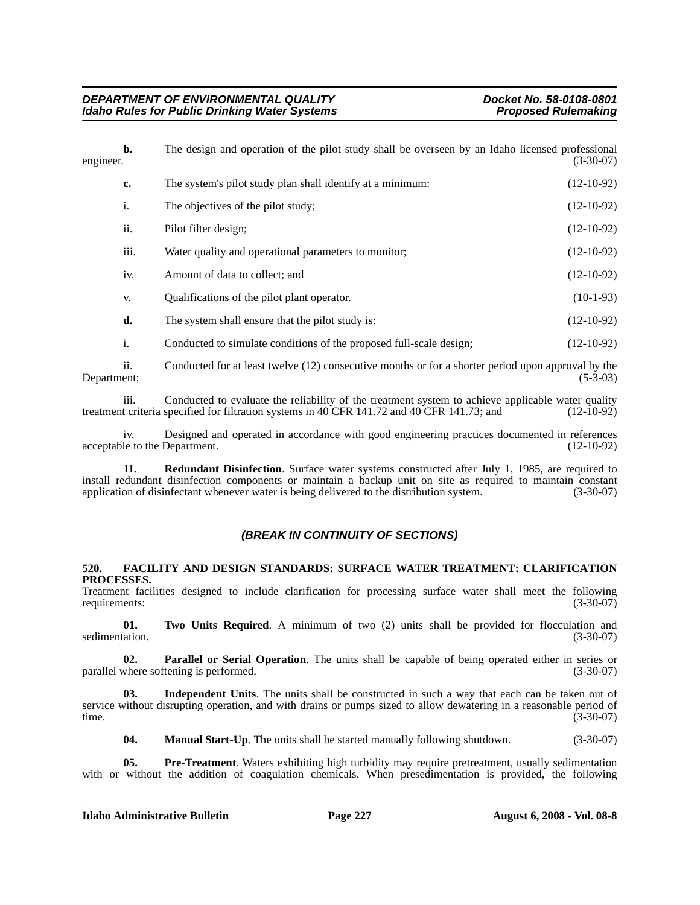**b.** The design and operation of the pilot study shall be overseen by an Idaho licensed professional engineer. (3-30-07)

**c.** The system's pilot study plan shall identify at a minimum: (12-10-92)

i. The objectives of the pilot study; (12-10-92)

ii. Pilot filter design; (12-10-92)

iii. Water quality and operational parameters to monitor; (12-10-92)

iv. Amount of data to collect; and (12-10-92)

v. Qualifications of the pilot plant operator. (10-1-93)

**d.** The system shall ensure that the pilot study is: (12-10-92)

i. Conducted to simulate conditions of the proposed full-scale design; (12-10-92)

ii. Conducted for at least twelve (12) consecutive months or for a shorter period upon approval by the Department; (5-3-03)

iii. Conducted to evaluate the reliability of the treatment system to achieve applicable water quality treatment criteria specified for filtration systems in 40 CFR 141.72 and 40 CFR 141.73; and (12-10-92)

iv. Designed and operated in accordance with good engineering practices documented in references acceptable to the Department. (12-10-92)

**11. Redundant Disinfection**. Surface water systems constructed after July 1, 1985, are required to install redundant disinfection components or maintain a backup unit on site as required to maintain constant application of disinfectant whenever water is being delivered to the distribution system. (3-30-07)

***(BREAK IN CONTINUITY OF SECTIONS)***

**520. FACILITY AND DESIGN STANDARDS: SURFACE WATER TREATMENT: CLARIFICATION PROCESSES.**

Treatment facilities designed to include clarification for processing surface water shall meet the following requirements: (3-30-07)

**01. Two Units Required**. A minimum of two (2) units shall be provided for flocculation and sedimentation. (3-30-07)

**02. Parallel or Serial Operation**. The units shall be capable of being operated either in series or parallel where softening is performed. (3-30-07)

**03. Independent Units**. The units shall be constructed in such a way that each can be taken out of service without disrupting operation, and with drains or pumps sized to allow dewatering in a reasonable period of time. (3-30-07)

**04. Manual Start-Up**. The units shall be started manually following shutdown. (3-30-07)

**05. Pre-Treatment**. Waters exhibiting high turbidity may require pretreatment, usually sedimentation with or without the addition of coagulation chemicals. When presedimentation is provided, the following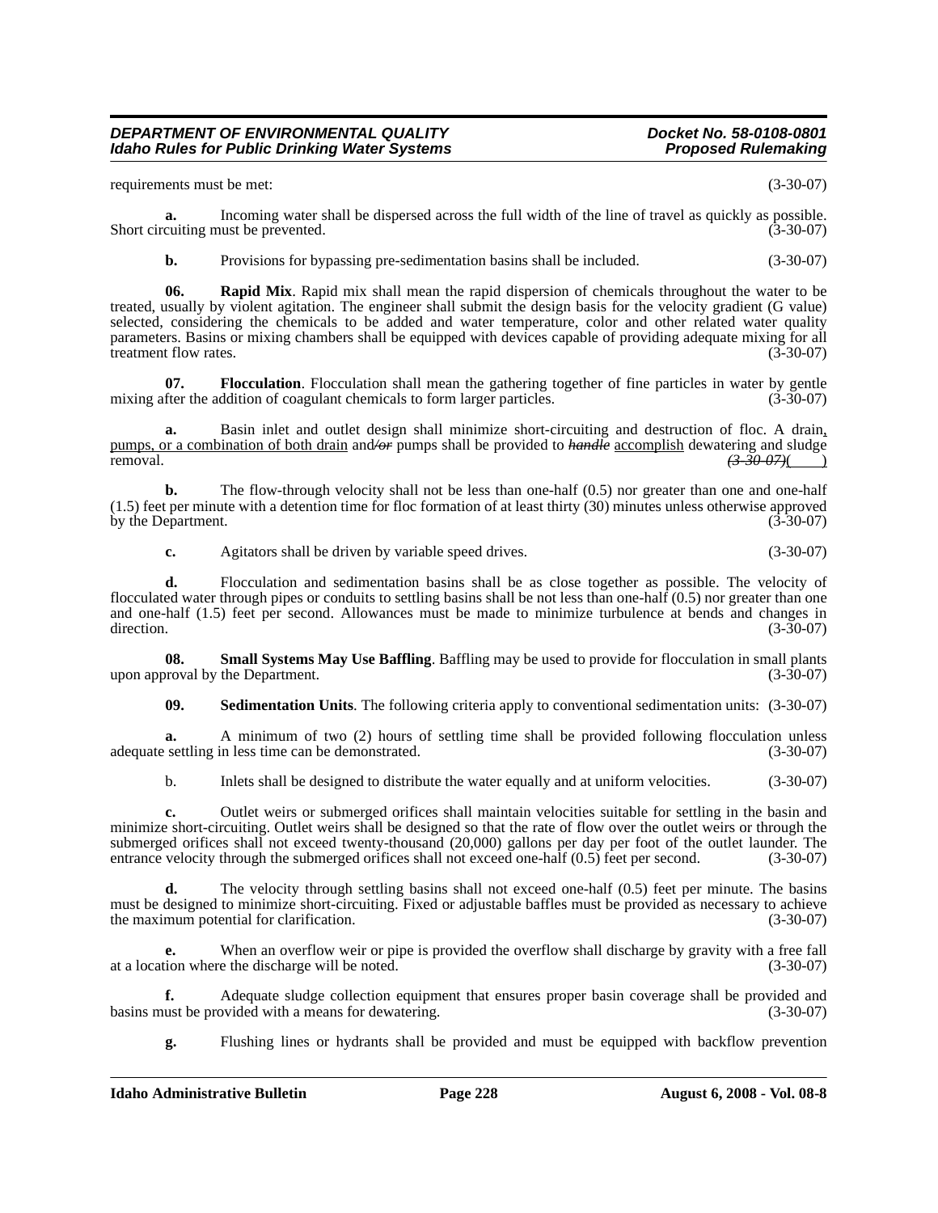requirements must be met: (3-30-07)

**a.** Incoming water shall be dispersed across the full width of the line of travel as quickly as possible. Short circuiting must be prevented. (3-30-07)

**b.** Provisions for bypassing pre-sedimentation basins shall be included. (3-30-07)

**06. Rapid Mix**. Rapid mix shall mean the rapid dispersion of chemicals throughout the water to be treated, usually by violent agitation. The engineer shall submit the design basis for the velocity gradient (G value) selected, considering the chemicals to be added and water temperature, color and other related water quality parameters. Basins or mixing chambers shall be equipped with devices capable of providing adequate mixing for all treatment flow rates. (3-30-07)

**07. Flocculation**. Flocculation shall mean the gathering together of fine particles in water by gentle mixing after the addition of coagulant chemicals to form larger particles. (3-30-07)

**a.** Basin inlet and outlet design shall minimize short-circuiting and destruction of floc. A drain, pumps, or a combination of both drain and~~/or~~ pumps shall be provided to ~~*handle*~~ accomplish dewatering and sludge removal. ~~*(3-30-07)*~~(    )

**b.** The flow-through velocity shall not be less than one-half (0.5) nor greater than one and one-half (1.5) feet per minute with a detention time for floc formation of at least thirty (30) minutes unless otherwise approved by the Department. (3-30-07)

**c.** Agitators shall be driven by variable speed drives. (3-30-07)

**d.** Flocculation and sedimentation basins shall be as close together as possible. The velocity of flocculated water through pipes or conduits to settling basins shall be not less than one-half (0.5) nor greater than one and one-half (1.5) feet per second. Allowances must be made to minimize turbulence at bends and changes in direction. (3-30-07)

**08. Small Systems May Use Baffling**. Baffling may be used to provide for flocculation in small plants upon approval by the Department. (3-30-07)

**09. Sedimentation Units**. The following criteria apply to conventional sedimentation units: (3-30-07)

**a.** A minimum of two (2) hours of settling time shall be provided following flocculation unless adequate settling in less time can be demonstrated. (3-30-07)

b. Inlets shall be designed to distribute the water equally and at uniform velocities. (3-30-07)

**c.** Outlet weirs or submerged orifices shall maintain velocities suitable for settling in the basin and minimize short-circuiting. Outlet weirs shall be designed so that the rate of flow over the outlet weirs or through the submerged orifices shall not exceed twenty-thousand (20,000) gallons per day per foot of the outlet launder. The entrance velocity through the submerged orifices shall not exceed one-half (0.5) feet per second. (3-30-07)

**d.** The velocity through settling basins shall not exceed one-half (0.5) feet per minute. The basins must be designed to minimize short-circuiting. Fixed or adjustable baffles must be provided as necessary to achieve the maximum potential for clarification. (3-30-07)

**e.** When an overflow weir or pipe is provided the overflow shall discharge by gravity with a free fall at a location where the discharge will be noted. (3-30-07)

**f.** Adequate sludge collection equipment that ensures proper basin coverage shall be provided and basins must be provided with a means for dewatering. (3-30-07)

**g.** Flushing lines or hydrants shall be provided and must be equipped with backflow prevention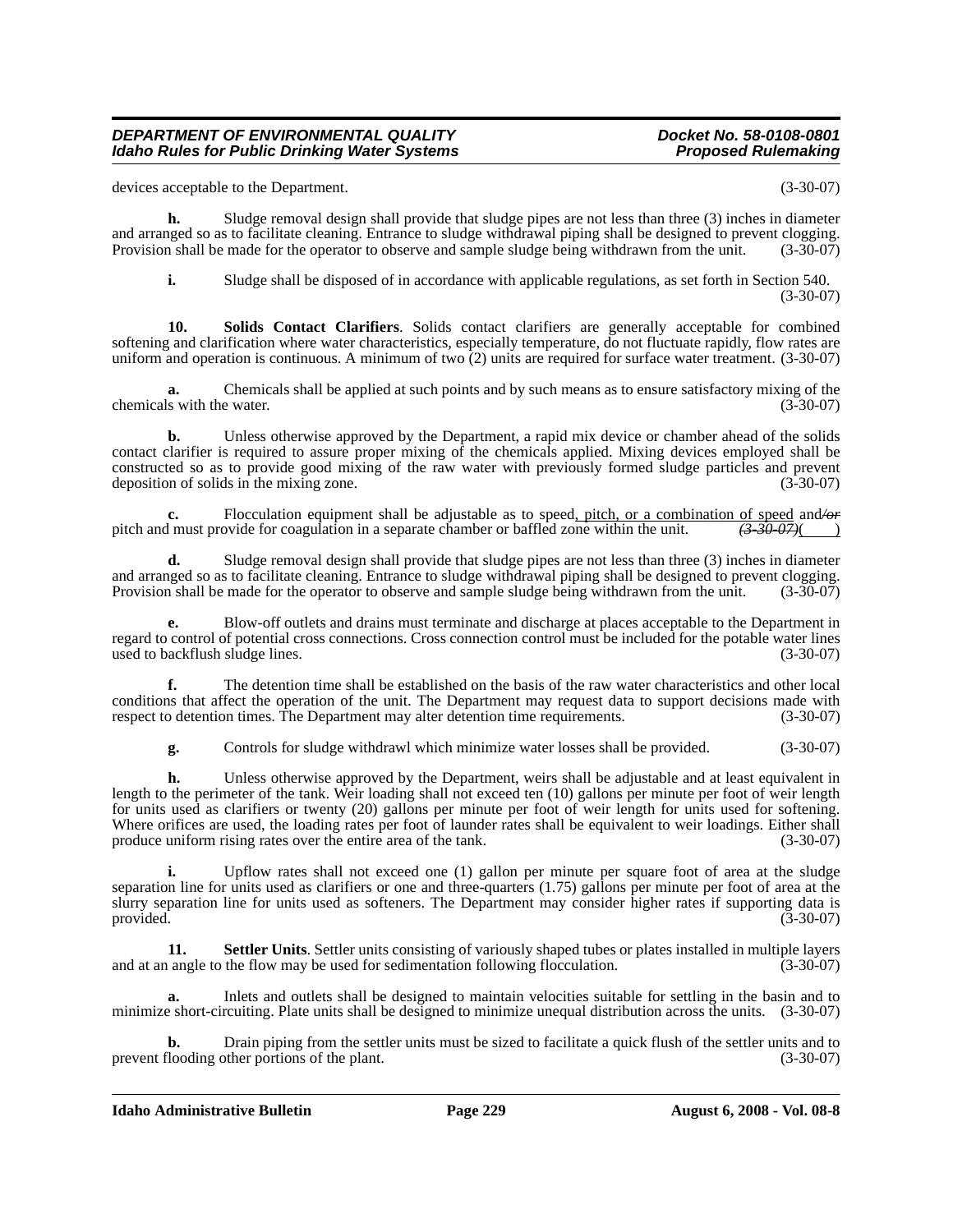devices acceptable to the Department. (3-30-07)

**h.** Sludge removal design shall provide that sludge pipes are not less than three (3) inches in diameter and arranged so as to facilitate cleaning. Entrance to sludge withdrawal piping shall be designed to prevent clogging. Provision shall be made for the operator to observe and sample sludge being withdrawn from the unit. (3-30-07)

**i.** Sludge shall be disposed of in accordance with applicable regulations, as set forth in Section 540. (3-30-07)

**10. Solids Contact Clarifiers**. Solids contact clarifiers are generally acceptable for combined softening and clarification where water characteristics, especially temperature, do not fluctuate rapidly, flow rates are uniform and operation is continuous. A minimum of two (2) units are required for surface water treatment. (3-30-07)

**a.** Chemicals shall be applied at such points and by such means as to ensure satisfactory mixing of the chemicals with the water. (3-30-07)

**b.** Unless otherwise approved by the Department, a rapid mix device or chamber ahead of the solids contact clarifier is required to assure proper mixing of the chemicals applied. Mixing devices employed shall be constructed so as to provide good mixing of the raw water with previously formed sludge particles and prevent deposition of solids in the mixing zone. (3-30-07)

**c.** Flocculation equipment shall be adjustable as to speed, pitch, or a combination of speed and~~/or~~ pitch and must provide for coagulation in a separate chamber or baffled zone within the unit. ~~*(3-30-07)*~~( )

**d.** Sludge removal design shall provide that sludge pipes are not less than three (3) inches in diameter and arranged so as to facilitate cleaning. Entrance to sludge withdrawal piping shall be designed to prevent clogging. Provision shall be made for the operator to observe and sample sludge being withdrawn from the unit. (3-30-07)

**e.** Blow-off outlets and drains must terminate and discharge at places acceptable to the Department in regard to control of potential cross connections. Cross connection control must be included for the potable water lines used to backflush sludge lines. (3-30-07)

**f.** The detention time shall be established on the basis of the raw water characteristics and other local conditions that affect the operation of the unit. The Department may request data to support decisions made with respect to detention times. The Department may alter detention time requirements. (3-30-07)

**g.** Controls for sludge withdrawl which minimize water losses shall be provided. (3-30-07)

**h.** Unless otherwise approved by the Department, weirs shall be adjustable and at least equivalent in length to the perimeter of the tank. Weir loading shall not exceed ten (10) gallons per minute per foot of weir length for units used as clarifiers or twenty (20) gallons per minute per foot of weir length for units used for softening. Where orifices are used, the loading rates per foot of launder rates shall be equivalent to weir loadings. Either shall produce uniform rising rates over the entire area of the tank. (3-30-07)

**i.** Upflow rates shall not exceed one (1) gallon per minute per square foot of area at the sludge separation line for units used as clarifiers or one and three-quarters (1.75) gallons per minute per foot of area at the slurry separation line for units used as softeners. The Department may consider higher rates if supporting data is provided. (3-30-07)

**11. Settler Units**. Settler units consisting of variously shaped tubes or plates installed in multiple layers and at an angle to the flow may be used for sedimentation following flocculation. (3-30-07)

**a.** Inlets and outlets shall be designed to maintain velocities suitable for settling in the basin and to minimize short-circuiting. Plate units shall be designed to minimize unequal distribution across the units. (3-30-07)

**b.** Drain piping from the settler units must be sized to facilitate a quick flush of the settler units and to prevent flooding other portions of the plant. (3-30-07)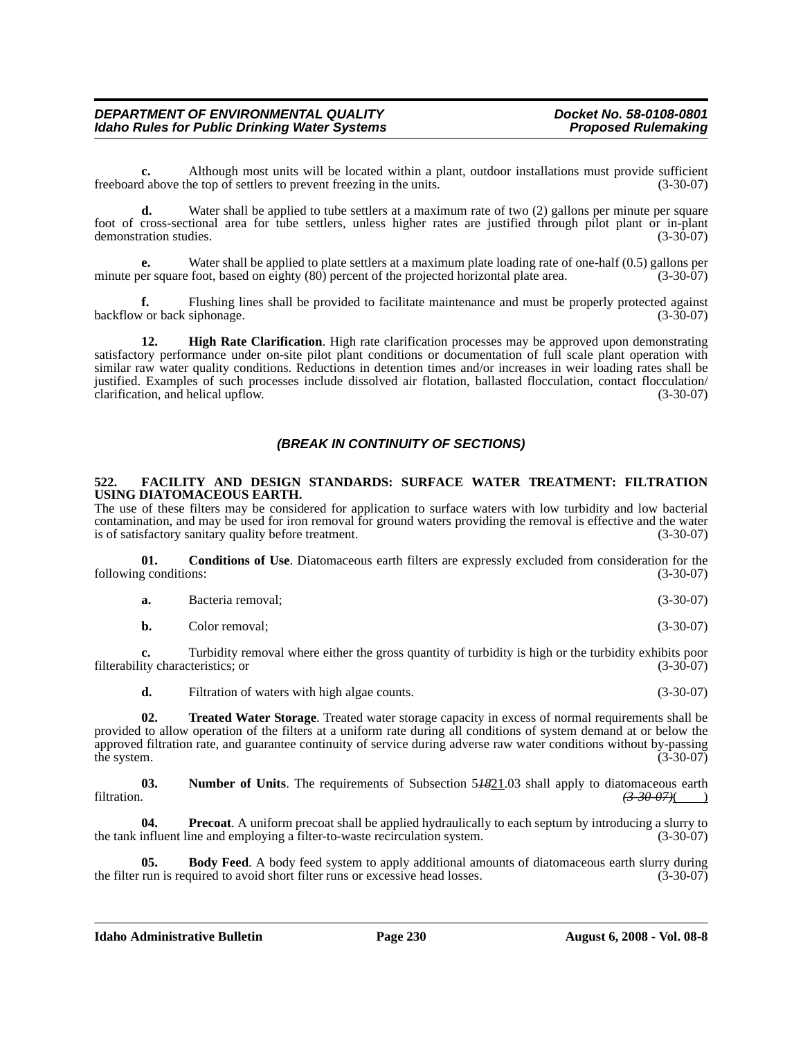**c.** Although most units will be located within a plant, outdoor installations must provide sufficient freeboard above the top of settlers to prevent freezing in the units. (3-30-07)

**d.** Water shall be applied to tube settlers at a maximum rate of two (2) gallons per minute per square foot of cross-sectional area for tube settlers, unless higher rates are justified through pilot plant or in-plant demonstration studies. (3-30-07)

**e.** Water shall be applied to plate settlers at a maximum plate loading rate of one-half (0.5) gallons per minute per square foot, based on eighty (80) percent of the projected horizontal plate area. (3-30-07)

**f.** Flushing lines shall be provided to facilitate maintenance and must be properly protected against backflow or back siphonage. (3-30-07)

**12. High Rate Clarification**. High rate clarification processes may be approved upon demonstrating satisfactory performance under on-site pilot plant conditions or documentation of full scale plant operation with similar raw water quality conditions. Reductions in detention times and/or increases in weir loading rates shall be justified. Examples of such processes include dissolved air flotation, ballasted flocculation, contact flocculation/ clarification, and helical upflow. (3-30-07)

### *(BREAK IN CONTINUITY OF SECTIONS)*

**522. FACILITY AND DESIGN STANDARDS: SURFACE WATER TREATMENT: FILTRATION USING DIATOMACEOUS EARTH.**

The use of these filters may be considered for application to surface waters with low turbidity and low bacterial contamination, and may be used for iron removal for ground waters providing the removal is effective and the water is of satisfactory sanitary quality before treatment. (3-30-07)

**01. Conditions of Use**. Diatomaceous earth filters are expressly excluded from consideration for the following conditions: (3-30-07)

**a.** Bacteria removal; (3-30-07)

**b.** Color removal; (3-30-07)

**c.** Turbidity removal where either the gross quantity of turbidity is high or the turbidity exhibits poor filterability characteristics; or (3-30-07)

**d.** Filtration of waters with high algae counts. (3-30-07)

**02. Treated Water Storage**. Treated water storage capacity in excess of normal requirements shall be provided to allow operation of the filters at a uniform rate during all conditions of system demand at or below the approved filtration rate, and guarantee continuity of service during adverse raw water conditions without by-passing the system. (3-30-07)

**03. Number of Units**. The requirements of Subsection 5~~*18*~~21.03 shall apply to diatomaceous earth filtration. ~~*(3-30-07)*~~(    )

**04. Precoat**. A uniform precoat shall be applied hydraulically to each septum by introducing a slurry to the tank influent line and employing a filter-to-waste recirculation system. (3-30-07)

**05. Body Feed**. A body feed system to apply additional amounts of diatomaceous earth slurry during the filter run is required to avoid short filter runs or excessive head losses. (3-30-07)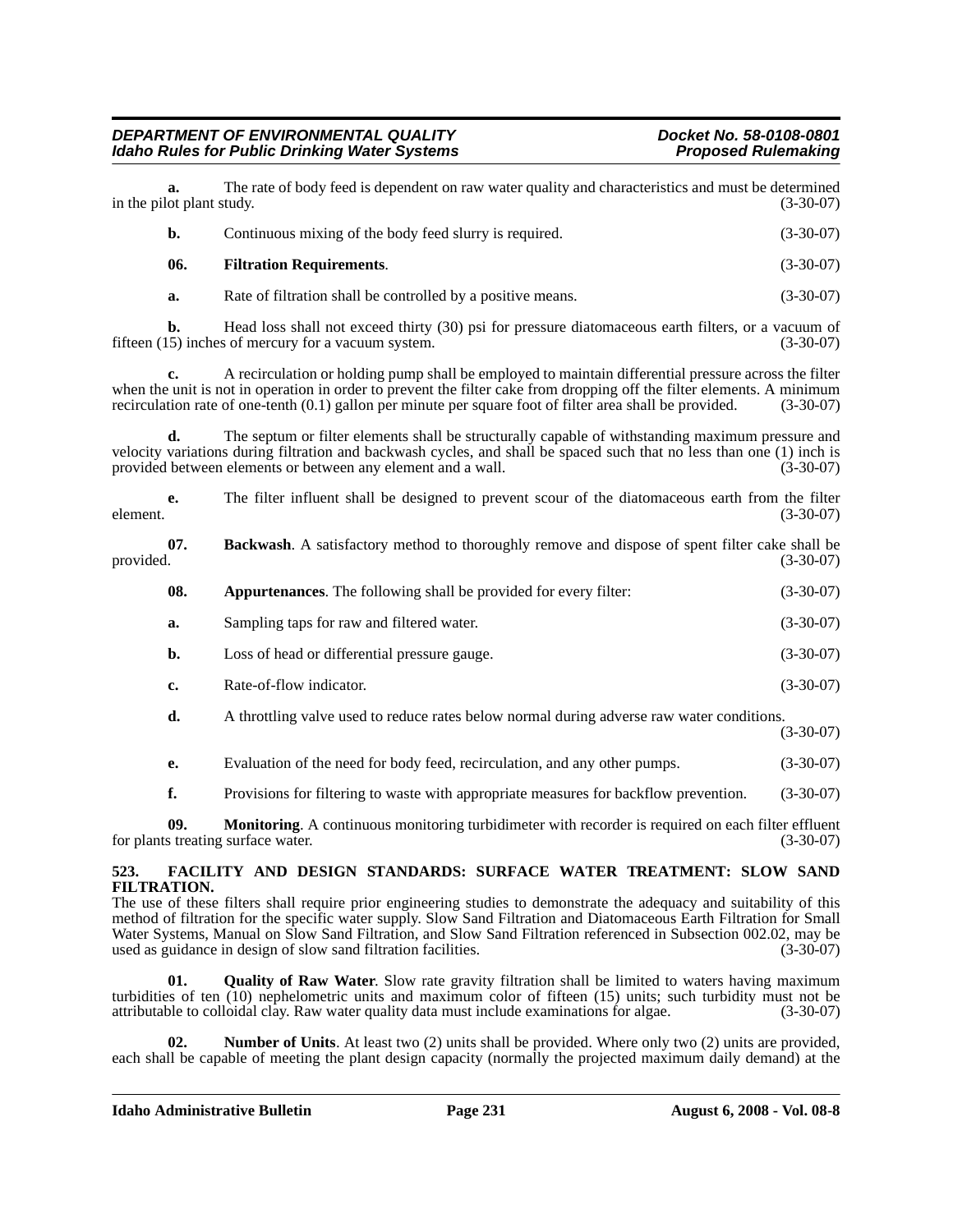**a.** The rate of body feed is dependent on raw water quality and characteristics and must be determined in the pilot plant study. (3-30-07)

**b.** Continuous mixing of the body feed slurry is required. (3-30-07)

**06. Filtration Requirements**. (3-30-07)

**a.** Rate of filtration shall be controlled by a positive means. (3-30-07)

**b.** Head loss shall not exceed thirty (30) psi for pressure diatomaceous earth filters, or a vacuum of fifteen (15) inches of mercury for a vacuum system. (3-30-07)

**c.** A recirculation or holding pump shall be employed to maintain differential pressure across the filter when the unit is not in operation in order to prevent the filter cake from dropping off the filter elements. A minimum recirculation rate of one-tenth (0.1) gallon per minute per square foot of filter area shall be provided. (3-30-07)

**d.** The septum or filter elements shall be structurally capable of withstanding maximum pressure and velocity variations during filtration and backwash cycles, and shall be spaced such that no less than one (1) inch is provided between elements or between any element and a wall. (3-30-07)

**e.** The filter influent shall be designed to prevent scour of the diatomaceous earth from the filter element. (3-30-07)

**07. Backwash**. A satisfactory method to thoroughly remove and dispose of spent filter cake shall be provided. (3-30-07)

**08. Appurtenances**. The following shall be provided for every filter: (3-30-07)

**a.** Sampling taps for raw and filtered water. (3-30-07)

**b.** Loss of head or differential pressure gauge. (3-30-07)

**c.** Rate-of-flow indicator. (3-30-07)

**d.** A throttling valve used to reduce rates below normal during adverse raw water conditions. (3-30-07)

**e.** Evaluation of the need for body feed, recirculation, and any other pumps. (3-30-07)

**f.** Provisions for filtering to waste with appropriate measures for backflow prevention. (3-30-07)

**09. Monitoring**. A continuous monitoring turbidimeter with recorder is required on each filter effluent for plants treating surface water. (3-30-07)

### 523. FACILITY AND DESIGN STANDARDS: SURFACE WATER TREATMENT: SLOW SAND FILTRATION.

The use of these filters shall require prior engineering studies to demonstrate the adequacy and suitability of this method of filtration for the specific water supply. Slow Sand Filtration and Diatomaceous Earth Filtration for Small Water Systems, Manual on Slow Sand Filtration, and Slow Sand Filtration referenced in Subsection 002.02, may be used as guidance in design of slow sand filtration facilities. (3-30-07)

**01. Quality of Raw Water**. Slow rate gravity filtration shall be limited to waters having maximum turbidities of ten (10) nephelometric units and maximum color of fifteen (15) units; such turbidity must not be attributable to colloidal clay. Raw water quality data must include examinations for algae. (3-30-07)

**02. Number of Units**. At least two (2) units shall be provided. Where only two (2) units are provided, each shall be capable of meeting the plant design capacity (normally the projected maximum daily demand) at the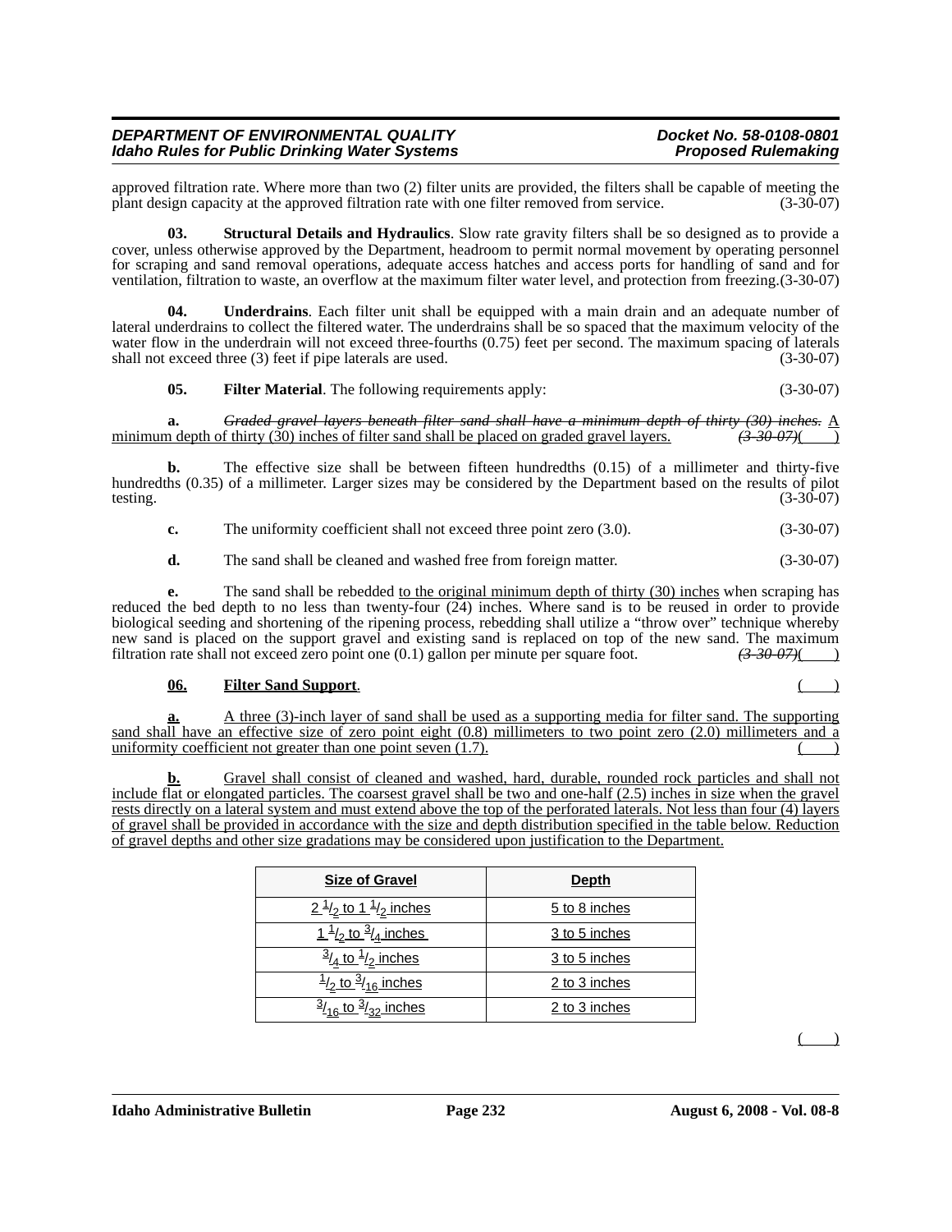approved filtration rate. Where more than two (2) filter units are provided, the filters shall be capable of meeting the plant design capacity at the approved filtration rate with one filter removed from service. (3-30-07)

**03. Structural Details and Hydraulics**. Slow rate gravity filters shall be so designed as to provide a cover, unless otherwise approved by the Department, headroom to permit normal movement by operating personnel for scraping and sand removal operations, adequate access hatches and access ports for handling of sand and for ventilation, filtration to waste, an overflow at the maximum filter water level, and protection from freezing. (3-30-07)

**04. Underdrains**. Each filter unit shall be equipped with a main drain and an adequate number of lateral underdrains to collect the filtered water. The underdrains shall be so spaced that the maximum velocity of the water flow in the underdrain will not exceed three-fourths (0.75) feet per second. The maximum spacing of laterals shall not exceed three (3) feet if pipe laterals are used. (3-30-07)

**05. Filter Material**. The following requirements apply: (3-30-07)

**a.** ~~*Graded gravel layers beneath filter sand shall have a minimum depth of thirty (30) inches.*~~ A minimum depth of thirty (30) inches of filter sand shall be placed on graded gravel layers. ~~*(3-30-07)*~~( )

**b.** The effective size shall be between fifteen hundredths (0.15) of a millimeter and thirty-five hundredths (0.35) of a millimeter. Larger sizes may be considered by the Department based on the results of pilot testing. (3-30-07)

**c.** The uniformity coefficient shall not exceed three point zero (3.0). (3-30-07)

**d.** The sand shall be cleaned and washed free from foreign matter. (3-30-07)

**e.** The sand shall be rebedded to the original minimum depth of thirty (30) inches when scraping has reduced the bed depth to no less than twenty-four (24) inches. Where sand is to be reused in order to provide biological seeding and shortening of the ripening process, rebedding shall utilize a "throw over" technique whereby new sand is placed on the support gravel and existing sand is replaced on top of the new sand. The maximum filtration rate shall not exceed zero point one (0.1) gallon per minute per square foot. ~~*(3-30-07)*~~( )

**06. Filter Sand Support**. ( )

**a.** A three (3)-inch layer of sand shall be used as a supporting media for filter sand. The supporting sand shall have an effective size of zero point eight (0.8) millimeters to two point zero (2.0) millimeters and a uniformity coefficient not greater than one point seven (1.7). ( )

**b.** Gravel shall consist of cleaned and washed, hard, durable, rounded rock particles and shall not include flat or elongated particles. The coarsest gravel shall be two and one-half (2.5) inches in size when the gravel rests directly on a lateral system and must extend above the top of the perforated laterals. Not less than four (4) layers of gravel shall be provided in accordance with the size and depth distribution specified in the table below. Reduction of gravel depths and other size gradations may be considered upon justification to the Department.

| Size of Gravel | Depth |
|---|---|
| 2 1/2 to 1 1/2 inches | 5 to 8 inches |
| 1 1/2 to 3/4 inches | 3 to 5 inches |
| 3/4 to 1/2 inches | 3 to 5 inches |
| 1/2 to 3/16 inches | 2 to 3 inches |
| 3/16 to 3/32 inches | 2 to 3 inches |

( )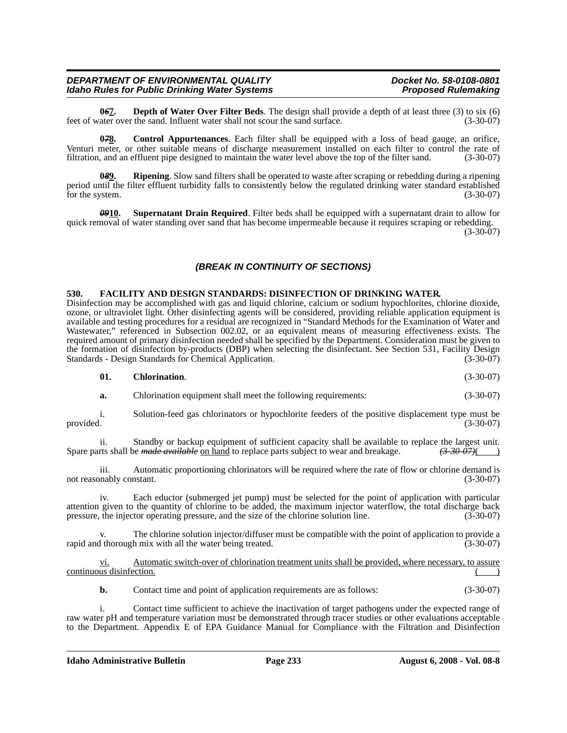**0~~6~~7. Depth of Water Over Filter Beds**. The design shall provide a depth of at least three (3) to six (6) feet of water over the sand. Influent water shall not scour the sand surface. (3-30-07)

**0~~7~~8. Control Appurtenances**. Each filter shall be equipped with a loss of head gauge, an orifice, Venturi meter, or other suitable means of discharge measurement installed on each filter to control the rate of filtration, and an effluent pipe designed to maintain the water level above the top of the filter sand. (3-30-07)

**0~~8~~9. Ripening**. Slow sand filters shall be operated to waste after scraping or rebedding during a ripening period until the filter effluent turbidity falls to consistently below the regulated drinking water standard established for the system. (3-30-07)

**~~09~~10. Supernatant Drain Required**. Filter beds shall be equipped with a supernatant drain to allow for quick removal of water standing over sand that has become impermeable because it requires scraping or rebedding. (3-30-07)

### *(BREAK IN CONTINUITY OF SECTIONS)*

**530. FACILITY AND DESIGN STANDARDS: DISINFECTION OF DRINKING WATER.**

Disinfection may be accomplished with gas and liquid chlorine, calcium or sodium hypochlorites, chlorine dioxide, ozone, or ultraviolet light. Other disinfecting agents will be considered, providing reliable application equipment is available and testing procedures for a residual are recognized in "Standard Methods for the Examination of Water and Wastewater," referenced in Subsection 002.02, or an equivalent means of measuring effectiveness exists. The required amount of primary disinfection needed shall be specified by the Department. Consideration must be given to the formation of disinfection by-products (DBP) when selecting the disinfectant. See Section 531, Facility Design Standards - Design Standards for Chemical Application. (3-30-07)

**01. Chlorination**. (3-30-07)

**a.** Chlorination equipment shall meet the following requirements: (3-30-07)

i. Solution-feed gas chlorinators or hypochlorite feeders of the positive displacement type must be provided. (3-30-07)

ii. Standby or backup equipment of sufficient capacity shall be available to replace the largest unit. Spare parts shall be ~~*made available*~~ on hand to replace parts subject to wear and breakage. ~~*(3-30-07)*~~( )

iii. Automatic proportioning chlorinators will be required where the rate of flow or chlorine demand is not reasonably constant. (3-30-07)

iv. Each eductor (submerged jet pump) must be selected for the point of application with particular attention given to the quantity of chlorine to be added, the maximum injector waterflow, the total discharge back pressure, the injector operating pressure, and the size of the chlorine solution line. (3-30-07)

v. The chlorine solution injector/diffuser must be compatible with the point of application to provide a rapid and thorough mix with all the water being treated. (3-30-07)

vi. Automatic switch-over of chlorination treatment units shall be provided, where necessary, to assure continuous disinfection. ( )

**b.** Contact time and point of application requirements are as follows: (3-30-07)

i. Contact time sufficient to achieve the inactivation of target pathogens under the expected range of raw water pH and temperature variation must be demonstrated through tracer studies or other evaluations acceptable to the Department. Appendix E of EPA Guidance Manual for Compliance with the Filtration and Disinfection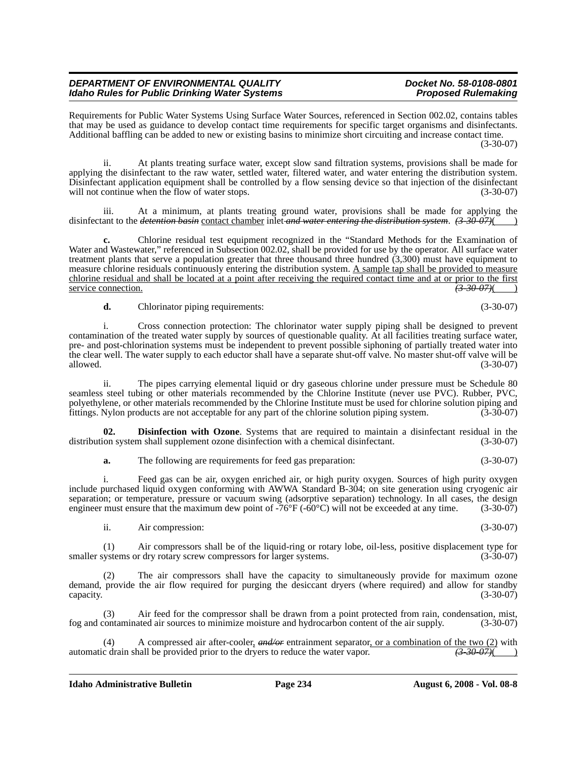Requirements for Public Water Systems Using Surface Water Sources, referenced in Section 002.02, contains tables that may be used as guidance to develop contact time requirements for specific target organisms and disinfectants. Additional baffling can be added to new or existing basins to minimize short circuiting and increase contact time. (3-30-07)

ii. At plants treating surface water, except slow sand filtration systems, provisions shall be made for applying the disinfectant to the raw water, settled water, filtered water, and water entering the distribution system. Disinfectant application equipment shall be controlled by a flow sensing device so that injection of the disinfectant will not continue when the flow of water stops. (3-30-07)

iii. At a minimum, at plants treating ground water, provisions shall be made for applying the disinfectant to the ~~*detention basin*~~ <u>contact chamber</u> inlet ~~*and water entering the distribution system*~~. ~~*(3-30-07)*~~( )

**c.** Chlorine residual test equipment recognized in the "Standard Methods for the Examination of Water and Wastewater," referenced in Subsection 002.02, shall be provided for use by the operator. All surface water treatment plants that serve a population greater that three thousand three hundred (3,300) must have equipment to measure chlorine residuals continuously entering the distribution system. <u>A sample tap shall be provided to measure chlorine residual and shall be located at a point after receiving the required contact time and at or prior to the first service connection.</u> ~~*(3-30-07)*~~( )

**d.** Chlorinator piping requirements: (3-30-07)

i. Cross connection protection: The chlorinator water supply piping shall be designed to prevent contamination of the treated water supply by sources of questionable quality. At all facilities treating surface water, pre- and post-chlorination systems must be independent to prevent possible siphoning of partially treated water into the clear well. The water supply to each eductor shall have a separate shut-off valve. No master shut-off valve will be allowed. (3-30-07)

ii. The pipes carrying elemental liquid or dry gaseous chlorine under pressure must be Schedule 80 seamless steel tubing or other materials recommended by the Chlorine Institute (never use PVC). Rubber, PVC, polyethylene, or other materials recommended by the Chlorine Institute must be used for chlorine solution piping and fittings. Nylon products are not acceptable for any part of the chlorine solution piping system. (3-30-07)

**02. Disinfection with Ozone**. Systems that are required to maintain a disinfectant residual in the distribution system shall supplement ozone disinfection with a chemical disinfectant. (3-30-07)

**a.** The following are requirements for feed gas preparation: (3-30-07)

i. Feed gas can be air, oxygen enriched air, or high purity oxygen. Sources of high purity oxygen include purchased liquid oxygen conforming with AWWA Standard B-304; on site generation using cryogenic air separation; or temperature, pressure or vacuum swing (adsorptive separation) technology. In all cases, the design engineer must ensure that the maximum dew point of -76°F (-60°C) will not be exceeded at any time. (3-30-07)

ii. Air compression: (3-30-07)

(1) Air compressors shall be of the liquid-ring or rotary lobe, oil-less, positive displacement type for smaller systems or dry rotary screw compressors for larger systems. (3-30-07)

(2) The air compressors shall have the capacity to simultaneously provide for maximum ozone demand, provide the air flow required for purging the desiccant dryers (where required) and allow for standby capacity. (3-30-07)

(3) Air feed for the compressor shall be drawn from a point protected from rain, condensation, mist, fog and contaminated air sources to minimize moisture and hydrocarbon content of the air supply. (3-30-07)

(4) A compressed air after-cooler, ~~*and/or*~~ entrainment separator<u>, or a combination of the two (2)</u> with automatic drain shall be provided prior to the dryers to reduce the water vapor. ~~*(3-30-07)*~~( )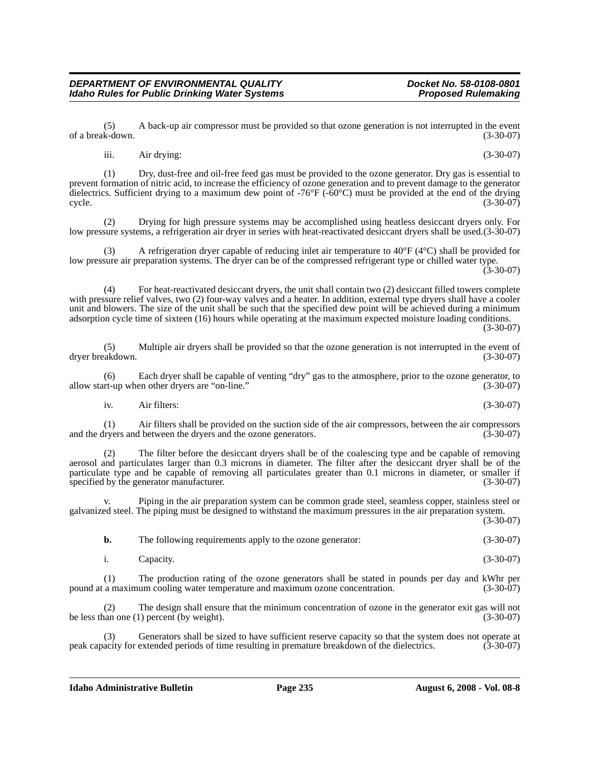(5) A back-up air compressor must be provided so that ozone generation is not interrupted in the event of a break-down. (3-30-07)

iii. Air drying: (3-30-07)

(1) Dry, dust-free and oil-free feed gas must be provided to the ozone generator. Dry gas is essential to prevent formation of nitric acid, to increase the efficiency of ozone generation and to prevent damage to the generator dielectrics. Sufficient drying to a maximum dew point of -76°F (-60°C) must be provided at the end of the drying cycle. (3-30-07)

(2) Drying for high pressure systems may be accomplished using heatless desiccant dryers only. For low pressure systems, a refrigeration air dryer in series with heat-reactivated desiccant dryers shall be used. (3-30-07)

(3) A refrigeration dryer capable of reducing inlet air temperature to 40°F (4°C) shall be provided for low pressure air preparation systems. The dryer can be of the compressed refrigerant type or chilled water type. (3-30-07)

(4) For heat-reactivated desiccant dryers, the unit shall contain two (2) desiccant filled towers complete with pressure relief valves, two (2) four-way valves and a heater. In addition, external type dryers shall have a cooler unit and blowers. The size of the unit shall be such that the specified dew point will be achieved during a minimum adsorption cycle time of sixteen (16) hours while operating at the maximum expected moisture loading conditions. (3-30-07)

(5) Multiple air dryers shall be provided so that the ozone generation is not interrupted in the event of dryer breakdown. (3-30-07)

(6) Each dryer shall be capable of venting "dry" gas to the atmosphere, prior to the ozone generator, to allow start-up when other dryers are "on-line." (3-30-07)

iv. Air filters: (3-30-07)

(1) Air filters shall be provided on the suction side of the air compressors, between the air compressors and the dryers and between the dryers and the ozone generators. (3-30-07)

(2) The filter before the desiccant dryers shall be of the coalescing type and be capable of removing aerosol and particulates larger than 0.3 microns in diameter. The filter after the desiccant dryer shall be of the particulate type and be capable of removing all particulates greater than 0.1 microns in diameter, or smaller if specified by the generator manufacturer. (3-30-07)

v. Piping in the air preparation system can be common grade steel, seamless copper, stainless steel or galvanized steel. The piping must be designed to withstand the maximum pressures in the air preparation system. (3-30-07)

**b.** The following requirements apply to the ozone generator: (3-30-07)

i. Capacity. (3-30-07)

(1) The production rating of the ozone generators shall be stated in pounds per day and kWhr per pound at a maximum cooling water temperature and maximum ozone concentration. (3-30-07)

(2) The design shall ensure that the minimum concentration of ozone in the generator exit gas will not be less than one (1) percent (by weight). (3-30-07)

(3) Generators shall be sized to have sufficient reserve capacity so that the system does not operate at peak capacity for extended periods of time resulting in premature breakdown of the dielectrics. (3-30-07)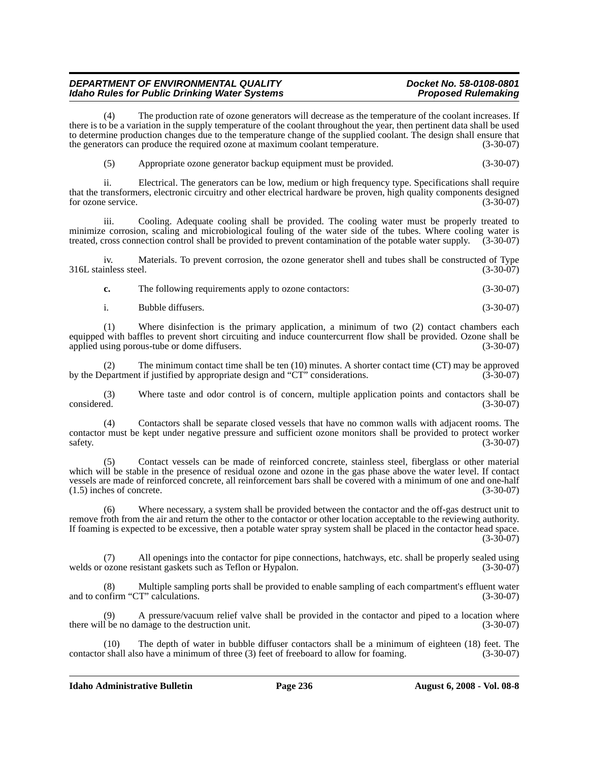(4) The production rate of ozone generators will decrease as the temperature of the coolant increases. If there is to be a variation in the supply temperature of the coolant throughout the year, then pertinent data shall be used to determine production changes due to the temperature change of the supplied coolant. The design shall ensure that the generators can produce the required ozone at maximum coolant temperature. (3-30-07)

(5) Appropriate ozone generator backup equipment must be provided. (3-30-07)

ii. Electrical. The generators can be low, medium or high frequency type. Specifications shall require that the transformers, electronic circuitry and other electrical hardware be proven, high quality components designed for ozone service. (3-30-07)

iii. Cooling. Adequate cooling shall be provided. The cooling water must be properly treated to minimize corrosion, scaling and microbiological fouling of the water side of the tubes. Where cooling water is treated, cross connection control shall be provided to prevent contamination of the potable water supply. (3-30-07)

iv. Materials. To prevent corrosion, the ozone generator shell and tubes shall be constructed of Type 316L stainless steel. (3-30-07)

**c.** The following requirements apply to ozone contactors: (3-30-07)

i. Bubble diffusers. (3-30-07)

(1) Where disinfection is the primary application, a minimum of two (2) contact chambers each equipped with baffles to prevent short circuiting and induce countercurrent flow shall be provided. Ozone shall be applied using porous-tube or dome diffusers. (3-30-07)

(2) The minimum contact time shall be ten (10) minutes. A shorter contact time (CT) may be approved by the Department if justified by appropriate design and "CT" considerations. (3-30-07)

(3) Where taste and odor control is of concern, multiple application points and contactors shall be considered. (3-30-07)

(4) Contactors shall be separate closed vessels that have no common walls with adjacent rooms. The contactor must be kept under negative pressure and sufficient ozone monitors shall be provided to protect worker safety. (3-30-07)

(5) Contact vessels can be made of reinforced concrete, stainless steel, fiberglass or other material which will be stable in the presence of residual ozone and ozone in the gas phase above the water level. If contact vessels are made of reinforced concrete, all reinforcement bars shall be covered with a minimum of one and one-half (1.5) inches of concrete. (3-30-07)

(6) Where necessary, a system shall be provided between the contactor and the off-gas destruct unit to remove froth from the air and return the other to the contactor or other location acceptable to the reviewing authority. If foaming is expected to be excessive, then a potable water spray system shall be placed in the contactor head space. (3-30-07)

(7) All openings into the contactor for pipe connections, hatchways, etc. shall be properly sealed using welds or ozone resistant gaskets such as Teflon or Hypalon. (3-30-07)

(8) Multiple sampling ports shall be provided to enable sampling of each compartment's effluent water and to confirm "CT" calculations. (3-30-07)

(9) A pressure/vacuum relief valve shall be provided in the contactor and piped to a location where there will be no damage to the destruction unit. (3-30-07)

(10) The depth of water in bubble diffuser contactors shall be a minimum of eighteen (18) feet. The contactor shall also have a minimum of three (3) feet of freeboard to allow for foaming. (3-30-07)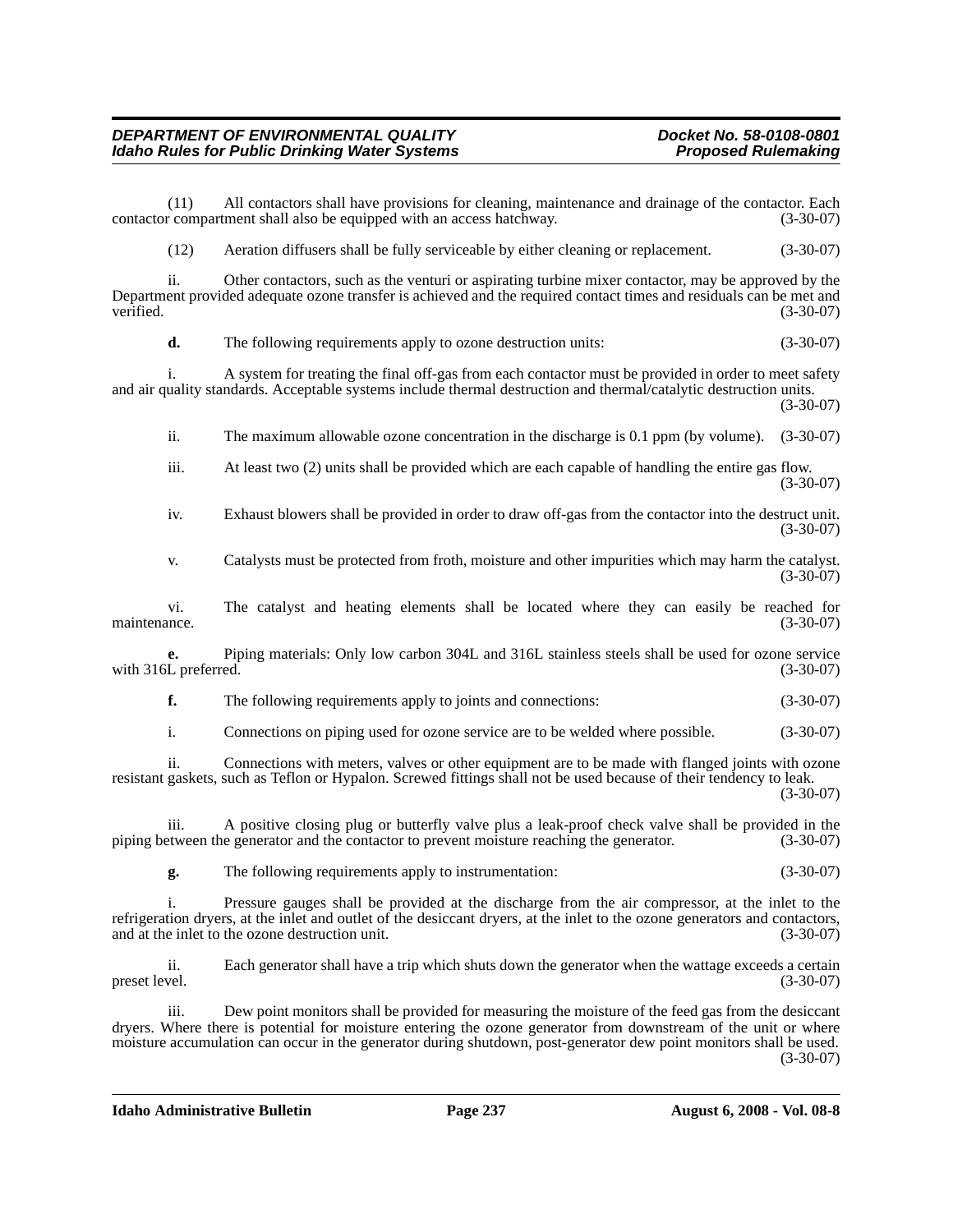(11) All contactors shall have provisions for cleaning, maintenance and drainage of the contactor. Each contactor compartment shall also be equipped with an access hatchway. (3-30-07)

(12) Aeration diffusers shall be fully serviceable by either cleaning or replacement. (3-30-07)

ii. Other contactors, such as the venturi or aspirating turbine mixer contactor, may be approved by the Department provided adequate ozone transfer is achieved and the required contact times and residuals can be met and verified. (3-30-07)

**d.** The following requirements apply to ozone destruction units: (3-30-07)

i. A system for treating the final off-gas from each contactor must be provided in order to meet safety and air quality standards. Acceptable systems include thermal destruction and thermal/catalytic destruction units. (3-30-07)

ii. The maximum allowable ozone concentration in the discharge is 0.1 ppm (by volume). (3-30-07)

iii. At least two (2) units shall be provided which are each capable of handling the entire gas flow. (3-30-07)

iv. Exhaust blowers shall be provided in order to draw off-gas from the contactor into the destruct unit. (3-30-07)

v. Catalysts must be protected from froth, moisture and other impurities which may harm the catalyst. (3-30-07)

vi. The catalyst and heating elements shall be located where they can easily be reached for maintenance. (3-30-07)

**e.** Piping materials: Only low carbon 304L and 316L stainless steels shall be used for ozone service with 316L preferred. (3-30-07)

**f.** The following requirements apply to joints and connections: (3-30-07)

i. Connections on piping used for ozone service are to be welded where possible. (3-30-07)

ii. Connections with meters, valves or other equipment are to be made with flanged joints with ozone resistant gaskets, such as Teflon or Hypalon. Screwed fittings shall not be used because of their tendency to leak. (3-30-07)

iii. A positive closing plug or butterfly valve plus a leak-proof check valve shall be provided in the piping between the generator and the contactor to prevent moisture reaching the generator. (3-30-07)

**g.** The following requirements apply to instrumentation: (3-30-07)

i. Pressure gauges shall be provided at the discharge from the air compressor, at the inlet to the refrigeration dryers, at the inlet and outlet of the desiccant dryers, at the inlet to the ozone generators and contactors, and at the inlet to the ozone destruction unit. (3-30-07)

ii. Each generator shall have a trip which shuts down the generator when the wattage exceeds a certain preset level. (3-30-07)

iii. Dew point monitors shall be provided for measuring the moisture of the feed gas from the desiccant dryers. Where there is potential for moisture entering the ozone generator from downstream of the unit or where moisture accumulation can occur in the generator during shutdown, post-generator dew point monitors shall be used. (3-30-07)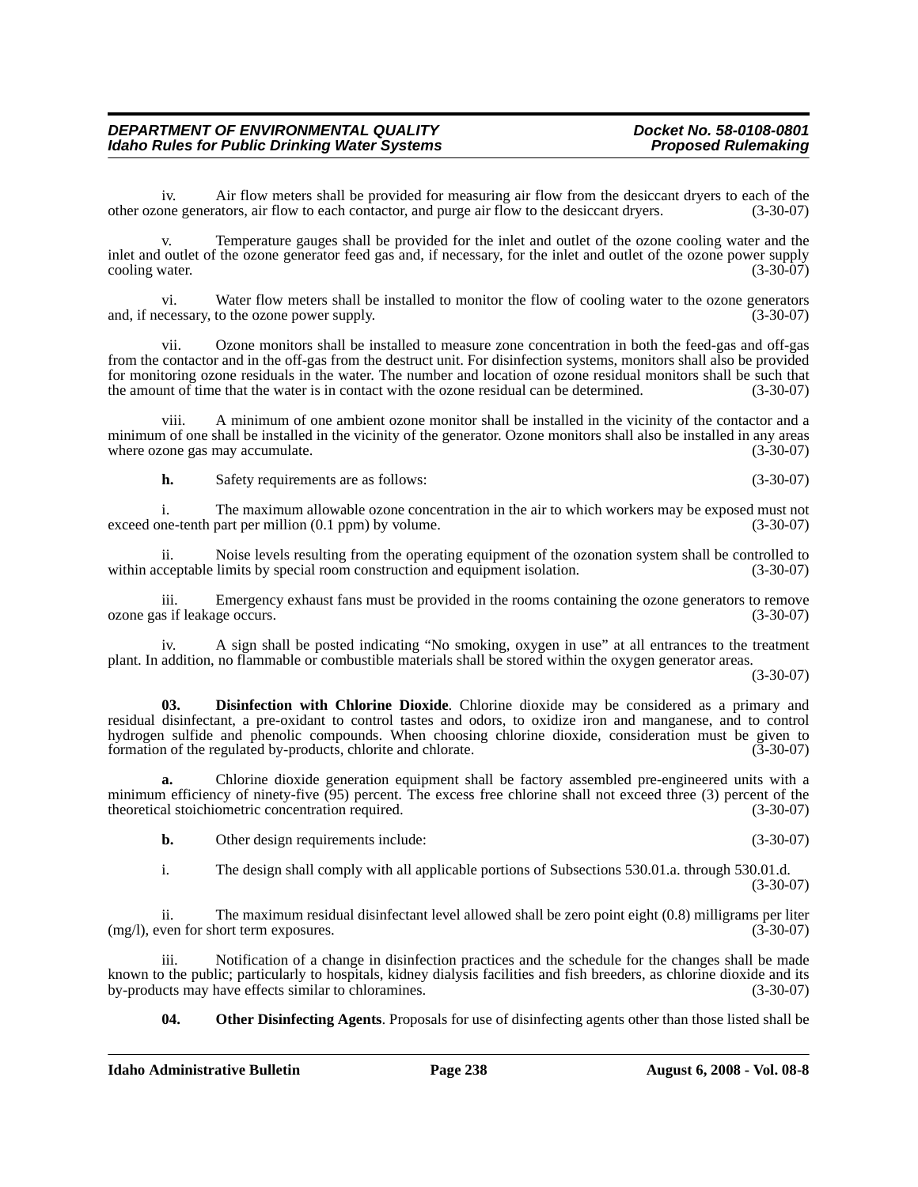iv. Air flow meters shall be provided for measuring air flow from the desiccant dryers to each of the other ozone generators, air flow to each contactor, and purge air flow to the desiccant dryers. (3-30-07)

v. Temperature gauges shall be provided for the inlet and outlet of the ozone cooling water and the inlet and outlet of the ozone generator feed gas and, if necessary, for the inlet and outlet of the ozone power supply cooling water. (3-30-07)

vi. Water flow meters shall be installed to monitor the flow of cooling water to the ozone generators and, if necessary, to the ozone power supply. (3-30-07)

vii. Ozone monitors shall be installed to measure zone concentration in both the feed-gas and off-gas from the contactor and in the off-gas from the destruct unit. For disinfection systems, monitors shall also be provided for monitoring ozone residuals in the water. The number and location of ozone residual monitors shall be such that the amount of time that the water is in contact with the ozone residual can be determined. (3-30-07)

viii. A minimum of one ambient ozone monitor shall be installed in the vicinity of the contactor and a minimum of one shall be installed in the vicinity of the generator. Ozone monitors shall also be installed in any areas where ozone gas may accumulate. (3-30-07)

**h.** Safety requirements are as follows: (3-30-07)

i. The maximum allowable ozone concentration in the air to which workers may be exposed must not exceed one-tenth part per million (0.1 ppm) by volume. (3-30-07)

ii. Noise levels resulting from the operating equipment of the ozonation system shall be controlled to within acceptable limits by special room construction and equipment isolation. (3-30-07)

iii. Emergency exhaust fans must be provided in the rooms containing the ozone generators to remove ozone gas if leakage occurs. (3-30-07)

iv. A sign shall be posted indicating "No smoking, oxygen in use" at all entrances to the treatment plant. In addition, no flammable or combustible materials shall be stored within the oxygen generator areas. (3-30-07)

**03. Disinfection with Chlorine Dioxide**. Chlorine dioxide may be considered as a primary and residual disinfectant, a pre-oxidant to control tastes and odors, to oxidize iron and manganese, and to control hydrogen sulfide and phenolic compounds. When choosing chlorine dioxide, consideration must be given to formation of the regulated by-products, chlorite and chlorate. (3-30-07)

**a.** Chlorine dioxide generation equipment shall be factory assembled pre-engineered units with a minimum efficiency of ninety-five (95) percent. The excess free chlorine shall not exceed three (3) percent of the theoretical stoichiometric concentration required. (3-30-07)

**b.** Other design requirements include: (3-30-07)

i. The design shall comply with all applicable portions of Subsections 530.01.a. through 530.01.d. (3-30-07)

ii. The maximum residual disinfectant level allowed shall be zero point eight (0.8) milligrams per liter (mg/l), even for short term exposures. (3-30-07)

iii. Notification of a change in disinfection practices and the schedule for the changes shall be made known to the public; particularly to hospitals, kidney dialysis facilities and fish breeders, as chlorine dioxide and its by-products may have effects similar to chloramines. (3-30-07)

**04. Other Disinfecting Agents**. Proposals for use of disinfecting agents other than those listed shall be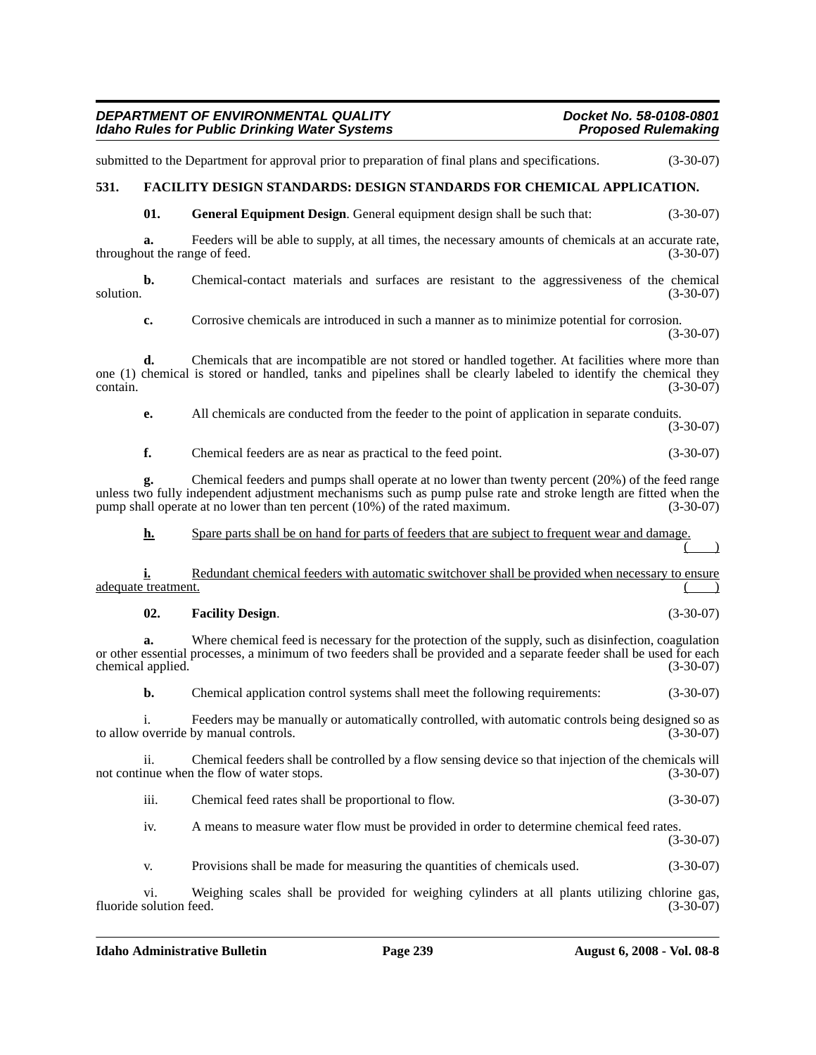submitted to the Department for approval prior to preparation of final plans and specifications. (3-30-07)

**531. FACILITY DESIGN STANDARDS: DESIGN STANDARDS FOR CHEMICAL APPLICATION.**

**01. General Equipment Design**. General equipment design shall be such that: (3-30-07)

**a.** Feeders will be able to supply, at all times, the necessary amounts of chemicals at an accurate rate, throughout the range of feed. (3-30-07)

**b.** Chemical-contact materials and surfaces are resistant to the aggressiveness of the chemical solution. (3-30-07)

**c.** Corrosive chemicals are introduced in such a manner as to minimize potential for corrosion. (3-30-07)

**d.** Chemicals that are incompatible are not stored or handled together. At facilities where more than one (1) chemical is stored or handled, tanks and pipelines shall be clearly labeled to identify the chemical they contain. (3-30-07)

**e.** All chemicals are conducted from the feeder to the point of application in separate conduits. (3-30-07)

**f.** Chemical feeders are as near as practical to the feed point. (3-30-07)

**g.** Chemical feeders and pumps shall operate at no lower than twenty percent (20%) of the feed range unless two fully independent adjustment mechanisms such as pump pulse rate and stroke length are fitted when the pump shall operate at no lower than ten percent (10%) of the rated maximum. (3-30-07)

**h.** Spare parts shall be on hand for parts of feeders that are subject to frequent wear and damage. (    )

**i.** Redundant chemical feeders with automatic switchover shall be provided when necessary to ensure adequate treatment. (    )

**02. Facility Design**. (3-30-07)

**a.** Where chemical feed is necessary for the protection of the supply, such as disinfection, coagulation or other essential processes, a minimum of two feeders shall be provided and a separate feeder shall be used for each chemical applied. (3-30-07)

**b.** Chemical application control systems shall meet the following requirements: (3-30-07)

i. Feeders may be manually or automatically controlled, with automatic controls being designed so as to allow override by manual controls. (3-30-07)

ii. Chemical feeders shall be controlled by a flow sensing device so that injection of the chemicals will not continue when the flow of water stops. (3-30-07)

iii. Chemical feed rates shall be proportional to flow. (3-30-07)

iv. A means to measure water flow must be provided in order to determine chemical feed rates. (3-30-07)

v. Provisions shall be made for measuring the quantities of chemicals used. (3-30-07)

vi. Weighing scales shall be provided for weighing cylinders at all plants utilizing chlorine gas, fluoride solution feed. (3-30-07)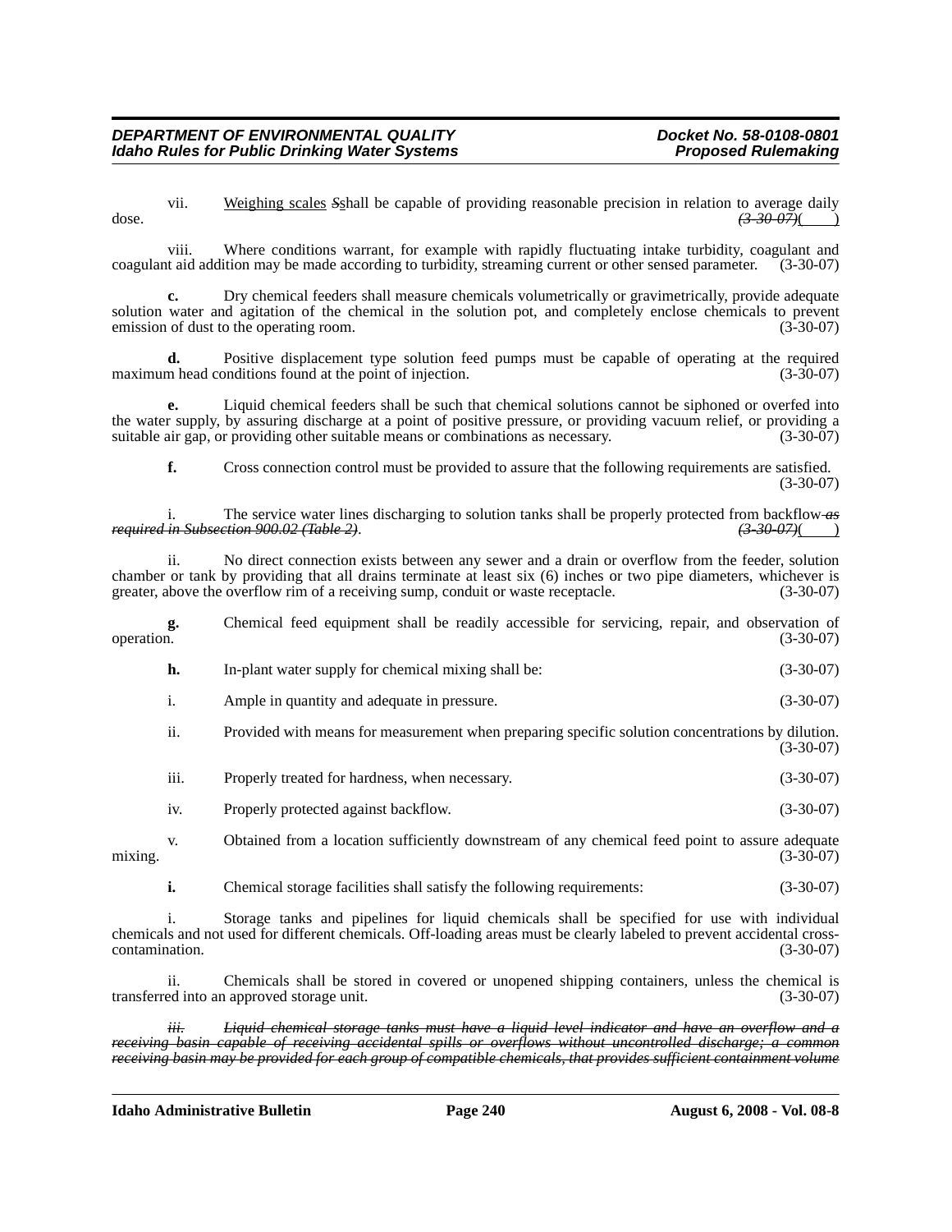vii. <u>Weighing scales</u> ~~*S*~~<u>s</u>hall be capable of providing reasonable precision in relation to average daily dose. ~~*(3-30-07)*~~<u>(    )</u>

viii. Where conditions warrant, for example with rapidly fluctuating intake turbidity, coagulant and coagulant aid addition may be made according to turbidity, streaming current or other sensed parameter. (3-30-07)

**c.** Dry chemical feeders shall measure chemicals volumetrically or gravimetrically, provide adequate solution water and agitation of the chemical in the solution pot, and completely enclose chemicals to prevent emission of dust to the operating room. (3-30-07)

**d.** Positive displacement type solution feed pumps must be capable of operating at the required maximum head conditions found at the point of injection. (3-30-07)

**e.** Liquid chemical feeders shall be such that chemical solutions cannot be siphoned or overfed into the water supply, by assuring discharge at a point of positive pressure, or providing vacuum relief, or providing a suitable air gap, or providing other suitable means or combinations as necessary. (3-30-07)

**f.** Cross connection control must be provided to assure that the following requirements are satisfied. (3-30-07)

i. The service water lines discharging to solution tanks shall be properly protected from backflow ~~*as required in Subsection 900.02 (Table 2)*~~. ~~*(3-30-07)*~~<u>(    )</u>

ii. No direct connection exists between any sewer and a drain or overflow from the feeder, solution chamber or tank by providing that all drains terminate at least six (6) inches or two pipe diameters, whichever is greater, above the overflow rim of a receiving sump, conduit or waste receptacle. (3-30-07)

**g.** Chemical feed equipment shall be readily accessible for servicing, repair, and observation of operation. (3-30-07)

**h.** In-plant water supply for chemical mixing shall be: (3-30-07)

i. Ample in quantity and adequate in pressure. (3-30-07)

ii. Provided with means for measurement when preparing specific solution concentrations by dilution. (3-30-07)

iii. Properly treated for hardness, when necessary. (3-30-07)

iv. Properly protected against backflow. (3-30-07)

v. Obtained from a location sufficiently downstream of any chemical feed point to assure adequate mixing. (3-30-07)

**i.** Chemical storage facilities shall satisfy the following requirements: (3-30-07)

i. Storage tanks and pipelines for liquid chemicals shall be specified for use with individual chemicals and not used for different chemicals. Off-loading areas must be clearly labeled to prevent accidental cross-contamination. (3-30-07)

ii. Chemicals shall be stored in covered or unopened shipping containers, unless the chemical is transferred into an approved storage unit. (3-30-07)

~~*iii. Liquid chemical storage tanks must have a liquid level indicator and have an overflow and a receiving basin capable of receiving accidental spills or overflows without uncontrolled discharge; a common receiving basin may be provided for each group of compatible chemicals, that provides sufficient containment volume*~~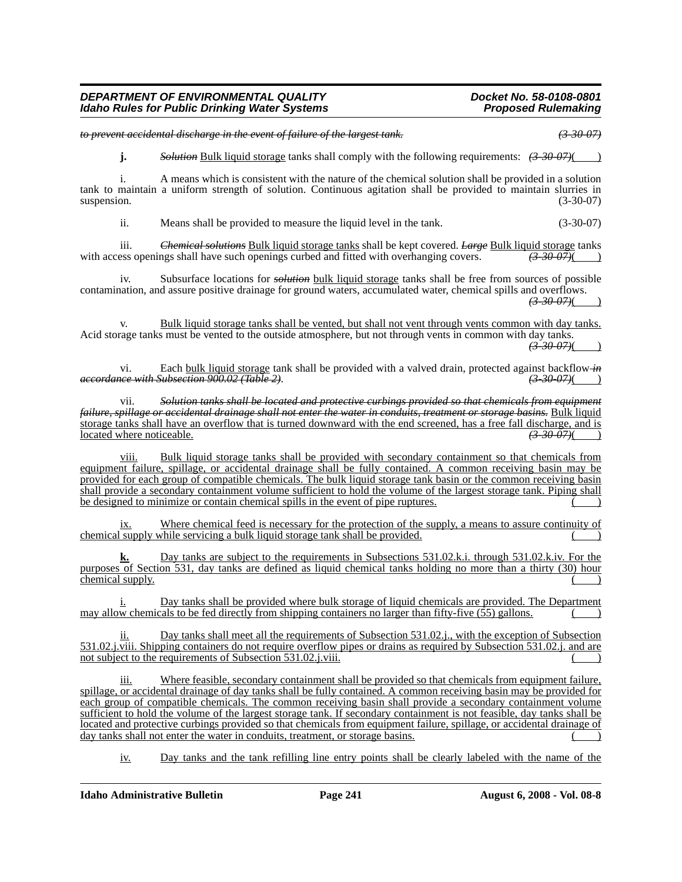~~*to prevent accidental discharge in the event of failure of the largest tank.*~~ ~~*(3-30-07)*~~

**j.** ~~*Solution*~~ <u>Bulk liquid storage</u> tanks shall comply with the following requirements: ~~*(3-30-07)*~~( )

i. A means which is consistent with the nature of the chemical solution shall be provided in a solution tank to maintain a uniform strength of solution. Continuous agitation shall be provided to maintain slurries in suspension. (3-30-07)

ii. Means shall be provided to measure the liquid level in the tank. (3-30-07)

iii. ~~*Chemical solutions*~~ <u>Bulk liquid storage tanks</u> shall be kept covered. ~~*Large*~~ <u>Bulk liquid storage</u> tanks with access openings shall have such openings curbed and fitted with overhanging covers. ~~*(3-30-07)*~~( )

iv. Subsurface locations for ~~*solution*~~ <u>bulk liquid storage</u> tanks shall be free from sources of possible contamination, and assure positive drainage for ground waters, accumulated water, chemical spills and overflows. ~~*(3-30-07)*~~( )

v. <u>Bulk liquid storage tanks shall be vented, but shall not vent through vents common with day tanks.</u> Acid storage tanks must be vented to the outside atmosphere, but not through vents in common with day tanks. ~~*(3-30-07)*~~( )

vi. Each <u>bulk liquid storage</u> tank shall be provided with a valved drain, protected against backflow ~~*in accordance with Subsection 900.02 (Table 2)*~~. ~~*(3-30-07)*~~( )

vii. ~~*Solution tanks shall be located and protective curbings provided so that chemicals from equipment failure, spillage or accidental drainage shall not enter the water in conduits, treatment or storage basins.*~~ <u>Bulk liquid storage tanks shall have an overflow that is turned downward with the end screened, has a free fall discharge, and is located where noticeable.</u> ~~*(3-30-07)*~~( )

<u>viii.</u> <u>Bulk liquid storage tanks shall be provided with secondary containment so that chemicals from equipment failure, spillage, or accidental drainage shall be fully contained. A common receiving basin may be provided for each group of compatible chemicals. The bulk liquid storage tank basin or the common receiving basin shall provide a secondary containment volume sufficient to hold the volume of the largest storage tank. Piping shall be designed to minimize or contain chemical spills in the event of pipe ruptures.</u> ( )

<u>ix.</u> <u>Where chemical feed is necessary for the protection of the supply, a means to assure continuity of chemical supply while servicing a bulk liquid storage tank shall be provided.</u> ( )

<u>**k.**</u> <u>Day tanks are subject to the requirements in Subsections 531.02.k.i. through 531.02.k.iv. For the purposes of Section 531, day tanks are defined as liquid chemical tanks holding no more than a thirty (30) hour chemical supply.</u> ( )

<u>i.</u> <u>Day tanks shall be provided where bulk storage of liquid chemicals are provided. The Department may allow chemicals to be fed directly from shipping containers no larger than fifty-five (55) gallons.</u> ( )

<u>ii.</u> <u>Day tanks shall meet all the requirements of Subsection 531.02.j., with the exception of Subsection 531.02.j.viii. Shipping containers do not require overflow pipes or drains as required by Subsection 531.02.j. and are not subject to the requirements of Subsection 531.02.j.viii.</u> ( )

<u>iii.</u> <u>Where feasible, secondary containment shall be provided so that chemicals from equipment failure, spillage, or accidental drainage of day tanks shall be fully contained. A common receiving basin may be provided for each group of compatible chemicals. The common receiving basin shall provide a secondary containment volume sufficient to hold the volume of the largest storage tank. If secondary containment is not feasible, day tanks shall be located and protective curbings provided so that chemicals from equipment failure, spillage, or accidental drainage of day tanks shall not enter the water in conduits, treatment, or storage basins.</u> ( )

<u>iv.</u> <u>Day tanks and the tank refilling line entry points shall be clearly labeled with the name of the</u>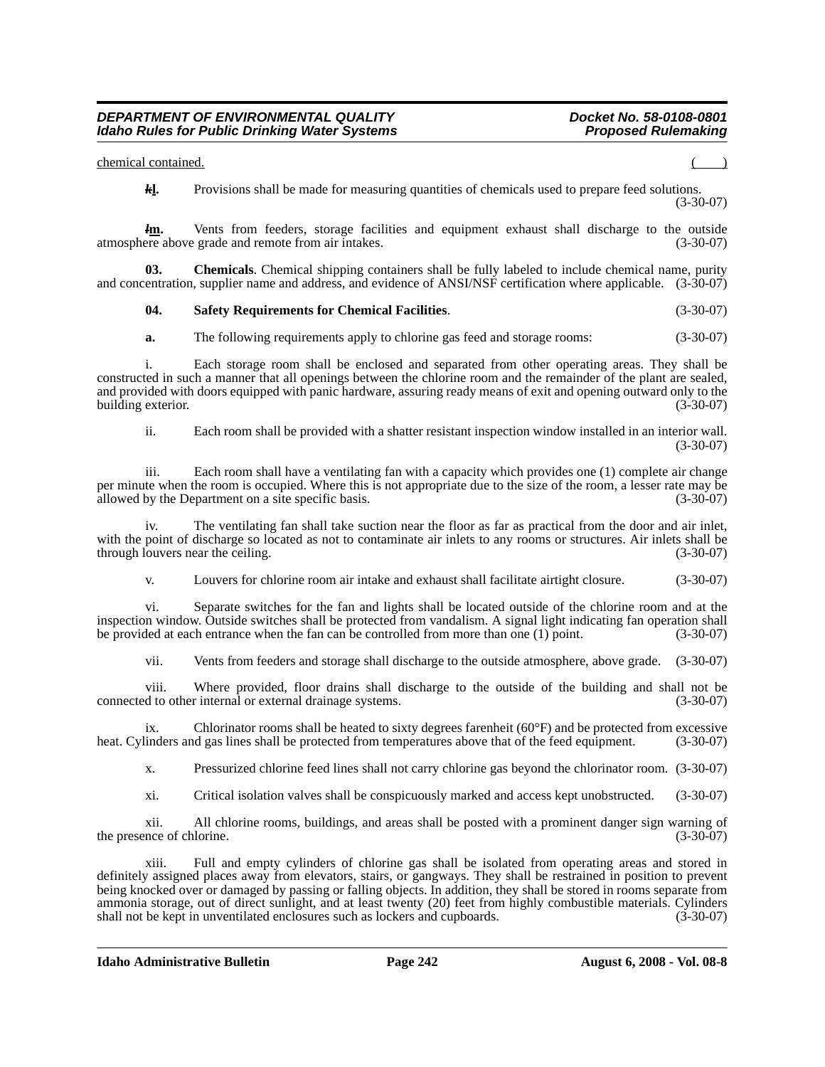chemical contained. ( )

**~~k~~l.** Provisions shall be made for measuring quantities of chemicals used to prepare feed solutions. (3-30-07)

**~~l~~m.** Vents from feeders, storage facilities and equipment exhaust shall discharge to the outside atmosphere above grade and remote from air intakes. (3-30-07)

**03. Chemicals**. Chemical shipping containers shall be fully labeled to include chemical name, purity and concentration, supplier name and address, and evidence of ANSI/NSF certification where applicable. (3-30-07)

**04. Safety Requirements for Chemical Facilities**. (3-30-07)

**a.** The following requirements apply to chlorine gas feed and storage rooms: (3-30-07)

i. Each storage room shall be enclosed and separated from other operating areas. They shall be constructed in such a manner that all openings between the chlorine room and the remainder of the plant are sealed, and provided with doors equipped with panic hardware, assuring ready means of exit and opening outward only to the building exterior. (3-30-07)

ii. Each room shall be provided with a shatter resistant inspection window installed in an interior wall. (3-30-07)

iii. Each room shall have a ventilating fan with a capacity which provides one (1) complete air change per minute when the room is occupied. Where this is not appropriate due to the size of the room, a lesser rate may be allowed by the Department on a site specific basis. (3-30-07)

iv. The ventilating fan shall take suction near the floor as far as practical from the door and air inlet, with the point of discharge so located as not to contaminate air inlets to any rooms or structures. Air inlets shall be through louvers near the ceiling. (3-30-07)

v. Louvers for chlorine room air intake and exhaust shall facilitate airtight closure. (3-30-07)

vi. Separate switches for the fan and lights shall be located outside of the chlorine room and at the inspection window. Outside switches shall be protected from vandalism. A signal light indicating fan operation shall be provided at each entrance when the fan can be controlled from more than one (1) point. (3-30-07)

vii. Vents from feeders and storage shall discharge to the outside atmosphere, above grade. (3-30-07)

viii. Where provided, floor drains shall discharge to the outside of the building and shall not be connected to other internal or external drainage systems. (3-30-07)

ix. Chlorinator rooms shall be heated to sixty degrees farenheit (60°F) and be protected from excessive heat. Cylinders and gas lines shall be protected from temperatures above that of the feed equipment. (3-30-07)

x. Pressurized chlorine feed lines shall not carry chlorine gas beyond the chlorinator room. (3-30-07)

xi. Critical isolation valves shall be conspicuously marked and access kept unobstructed. (3-30-07)

xii. All chlorine rooms, buildings, and areas shall be posted with a prominent danger sign warning of the presence of chlorine. (3-30-07)

xiii. Full and empty cylinders of chlorine gas shall be isolated from operating areas and stored in definitely assigned places away from elevators, stairs, or gangways. They shall be restrained in position to prevent being knocked over or damaged by passing or falling objects. In addition, they shall be stored in rooms separate from ammonia storage, out of direct sunlight, and at least twenty (20) feet from highly combustible materials. Cylinders shall not be kept in unventilated enclosures such as lockers and cupboards. (3-30-07)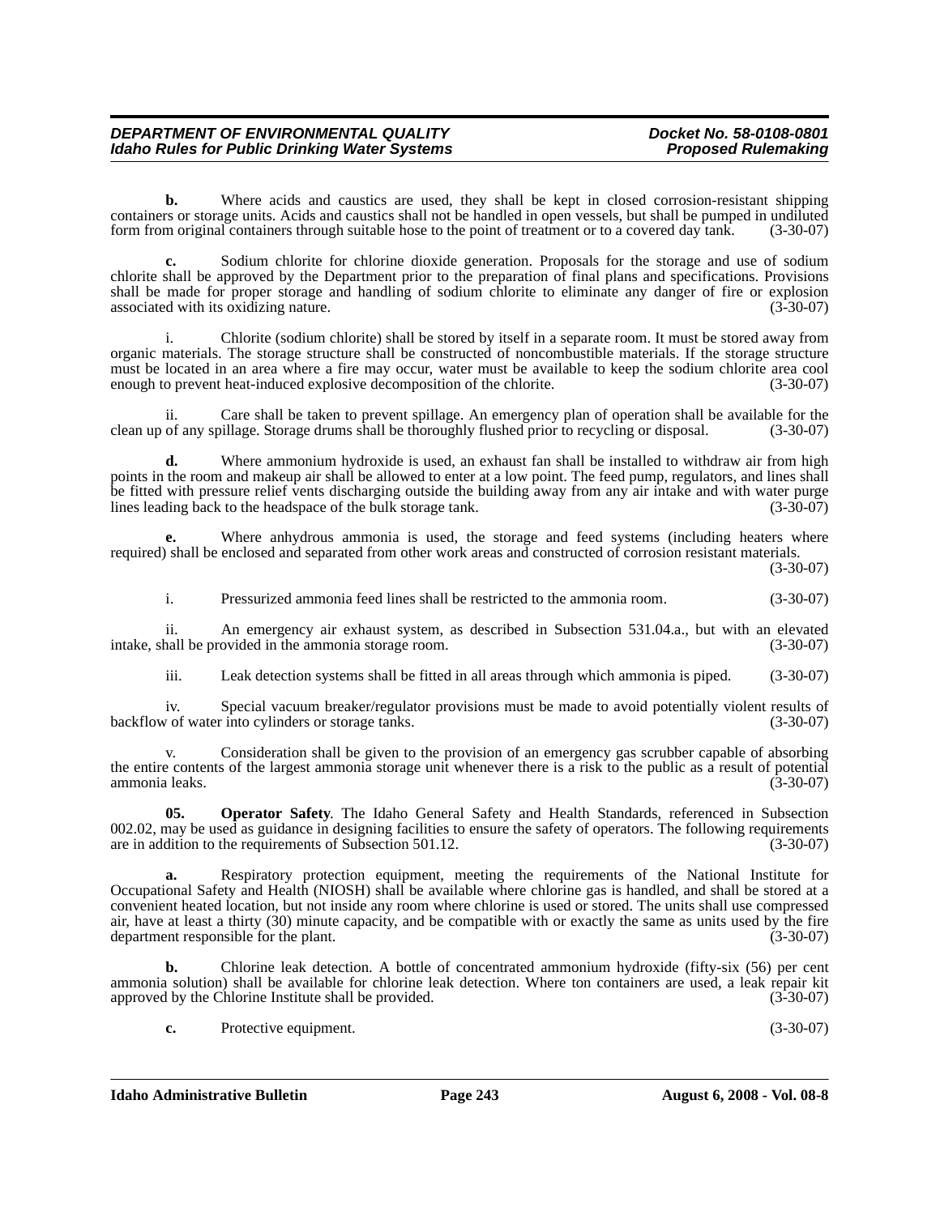**b.** Where acids and caustics are used, they shall be kept in closed corrosion-resistant shipping containers or storage units. Acids and caustics shall not be handled in open vessels, but shall be pumped in undiluted form from original containers through suitable hose to the point of treatment or to a covered day tank. (3-30-07)

**c.** Sodium chlorite for chlorine dioxide generation. Proposals for the storage and use of sodium chlorite shall be approved by the Department prior to the preparation of final plans and specifications. Provisions shall be made for proper storage and handling of sodium chlorite to eliminate any danger of fire or explosion associated with its oxidizing nature. (3-30-07)

i. Chlorite (sodium chlorite) shall be stored by itself in a separate room. It must be stored away from organic materials. The storage structure shall be constructed of noncombustible materials. If the storage structure must be located in an area where a fire may occur, water must be available to keep the sodium chlorite area cool enough to prevent heat-induced explosive decomposition of the chlorite. (3-30-07)

ii. Care shall be taken to prevent spillage. An emergency plan of operation shall be available for the clean up of any spillage. Storage drums shall be thoroughly flushed prior to recycling or disposal. (3-30-07)

**d.** Where ammonium hydroxide is used, an exhaust fan shall be installed to withdraw air from high points in the room and makeup air shall be allowed to enter at a low point. The feed pump, regulators, and lines shall be fitted with pressure relief vents discharging outside the building away from any air intake and with water purge lines leading back to the headspace of the bulk storage tank. (3-30-07)

**e.** Where anhydrous ammonia is used, the storage and feed systems (including heaters where required) shall be enclosed and separated from other work areas and constructed of corrosion resistant materials. (3-30-07)

i. Pressurized ammonia feed lines shall be restricted to the ammonia room. (3-30-07)

ii. An emergency air exhaust system, as described in Subsection 531.04.a., but with an elevated intake, shall be provided in the ammonia storage room. (3-30-07)

iii. Leak detection systems shall be fitted in all areas through which ammonia is piped. (3-30-07)

iv. Special vacuum breaker/regulator provisions must be made to avoid potentially violent results of backflow of water into cylinders or storage tanks. (3-30-07)

v. Consideration shall be given to the provision of an emergency gas scrubber capable of absorbing the entire contents of the largest ammonia storage unit whenever there is a risk to the public as a result of potential ammonia leaks. (3-30-07)

**05. Operator Safety**. The Idaho General Safety and Health Standards, referenced in Subsection 002.02, may be used as guidance in designing facilities to ensure the safety of operators. The following requirements are in addition to the requirements of Subsection 501.12. (3-30-07)

**a.** Respiratory protection equipment, meeting the requirements of the National Institute for Occupational Safety and Health (NIOSH) shall be available where chlorine gas is handled, and shall be stored at a convenient heated location, but not inside any room where chlorine is used or stored. The units shall use compressed air, have at least a thirty (30) minute capacity, and be compatible with or exactly the same as units used by the fire department responsible for the plant. (3-30-07)

**b.** Chlorine leak detection. A bottle of concentrated ammonium hydroxide (fifty-six (56) per cent ammonia solution) shall be available for chlorine leak detection. Where ton containers are used, a leak repair kit approved by the Chlorine Institute shall be provided. (3-30-07)

**c.** Protective equipment. (3-30-07)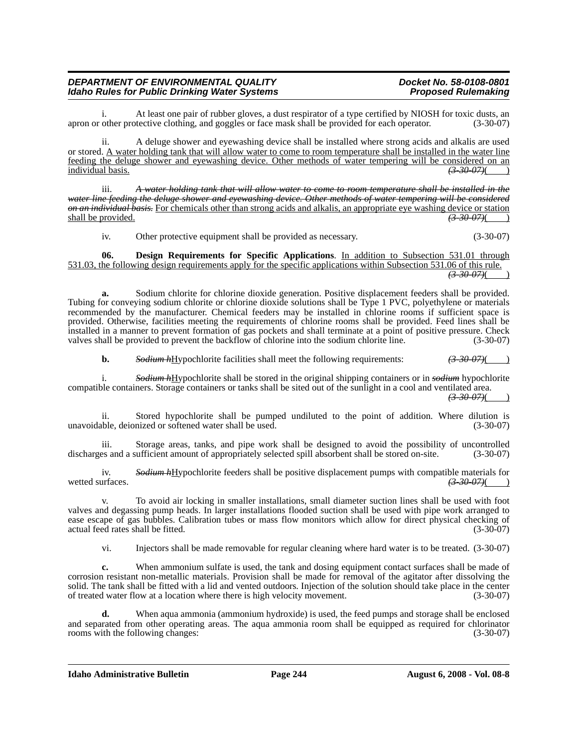i. At least one pair of rubber gloves, a dust respirator of a type certified by NIOSH for toxic dusts, an apron or other protective clothing, and goggles or face mask shall be provided for each operator. (3-30-07)

ii. A deluge shower and eyewashing device shall be installed where strong acids and alkalis are used or stored. A water holding tank that will allow water to come to room temperature shall be installed in the water line feeding the deluge shower and eyewashing device. Other methods of water tempering will be considered on an individual basis. ~~(3-30-07)~~( )

iii. ~~*A water holding tank that will allow water to come to room temperature shall be installed in the water line feeding the deluge shower and eyewashing device. Other methods of water tempering will be considered on an individual basis.*~~ For chemicals other than strong acids and alkalis, an appropriate eye washing device or station shall be provided. ~~(3-30-07)~~( )

iv. Other protective equipment shall be provided as necessary. (3-30-07)

**06. Design Requirements for Specific Applications**. In addition to Subsection 531.01 through 531.03, the following design requirements apply for the specific applications within Subsection 531.06 of this rule. ~~(3-30-07)~~( )

**a.** Sodium chlorite for chlorine dioxide generation. Positive displacement feeders shall be provided. Tubing for conveying sodium chlorite or chlorine dioxide solutions shall be Type 1 PVC, polyethylene or materials recommended by the manufacturer. Chemical feeders may be installed in chlorine rooms if sufficient space is provided. Otherwise, facilities meeting the requirements of chlorine rooms shall be provided. Feed lines shall be installed in a manner to prevent formation of gas pockets and shall terminate at a point of positive pressure. Check valves shall be provided to prevent the backflow of chlorine into the sodium chlorite line. (3-30-07)

**b.** ~~*Sodium h*~~Hypochlorite facilities shall meet the following requirements: ~~(3-30-07)~~( )

i. ~~*Sodium h*~~Hypochlorite shall be stored in the original shipping containers or in ~~*sodium*~~ hypochlorite compatible containers. Storage containers or tanks shall be sited out of the sunlight in a cool and ventilated area. ~~(3-30-07)~~( )

ii. Stored hypochlorite shall be pumped undiluted to the point of addition. Where dilution is unavoidable, deionized or softened water shall be used. (3-30-07)

iii. Storage areas, tanks, and pipe work shall be designed to avoid the possibility of uncontrolled discharges and a sufficient amount of appropriately selected spill absorbent shall be stored on-site. (3-30-07)

iv. ~~*Sodium h*~~Hypochlorite feeders shall be positive displacement pumps with compatible materials for wetted surfaces. ~~(3-30-07)~~( )

v. To avoid air locking in smaller installations, small diameter suction lines shall be used with foot valves and degassing pump heads. In larger installations flooded suction shall be used with pipe work arranged to ease escape of gas bubbles. Calibration tubes or mass flow monitors which allow for direct physical checking of actual feed rates shall be fitted. (3-30-07)

vi. Injectors shall be made removable for regular cleaning where hard water is to be treated. (3-30-07)

**c.** When ammonium sulfate is used, the tank and dosing equipment contact surfaces shall be made of corrosion resistant non-metallic materials. Provision shall be made for removal of the agitator after dissolving the solid. The tank shall be fitted with a lid and vented outdoors. Injection of the solution should take place in the center of treated water flow at a location where there is high velocity movement. (3-30-07)

**d.** When aqua ammonia (ammonium hydroxide) is used, the feed pumps and storage shall be enclosed and separated from other operating areas. The aqua ammonia room shall be equipped as required for chlorinator rooms with the following changes: (3-30-07)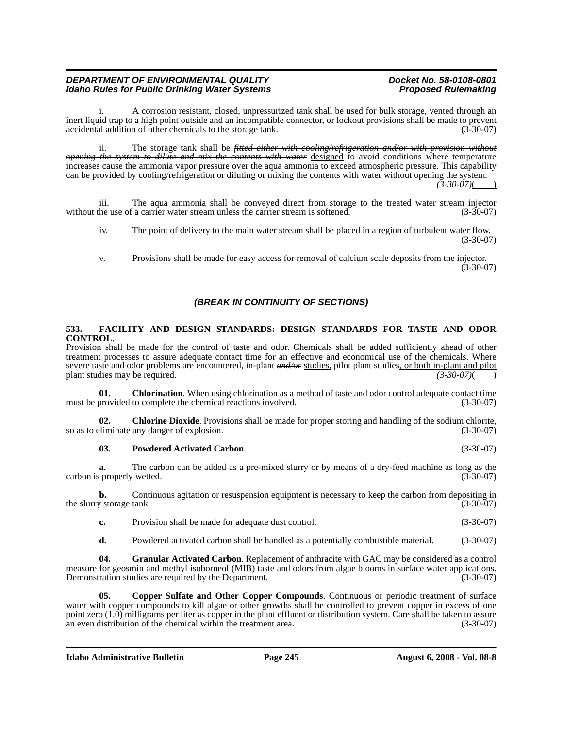i. A corrosion resistant, closed, unpressurized tank shall be used for bulk storage, vented through an inert liquid trap to a high point outside and an incompatible connector, or lockout provisions shall be made to prevent accidental addition of other chemicals to the storage tank. (3-30-07)

ii. The storage tank shall be ~~*fitted either with cooling/refrigeration and/or with provision without opening the system to dilute and mix the contents with water*~~ <u>designed</u> to avoid conditions where temperature increases cause the ammonia vapor pressure over the aqua ammonia to exceed atmospheric pressure. <u>This capability can be provided by cooling/refrigeration or diluting or mixing the contents with water without opening the system.</u> ~~*(3-30-07)*~~( )

iii. The aqua ammonia shall be conveyed direct from storage to the treated water stream injector without the use of a carrier water stream unless the carrier stream is softened. (3-30-07)

iv. The point of delivery to the main water stream shall be placed in a region of turbulent water flow. (3-30-07)

v. Provisions shall be made for easy access for removal of calcium scale deposits from the injector. (3-30-07)

***(BREAK IN CONTINUITY OF SECTIONS)***

**533. FACILITY AND DESIGN STANDARDS: DESIGN STANDARDS FOR TASTE AND ODOR CONTROL.**

Provision shall be made for the control of taste and odor. Chemicals shall be added sufficiently ahead of other treatment processes to assure adequate contact time for an effective and economical use of the chemicals. Where severe taste and odor problems are encountered, in-plant ~~*and/or*~~ <u>studies,</u> pilot plant studies<u>, or both in-plant and pilot plant studies</u> may be required. ~~*(3-30-07)*~~( )

**01. Chlorination**. When using chlorination as a method of taste and odor control adequate contact time must be provided to complete the chemical reactions involved. (3-30-07)

**02. Chlorine Dioxide**. Provisions shall be made for proper storing and handling of the sodium chlorite, so as to eliminate any danger of explosion. (3-30-07)

**03. Powdered Activated Carbon**. (3-30-07)

**a.** The carbon can be added as a pre-mixed slurry or by means of a dry-feed machine as long as the carbon is properly wetted. (3-30-07)

**b.** Continuous agitation or resuspension equipment is necessary to keep the carbon from depositing in the slurry storage tank. (3-30-07)

**c.** Provision shall be made for adequate dust control. (3-30-07)

**d.** Powdered activated carbon shall be handled as a potentially combustible material. (3-30-07)

**04. Granular Activated Carbon**. Replacement of anthracite with GAC may be considered as a control measure for geosmin and methyl isoborneol (MIB) taste and odors from algae blooms in surface water applications. Demonstration studies are required by the Department. (3-30-07)

**05. Copper Sulfate and Other Copper Compounds**. Continuous or periodic treatment of surface water with copper compounds to kill algae or other growths shall be controlled to prevent copper in excess of one point zero (1.0) milligrams per liter as copper in the plant effluent or distribution system. Care shall be taken to assure an even distribution of the chemical within the treatment area. (3-30-07)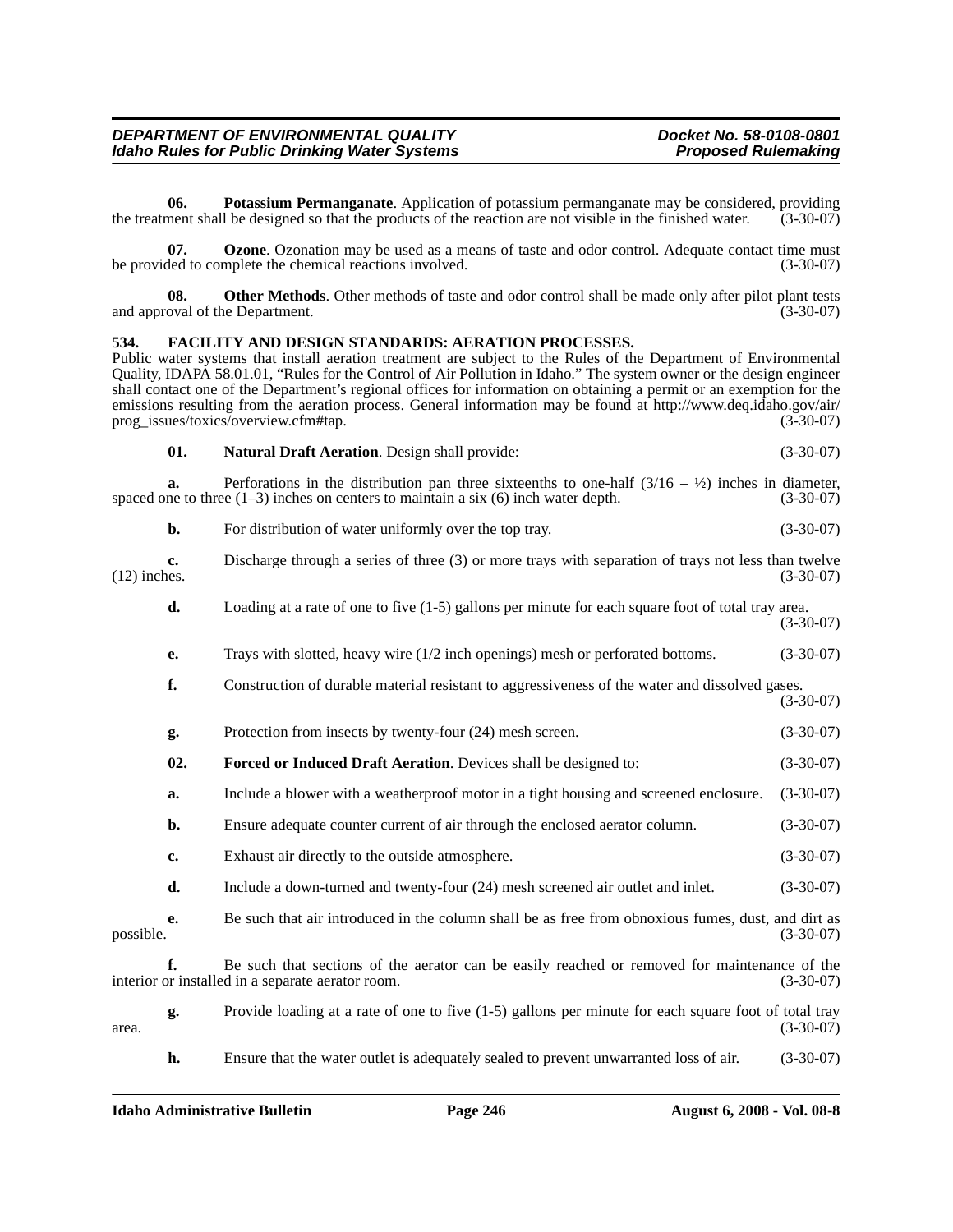**06. Potassium Permanganate**. Application of potassium permanganate may be considered, providing the treatment shall be designed so that the products of the reaction are not visible in the finished water. (3-30-07)

**07. Ozone**. Ozonation may be used as a means of taste and odor control. Adequate contact time must be provided to complete the chemical reactions involved. (3-30-07)

**08. Other Methods**. Other methods of taste and odor control shall be made only after pilot plant tests and approval of the Department. (3-30-07)

## 534. FACILITY AND DESIGN STANDARDS: AERATION PROCESSES.

Public water systems that install aeration treatment are subject to the Rules of the Department of Environmental Quality, IDAPA 58.01.01, "Rules for the Control of Air Pollution in Idaho." The system owner or the design engineer shall contact one of the Department's regional offices for information on obtaining a permit or an exemption for the emissions resulting from the aeration process. General information may be found at http://www.deq.idaho.gov/air/prog_issues/toxics/overview.cfm#tap. (3-30-07)

**01. Natural Draft Aeration**. Design shall provide: (3-30-07)

**a.** Perforations in the distribution pan three sixteenths to one-half (3/16 – ½) inches in diameter, spaced one to three (1–3) inches on centers to maintain a six (6) inch water depth. (3-30-07)

**b.** For distribution of water uniformly over the top tray. (3-30-07)

**c.** Discharge through a series of three (3) or more trays with separation of trays not less than twelve (12) inches. (3-30-07)

**d.** Loading at a rate of one to five (1-5) gallons per minute for each square foot of total tray area. (3-30-07)

**e.** Trays with slotted, heavy wire (1/2 inch openings) mesh or perforated bottoms. (3-30-07)

**f.** Construction of durable material resistant to aggressiveness of the water and dissolved gases. (3-30-07)

**g.** Protection from insects by twenty-four (24) mesh screen. (3-30-07)

**02. Forced or Induced Draft Aeration**. Devices shall be designed to: (3-30-07)

**a.** Include a blower with a weatherproof motor in a tight housing and screened enclosure. (3-30-07)

**b.** Ensure adequate counter current of air through the enclosed aerator column. (3-30-07)

**c.** Exhaust air directly to the outside atmosphere. (3-30-07)

**d.** Include a down-turned and twenty-four (24) mesh screened air outlet and inlet. (3-30-07)

**e.** Be such that air introduced in the column shall be as free from obnoxious fumes, dust, and dirt as possible. (3-30-07)

**f.** Be such that sections of the aerator can be easily reached or removed for maintenance of the interior or installed in a separate aerator room. (3-30-07)

**g.** Provide loading at a rate of one to five (1-5) gallons per minute for each square foot of total tray area. (3-30-07)

**h.** Ensure that the water outlet is adequately sealed to prevent unwarranted loss of air. (3-30-07)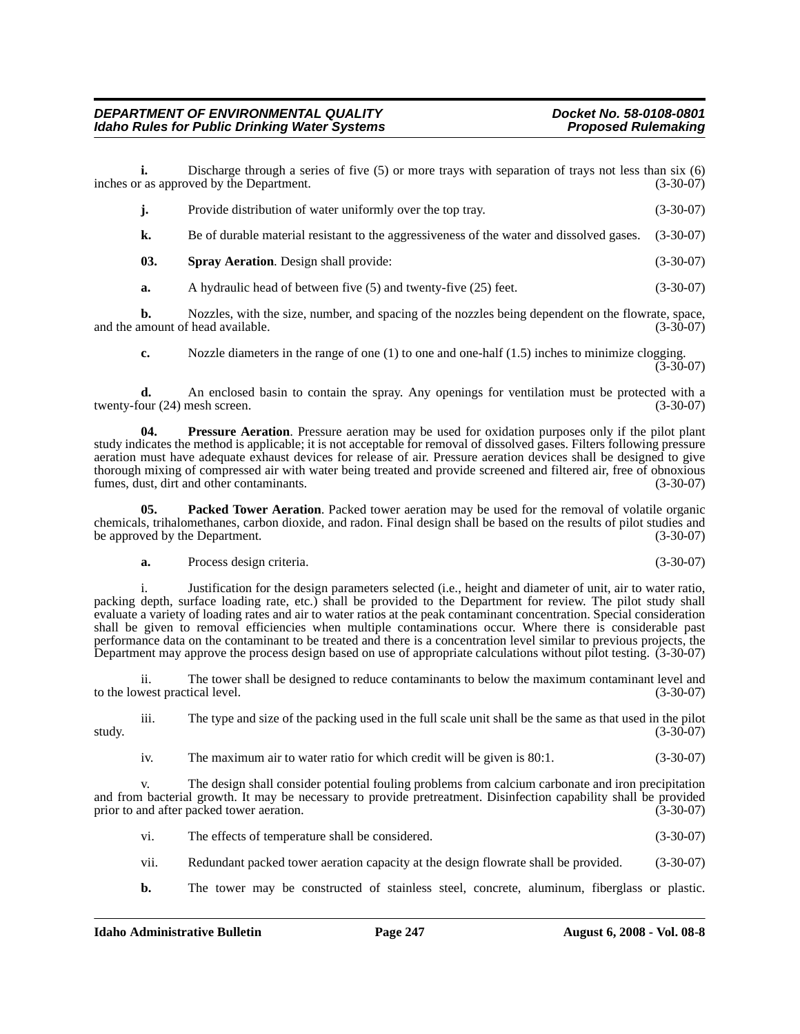**i.** Discharge through a series of five (5) or more trays with separation of trays not less than six (6) inches or as approved by the Department. (3-30-07)

**j.** Provide distribution of water uniformly over the top tray. (3-30-07)

**k.** Be of durable material resistant to the aggressiveness of the water and dissolved gases. (3-30-07)

**03. Spray Aeration**. Design shall provide: (3-30-07)

**a.** A hydraulic head of between five (5) and twenty-five (25) feet. (3-30-07)

**b.** Nozzles, with the size, number, and spacing of the nozzles being dependent on the flowrate, space, and the amount of head available. (3-30-07)

**c.** Nozzle diameters in the range of one (1) to one and one-half (1.5) inches to minimize clogging. (3-30-07)

**d.** An enclosed basin to contain the spray. Any openings for ventilation must be protected with a twenty-four (24) mesh screen. (3-30-07)

**04. Pressure Aeration**. Pressure aeration may be used for oxidation purposes only if the pilot plant study indicates the method is applicable; it is not acceptable for removal of dissolved gases. Filters following pressure aeration must have adequate exhaust devices for release of air. Pressure aeration devices shall be designed to give thorough mixing of compressed air with water being treated and provide screened and filtered air, free of obnoxious fumes, dust, dirt and other contaminants. (3-30-07)

**05. Packed Tower Aeration**. Packed tower aeration may be used for the removal of volatile organic chemicals, trihalomethanes, carbon dioxide, and radon. Final design shall be based on the results of pilot studies and be approved by the Department. (3-30-07)

**a.** Process design criteria. (3-30-07)

i. Justification for the design parameters selected (i.e., height and diameter of unit, air to water ratio, packing depth, surface loading rate, etc.) shall be provided to the Department for review. The pilot study shall evaluate a variety of loading rates and air to water ratios at the peak contaminant concentration. Special consideration shall be given to removal efficiencies when multiple contaminations occur. Where there is considerable past performance data on the contaminant to be treated and there is a concentration level similar to previous projects, the Department may approve the process design based on use of appropriate calculations without pilot testing. (3-30-07)

ii. The tower shall be designed to reduce contaminants to below the maximum contaminant level and to the lowest practical level. (3-30-07)

iii. The type and size of the packing used in the full scale unit shall be the same as that used in the pilot study. (3-30-07)

iv. The maximum air to water ratio for which credit will be given is 80:1. (3-30-07)

v. The design shall consider potential fouling problems from calcium carbonate and iron precipitation and from bacterial growth. It may be necessary to provide pretreatment. Disinfection capability shall be provided prior to and after packed tower aeration. (3-30-07)

vi. The effects of temperature shall be considered. (3-30-07)

vii. Redundant packed tower aeration capacity at the design flowrate shall be provided. (3-30-07)

**b.** The tower may be constructed of stainless steel, concrete, aluminum, fiberglass or plastic.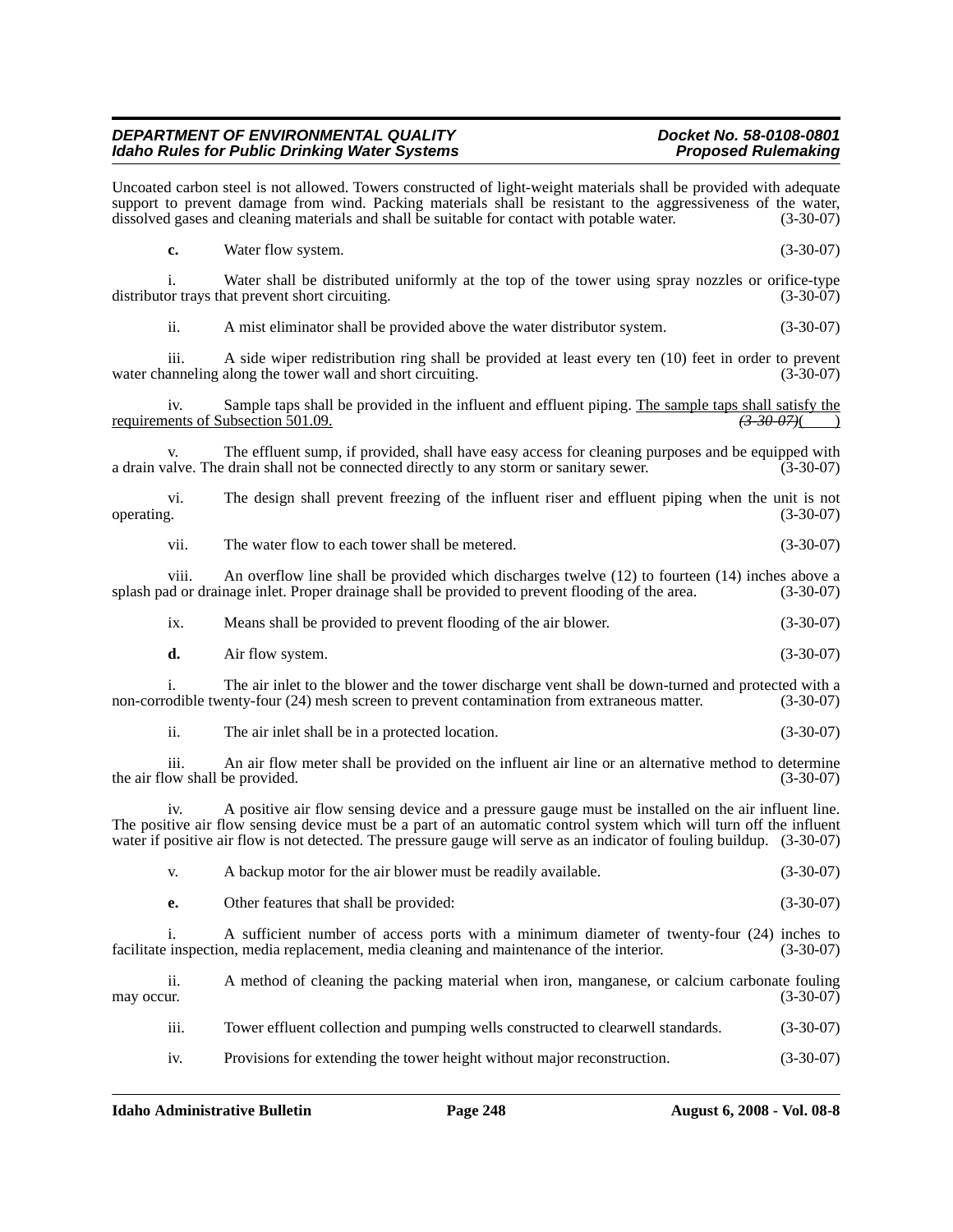Uncoated carbon steel is not allowed. Towers constructed of light-weight materials shall be provided with adequate support to prevent damage from wind. Packing materials shall be resistant to the aggressiveness of the water, dissolved gases and cleaning materials and shall be suitable for contact with potable water. (3-30-07)

**c.** Water flow system. (3-30-07)

i. Water shall be distributed uniformly at the top of the tower using spray nozzles or orifice-type distributor trays that prevent short circuiting. (3-30-07)

ii. A mist eliminator shall be provided above the water distributor system. (3-30-07)

iii. A side wiper redistribution ring shall be provided at least every ten (10) feet in order to prevent water channeling along the tower wall and short circuiting. (3-30-07)

iv. Sample taps shall be provided in the influent and effluent piping. The sample taps shall satisfy the requirements of Subsection 501.09. ~~(3-30-07)~~( )

v. The effluent sump, if provided, shall have easy access for cleaning purposes and be equipped with a drain valve. The drain shall not be connected directly to any storm or sanitary sewer. (3-30-07)

vi. The design shall prevent freezing of the influent riser and effluent piping when the unit is not operating. (3-30-07)

vii. The water flow to each tower shall be metered. (3-30-07)

viii. An overflow line shall be provided which discharges twelve (12) to fourteen (14) inches above a splash pad or drainage inlet. Proper drainage shall be provided to prevent flooding of the area. (3-30-07)

ix. Means shall be provided to prevent flooding of the air blower. (3-30-07)

**d.** Air flow system. (3-30-07)

i. The air inlet to the blower and the tower discharge vent shall be down-turned and protected with a non-corrodible twenty-four (24) mesh screen to prevent contamination from extraneous matter. (3-30-07)

ii. The air inlet shall be in a protected location. (3-30-07)

iii. An air flow meter shall be provided on the influent air line or an alternative method to determine the air flow shall be provided. (3-30-07)

iv. A positive air flow sensing device and a pressure gauge must be installed on the air influent line. The positive air flow sensing device must be a part of an automatic control system which will turn off the influent water if positive air flow is not detected. The pressure gauge will serve as an indicator of fouling buildup. (3-30-07)

v. A backup motor for the air blower must be readily available. (3-30-07)

**e.** Other features that shall be provided: (3-30-07)

i. A sufficient number of access ports with a minimum diameter of twenty-four (24) inches to facilitate inspection, media replacement, media cleaning and maintenance of the interior. (3-30-07)

ii. A method of cleaning the packing material when iron, manganese, or calcium carbonate fouling may occur. (3-30-07)

iii. Tower effluent collection and pumping wells constructed to clearwell standards. (3-30-07)

iv. Provisions for extending the tower height without major reconstruction. (3-30-07)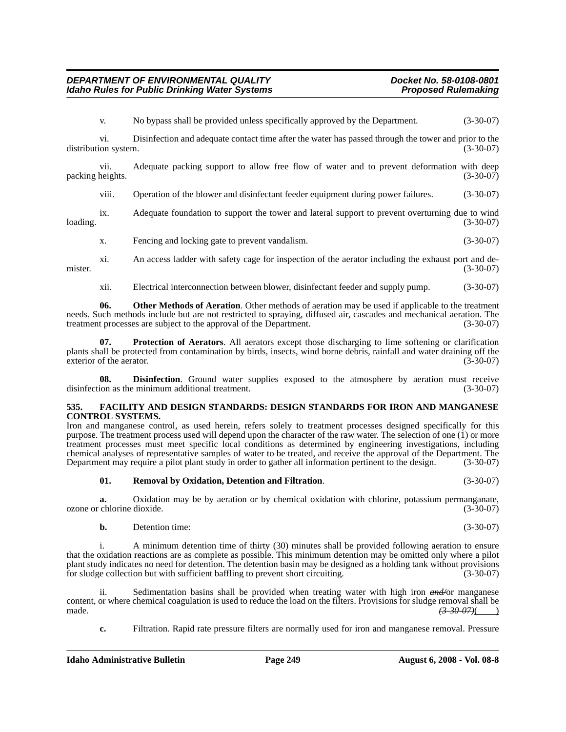v. No bypass shall be provided unless specifically approved by the Department. (3-30-07)

vi. Disinfection and adequate contact time after the water has passed through the tower and prior to the distribution system. (3-30-07)

vii. Adequate packing support to allow free flow of water and to prevent deformation with deep packing heights. (3-30-07)

viii. Operation of the blower and disinfectant feeder equipment during power failures. (3-30-07)

ix. Adequate foundation to support the tower and lateral support to prevent overturning due to wind loading. (3-30-07)

x. Fencing and locking gate to prevent vandalism. (3-30-07)

xi. An access ladder with safety cage for inspection of the aerator including the exhaust port and de-mister. (3-30-07)

xii. Electrical interconnection between blower, disinfectant feeder and supply pump. (3-30-07)

**06. Other Methods of Aeration**. Other methods of aeration may be used if applicable to the treatment needs. Such methods include but are not restricted to spraying, diffused air, cascades and mechanical aeration. The treatment processes are subject to the approval of the Department. (3-30-07)

**07. Protection of Aerators**. All aerators except those discharging to lime softening or clarification plants shall be protected from contamination by birds, insects, wind borne debris, rainfall and water draining off the exterior of the aerator. (3-30-07)

**08. Disinfection**. Ground water supplies exposed to the atmosphere by aeration must receive disinfection as the minimum additional treatment. (3-30-07)

**535. FACILITY AND DESIGN STANDARDS: DESIGN STANDARDS FOR IRON AND MANGANESE CONTROL SYSTEMS.**

Iron and manganese control, as used herein, refers solely to treatment processes designed specifically for this purpose. The treatment process used will depend upon the character of the raw water. The selection of one (1) or more treatment processes must meet specific local conditions as determined by engineering investigations, including chemical analyses of representative samples of water to be treated, and receive the approval of the Department. The Department may require a pilot plant study in order to gather all information pertinent to the design. (3-30-07)

**01. Removal by Oxidation, Detention and Filtration**. (3-30-07)

**a.** Oxidation may be by aeration or by chemical oxidation with chlorine, potassium permanganate, ozone or chlorine dioxide. (3-30-07)

**b.** Detention time: (3-30-07)

i. A minimum detention time of thirty (30) minutes shall be provided following aeration to ensure that the oxidation reactions are as complete as possible. This minimum detention may be omitted only where a pilot plant study indicates no need for detention. The detention basin may be designed as a holding tank without provisions for sludge collection but with sufficient baffling to prevent short circuiting. (3-30-07)

ii. Sedimentation basins shall be provided when treating water with high iron ~~and/~~or manganese content, or where chemical coagulation is used to reduce the load on the filters. Provisions for sludge removal shall be made. ~~(3-30-07)~~(____)

**c.** Filtration. Rapid rate pressure filters are normally used for iron and manganese removal. Pressure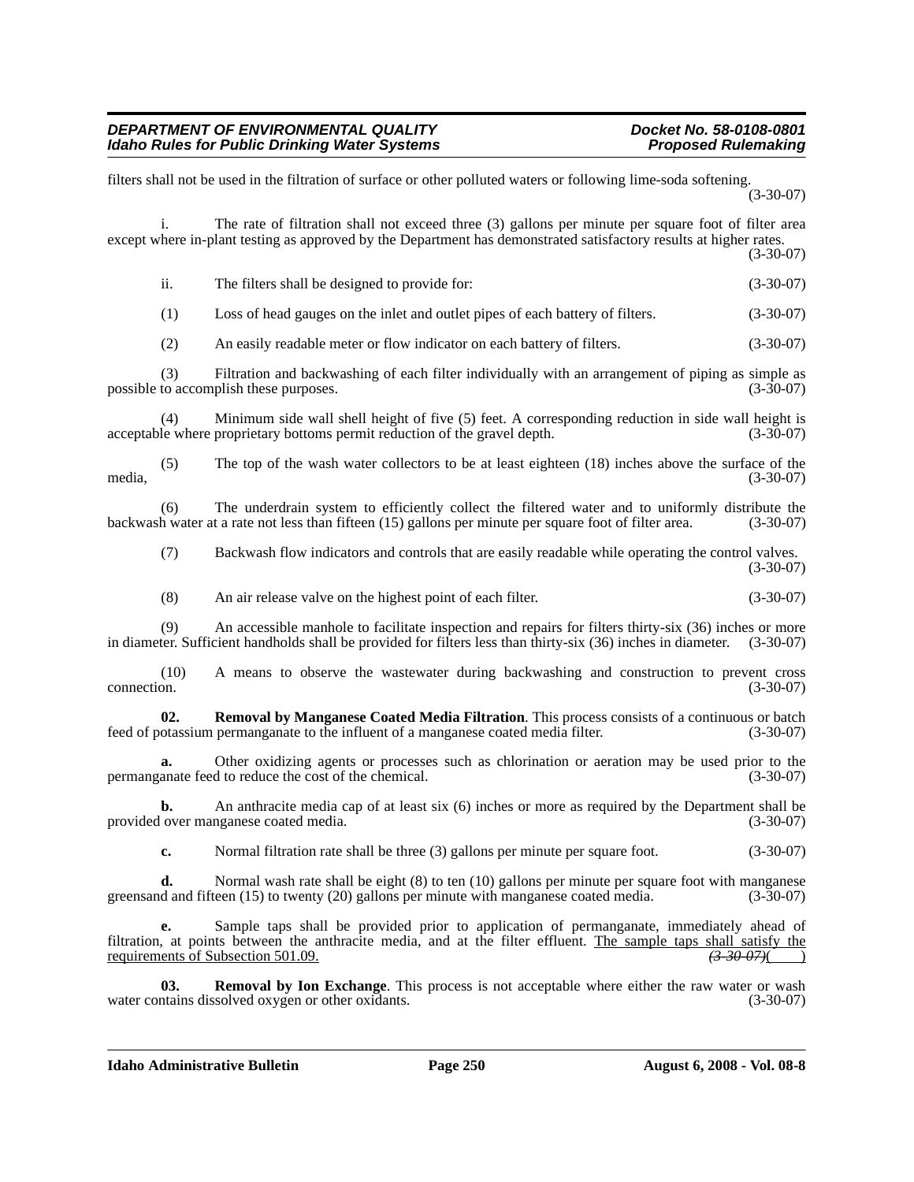filters shall not be used in the filtration of surface or other polluted waters or following lime-soda softening. (3-30-07)

i. The rate of filtration shall not exceed three (3) gallons per minute per square foot of filter area except where in-plant testing as approved by the Department has demonstrated satisfactory results at higher rates. (3-30-07)

ii. The filters shall be designed to provide for: (3-30-07)

(1) Loss of head gauges on the inlet and outlet pipes of each battery of filters. (3-30-07)

(2) An easily readable meter or flow indicator on each battery of filters. (3-30-07)

(3) Filtration and backwashing of each filter individually with an arrangement of piping as simple as possible to accomplish these purposes. (3-30-07)

(4) Minimum side wall shell height of five (5) feet. A corresponding reduction in side wall height is acceptable where proprietary bottoms permit reduction of the gravel depth. (3-30-07)

(5) The top of the wash water collectors to be at least eighteen (18) inches above the surface of the media, (3-30-07)

(6) The underdrain system to efficiently collect the filtered water and to uniformly distribute the backwash water at a rate not less than fifteen (15) gallons per minute per square foot of filter area. (3-30-07)

(7) Backwash flow indicators and controls that are easily readable while operating the control valves. (3-30-07)

(8) An air release valve on the highest point of each filter. (3-30-07)

(9) An accessible manhole to facilitate inspection and repairs for filters thirty-six (36) inches or more in diameter. Sufficient handholds shall be provided for filters less than thirty-six (36) inches in diameter. (3-30-07)

(10) A means to observe the wastewater during backwashing and construction to prevent cross connection. (3-30-07)

**02. Removal by Manganese Coated Media Filtration**. This process consists of a continuous or batch feed of potassium permanganate to the influent of a manganese coated media filter. (3-30-07)

**a.** Other oxidizing agents or processes such as chlorination or aeration may be used prior to the permanganate feed to reduce the cost of the chemical. (3-30-07)

**b.** An anthracite media cap of at least six (6) inches or more as required by the Department shall be provided over manganese coated media. (3-30-07)

**c.** Normal filtration rate shall be three (3) gallons per minute per square foot. (3-30-07)

**d.** Normal wash rate shall be eight (8) to ten (10) gallons per minute per square foot with manganese greensand and fifteen (15) to twenty (20) gallons per minute with manganese coated media. (3-30-07)

**e.** Sample taps shall be provided prior to application of permanganate, immediately ahead of filtration, at points between the anthracite media, and at the filter effluent. <u>The sample taps shall satisfy the requirements of Subsection 501.09.</u> ~~(3-30-07)~~( )

**03. Removal by Ion Exchange**. This process is not acceptable where either the raw water or wash water contains dissolved oxygen or other oxidants. (3-30-07)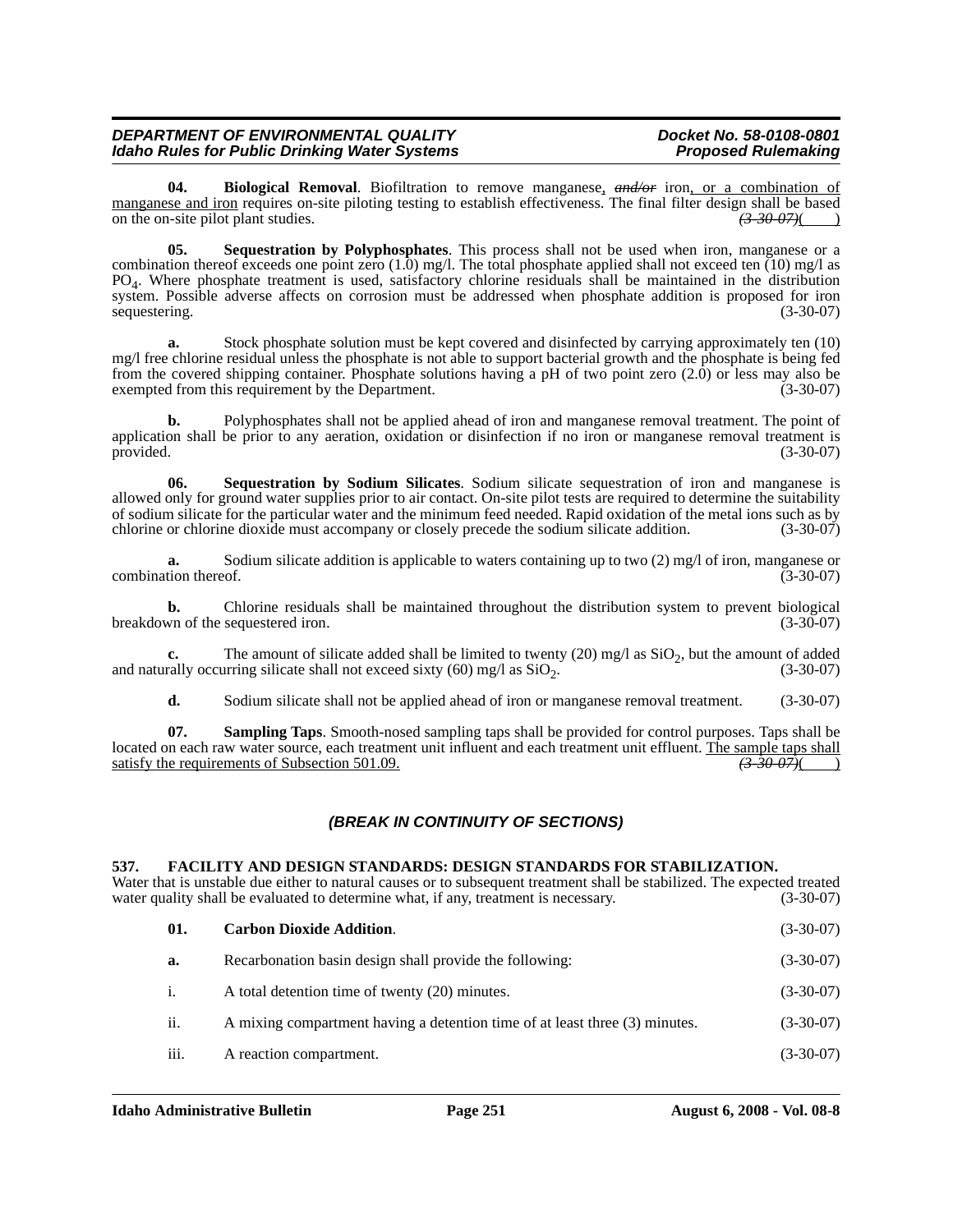**04. Biological Removal**. Biofiltration to remove manganese, ~~and/or~~ iron, or a combination of manganese and iron requires on-site piloting testing to establish effectiveness. The final filter design shall be based on the on-site pilot plant studies. ~~(3-30-07)~~( )

**05. Sequestration by Polyphosphates**. This process shall not be used when iron, manganese or a combination thereof exceeds one point zero (1.0) mg/l. The total phosphate applied shall not exceed ten (10) mg/l as $PO_4$. Where phosphate treatment is used, satisfactory chlorine residuals shall be maintained in the distribution system. Possible adverse affects on corrosion must be addressed when phosphate addition is proposed for iron sequestering. (3-30-07)

**a.** Stock phosphate solution must be kept covered and disinfected by carrying approximately ten (10) mg/l free chlorine residual unless the phosphate is not able to support bacterial growth and the phosphate is being fed from the covered shipping container. Phosphate solutions having a pH of two point zero (2.0) or less may also be exempted from this requirement by the Department. (3-30-07)

**b.** Polyphosphates shall not be applied ahead of iron and manganese removal treatment. The point of application shall be prior to any aeration, oxidation or disinfection if no iron or manganese removal treatment is provided. (3-30-07)

**06. Sequestration by Sodium Silicates**. Sodium silicate sequestration of iron and manganese is allowed only for ground water supplies prior to air contact. On-site pilot tests are required to determine the suitability of sodium silicate for the particular water and the minimum feed needed. Rapid oxidation of the metal ions such as by chlorine or chlorine dioxide must accompany or closely precede the sodium silicate addition. (3-30-07)

**a.** Sodium silicate addition is applicable to waters containing up to two (2) mg/l of iron, manganese or combination thereof. (3-30-07)

**b.** Chlorine residuals shall be maintained throughout the distribution system to prevent biological breakdown of the sequestered iron. (3-30-07)

**c.** The amount of silicate added shall be limited to twenty (20) mg/l as $SiO_2$, but the amount of added and naturally occurring silicate shall not exceed sixty (60) mg/l as $SiO_2$. (3-30-07)

**d.** Sodium silicate shall not be applied ahead of iron or manganese removal treatment. (3-30-07)

**07. Sampling Taps**. Smooth-nosed sampling taps shall be provided for control purposes. Taps shall be located on each raw water source, each treatment unit influent and each treatment unit effluent. The sample taps shall satisfy the requirements of Subsection 501.09. ~~(3-30-07)~~( )

***(BREAK IN CONTINUITY OF SECTIONS)***

**537. FACILITY AND DESIGN STANDARDS: DESIGN STANDARDS FOR STABILIZATION.**

Water that is unstable due either to natural causes or to subsequent treatment shall be stabilized. The expected treated water quality shall be evaluated to determine what, if any, treatment is necessary. (3-30-07)

**01. Carbon Dioxide Addition**. (3-30-07)

**a.** Recarbonation basin design shall provide the following: (3-30-07)

i. A total detention time of twenty (20) minutes. (3-30-07)

ii. A mixing compartment having a detention time of at least three (3) minutes. (3-30-07)

iii. A reaction compartment. (3-30-07)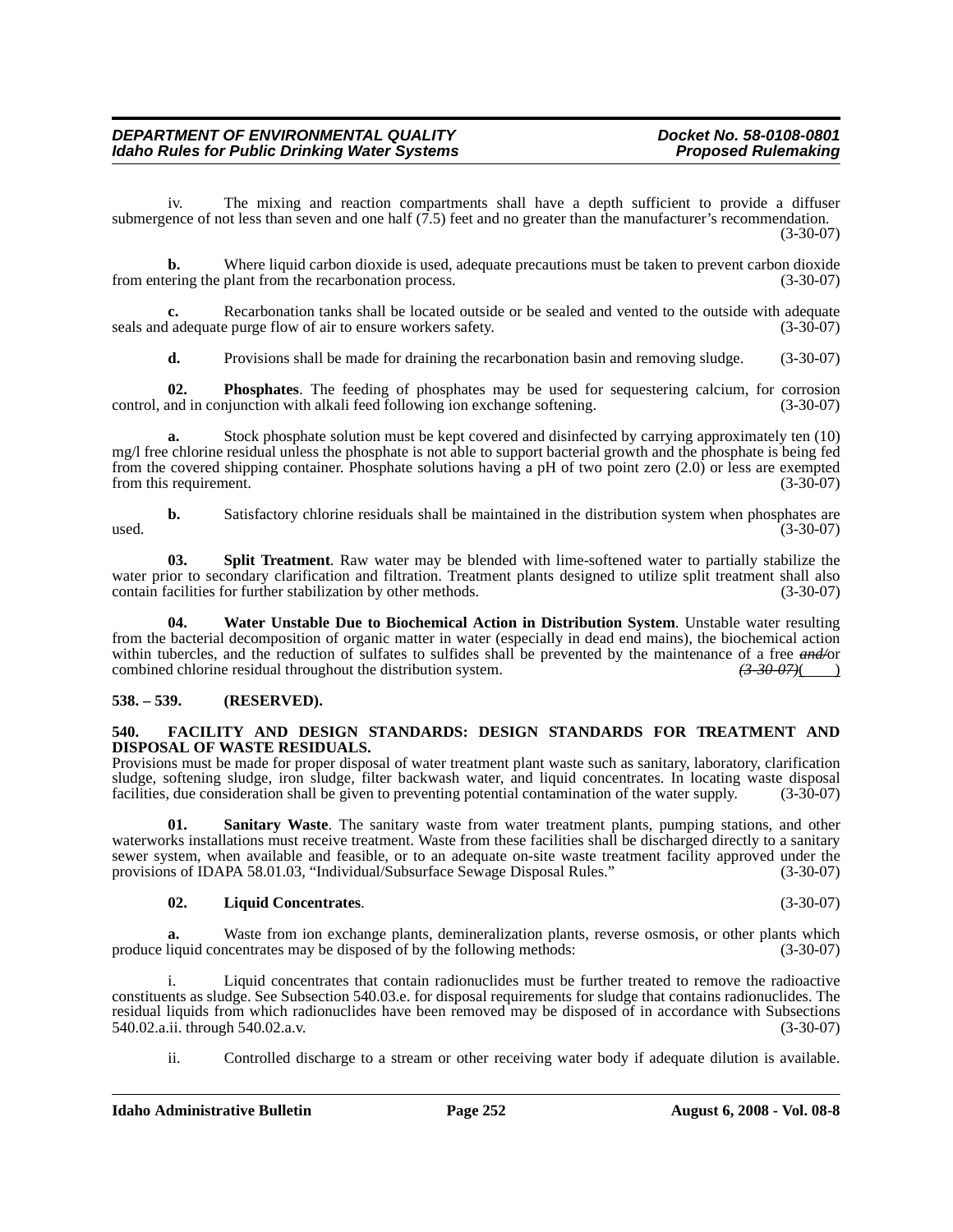iv. The mixing and reaction compartments shall have a depth sufficient to provide a diffuser submergence of not less than seven and one half (7.5) feet and no greater than the manufacturer's recommendation. (3-30-07)

**b.** Where liquid carbon dioxide is used, adequate precautions must be taken to prevent carbon dioxide from entering the plant from the recarbonation process. (3-30-07)

**c.** Recarbonation tanks shall be located outside or be sealed and vented to the outside with adequate seals and adequate purge flow of air to ensure workers safety. (3-30-07)

**d.** Provisions shall be made for draining the recarbonation basin and removing sludge. (3-30-07)

**02. Phosphates**. The feeding of phosphates may be used for sequestering calcium, for corrosion control, and in conjunction with alkali feed following ion exchange softening. (3-30-07)

**a.** Stock phosphate solution must be kept covered and disinfected by carrying approximately ten (10) mg/l free chlorine residual unless the phosphate is not able to support bacterial growth and the phosphate is being fed from the covered shipping container. Phosphate solutions having a pH of two point zero (2.0) or less are exempted from this requirement. (3-30-07)

**b.** Satisfactory chlorine residuals shall be maintained in the distribution system when phosphates are used. (3-30-07)

**03. Split Treatment**. Raw water may be blended with lime-softened water to partially stabilize the water prior to secondary clarification and filtration. Treatment plants designed to utilize split treatment shall also contain facilities for further stabilization by other methods. (3-30-07)

**04. Water Unstable Due to Biochemical Action in Distribution System**. Unstable water resulting from the bacterial decomposition of organic matter in water (especially in dead end mains), the biochemical action within tubercles, and the reduction of sulfates to sulfides shall be prevented by the maintenance of a free ~~*and/*~~or combined chlorine residual throughout the distribution system. ~~*(3-30-07)*~~(    )

**538. – 539. (RESERVED).**

**540. FACILITY AND DESIGN STANDARDS: DESIGN STANDARDS FOR TREATMENT AND DISPOSAL OF WASTE RESIDUALS.**

Provisions must be made for proper disposal of water treatment plant waste such as sanitary, laboratory, clarification sludge, softening sludge, iron sludge, filter backwash water, and liquid concentrates. In locating waste disposal facilities, due consideration shall be given to preventing potential contamination of the water supply. (3-30-07)

**01. Sanitary Waste**. The sanitary waste from water treatment plants, pumping stations, and other waterworks installations must receive treatment. Waste from these facilities shall be discharged directly to a sanitary sewer system, when available and feasible, or to an adequate on-site waste treatment facility approved under the provisions of IDAPA 58.01.03, "Individual/Subsurface Sewage Disposal Rules." (3-30-07)

**02. Liquid Concentrates**. (3-30-07)

**a.** Waste from ion exchange plants, demineralization plants, reverse osmosis, or other plants which produce liquid concentrates may be disposed of by the following methods: (3-30-07)

i. Liquid concentrates that contain radionuclides must be further treated to remove the radioactive constituents as sludge. See Subsection 540.03.e. for disposal requirements for sludge that contains radionuclides. The residual liquids from which radionuclides have been removed may be disposed of in accordance with Subsections 540.02.a.ii. through 540.02.a.v. (3-30-07)

ii. Controlled discharge to a stream or other receiving water body if adequate dilution is available.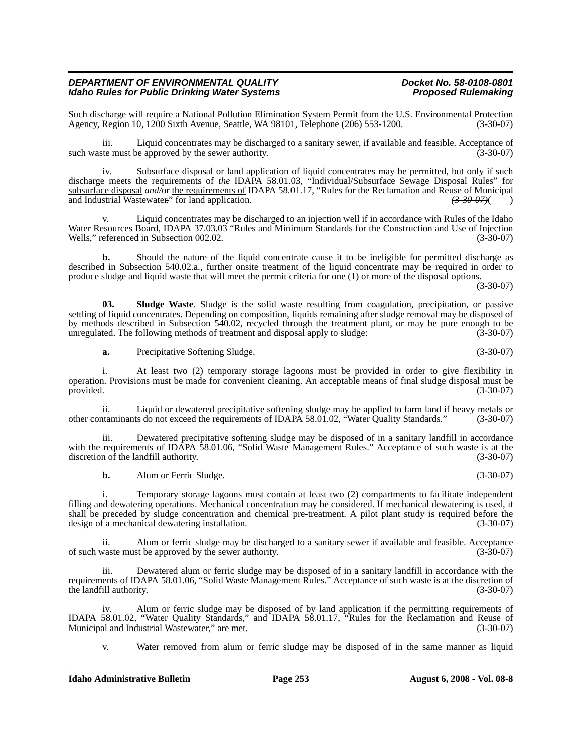Such discharge will require a National Pollution Elimination System Permit from the U.S. Environmental Protection Agency, Region 10, 1200 Sixth Avenue, Seattle, WA 98101, Telephone (206) 553-1200. (3-30-07)

iii. Liquid concentrates may be discharged to a sanitary sewer, if available and feasible. Acceptance of such waste must be approved by the sewer authority. (3-30-07)

iv. Subsurface disposal or land application of liquid concentrates may be permitted, but only if such discharge meets the requirements of ~~*the*~~ IDAPA 58.01.03, "Individual/Subsurface Sewage Disposal Rules" <u>for subsurface disposal</u> ~~*and/*~~or <u>the requirements of</u> IDAPA 58.01.17, "Rules for the Reclamation and Reuse of Municipal and Industrial Wastewater~~.~~" <u>for land application.</u> ~~*(3-30-07)*~~(    )

v. Liquid concentrates may be discharged to an injection well if in accordance with Rules of the Idaho Water Resources Board, IDAPA 37.03.03 "Rules and Minimum Standards for the Construction and Use of Injection Wells," referenced in Subsection 002.02. (3-30-07)

**b.** Should the nature of the liquid concentrate cause it to be ineligible for permitted discharge as described in Subsection 540.02.a., further onsite treatment of the liquid concentrate may be required in order to produce sludge and liquid waste that will meet the permit criteria for one (1) or more of the disposal options. (3-30-07)

**03. Sludge Waste**. Sludge is the solid waste resulting from coagulation, precipitation, or passive settling of liquid concentrates. Depending on composition, liquids remaining after sludge removal may be disposed of by methods described in Subsection 540.02, recycled through the treatment plant, or may be pure enough to be unregulated. The following methods of treatment and disposal apply to sludge: (3-30-07)

**a.** Precipitative Softening Sludge. (3-30-07)

i. At least two (2) temporary storage lagoons must be provided in order to give flexibility in operation. Provisions must be made for convenient cleaning. An acceptable means of final sludge disposal must be provided. (3-30-07)

ii. Liquid or dewatered precipitative softening sludge may be applied to farm land if heavy metals or other contaminants do not exceed the requirements of IDAPA 58.01.02, "Water Quality Standards." (3-30-07)

iii. Dewatered precipitative softening sludge may be disposed of in a sanitary landfill in accordance with the requirements of IDAPA 58.01.06, "Solid Waste Management Rules." Acceptance of such waste is at the discretion of the landfill authority. (3-30-07)

**b.** Alum or Ferric Sludge. (3-30-07)

i. Temporary storage lagoons must contain at least two (2) compartments to facilitate independent filling and dewatering operations. Mechanical concentration may be considered. If mechanical dewatering is used, it shall be preceded by sludge concentration and chemical pre-treatment. A pilot plant study is required before the design of a mechanical dewatering installation. (3-30-07)

ii. Alum or ferric sludge may be discharged to a sanitary sewer if available and feasible. Acceptance of such waste must be approved by the sewer authority. (3-30-07)

iii. Dewatered alum or ferric sludge may be disposed of in a sanitary landfill in accordance with the requirements of IDAPA 58.01.06, "Solid Waste Management Rules." Acceptance of such waste is at the discretion of the landfill authority. (3-30-07)

iv. Alum or ferric sludge may be disposed of by land application if the permitting requirements of IDAPA 58.01.02, "Water Quality Standards," and IDAPA 58.01.17, "Rules for the Reclamation and Reuse of Municipal and Industrial Wastewater," are met. (3-30-07)

v. Water removed from alum or ferric sludge may be disposed of in the same manner as liquid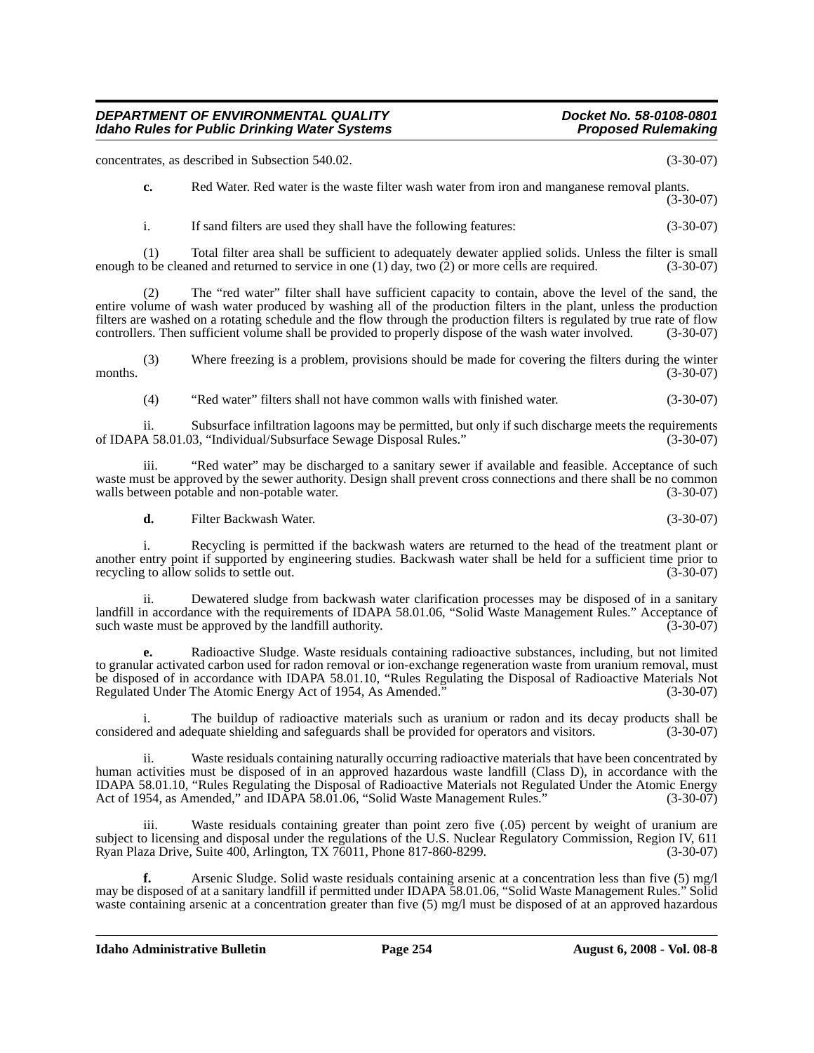concentrates, as described in Subsection 540.02. (3-30-07)

**c.** Red Water. Red water is the waste filter wash water from iron and manganese removal plants. (3-30-07)

i. If sand filters are used they shall have the following features: (3-30-07)

(1) Total filter area shall be sufficient to adequately dewater applied solids. Unless the filter is small enough to be cleaned and returned to service in one (1) day, two (2) or more cells are required. (3-30-07)

(2) The "red water" filter shall have sufficient capacity to contain, above the level of the sand, the entire volume of wash water produced by washing all of the production filters in the plant, unless the production filters are washed on a rotating schedule and the flow through the production filters is regulated by true rate of flow controllers. Then sufficient volume shall be provided to properly dispose of the wash water involved. (3-30-07)

(3) Where freezing is a problem, provisions should be made for covering the filters during the winter months. (3-30-07)

(4) "Red water" filters shall not have common walls with finished water. (3-30-07)

ii. Subsurface infiltration lagoons may be permitted, but only if such discharge meets the requirements of IDAPA 58.01.03, "Individual/Subsurface Sewage Disposal Rules." (3-30-07)

iii. "Red water" may be discharged to a sanitary sewer if available and feasible. Acceptance of such waste must be approved by the sewer authority. Design shall prevent cross connections and there shall be no common walls between potable and non-potable water. (3-30-07)

**d.** Filter Backwash Water. (3-30-07)

i. Recycling is permitted if the backwash waters are returned to the head of the treatment plant or another entry point if supported by engineering studies. Backwash water shall be held for a sufficient time prior to recycling to allow solids to settle out. (3-30-07)

ii. Dewatered sludge from backwash water clarification processes may be disposed of in a sanitary landfill in accordance with the requirements of IDAPA 58.01.06, "Solid Waste Management Rules." Acceptance of such waste must be approved by the landfill authority. (3-30-07)

**e.** Radioactive Sludge. Waste residuals containing radioactive substances, including, but not limited to granular activated carbon used for radon removal or ion-exchange regeneration waste from uranium removal, must be disposed of in accordance with IDAPA 58.01.10, "Rules Regulating the Disposal of Radioactive Materials Not Regulated Under The Atomic Energy Act of 1954, As Amended." (3-30-07)

i. The buildup of radioactive materials such as uranium or radon and its decay products shall be considered and adequate shielding and safeguards shall be provided for operators and visitors. (3-30-07)

ii. Waste residuals containing naturally occurring radioactive materials that have been concentrated by human activities must be disposed of in an approved hazardous waste landfill (Class D), in accordance with the IDAPA 58.01.10, "Rules Regulating the Disposal of Radioactive Materials not Regulated Under the Atomic Energy Act of 1954, as Amended," and IDAPA 58.01.06, "Solid Waste Management Rules." (3-30-07)

iii. Waste residuals containing greater than point zero five (.05) percent by weight of uranium are subject to licensing and disposal under the regulations of the U.S. Nuclear Regulatory Commission, Region IV, 611 Ryan Plaza Drive, Suite 400, Arlington, TX 76011, Phone 817-860-8299. (3-30-07)

**f.** Arsenic Sludge. Solid waste residuals containing arsenic at a concentration less than five (5) mg/l may be disposed of at a sanitary landfill if permitted under IDAPA 58.01.06, "Solid Waste Management Rules." Solid waste containing arsenic at a concentration greater than five (5) mg/l must be disposed of at an approved hazardous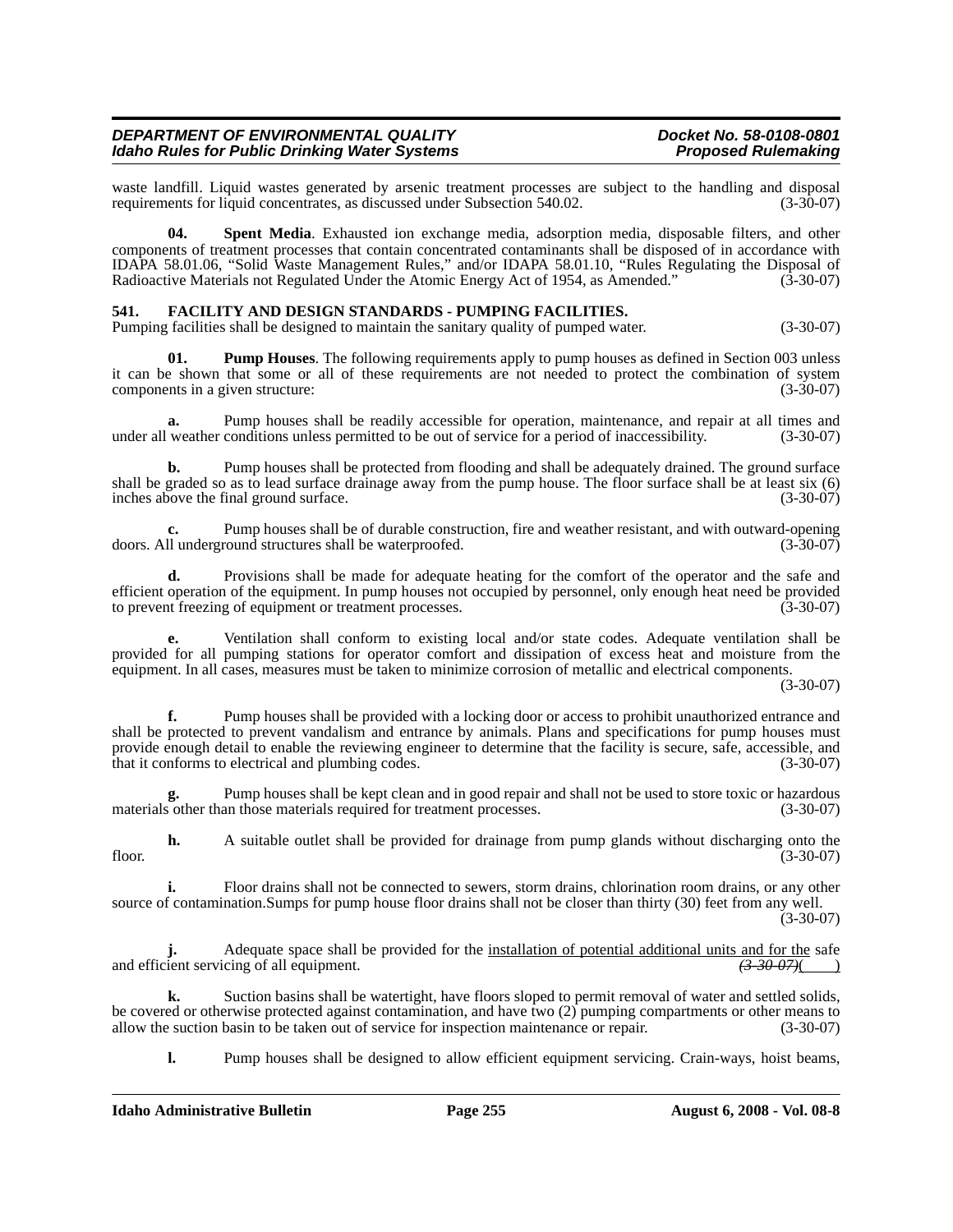waste landfill. Liquid wastes generated by arsenic treatment processes are subject to the handling and disposal requirements for liquid concentrates, as discussed under Subsection 540.02. (3-30-07)

**04. Spent Media**. Exhausted ion exchange media, adsorption media, disposable filters, and other components of treatment processes that contain concentrated contaminants shall be disposed of in accordance with IDAPA 58.01.06, "Solid Waste Management Rules," and/or IDAPA 58.01.10, "Rules Regulating the Disposal of Radioactive Materials not Regulated Under the Atomic Energy Act of 1954, as Amended." (3-30-07)

**541. FACILITY AND DESIGN STANDARDS - PUMPING FACILITIES.**

Pumping facilities shall be designed to maintain the sanitary quality of pumped water. (3-30-07)

**01. Pump Houses**. The following requirements apply to pump houses as defined in Section 003 unless it can be shown that some or all of these requirements are not needed to protect the combination of system components in a given structure: (3-30-07)

**a.** Pump houses shall be readily accessible for operation, maintenance, and repair at all times and under all weather conditions unless permitted to be out of service for a period of inaccessibility. (3-30-07)

**b.** Pump houses shall be protected from flooding and shall be adequately drained. The ground surface shall be graded so as to lead surface drainage away from the pump house. The floor surface shall be at least six (6) inches above the final ground surface. (3-30-07)

**c.** Pump houses shall be of durable construction, fire and weather resistant, and with outward-opening doors. All underground structures shall be waterproofed. (3-30-07)

**d.** Provisions shall be made for adequate heating for the comfort of the operator and the safe and efficient operation of the equipment. In pump houses not occupied by personnel, only enough heat need be provided to prevent freezing of equipment or treatment processes. (3-30-07)

**e.** Ventilation shall conform to existing local and/or state codes. Adequate ventilation shall be provided for all pumping stations for operator comfort and dissipation of excess heat and moisture from the equipment. In all cases, measures must be taken to minimize corrosion of metallic and electrical components. (3-30-07)

**f.** Pump houses shall be provided with a locking door or access to prohibit unauthorized entrance and shall be protected to prevent vandalism and entrance by animals. Plans and specifications for pump houses must provide enough detail to enable the reviewing engineer to determine that the facility is secure, safe, accessible, and that it conforms to electrical and plumbing codes. (3-30-07)

**g.** Pump houses shall be kept clean and in good repair and shall not be used to store toxic or hazardous materials other than those materials required for treatment processes. (3-30-07)

**h.** A suitable outlet shall be provided for drainage from pump glands without discharging onto the floor. (3-30-07)

**i.** Floor drains shall not be connected to sewers, storm drains, chlorination room drains, or any other source of contamination.Sumps for pump house floor drains shall not be closer than thirty (30) feet from any well. (3-30-07)

**j.** Adequate space shall be provided for the <u>installation of potential additional units and for the</u> safe and efficient servicing of all equipment. ~~(3-30-07)~~(____)

**k.** Suction basins shall be watertight, have floors sloped to permit removal of water and settled solids, be covered or otherwise protected against contamination, and have two (2) pumping compartments or other means to allow the suction basin to be taken out of service for inspection maintenance or repair. (3-30-07)

**l.** Pump houses shall be designed to allow efficient equipment servicing. Crain-ways, hoist beams,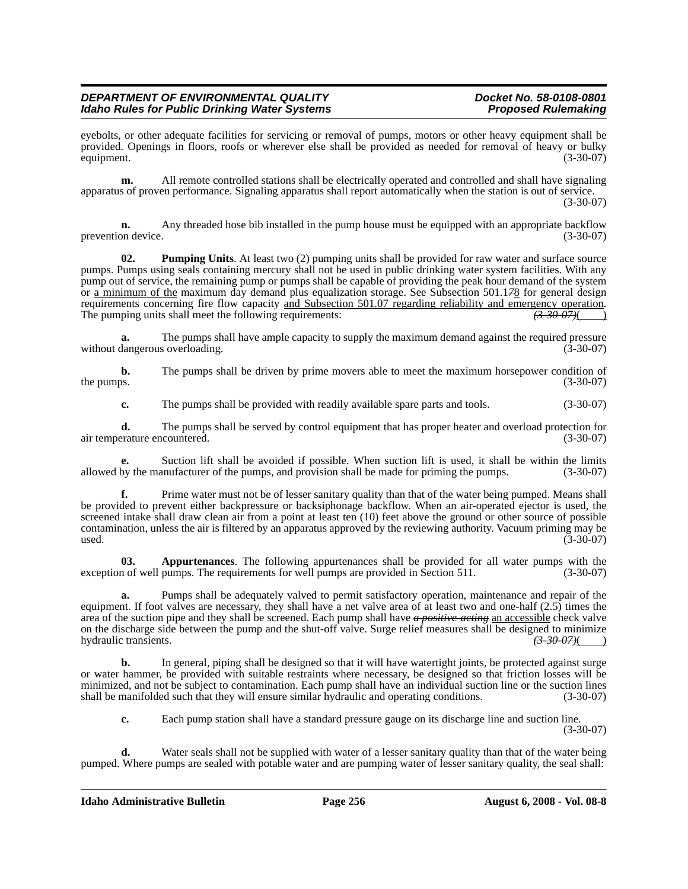eyebolts, or other adequate facilities for servicing or removal of pumps, motors or other heavy equipment shall be provided. Openings in floors, roofs or wherever else shall be provided as needed for removal of heavy or bulky equipment. (3-30-07)

**m.** All remote controlled stations shall be electrically operated and controlled and shall have signaling apparatus of proven performance. Signaling apparatus shall report automatically when the station is out of service. (3-30-07)

**n.** Any threaded hose bib installed in the pump house must be equipped with an appropriate backflow prevention device. (3-30-07)

**02. Pumping Units**. At least two (2) pumping units shall be provided for raw water and surface source pumps. Pumps using seals containing mercury shall not be used in public drinking water system facilities. With any pump out of service, the remaining pump or pumps shall be capable of providing the peak hour demand of the system or a minimum of the maximum day demand plus equalization storage. See Subsection 501.1~~7~~8 for general design requirements concerning fire flow capacity and Subsection 501.07 regarding reliability and emergency operation. The pumping units shall meet the following requirements: ~~(3-30-07)~~(    )

**a.** The pumps shall have ample capacity to supply the maximum demand against the required pressure without dangerous overloading. (3-30-07)

**b.** The pumps shall be driven by prime movers able to meet the maximum horsepower condition of the pumps. (3-30-07)

**c.** The pumps shall be provided with readily available spare parts and tools. (3-30-07)

**d.** The pumps shall be served by control equipment that has proper heater and overload protection for air temperature encountered. (3-30-07)

**e.** Suction lift shall be avoided if possible. When suction lift is used, it shall be within the limits allowed by the manufacturer of the pumps, and provision shall be made for priming the pumps. (3-30-07)

**f.** Prime water must not be of lesser sanitary quality than that of the water being pumped. Means shall be provided to prevent either backpressure or backsiphonage backflow. When an air-operated ejector is used, the screened intake shall draw clean air from a point at least ten (10) feet above the ground or other source of possible contamination, unless the air is filtered by an apparatus approved by the reviewing authority. Vacuum priming may be used. (3-30-07)

**03. Appurtenances**. The following appurtenances shall be provided for all water pumps with the exception of well pumps. The requirements for well pumps are provided in Section 511. (3-30-07)

**a.** Pumps shall be adequately valved to permit satisfactory operation, maintenance and repair of the equipment. If foot valves are necessary, they shall have a net valve area of at least two and one-half (2.5) times the area of the suction pipe and they shall be screened. Each pump shall have ~~*a positive-acting*~~ an accessible check valve on the discharge side between the pump and the shut-off valve. Surge relief measures shall be designed to minimize hydraulic transients. ~~(3-30-07)~~(    )

**b.** In general, piping shall be designed so that it will have watertight joints, be protected against surge or water hammer, be provided with suitable restraints where necessary, be designed so that friction losses will be minimized, and not be subject to contamination. Each pump shall have an individual suction line or the suction lines shall be manifolded such that they will ensure similar hydraulic and operating conditions. (3-30-07)

**c.** Each pump station shall have a standard pressure gauge on its discharge line and suction line. (3-30-07)

**d.** Water seals shall not be supplied with water of a lesser sanitary quality than that of the water being pumped. Where pumps are sealed with potable water and are pumping water of lesser sanitary quality, the seal shall: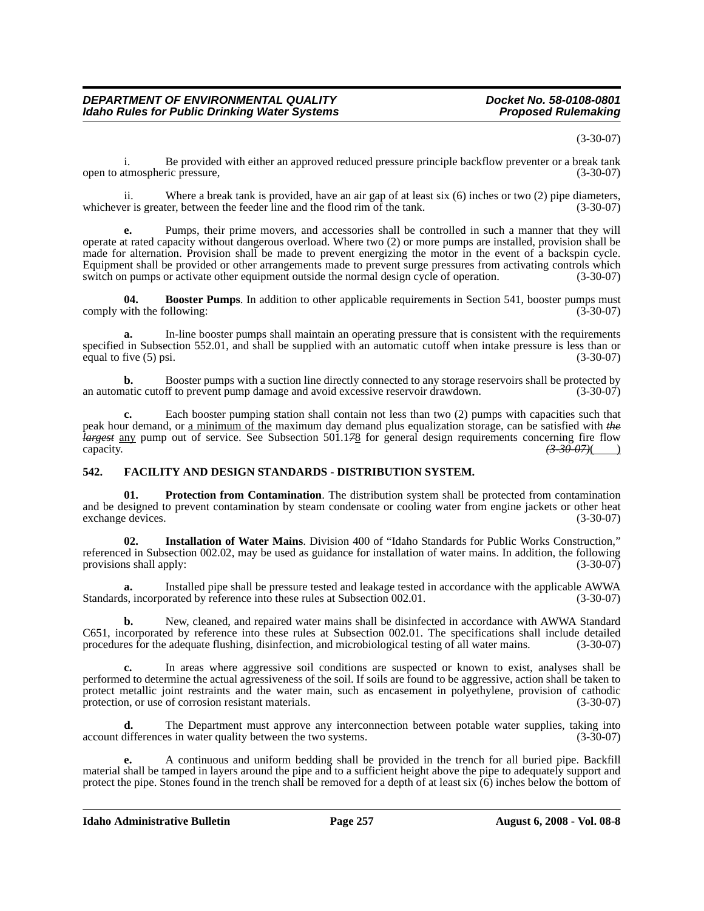(3-30-07)

i. Be provided with either an approved reduced pressure principle backflow preventer or a break tank open to atmospheric pressure, (3-30-07)

ii. Where a break tank is provided, have an air gap of at least six (6) inches or two (2) pipe diameters, whichever is greater, between the feeder line and the flood rim of the tank. (3-30-07)

**e.** Pumps, their prime movers, and accessories shall be controlled in such a manner that they will operate at rated capacity without dangerous overload. Where two (2) or more pumps are installed, provision shall be made for alternation. Provision shall be made to prevent energizing the motor in the event of a backspin cycle. Equipment shall be provided or other arrangements made to prevent surge pressures from activating controls which switch on pumps or activate other equipment outside the normal design cycle of operation. (3-30-07)

**04. Booster Pumps**. In addition to other applicable requirements in Section 541, booster pumps must comply with the following: (3-30-07)

**a.** In-line booster pumps shall maintain an operating pressure that is consistent with the requirements specified in Subsection 552.01, and shall be supplied with an automatic cutoff when intake pressure is less than or equal to five (5) psi. (3-30-07)

**b.** Booster pumps with a suction line directly connected to any storage reservoirs shall be protected by an automatic cutoff to prevent pump damage and avoid excessive reservoir drawdown. (3-30-07)

**c.** Each booster pumping station shall contain not less than two (2) pumps with capacities such that peak hour demand, or <u>a minimum of the</u> maximum day demand plus equalization storage, can be satisfied with ~~*the largest*~~ <u>any</u> pump out of service. See Subsection 501.1~~7~~<u>8</u> for general design requirements concerning fire flow capacity. ~~*(3-30-07)*~~(    )

## 542. FACILITY AND DESIGN STANDARDS - DISTRIBUTION SYSTEM.

**01. Protection from Contamination**. The distribution system shall be protected from contamination and be designed to prevent contamination by steam condensate or cooling water from engine jackets or other heat exchange devices. (3-30-07)

**02. Installation of Water Mains**. Division 400 of "Idaho Standards for Public Works Construction," referenced in Subsection 002.02, may be used as guidance for installation of water mains. In addition, the following provisions shall apply: (3-30-07)

**a.** Installed pipe shall be pressure tested and leakage tested in accordance with the applicable AWWA Standards, incorporated by reference into these rules at Subsection 002.01. (3-30-07)

**b.** New, cleaned, and repaired water mains shall be disinfected in accordance with AWWA Standard C651, incorporated by reference into these rules at Subsection 002.01. The specifications shall include detailed procedures for the adequate flushing, disinfection, and microbiological testing of all water mains. (3-30-07)

**c.** In areas where aggressive soil conditions are suspected or known to exist, analyses shall be performed to determine the actual agressiveness of the soil. If soils are found to be aggressive, action shall be taken to protect metallic joint restraints and the water main, such as encasement in polyethylene, provision of cathodic protection, or use of corrosion resistant materials. (3-30-07)

**d.** The Department must approve any interconnection between potable water supplies, taking into account differences in water quality between the two systems. (3-30-07)

**e.** A continuous and uniform bedding shall be provided in the trench for all buried pipe. Backfill material shall be tamped in layers around the pipe and to a sufficient height above the pipe to adequately support and protect the pipe. Stones found in the trench shall be removed for a depth of at least six (6) inches below the bottom of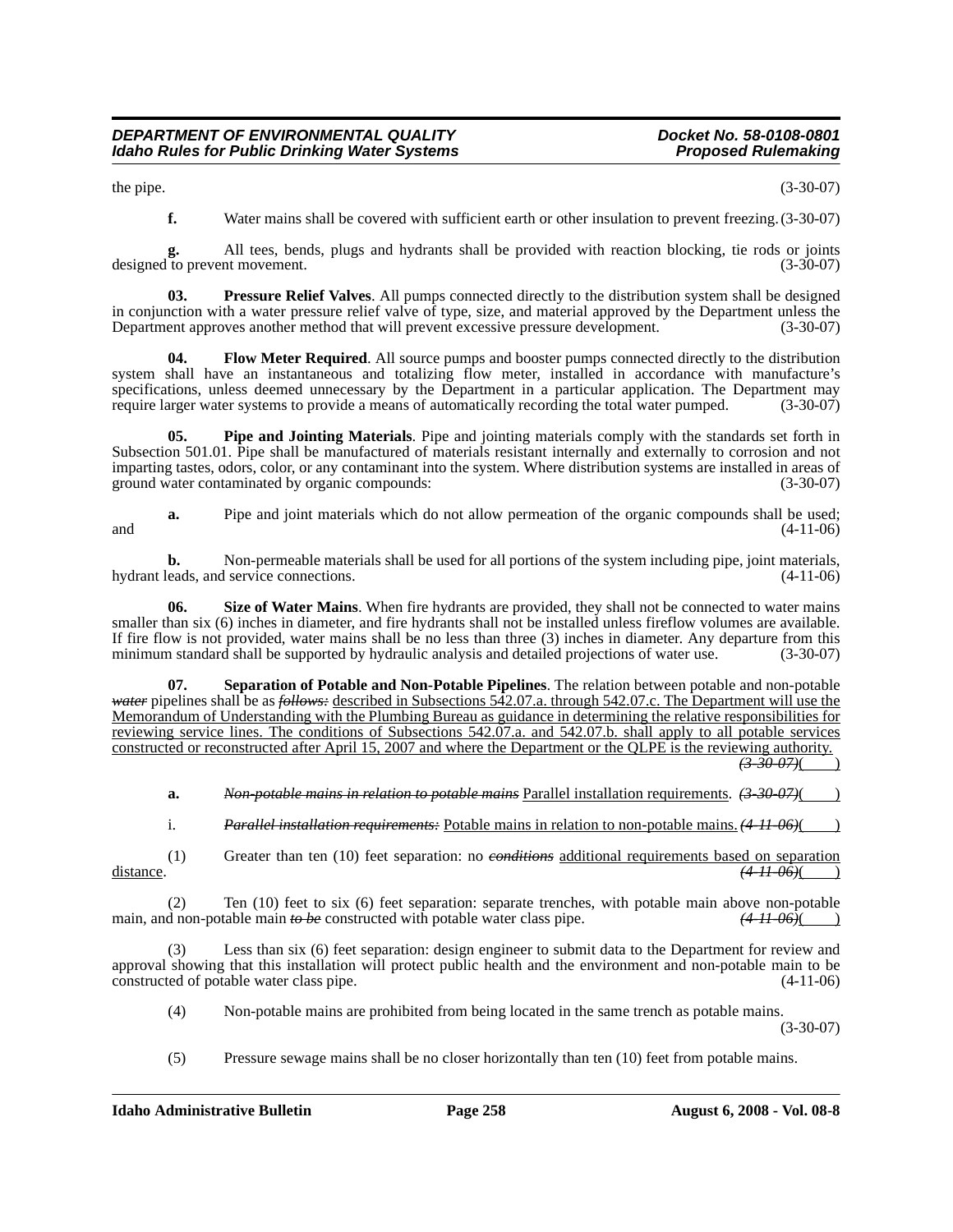the pipe. (3-30-07)

**f.** Water mains shall be covered with sufficient earth or other insulation to prevent freezing. (3-30-07)

**g.** All tees, bends, plugs and hydrants shall be provided with reaction blocking, tie rods or joints designed to prevent movement. (3-30-07)

**03. Pressure Relief Valves**. All pumps connected directly to the distribution system shall be designed in conjunction with a water pressure relief valve of type, size, and material approved by the Department unless the Department approves another method that will prevent excessive pressure development. (3-30-07)

**04. Flow Meter Required**. All source pumps and booster pumps connected directly to the distribution system shall have an instantaneous and totalizing flow meter, installed in accordance with manufacture's specifications, unless deemed unnecessary by the Department in a particular application. The Department may require larger water systems to provide a means of automatically recording the total water pumped. (3-30-07)

**05. Pipe and Jointing Materials**. Pipe and jointing materials comply with the standards set forth in Subsection 501.01. Pipe shall be manufactured of materials resistant internally and externally to corrosion and not imparting tastes, odors, color, or any contaminant into the system. Where distribution systems are installed in areas of ground water contaminated by organic compounds: (3-30-07)

**a.** Pipe and joint materials which do not allow permeation of the organic compounds shall be used; and (4-11-06)

**b.** Non-permeable materials shall be used for all portions of the system including pipe, joint materials, hydrant leads, and service connections. (4-11-06)

**06. Size of Water Mains**. When fire hydrants are provided, they shall not be connected to water mains smaller than six (6) inches in diameter, and fire hydrants shall not be installed unless fireflow volumes are available. If fire flow is not provided, water mains shall be no less than three (3) inches in diameter. Any departure from this minimum standard shall be supported by hydraulic analysis and detailed projections of water use. (3-30-07)

**07. Separation of Potable and Non-Potable Pipelines**. The relation between potable and non-potable ~~*water*~~ pipelines shall be as ~~*follows:*~~ described in Subsections 542.07.a. through 542.07.c. The Department will use the Memorandum of Understanding with the Plumbing Bureau as guidance in determining the relative responsibilities for reviewing service lines. The conditions of Subsections 542.07.a. and 542.07.b. shall apply to all potable services constructed or reconstructed after April 15, 2007 and where the Department or the QLPE is the reviewing authority. ~~*(3-30-07)*~~( )

**a.** ~~*Non-potable mains in relation to potable mains*~~ Parallel installation requirements. ~~*(3-30-07)*~~( )

i. ~~*Parallel installation requirements:*~~ Potable mains in relation to non-potable mains. ~~*(4-11-06)*~~( )

(1) Greater than ten (10) feet separation: no ~~*conditions*~~ additional requirements based on separation distance. ~~*(4-11-06)*~~( )

(2) Ten (10) feet to six (6) feet separation: separate trenches, with potable main above non-potable main, and non-potable main ~~*to be*~~ constructed with potable water class pipe. ~~*(4-11-06)*~~( )

(3) Less than six (6) feet separation: design engineer to submit data to the Department for review and approval showing that this installation will protect public health and the environment and non-potable main to be constructed of potable water class pipe. (4-11-06)

(4) Non-potable mains are prohibited from being located in the same trench as potable mains. (3-30-07)

(5) Pressure sewage mains shall be no closer horizontally than ten (10) feet from potable mains.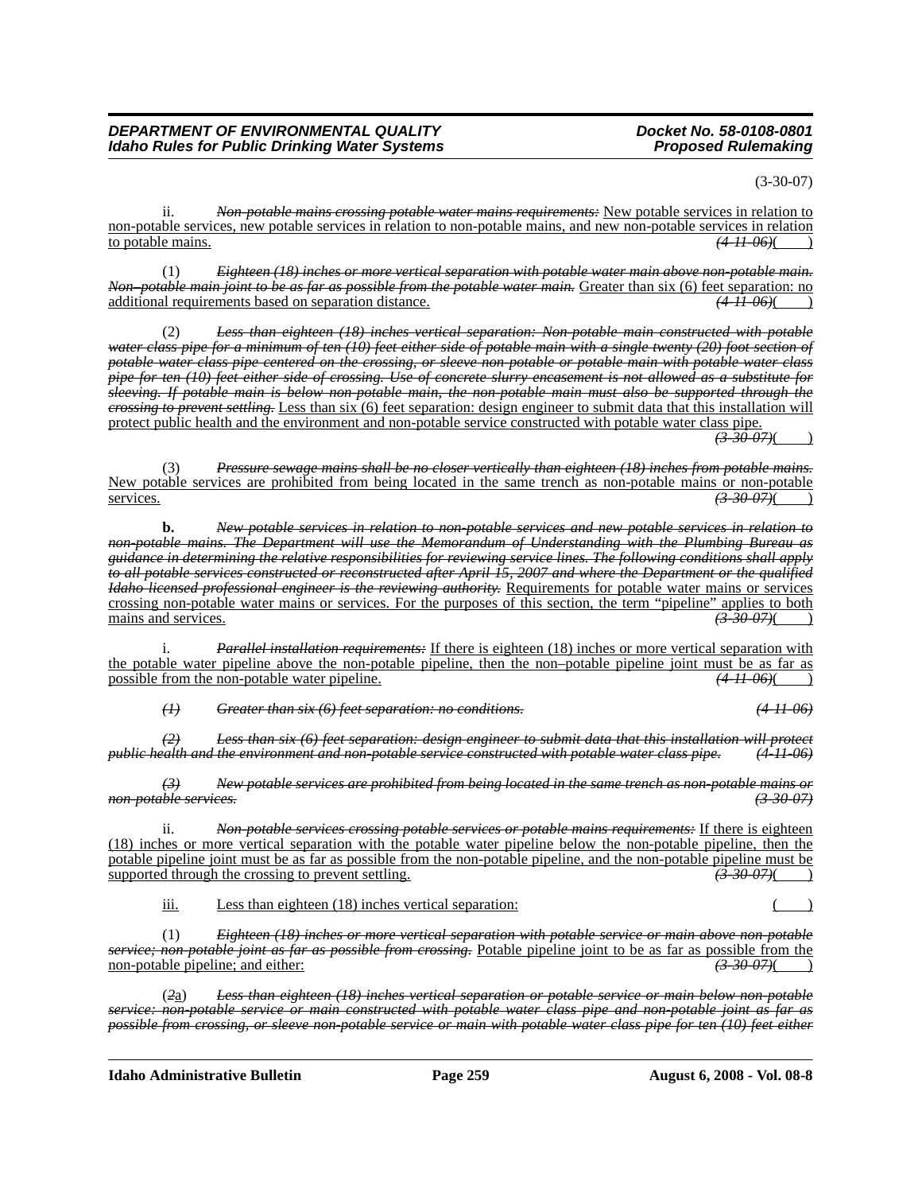(3-30-07)

ii. *~~Non-potable mains crossing potable water mains requirements:~~* New potable services in relation to non-potable services, new potable services in relation to non-potable mains, and new non-potable services in relation to potable mains. *~~(4-11-06)~~*(    )

(1) *~~Eighteen (18) inches or more vertical separation with potable water main above non-potable main. Non–potable main joint to be as far as possible from the potable water main.~~* Greater than six (6) feet separation: no additional requirements based on separation distance. *~~(4-11-06)~~*(    )

(2) *~~Less than eighteen (18) inches vertical separation: Non-potable main constructed with potable water class pipe for a minimum of ten (10) feet either side of potable main with a single twenty (20) foot section of potable water class pipe centered on the crossing, or sleeve non-potable or potable main with potable water class pipe for ten (10) feet either side of crossing. Use of concrete slurry encasement is not allowed as a substitute for sleeving. If potable main is below non-potable main, the non-potable main must also be supported through the crossing to prevent settling.~~* Less than six (6) feet separation: design engineer to submit data that this installation will protect public health and the environment and non-potable service constructed with potable water class pipe. *~~(3-30-07)~~*(    )

(3) *~~Pressure sewage mains shall be no closer vertically than eighteen (18) inches from potable mains.~~* New potable services are prohibited from being located in the same trench as non-potable mains or non-potable services. *~~(3-30-07)~~*(    )

**b.** *~~New potable services in relation to non-potable services and new potable services in relation to non-potable mains. The Department will use the Memorandum of Understanding with the Plumbing Bureau as guidance in determining the relative responsibilities for reviewing service lines. The following conditions shall apply to all potable services constructed or reconstructed after April 15, 2007 and where the Department or the qualified Idaho licensed professional engineer is the reviewing authority.~~* Requirements for potable water mains or services crossing non-potable water mains or services. For the purposes of this section, the term "pipeline" applies to both mains and services. *~~(3-30-07)~~*(    )

i. *~~Parallel installation requirements:~~* If there is eighteen (18) inches or more vertical separation with the potable water pipeline above the non-potable pipeline, then the non–potable pipeline joint must be as far as possible from the non-potable water pipeline. *~~(4-11-06)~~*(    )

*~~(1) Greater than six (6) feet separation: no conditions. (4-11-06)~~*

*~~(2) Less than six (6) feet separation: design engineer to submit data that this installation will protect public health and the environment and non-potable service constructed with potable water class pipe. (4-11-06)~~*

*~~(3) New potable services are prohibited from being located in the same trench as non-potable mains or non-potable services. (3-30-07)~~*

ii. *~~Non-potable services crossing potable services or potable mains requirements:~~* If there is eighteen (18) inches or more vertical separation with the potable water pipeline below the non-potable pipeline, then the potable pipeline joint must be as far as possible from the non-potable pipeline, and the non-potable pipeline must be supported through the crossing to prevent settling. *~~(3-30-07)~~*(    )

iii. Less than eighteen (18) inches vertical separation: (    )

(1) *~~Eighteen (18) inches or more vertical separation with potable service or main above non-potable service; non-potable joint as far as possible from crossing.~~* Potable pipeline joint to be as far as possible from the non-potable pipeline; and either: *~~(3-30-07)~~*(    )

(~~2~~a) *~~Less than eighteen (18) inches vertical separation or potable service or main below non-potable service: non-potable service or main constructed with potable water class pipe and non-potable joint as far as possible from crossing, or sleeve non-potable service or main with potable water class pipe for ten (10) feet either~~*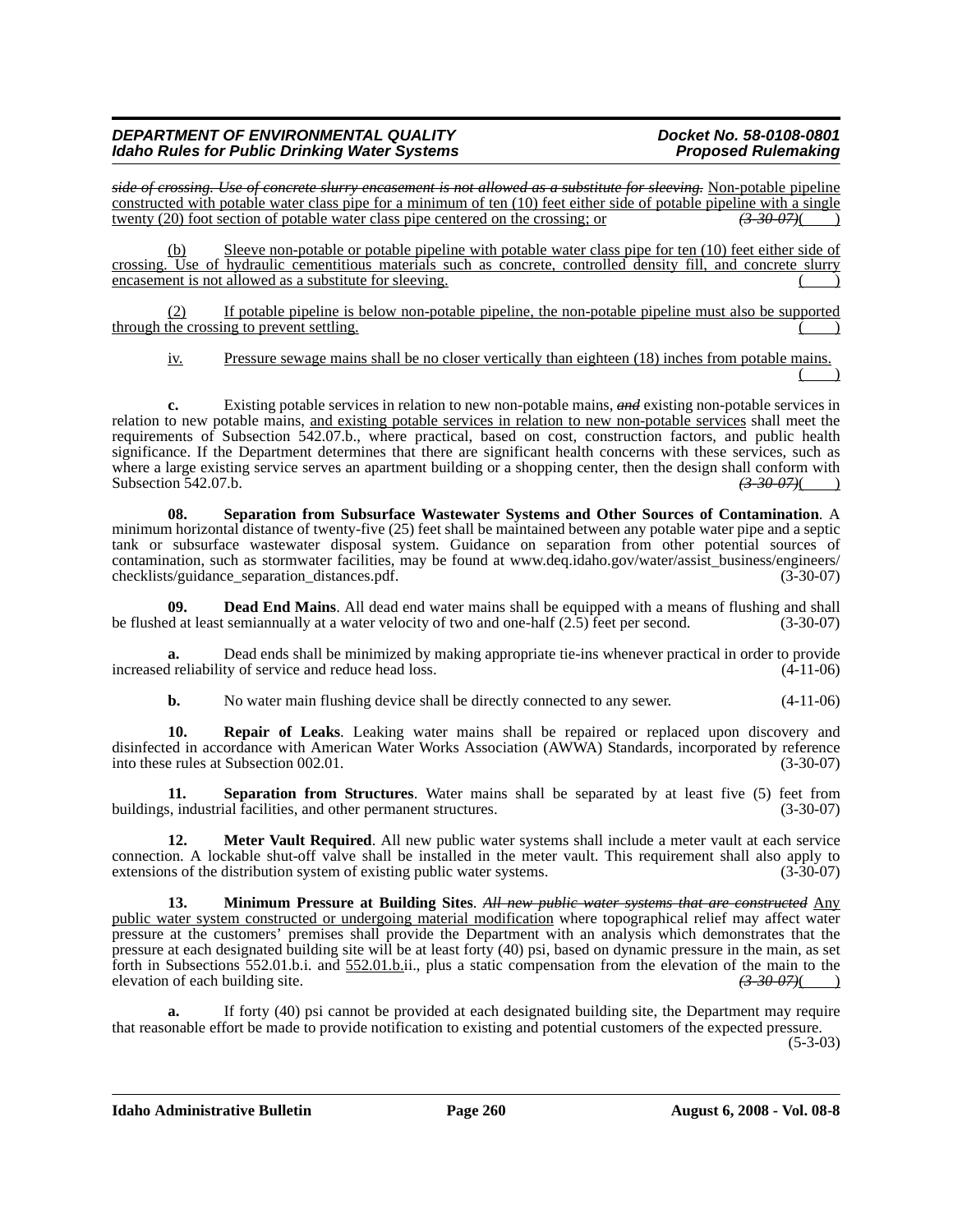~~*side of crossing. Use of concrete slurry encasement is not allowed as a substitute for sleeving.*~~ Non-potable pipeline constructed with potable water class pipe for a minimum of ten (10) feet either side of potable pipeline with a single twenty (20) foot section of potable water class pipe centered on the crossing; or ~~*(3-30-07)*~~( )

(b) Sleeve non-potable or potable pipeline with potable water class pipe for ten (10) feet either side of crossing. Use of hydraulic cementitious materials such as concrete, controlled density fill, and concrete slurry encasement is not allowed as a substitute for sleeving. ( )

(2) If potable pipeline is below non-potable pipeline, the non-potable pipeline must also be supported through the crossing to prevent settling. ( )

iv. Pressure sewage mains shall be no closer vertically than eighteen (18) inches from potable mains. ( )

**c.** Existing potable services in relation to new non-potable mains, ~~*and*~~ existing non-potable services in relation to new potable mains, and existing potable services in relation to new non-potable services shall meet the requirements of Subsection 542.07.b., where practical, based on cost, construction factors, and public health significance. If the Department determines that there are significant health concerns with these services, such as where a large existing service serves an apartment building or a shopping center, then the design shall conform with Subsection 542.07.b. ~~*(3-30-07)*~~( )

**08. Separation from Subsurface Wastewater Systems and Other Sources of Contamination**. A minimum horizontal distance of twenty-five (25) feet shall be maintained between any potable water pipe and a septic tank or subsurface wastewater disposal system. Guidance on separation from other potential sources of contamination, such as stormwater facilities, may be found at www.deq.idaho.gov/water/assist_business/engineers/checklists/guidance_separation_distances.pdf. (3-30-07)

**09. Dead End Mains**. All dead end water mains shall be equipped with a means of flushing and shall be flushed at least semiannually at a water velocity of two and one-half (2.5) feet per second. (3-30-07)

**a.** Dead ends shall be minimized by making appropriate tie-ins whenever practical in order to provide increased reliability of service and reduce head loss. (4-11-06)

**b.** No water main flushing device shall be directly connected to any sewer. (4-11-06)

**10. Repair of Leaks**. Leaking water mains shall be repaired or replaced upon discovery and disinfected in accordance with American Water Works Association (AWWA) Standards, incorporated by reference into these rules at Subsection 002.01. (3-30-07)

**11. Separation from Structures**. Water mains shall be separated by at least five (5) feet from buildings, industrial facilities, and other permanent structures. (3-30-07)

**12. Meter Vault Required**. All new public water systems shall include a meter vault at each service connection. A lockable shut-off valve shall be installed in the meter vault. This requirement shall also apply to extensions of the distribution system of existing public water systems. (3-30-07)

**13. Minimum Pressure at Building Sites**. ~~*All new public water systems that are constructed*~~ Any public water system constructed or undergoing material modification where topographical relief may affect water pressure at the customers' premises shall provide the Department with an analysis which demonstrates that the pressure at each designated building site will be at least forty (40) psi, based on dynamic pressure in the main, as set forth in Subsections 552.01.b.i. and 552.01.b.ii., plus a static compensation from the elevation of the main to the elevation of each building site. ~~*(3-30-07)*~~( )

**a.** If forty (40) psi cannot be provided at each designated building site, the Department may require that reasonable effort be made to provide notification to existing and potential customers of the expected pressure. (5-3-03)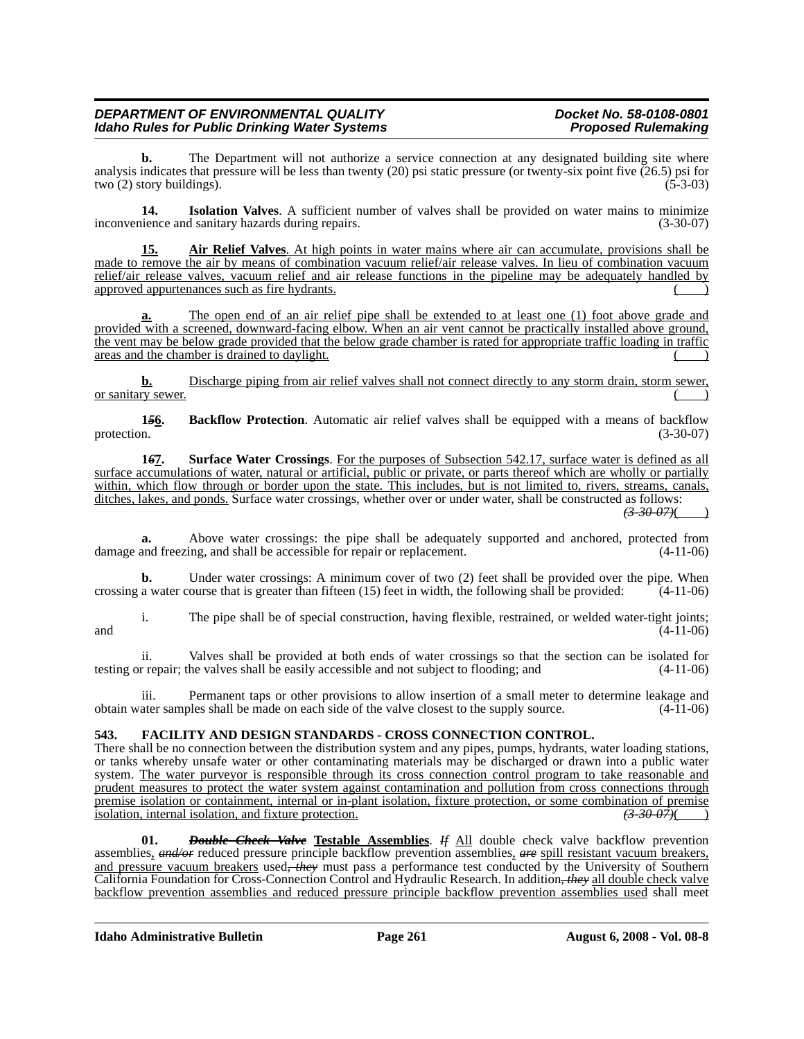**b.** The Department will not authorize a service connection at any designated building site where analysis indicates that pressure will be less than twenty (20) psi static pressure (or twenty-six point five (26.5) psi for two (2) story buildings). (5-3-03)

**14. Isolation Valves**. A sufficient number of valves shall be provided on water mains to minimize inconvenience and sanitary hazards during repairs. (3-30-07)

**15. Air Relief Valves**. At high points in water mains where air can accumulate, provisions shall be made to remove the air by means of combination vacuum relief/air release valves. In lieu of combination vacuum relief/air release valves, vacuum relief and air release functions in the pipeline may be adequately handled by approved appurtenances such as fire hydrants. ( )

**a.** The open end of an air relief pipe shall be extended to at least one (1) foot above grade and provided with a screened, downward-facing elbow. When an air vent cannot be practically installed above ground, the vent may be below grade provided that the below grade chamber is rated for appropriate traffic loading in traffic areas and the chamber is drained to daylight. ( )

**b.** Discharge piping from air relief valves shall not connect directly to any storm drain, storm sewer, or sanitary sewer. ( )

**1~~5~~6. Backflow Protection**. Automatic air relief valves shall be equipped with a means of backflow protection. (3-30-07)

**1~~6~~7. Surface Water Crossings**. For the purposes of Subsection 542.17, surface water is defined as all surface accumulations of water, natural or artificial, public or private, or parts thereof which are wholly or partially within, which flow through or border upon the state. This includes, but is not limited to, rivers, streams, canals, ditches, lakes, and ponds. Surface water crossings, whether over or under water, shall be constructed as follows: ~~(3-30-07)~~( )

**a.** Above water crossings: the pipe shall be adequately supported and anchored, protected from damage and freezing, and shall be accessible for repair or replacement. (4-11-06)

**b.** Under water crossings: A minimum cover of two (2) feet shall be provided over the pipe. When crossing a water course that is greater than fifteen (15) feet in width, the following shall be provided: (4-11-06)

i. The pipe shall be of special construction, having flexible, restrained, or welded water-tight joints; and (4-11-06)

ii. Valves shall be provided at both ends of water crossings so that the section can be isolated for testing or repair; the valves shall be easily accessible and not subject to flooding; and (4-11-06)

iii. Permanent taps or other provisions to allow insertion of a small meter to determine leakage and obtain water samples shall be made on each side of the valve closest to the supply source. (4-11-06)

**543. FACILITY AND DESIGN STANDARDS - CROSS CONNECTION CONTROL.**

There shall be no connection between the distribution system and any pipes, pumps, hydrants, water loading stations, or tanks whereby unsafe water or other contaminating materials may be discharged or drawn into a public water system. The water purveyor is responsible through its cross connection control program to take reasonable and prudent measures to protect the water system against contamination and pollution from cross connections through premise isolation or containment, internal or in-plant isolation, fixture protection, or some combination of premise isolation, internal isolation, and fixture protection. ~~(3-30-07)~~( )

**01. ~~Double Check Valve~~ Testable Assemblies**. ~~If~~ All double check valve backflow prevention assemblies, ~~and/or~~ reduced pressure principle backflow prevention assemblies, ~~are~~ spill resistant vacuum breakers, and pressure vacuum breakers used~~, they~~ must pass a performance test conducted by the University of Southern California Foundation for Cross-Connection Control and Hydraulic Research. In addition~~, they~~ all double check valve backflow prevention assemblies and reduced pressure principle backflow prevention assemblies used shall meet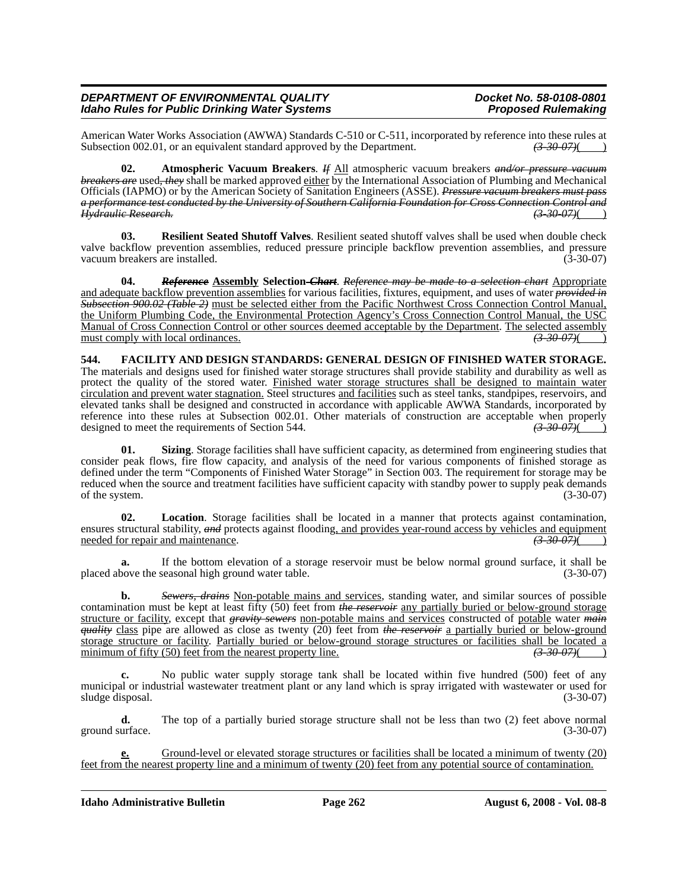American Water Works Association (AWWA) Standards C-510 or C-511, incorporated by reference into these rules at Subsection 002.01, or an equivalent standard approved by the Department. ~~(3-30-07)~~( )

**02. Atmospheric Vacuum Breakers**. ~~*If*~~ All atmospheric vacuum breakers ~~*and/or pressure vacuum breakers are*~~ used~~*, they*~~ shall be marked approved either by the International Association of Plumbing and Mechanical Officials (IAPMO) or by the American Society of Sanitation Engineers (ASSE). ~~*Pressure vacuum breakers must pass a performance test conducted by the University of Southern California Foundation for Cross Connection Control and Hydraulic Research.*~~ ~~(3-30-07)~~( )

**03. Resilient Seated Shutoff Valves**. Resilient seated shutoff valves shall be used when double check valve backflow prevention assemblies, reduced pressure principle backflow prevention assemblies, and pressure vacuum breakers are installed. (3-30-07)

**04. ~~*Reference*~~ Assembly Selection~~*-Chart*~~**. ~~*Reference may be made to a selection chart*~~ Appropriate and adequate backflow prevention assemblies for various facilities, fixtures, equipment, and uses of water ~~*provided in Subsection 900.02 (Table 2)*~~ must be selected either from the Pacific Northwest Cross Connection Control Manual, the Uniform Plumbing Code, the Environmental Protection Agency's Cross Connection Control Manual, the USC Manual of Cross Connection Control or other sources deemed acceptable by the Department. The selected assembly must comply with local ordinances. ~~(3-30-07)~~( )

**544. FACILITY AND DESIGN STANDARDS: GENERAL DESIGN OF FINISHED WATER STORAGE.**
The materials and designs used for finished water storage structures shall provide stability and durability as well as protect the quality of the stored water. Finished water storage structures shall be designed to maintain water circulation and prevent water stagnation. Steel structures and facilities such as steel tanks, standpipes, reservoirs, and elevated tanks shall be designed and constructed in accordance with applicable AWWA Standards, incorporated by reference into these rules at Subsection 002.01. Other materials of construction are acceptable when properly designed to meet the requirements of Section 544. ~~(3-30-07)~~( )

**01. Sizing**. Storage facilities shall have sufficient capacity, as determined from engineering studies that consider peak flows, fire flow capacity, and analysis of the need for various components of finished storage as defined under the term "Components of Finished Water Storage" in Section 003. The requirement for storage may be reduced when the source and treatment facilities have sufficient capacity with standby power to supply peak demands of the system. (3-30-07)

**02. Location**. Storage facilities shall be located in a manner that protects against contamination, ensures structural stability, ~~*and*~~ protects against flooding, and provides year-round access by vehicles and equipment needed for repair and maintenance. ~~(3-30-07)~~( )

**a.** If the bottom elevation of a storage reservoir must be below normal ground surface, it shall be placed above the seasonal high ground water table. (3-30-07)

**b.** ~~*Sewers, drains*~~ Non-potable mains and services, standing water, and similar sources of possible contamination must be kept at least fifty (50) feet from ~~*the reservoir*~~ any partially buried or below-ground storage structure or facility, except that ~~*gravity sewers*~~ non-potable mains and services constructed of potable water ~~*main quality*~~ class pipe are allowed as close as twenty (20) feet from ~~*the reservoir*~~ a partially buried or below-ground storage structure or facility. Partially buried or below-ground storage structures or facilities shall be located a minimum of fifty (50) feet from the nearest property line. ~~(3-30-07)~~( )

**c.** No public water supply storage tank shall be located within five hundred (500) feet of any municipal or industrial wastewater treatment plant or any land which is spray irrigated with wastewater or used for sludge disposal. (3-30-07)

**d.** The top of a partially buried storage structure shall not be less than two (2) feet above normal ground surface. (3-30-07)

**e.** Ground-level or elevated storage structures or facilities shall be located a minimum of twenty (20) feet from the nearest property line and a minimum of twenty (20) feet from any potential source of contamination.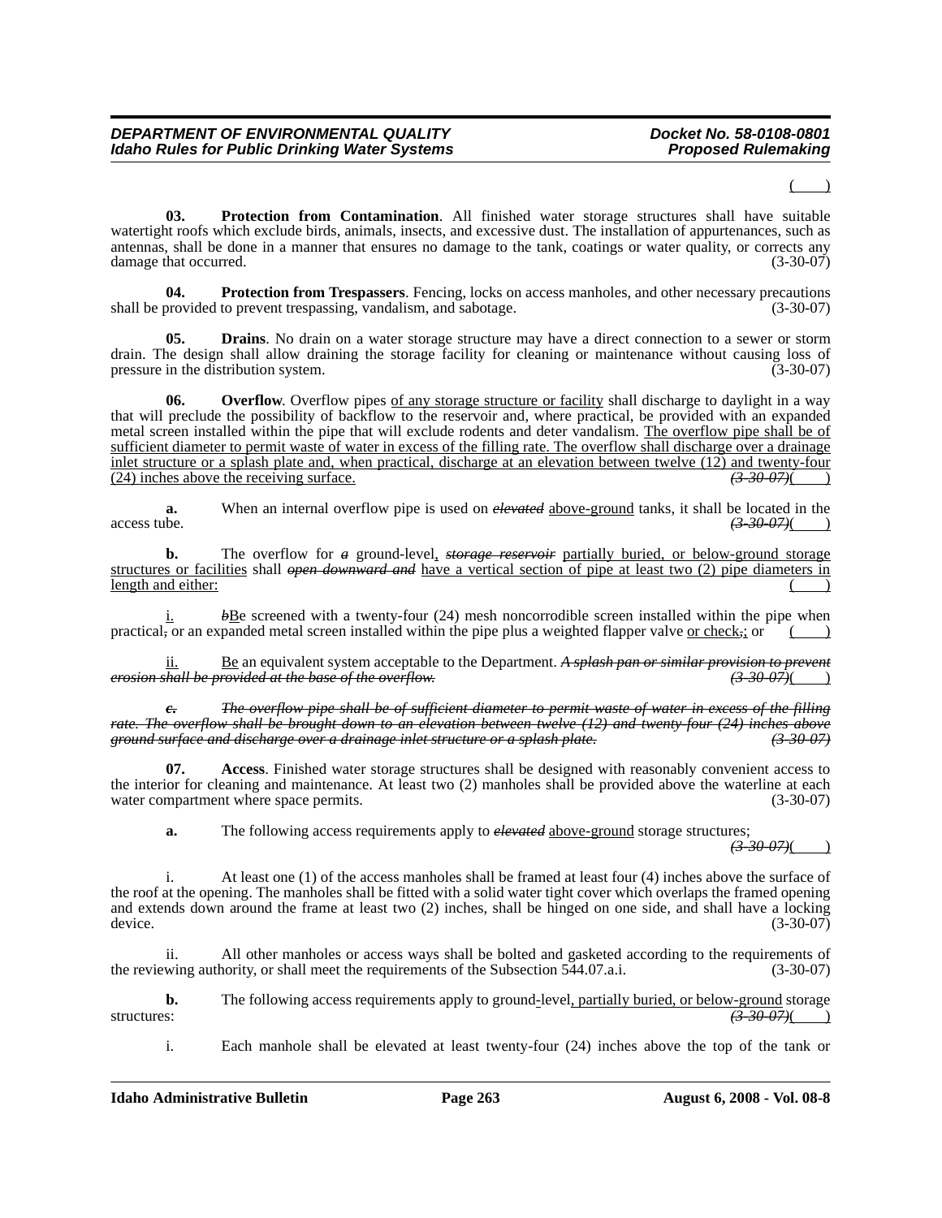( )

**03. Protection from Contamination**. All finished water storage structures shall have suitable watertight roofs which exclude birds, animals, insects, and excessive dust. The installation of appurtenances, such as antennas, shall be done in a manner that ensures no damage to the tank, coatings or water quality, or corrects any damage that occurred. (3-30-07)

**04. Protection from Trespassers**. Fencing, locks on access manholes, and other necessary precautions shall be provided to prevent trespassing, vandalism, and sabotage. (3-30-07)

**05. Drains**. No drain on a water storage structure may have a direct connection to a sewer or storm drain. The design shall allow draining the storage facility for cleaning or maintenance without causing loss of pressure in the distribution system. (3-30-07)

**06. Overflow**. Overflow pipes <u>of any storage structure or facility</u> shall discharge to daylight in a way that will preclude the possibility of backflow to the reservoir and, where practical, be provided with an expanded metal screen installed within the pipe that will exclude rodents and deter vandalism. <u>The overflow pipe shall be of sufficient diameter to permit waste of water in excess of the filling rate. The overflow shall discharge over a drainage inlet structure or a splash plate and, when practical, discharge at an elevation between twelve (12) and twenty-four (24) inches above the receiving surface.</u> ~~*(3-30-07)*~~( )

**a.** When an internal overflow pipe is used on ~~*elevated*~~ <u>above-ground</u> tanks, it shall be located in the access tube. ~~*(3-30-07)*~~( )

**b.** The overflow for ~~*a*~~ ground-level<u>,</u> ~~*storage reservoir*~~ <u>partially buried, or below-ground storage structures or facilities</u> shall ~~*open downward and*~~ <u>have a vertical section of pipe at least two (2) pipe diameters in length and either:</u> ( )

<u>i.</u> ~~*b*~~<u>B</u>e screened with a twenty-four (24) mesh noncorrodible screen installed within the pipe when practical~~,~~ or an expanded metal screen installed within the pipe plus a weighted flapper valve <u>or check</u>~~,~~<u>;</u> or ( )

<u>ii.</u> <u>Be</u> an equivalent system acceptable to the Department. ~~*A splash pan or similar provision to prevent erosion shall be provided at the base of the overflow.*~~ ~~*(3-30-07)*~~( )

~~***c.***~~ ~~*The overflow pipe shall be of sufficient diameter to permit waste of water in excess of the filling rate. The overflow shall be brought down to an elevation between twelve (12) and twenty-four (24) inches above ground surface and discharge over a drainage inlet structure or a splash plate.*~~ ~~*(3-30-07)*~~

**07. Access**. Finished water storage structures shall be designed with reasonably convenient access to the interior for cleaning and maintenance. At least two (2) manholes shall be provided above the waterline at each water compartment where space permits. (3-30-07)

**a.** The following access requirements apply to ~~*elevated*~~ <u>above-ground</u> storage structures; ~~*(3-30-07)*~~( )

i. At least one (1) of the access manholes shall be framed at least four (4) inches above the surface of the roof at the opening. The manholes shall be fitted with a solid water tight cover which overlaps the framed opening and extends down around the frame at least two (2) inches, shall be hinged on one side, and shall have a locking device. (3-30-07)

ii. All other manholes or access ways shall be bolted and gasketed according to the requirements of the reviewing authority, or shall meet the requirements of the Subsection 544.07.a.i. (3-30-07)

**b.** The following access requirements apply to ground<u>-</u>level<u>, partially buried, or below-ground</u> storage structures: ~~*(3-30-07)*~~( )

i. Each manhole shall be elevated at least twenty-four (24) inches above the top of the tank or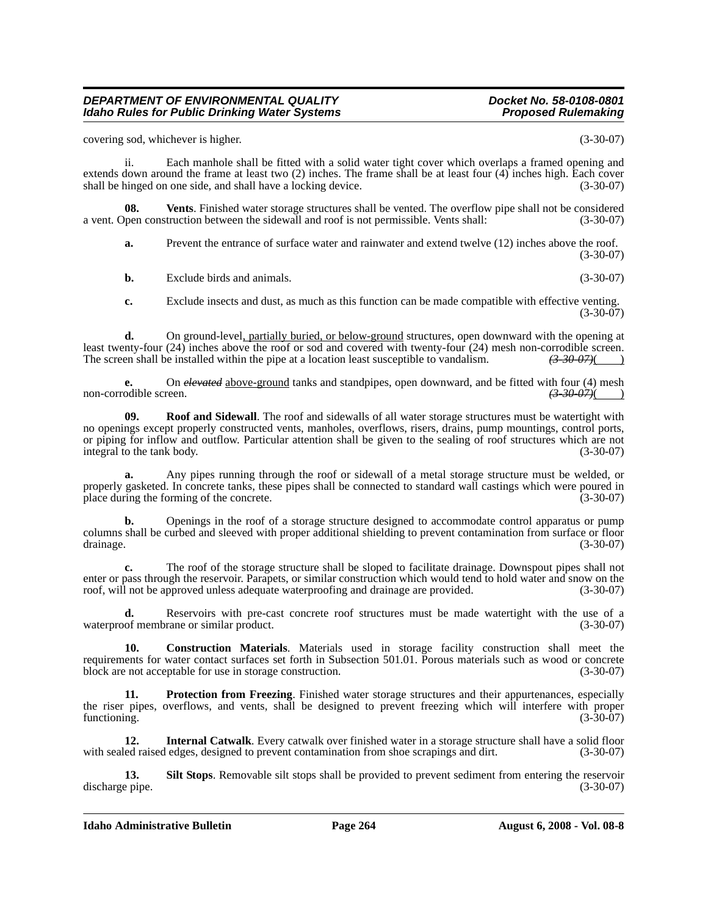covering sod, whichever is higher. (3-30-07)

ii. Each manhole shall be fitted with a solid water tight cover which overlaps a framed opening and extends down around the frame at least two (2) inches. The frame shall be at least four (4) inches high. Each cover shall be hinged on one side, and shall have a locking device. (3-30-07)

**08. Vents**. Finished water storage structures shall be vented. The overflow pipe shall not be considered a vent. Open construction between the sidewall and roof is not permissible. Vents shall: (3-30-07)

**a.** Prevent the entrance of surface water and rainwater and extend twelve (12) inches above the roof. (3-30-07)

**b.** Exclude birds and animals. (3-30-07)

**c.** Exclude insects and dust, as much as this function can be made compatible with effective venting. (3-30-07)

**d.** On ground-level, partially buried, or below-ground structures, open downward with the opening at least twenty-four (24) inches above the roof or sod and covered with twenty-four (24) mesh non-corrodible screen. The screen shall be installed within the pipe at a location least susceptible to vandalism. ~~*(3-30-07)*~~(    )

**e.** On ~~*elevated*~~ above-ground tanks and standpipes, open downward, and be fitted with four (4) mesh non-corrodible screen. ~~*(3-30-07)*~~(    )

**09. Roof and Sidewall**. The roof and sidewalls of all water storage structures must be watertight with no openings except properly constructed vents, manholes, overflows, risers, drains, pump mountings, control ports, or piping for inflow and outflow. Particular attention shall be given to the sealing of roof structures which are not integral to the tank body. (3-30-07)

**a.** Any pipes running through the roof or sidewall of a metal storage structure must be welded, or properly gasketed. In concrete tanks, these pipes shall be connected to standard wall castings which were poured in place during the forming of the concrete. (3-30-07)

**b.** Openings in the roof of a storage structure designed to accommodate control apparatus or pump columns shall be curbed and sleeved with proper additional shielding to prevent contamination from surface or floor drainage. (3-30-07)

**c.** The roof of the storage structure shall be sloped to facilitate drainage. Downspout pipes shall not enter or pass through the reservoir. Parapets, or similar construction which would tend to hold water and snow on the roof, will not be approved unless adequate waterproofing and drainage are provided. (3-30-07)

**d.** Reservoirs with pre-cast concrete roof structures must be made watertight with the use of a waterproof membrane or similar product. (3-30-07)

**10. Construction Materials**. Materials used in storage facility construction shall meet the requirements for water contact surfaces set forth in Subsection 501.01. Porous materials such as wood or concrete block are not acceptable for use in storage construction. (3-30-07)

**11. Protection from Freezing**. Finished water storage structures and their appurtenances, especially the riser pipes, overflows, and vents, shall be designed to prevent freezing which will interfere with proper functioning. (3-30-07)

**12. Internal Catwalk**. Every catwalk over finished water in a storage structure shall have a solid floor with sealed raised edges, designed to prevent contamination from shoe scrapings and dirt. (3-30-07)

**13. Silt Stops**. Removable silt stops shall be provided to prevent sediment from entering the reservoir discharge pipe. (3-30-07)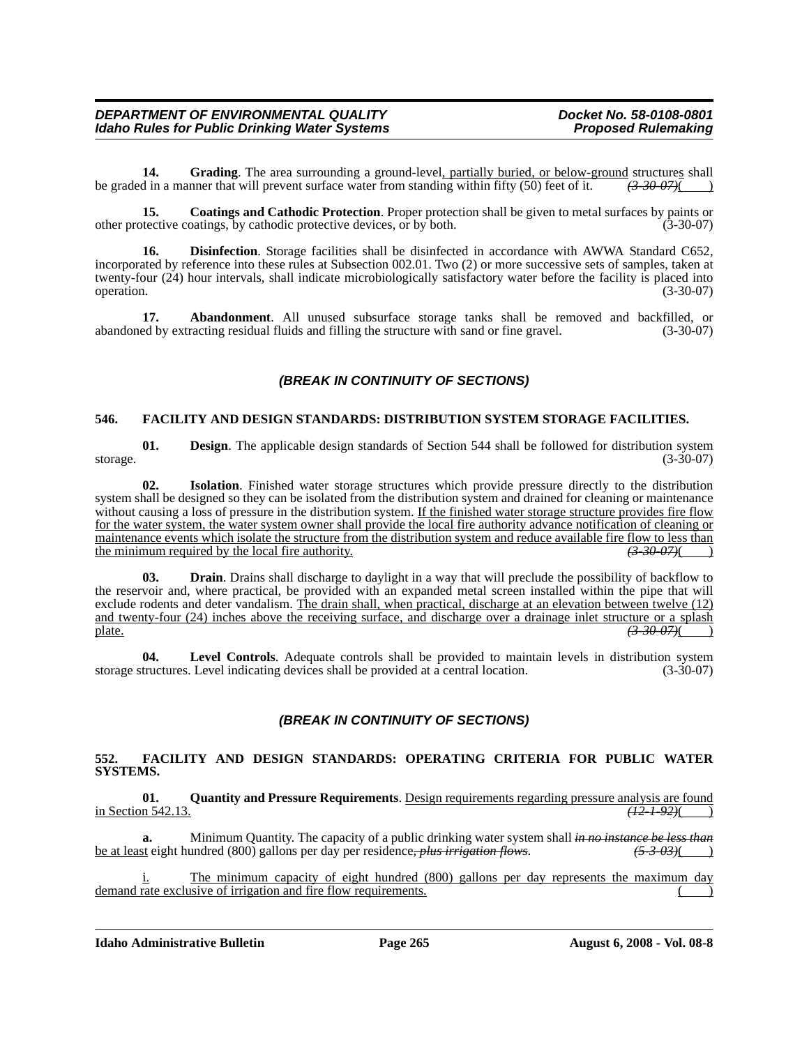**14. Grading**. The area surrounding a ground-level, partially buried, or below-ground structures shall be graded in a manner that will prevent surface water from standing within fifty (50) feet of it. ~~(3-30-07)~~( )

**15. Coatings and Cathodic Protection**. Proper protection shall be given to metal surfaces by paints or other protective coatings, by cathodic protective devices, or by both. (3-30-07)

**16. Disinfection**. Storage facilities shall be disinfected in accordance with AWWA Standard C652, incorporated by reference into these rules at Subsection 002.01. Two (2) or more successive sets of samples, taken at twenty-four (24) hour intervals, shall indicate microbiologically satisfactory water before the facility is placed into operation. (3-30-07)

**17. Abandonment**. All unused subsurface storage tanks shall be removed and backfilled, or abandoned by extracting residual fluids and filling the structure with sand or fine gravel. (3-30-07)

***(BREAK IN CONTINUITY OF SECTIONS)***

**546. FACILITY AND DESIGN STANDARDS: DISTRIBUTION SYSTEM STORAGE FACILITIES.**

**01. Design**. The applicable design standards of Section 544 shall be followed for distribution system storage. (3-30-07)

**02. Isolation**. Finished water storage structures which provide pressure directly to the distribution system shall be designed so they can be isolated from the distribution system and drained for cleaning or maintenance without causing a loss of pressure in the distribution system. If the finished water storage structure provides fire flow for the water system, the water system owner shall provide the local fire authority advance notification of cleaning or maintenance events which isolate the structure from the distribution system and reduce available fire flow to less than the minimum required by the local fire authority. ~~(3-30-07)~~( )

**03. Drain**. Drains shall discharge to daylight in a way that will preclude the possibility of backflow to the reservoir and, where practical, be provided with an expanded metal screen installed within the pipe that will exclude rodents and deter vandalism. The drain shall, when practical, discharge at an elevation between twelve (12) and twenty-four (24) inches above the receiving surface, and discharge over a drainage inlet structure or a splash plate. ~~(3-30-07)~~( )

**04. Level Controls**. Adequate controls shall be provided to maintain levels in distribution system storage structures. Level indicating devices shall be provided at a central location. (3-30-07)

***(BREAK IN CONTINUITY OF SECTIONS)***

**552. FACILITY AND DESIGN STANDARDS: OPERATING CRITERIA FOR PUBLIC WATER SYSTEMS.**

**01. Quantity and Pressure Requirements**. Design requirements regarding pressure analysis are found in Section 542.13. ~~(12-1-92)~~( )

**a.** Minimum Quantity. The capacity of a public drinking water system shall ~~*in no instance be less than*~~ be at least eight hundred (800) gallons per day per residence~~*, plus irrigation flows*~~. ~~(5-3-03)~~( )

i. The minimum capacity of eight hundred (800) gallons per day represents the maximum day demand rate exclusive of irrigation and fire flow requirements. ( )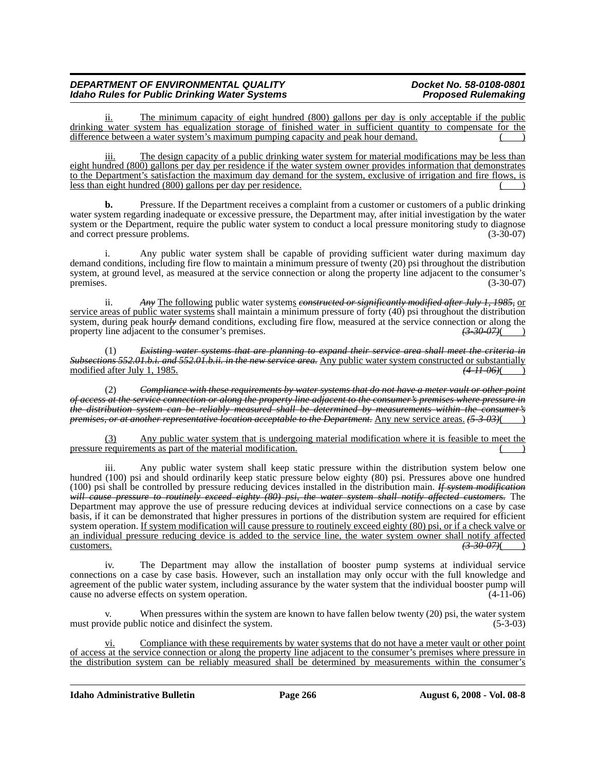ii. The minimum capacity of eight hundred (800) gallons per day is only acceptable if the public drinking water system has equalization storage of finished water in sufficient quantity to compensate for the difference between a water system's maximum pumping capacity and peak hour demand. ( )

iii. The design capacity of a public drinking water system for material modifications may be less than eight hundred (800) gallons per day per residence if the water system owner provides information that demonstrates to the Department's satisfaction the maximum day demand for the system, exclusive of irrigation and fire flows, is less than eight hundred (800) gallons per day per residence. ( )

**b.** Pressure. If the Department receives a complaint from a customer or customers of a public drinking water system regarding inadequate or excessive pressure, the Department may, after initial investigation by the water system or the Department, require the public water system to conduct a local pressure monitoring study to diagnose and correct pressure problems. (3-30-07)

i. Any public water system shall be capable of providing sufficient water during maximum day demand conditions, including fire flow to maintain a minimum pressure of twenty (20) psi throughout the distribution system, at ground level, as measured at the service connection or along the property line adjacent to the consumer's premises. (3-30-07)

ii. ~~Any~~ The following public water systems ~~constructed or significantly modified after July 1, 1985~~, or service areas of public water systems shall maintain a minimum pressure of forty (40) psi throughout the distribution system, during peak hour~~ly~~ demand conditions, excluding fire flow, measured at the service connection or along the property line adjacent to the consumer's premises. ~~(3-30-07)~~( )

(1) ~~Existing water systems that are planning to expand their service area shall meet the criteria in Subsections 552.01.b.i. and 552.01.b.ii. in the new service area.~~ Any public water system constructed or substantially modified after July 1, 1985. ~~(4-11-06)~~( )

(2) ~~Compliance with these requirements by water systems that do not have a meter vault or other point of access at the service connection or along the property line adjacent to the consumer's premises where pressure in the distribution system can be reliably measured shall be determined by measurements within the consumer's premises, or at another representative location acceptable to the Department.~~ Any new service areas. ~~(5-3-03)~~( )

(3) Any public water system that is undergoing material modification where it is feasible to meet the pressure requirements as part of the material modification. ( )

iii. Any public water system shall keep static pressure within the distribution system below one hundred (100) psi and should ordinarily keep static pressure below eighty (80) psi. Pressures above one hundred (100) psi shall be controlled by pressure reducing devices installed in the distribution main. ~~If system modification will cause pressure to routinely exceed eighty (80) psi, the water system shall notify affected customers.~~ The Department may approve the use of pressure reducing devices at individual service connections on a case by case basis, if it can be demonstrated that higher pressures in portions of the distribution system are required for efficient system operation. If system modification will cause pressure to routinely exceed eighty (80) psi, or if a check valve or an individual pressure reducing device is added to the service line, the water system owner shall notify affected customers. ~~(3-30-07)~~( )

iv. The Department may allow the installation of booster pump systems at individual service connections on a case by case basis. However, such an installation may only occur with the full knowledge and agreement of the public water system, including assurance by the water system that the individual booster pump will cause no adverse effects on system operation. (4-11-06)

v. When pressures within the system are known to have fallen below twenty (20) psi, the water system must provide public notice and disinfect the system. (5-3-03)

vi. Compliance with these requirements by water systems that do not have a meter vault or other point of access at the service connection or along the property line adjacent to the consumer's premises where pressure in the distribution system can be reliably measured shall be determined by measurements within the consumer's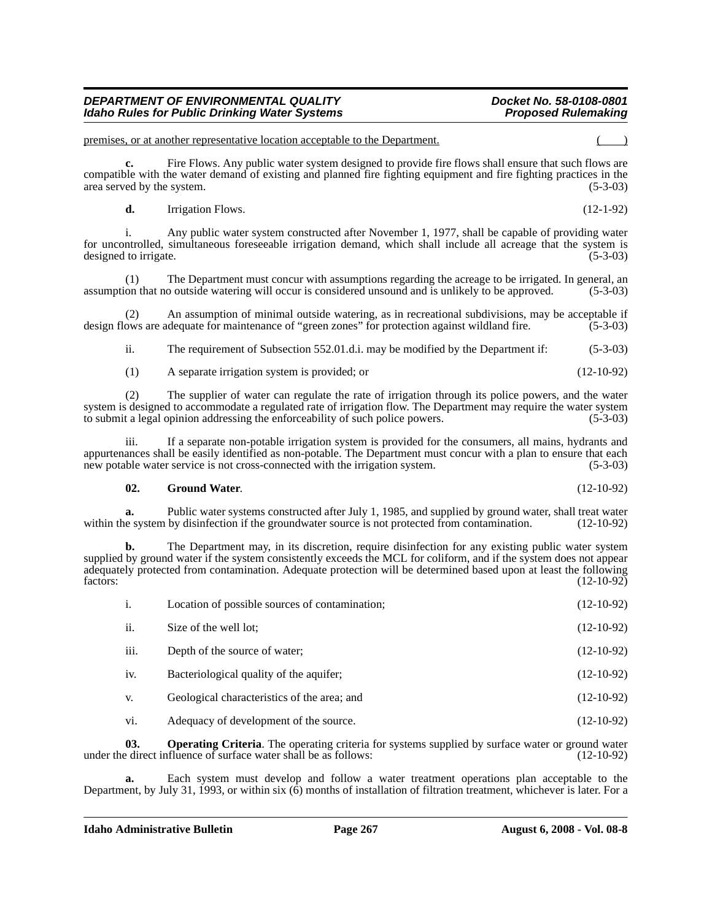premises, or at another representative location acceptable to the Department. ( )

**c.** Fire Flows. Any public water system designed to provide fire flows shall ensure that such flows are compatible with the water demand of existing and planned fire fighting equipment and fire fighting practices in the area served by the system. (5-3-03)

**d.** Irrigation Flows. (12-1-92)

i. Any public water system constructed after November 1, 1977, shall be capable of providing water for uncontrolled, simultaneous foreseeable irrigation demand, which shall include all acreage that the system is designed to irrigate. (5-3-03)

(1) The Department must concur with assumptions regarding the acreage to be irrigated. In general, an assumption that no outside watering will occur is considered unsound and is unlikely to be approved. (5-3-03)

(2) An assumption of minimal outside watering, as in recreational subdivisions, may be acceptable if design flows are adequate for maintenance of "green zones" for protection against wildland fire. (5-3-03)

ii. The requirement of Subsection 552.01.d.i. may be modified by the Department if: (5-3-03)

(1) A separate irrigation system is provided; or (12-10-92)

(2) The supplier of water can regulate the rate of irrigation through its police powers, and the water system is designed to accommodate a regulated rate of irrigation flow. The Department may require the water system to submit a legal opinion addressing the enforceability of such police powers. (5-3-03)

iii. If a separate non-potable irrigation system is provided for the consumers, all mains, hydrants and appurtenances shall be easily identified as non-potable. The Department must concur with a plan to ensure that each new potable water service is not cross-connected with the irrigation system. (5-3-03)

**02. Ground Water**. (12-10-92)

**a.** Public water systems constructed after July 1, 1985, and supplied by ground water, shall treat water within the system by disinfection if the groundwater source is not protected from contamination. (12-10-92)

**b.** The Department may, in its discretion, require disinfection for any existing public water system supplied by ground water if the system consistently exceeds the MCL for coliform, and if the system does not appear adequately protected from contamination. Adequate protection will be determined based upon at least the following factors: (12-10-92)

i. Location of possible sources of contamination; (12-10-92)

ii. Size of the well lot; (12-10-92)

iii. Depth of the source of water; (12-10-92)

iv. Bacteriological quality of the aquifer; (12-10-92)

v. Geological characteristics of the area; and (12-10-92)

vi. Adequacy of development of the source. (12-10-92)

**03. Operating Criteria**. The operating criteria for systems supplied by surface water or ground water under the direct influence of surface water shall be as follows: (12-10-92)

**a.** Each system must develop and follow a water treatment operations plan acceptable to the Department, by July 31, 1993, or within six (6) months of installation of filtration treatment, whichever is later. For a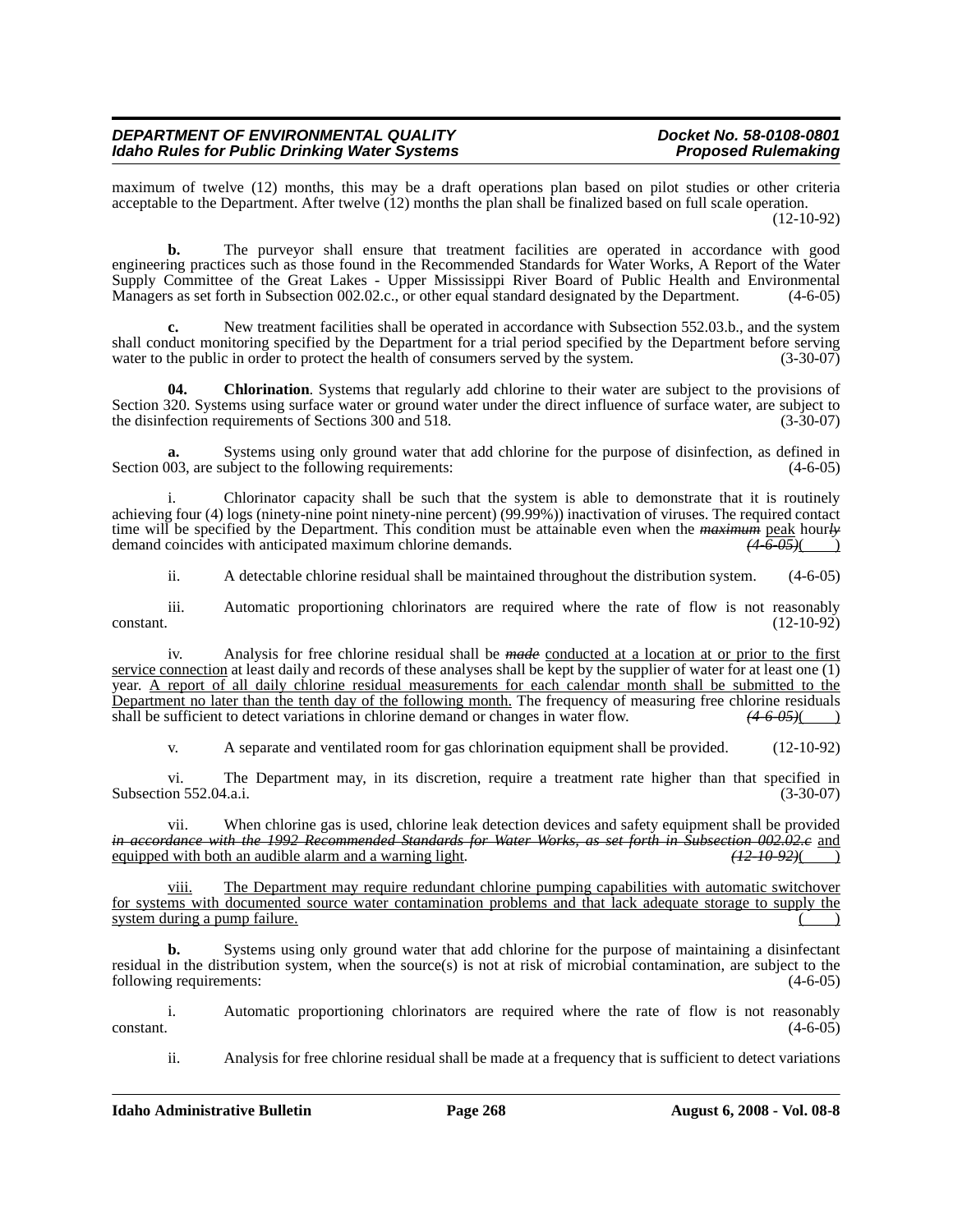maximum of twelve (12) months, this may be a draft operations plan based on pilot studies or other criteria acceptable to the Department. After twelve (12) months the plan shall be finalized based on full scale operation. (12-10-92)

**b.** The purveyor shall ensure that treatment facilities are operated in accordance with good engineering practices such as those found in the Recommended Standards for Water Works, A Report of the Water Supply Committee of the Great Lakes - Upper Mississippi River Board of Public Health and Environmental Managers as set forth in Subsection 002.02.c., or other equal standard designated by the Department. (4-6-05)

**c.** New treatment facilities shall be operated in accordance with Subsection 552.03.b., and the system shall conduct monitoring specified by the Department for a trial period specified by the Department before serving water to the public in order to protect the health of consumers served by the system. (3-30-07)

**04. Chlorination**. Systems that regularly add chlorine to their water are subject to the provisions of Section 320. Systems using surface water or ground water under the direct influence of surface water, are subject to the disinfection requirements of Sections 300 and 518. (3-30-07)

**a.** Systems using only ground water that add chlorine for the purpose of disinfection, as defined in Section 003, are subject to the following requirements: (4-6-05)

i. Chlorinator capacity shall be such that the system is able to demonstrate that it is routinely achieving four (4) logs (ninety-nine point ninety-nine percent) (99.99%)) inactivation of viruses. The required contact time will be specified by the Department. This condition must be attainable even when the ~~*maximum*~~ <u>peak</u> hour~~*ly*~~ demand coincides with anticipated maximum chlorine demands. ~~*(4-6-05)*~~(    )

ii. A detectable chlorine residual shall be maintained throughout the distribution system. (4-6-05)

iii. Automatic proportioning chlorinators are required where the rate of flow is not reasonably constant. (12-10-92)

iv. Analysis for free chlorine residual shall be ~~*made*~~ <u>conducted at a location at or prior to the first service connection</u> at least daily and records of these analyses shall be kept by the supplier of water for at least one (1) year. <u>A report of all daily chlorine residual measurements for each calendar month shall be submitted to the Department no later than the tenth day of the following month.</u> The frequency of measuring free chlorine residuals shall be sufficient to detect variations in chlorine demand or changes in water flow. ~~*(4-6-05)*~~(    )

v. A separate and ventilated room for gas chlorination equipment shall be provided. (12-10-92)

vi. The Department may, in its discretion, require a treatment rate higher than that specified in Subsection 552.04.a.i. (3-30-07)

vii. When chlorine gas is used, chlorine leak detection devices and safety equipment shall be provided ~~*in accordance with the 1992 Recommended Standards for Water Works, as set forth in Subsection 002.02.c*~~ <u>and equipped with both an audible alarm and a warning light</u>. ~~*(12-10-92)*~~(    )

<u>viii. The Department may require redundant chlorine pumping capabilities with automatic switchover for systems with documented source water contamination problems and that lack adequate storage to supply the system during a pump failure.</u> (    )

**b.** Systems using only ground water that add chlorine for the purpose of maintaining a disinfectant residual in the distribution system, when the source(s) is not at risk of microbial contamination, are subject to the following requirements: (4-6-05)

i. Automatic proportioning chlorinators are required where the rate of flow is not reasonably constant. (4-6-05)

ii. Analysis for free chlorine residual shall be made at a frequency that is sufficient to detect variations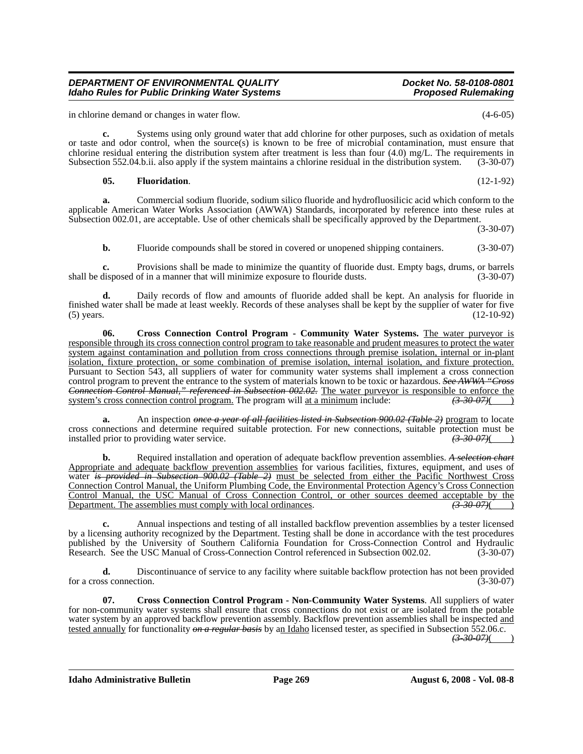in chlorine demand or changes in water flow. (4-6-05)

**c.** Systems using only ground water that add chlorine for other purposes, such as oxidation of metals or taste and odor control, when the source(s) is known to be free of microbial contamination, must ensure that chlorine residual entering the distribution system after treatment is less than four (4.0) mg/L. The requirements in Subsection 552.04.b.ii. also apply if the system maintains a chlorine residual in the distribution system. (3-30-07)

**05. Fluoridation**. (12-1-92)

**a.** Commercial sodium fluoride, sodium silico fluoride and hydrofluosilicic acid which conform to the applicable American Water Works Association (AWWA) Standards, incorporated by reference into these rules at Subsection 002.01, are acceptable. Use of other chemicals shall be specifically approved by the Department. (3-30-07)

**b.** Fluoride compounds shall be stored in covered or unopened shipping containers. (3-30-07)

**c.** Provisions shall be made to minimize the quantity of fluoride dust. Empty bags, drums, or barrels shall be disposed of in a manner that will minimize exposure to flouride dusts. (3-30-07)

**d.** Daily records of flow and amounts of fluoride added shall be kept. An analysis for fluoride in finished water shall be made at least weekly. Records of these analyses shall be kept by the supplier of water for five (5) years. (12-10-92)

**06. Cross Connection Control Program - Community Water Systems.** The water purveyor is responsible through its cross connection control program to take reasonable and prudent measures to protect the water system against contamination and pollution from cross connections through premise isolation, internal or in-plant isolation, fixture protection, or some combination of premise isolation, internal isolation, and fixture protection. Pursuant to Section 543, all suppliers of water for community water systems shall implement a cross connection control program to prevent the entrance to the system of materials known to be toxic or hazardous. ~~*See AWWA "Cross Connection Control Manual," referenced in Subsection 002.02.*~~ The water purveyor is responsible to enforce the system's cross connection control program. The program will at a minimum include: ~~*(3-30-07)*~~( )

**a.** An inspection ~~*once a year of all facilities listed in Subsection 900.02 (Table 2)*~~ program to locate cross connections and determine required suitable protection. For new connections, suitable protection must be installed prior to providing water service. ~~*(3-30-07)*~~( )

**b.** Required installation and operation of adequate backflow prevention assemblies. ~~*A selection chart*~~ Appropriate and adequate backflow prevention assemblies for various facilities, fixtures, equipment, and uses of water ~~*is provided in Subsection 900.02 (Table 2)*~~ must be selected from either the Pacific Northwest Cross Connection Control Manual, the Uniform Plumbing Code, the Environmental Protection Agency's Cross Connection Control Manual, the USC Manual of Cross Connection Control, or other sources deemed acceptable by the Department. The assemblies must comply with local ordinances. ~~*(3-30-07)*~~( )

**c.** Annual inspections and testing of all installed backflow prevention assemblies by a tester licensed by a licensing authority recognized by the Department. Testing shall be done in accordance with the test procedures published by the University of Southern California Foundation for Cross-Connection Control and Hydraulic Research. See the USC Manual of Cross-Connection Control referenced in Subsection 002.02. (3-30-07)

**d.** Discontinuance of service to any facility where suitable backflow protection has not been provided for a cross connection. (3-30-07)

**07. Cross Connection Control Program - Non-Community Water Systems**. All suppliers of water for non-community water systems shall ensure that cross connections do not exist or are isolated from the potable water system by an approved backflow prevention assembly. Backflow prevention assemblies shall be inspected and tested annually for functionality ~~*on a regular basis*~~ by an Idaho licensed tester, as specified in Subsection 552.06.c. ~~*(3-30-07)*~~( )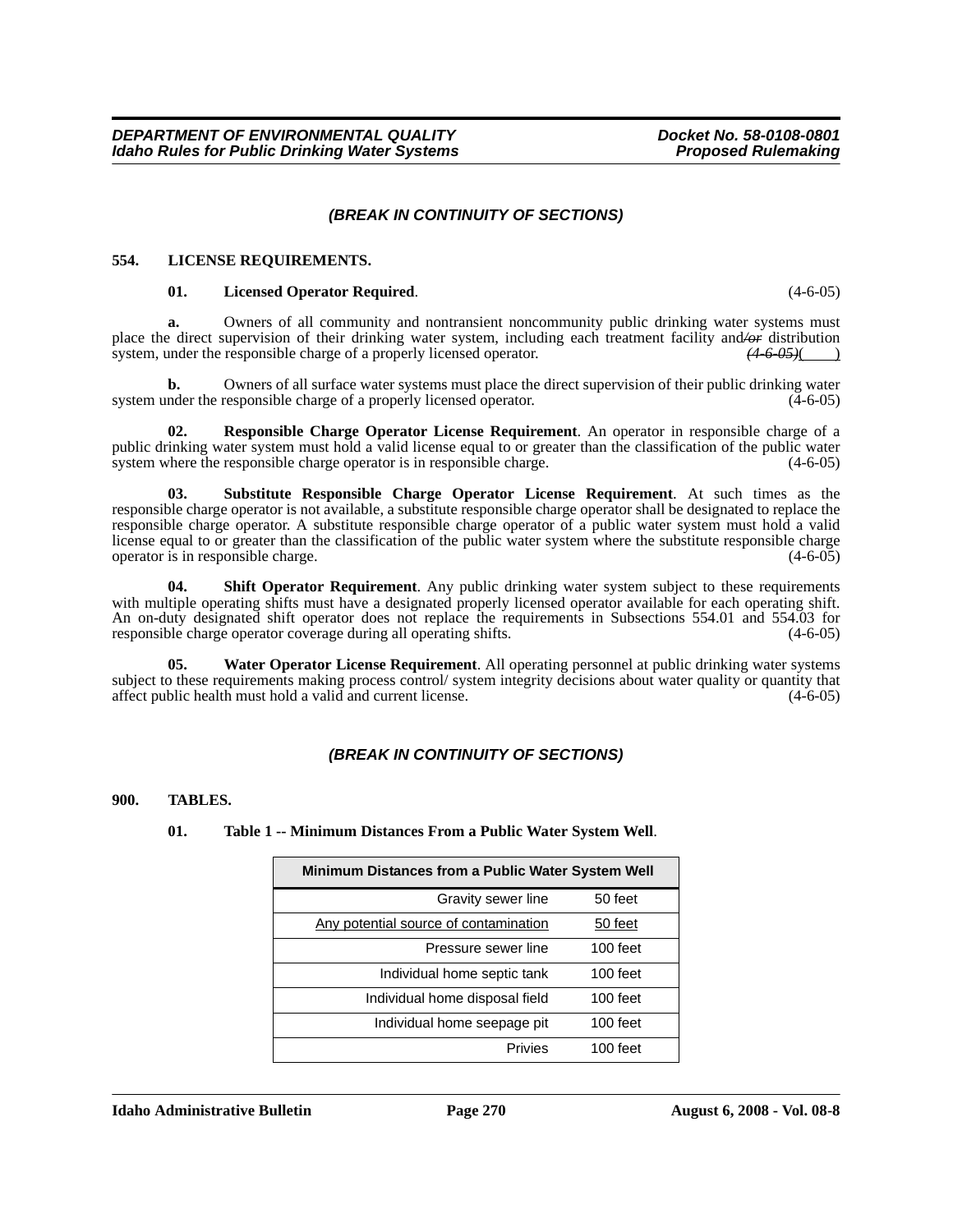*(BREAK IN CONTINUITY OF SECTIONS)*

**554. LICENSE REQUIREMENTS.**

**01. Licensed Operator Required**. (4-6-05)

**a.** Owners of all community and nontransient noncommunity public drinking water systems must place the direct supervision of their drinking water system, including each treatment facility and~~/or~~ distribution system, under the responsible charge of a properly licensed operator. ~~(4-6-05)~~( )

**b.** Owners of all surface water systems must place the direct supervision of their public drinking water system under the responsible charge of a properly licensed operator. (4-6-05)

**02. Responsible Charge Operator License Requirement**. An operator in responsible charge of a public drinking water system must hold a valid license equal to or greater than the classification of the public water system where the responsible charge operator is in responsible charge. (4-6-05)

**03. Substitute Responsible Charge Operator License Requirement**. At such times as the responsible charge operator is not available, a substitute responsible charge operator shall be designated to replace the responsible charge operator. A substitute responsible charge operator of a public water system must hold a valid license equal to or greater than the classification of the public water system where the substitute responsible charge operator is in responsible charge. (4-6-05)

**04. Shift Operator Requirement**. Any public drinking water system subject to these requirements with multiple operating shifts must have a designated properly licensed operator available for each operating shift. An on-duty designated shift operator does not replace the requirements in Subsections 554.01 and 554.03 for responsible charge operator coverage during all operating shifts. (4-6-05)

**05. Water Operator License Requirement**. All operating personnel at public drinking water systems subject to these requirements making process control/ system integrity decisions about water quality or quantity that affect public health must hold a valid and current license. (4-6-05)

*(BREAK IN CONTINUITY OF SECTIONS)*

**900. TABLES.**

**01. Table 1 -- Minimum Distances From a Public Water System Well**.

| Minimum Distances from a Public Water System Well | |
|---|---|
| Gravity sewer line | 50 feet |
| <u>Any potential source of contamination</u> | <u>50 feet</u> |
| Pressure sewer line | 100 feet |
| Individual home septic tank | 100 feet |
| Individual home disposal field | 100 feet |
| Individual home seepage pit | 100 feet |
| Privies | 100 feet |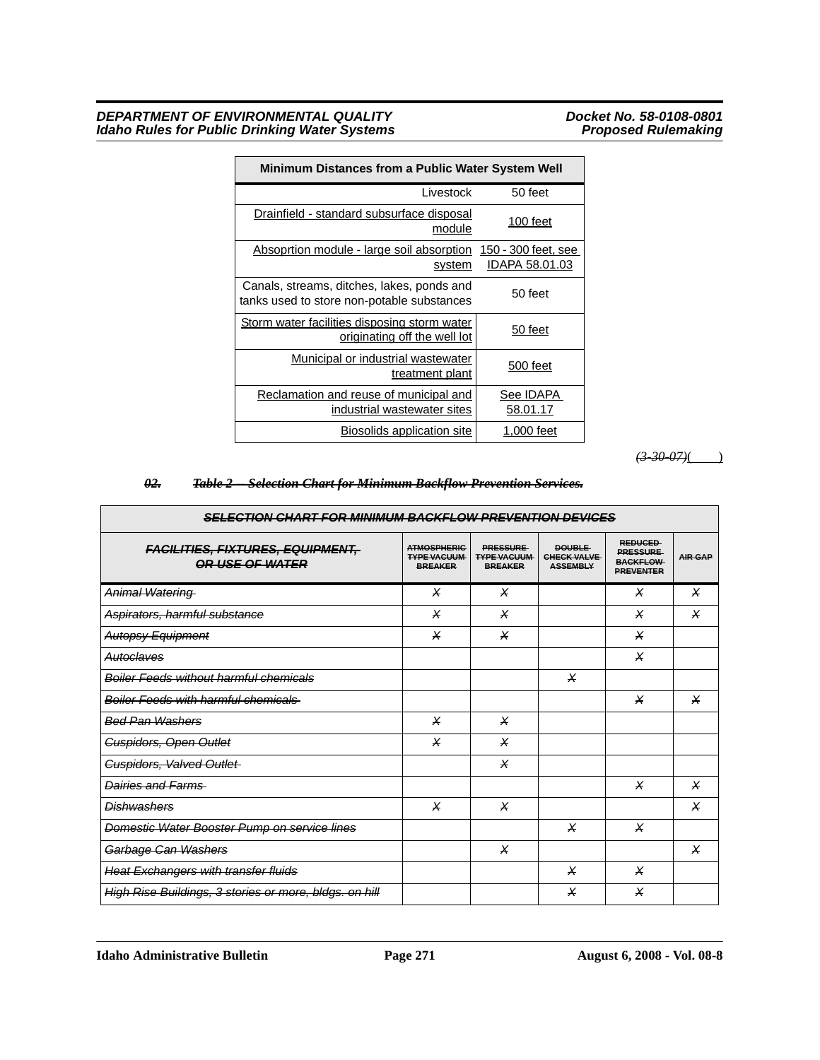| Minimum Distances from a Public Water System Well | |
|---|---|
| Livestock | 50 feet |
| Drainfield - standard subsurface disposal module | 100 feet |
| Absoprtion module - large soil absorption system | 150 - 300 feet, see IDAPA 58.01.03 |
| Canals, streams, ditches, lakes, ponds and tanks used to store non-potable substances | 50 feet |
| Storm water facilities disposing storm water originating off the well lot | 50 feet |
| Municipal or industrial wastewater treatment plant | 500 feet |
| Reclamation and reuse of municipal and industrial wastewater sites | See IDAPA 58.01.17 |
| Biosolids application site | 1,000 feet |

*(3-30-07)*(     )

***~~02. Table 2 -- Selection Chart for Minimum Backflow Prevention Services.~~***

| ~~SELECTION CHART FOR MINIMUM BACKFLOW PREVENTION DEVICES~~ | | | | | |
|---|---|---|---|---|---|
| ~~FACILITIES, FIXTURES, EQUIPMENT, OR USE OF WATER~~ | ~~ATMOSPHERIC TYPE VACUUM BREAKER~~ | ~~PRESSURE TYPE VACUUM BREAKER~~ | ~~DOUBLE CHECK VALVE ASSEMBLY~~ | ~~REDUCED PRESSURE BACKFLOW PREVENTER~~ | ~~AIR GAP~~ |
| ~~Animal Watering~~ | ~~X~~ | ~~X~~ | | ~~X~~ | ~~X~~ |
| ~~Aspirators, harmful substance~~ | ~~X~~ | ~~X~~ | | ~~X~~ | ~~X~~ |
| ~~Autopsy Equipment~~ | ~~X~~ | ~~X~~ | | ~~X~~ | |
| ~~Autoclaves~~ | | | | ~~X~~ | |
| ~~Boiler Feeds without harmful chemicals~~ | | | ~~X~~ | | |
| ~~Boiler Feeds with harmful chemicals~~ | | | | ~~X~~ | ~~X~~ |
| ~~Bed Pan Washers~~ | ~~X~~ | ~~X~~ | | | |
| ~~Cuspidors, Open Outlet~~ | ~~X~~ | ~~X~~ | | | |
| ~~Cuspidors, Valved Outlet~~ | | ~~X~~ | | | |
| ~~Dairies and Farms~~ | | | | ~~X~~ | ~~X~~ |
| ~~Dishwashers~~ | ~~X~~ | ~~X~~ | | | ~~X~~ |
| ~~Domestic Water Booster Pump on service lines~~ | | | ~~X~~ | ~~X~~ | |
| ~~Garbage Can Washers~~ | | ~~X~~ | | | ~~X~~ |
| ~~Heat Exchangers with transfer fluids~~ | | | ~~X~~ | ~~X~~ | |
| ~~High Rise Buildings, 3 stories or more, bldgs. on hill~~ | | | ~~X~~ | ~~X~~ | |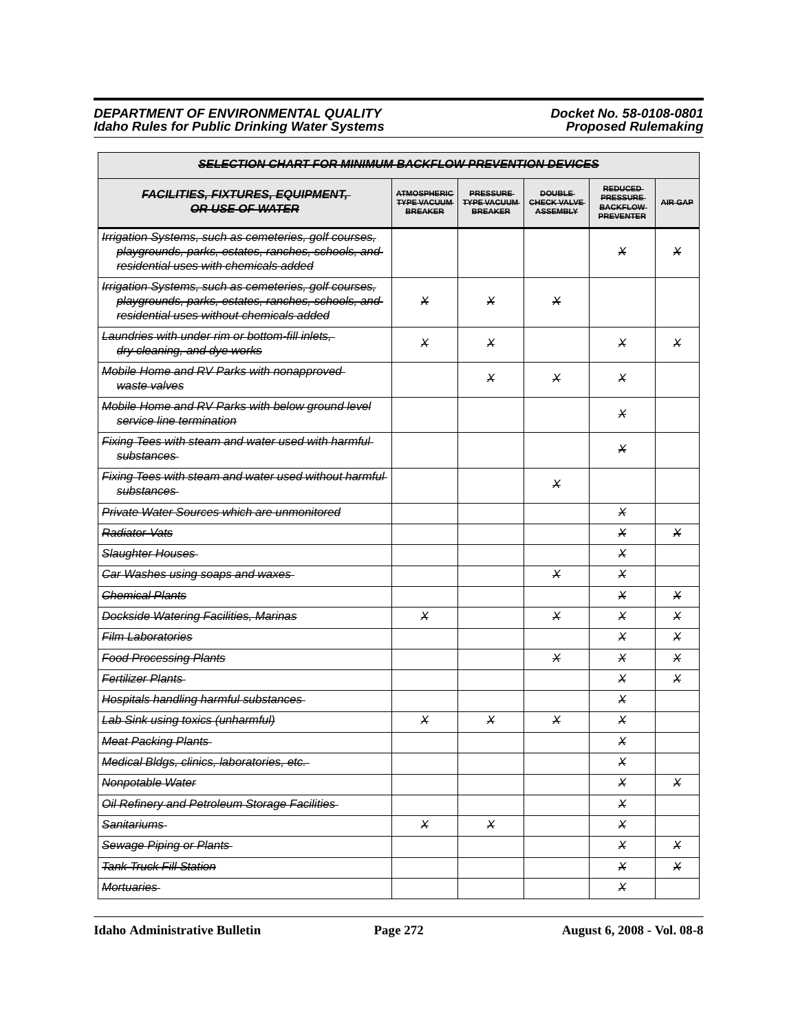| ~~SELECTION CHART FOR MINIMUM BACKFLOW PREVENTION DEVICES~~ | | | | | |
|---|---|---|---|---|---|
| ~~FACILITIES, FIXTURES, EQUIPMENT, OR USE OF WATER~~ | ~~ATMOSPHERIC TYPE VACUUM BREAKER~~ | ~~PRESSURE TYPE VACUUM BREAKER~~ | ~~DOUBLE CHECK VALVE ASSEMBLY~~ | ~~REDUCED PRESSURE BACKFLOW PREVENTER~~ | ~~AIR GAP~~ |
| ~~Irrigation Systems, such as cemeteries, golf courses, playgrounds, parks, estates, ranches, schools, and residential uses with chemicals added~~ | | | | ~~X~~ | ~~X~~ |
| ~~Irrigation Systems, such as cemeteries, golf courses, playgrounds, parks, estates, ranches, schools, and residential uses without chemicals added~~ | ~~X~~ | ~~X~~ | ~~X~~ | | |
| ~~Laundries with under rim or bottom-fill inlets, dry cleaning, and dye works~~ | ~~X~~ | ~~X~~ | | ~~X~~ | ~~X~~ |
| ~~Mobile Home and RV Parks with nonapproved waste valves~~ | | ~~X~~ | ~~X~~ | ~~X~~ | |
| ~~Mobile Home and RV Parks with below ground level service line termination~~ | | | | ~~X~~ | |
| ~~Fixing Tees with steam and water used with harmful substances~~ | | | | ~~X~~ | |
| ~~Fixing Tees with steam and water used without harmful substances~~ | | | ~~X~~ | | |
| ~~Private Water Sources which are unmonitored~~ | | | | ~~X~~ | |
| ~~Radiator Vats~~ | | | | ~~X~~ | ~~X~~ |
| ~~Slaughter Houses~~ | | | | ~~X~~ | |
| ~~Car Washes using soaps and waxes~~ | | | ~~X~~ | ~~X~~ | |
| ~~Chemical Plants~~ | | | | ~~X~~ | ~~X~~ |
| ~~Dockside Watering Facilities, Marinas~~ | ~~X~~ | | ~~X~~ | ~~X~~ | ~~X~~ |
| ~~Film Laboratories~~ | | | | ~~X~~ | ~~X~~ |
| ~~Food Processing Plants~~ | | | ~~X~~ | ~~X~~ | ~~X~~ |
| ~~Fertilizer Plants~~ | | | | ~~X~~ | ~~X~~ |
| ~~Hospitals handling harmful substances~~ | | | | ~~X~~ | |
| ~~Lab Sink using toxics (unharmful)~~ | ~~X~~ | ~~X~~ | ~~X~~ | ~~X~~ | |
| ~~Meat Packing Plants~~ | | | | ~~X~~ | |
| ~~Medical Bldgs, clinics, laboratories, etc.~~ | | | | ~~X~~ | |
| ~~Nonpotable Water~~ | | | | ~~X~~ | ~~X~~ |
| ~~Oil Refinery and Petroleum Storage Facilities~~ | | | | ~~X~~ | |
| ~~Sanitariums~~ | ~~X~~ | ~~X~~ | | ~~X~~ | |
| ~~Sewage Piping or Plants~~ | | | | ~~X~~ | ~~X~~ |
| ~~Tank Truck Fill Station~~ | | | | ~~X~~ | ~~X~~ |
| ~~Mortuaries~~ | | | | ~~X~~ | |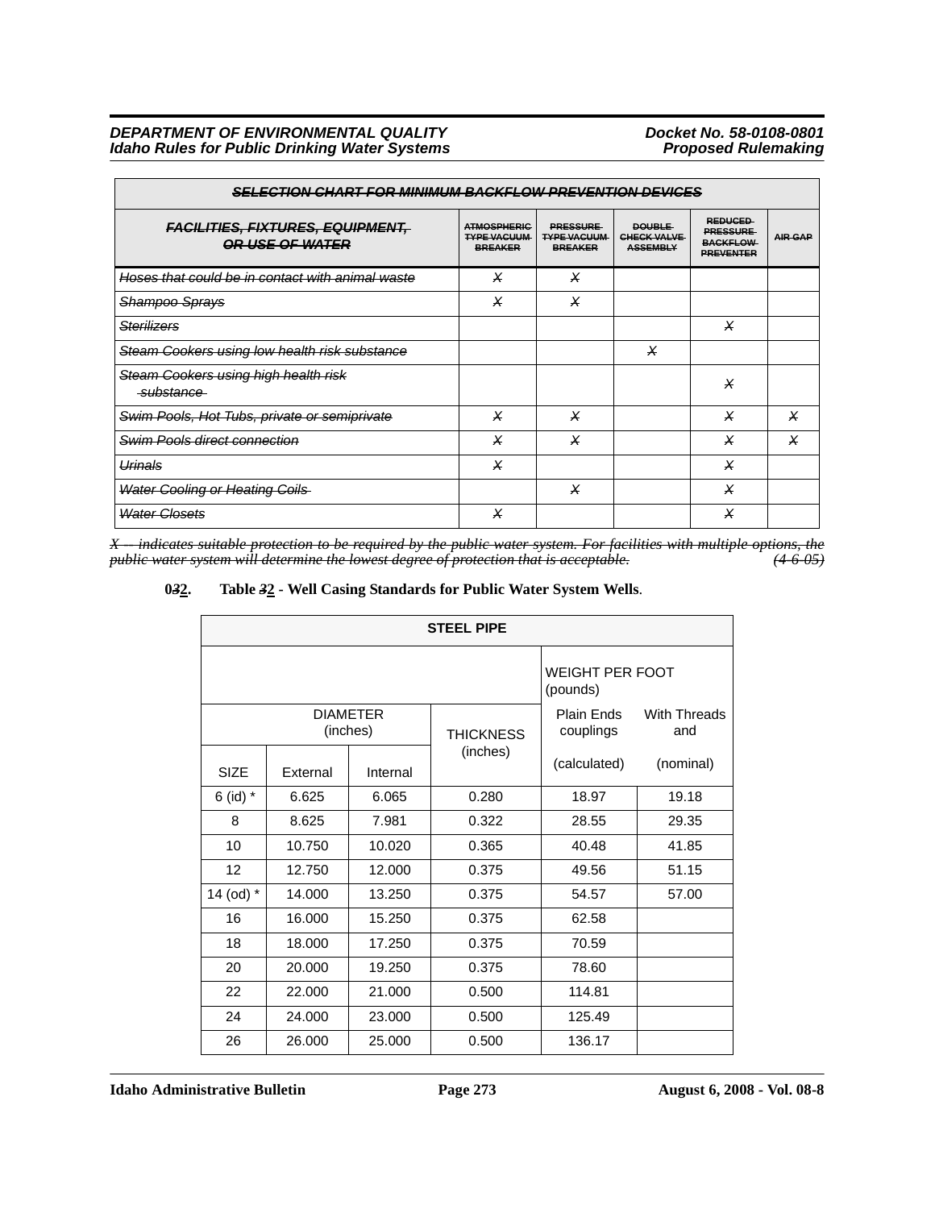| ~~SELECTION CHART FOR MINIMUM BACKFLOW PREVENTION DEVICES~~ | | | | | |
|---|---|---|---|---|---|
| ~~FACILITIES, FIXTURES, EQUIPMENT, OR USE OF WATER~~ | ~~ATMOSPHERIC TYPE VACUUM BREAKER~~ | ~~PRESSURE TYPE VACUUM BREAKER~~ | ~~DOUBLE CHECK VALVE ASSEMBLY~~ | ~~REDUCED PRESSURE BACKFLOW PREVENTER~~ | ~~AIR GAP~~ |
| ~~Hoses that could be in contact with animal waste~~ | ~~X~~ | ~~X~~ | | | |
| ~~Shampoo Sprays~~ | ~~X~~ | ~~X~~ | | | |
| ~~Sterilizers~~ | | | | ~~X~~ | |
| ~~Steam Cookers using low health risk substance~~ | | | ~~X~~ | | |
| ~~Steam Cookers using high health risk substance~~ | | | | ~~X~~ | |
| ~~Swim Pools, Hot Tubs, private or semiprivate~~ | ~~X~~ | ~~X~~ | | ~~X~~ | ~~X~~ |
| ~~Swim Pools direct connection~~ | ~~X~~ | ~~X~~ | | ~~X~~ | ~~X~~ |
| ~~Urinals~~ | ~~X~~ | | | ~~X~~ | |
| ~~Water Cooling or Heating Coils~~ | | ~~X~~ | | ~~X~~ | |
| ~~Water Closets~~ | ~~X~~ | | | ~~X~~ | |

~~*X -- indicates suitable protection to be required by the public water system. For facilities with multiple options, the public water system will determine the lowest degree of protection that is acceptable.*~~ ~~*(4-6-05)*~~

**0~~3~~2. Table ~~3~~2 - Well Casing Standards for Public Water System Wells**.

| STEEL PIPE | | | | | |
|---|---|---|---|---|---|
| | | | | WEIGHT PER FOOT (pounds) | |
| DIAMETER (inches) | | | THICKNESS (inches) | Plain Ends couplings | With Threads and |
| SIZE | External | Internal | | (calculated) | (nominal) |
| 6 (id) * | 6.625 | 6.065 | 0.280 | 18.97 | 19.18 |
| 8 | 8.625 | 7.981 | 0.322 | 28.55 | 29.35 |
| 10 | 10.750 | 10.020 | 0.365 | 40.48 | 41.85 |
| 12 | 12.750 | 12.000 | 0.375 | 49.56 | 51.15 |
| 14 (od) * | 14.000 | 13.250 | 0.375 | 54.57 | 57.00 |
| 16 | 16.000 | 15.250 | 0.375 | 62.58 | |
| 18 | 18.000 | 17.250 | 0.375 | 70.59 | |
| 20 | 20.000 | 19.250 | 0.375 | 78.60 | |
| 22 | 22.000 | 21.000 | 0.500 | 114.81 | |
| 24 | 24.000 | 23.000 | 0.500 | 125.49 | |
| 26 | 26.000 | 25.000 | 0.500 | 136.17 | |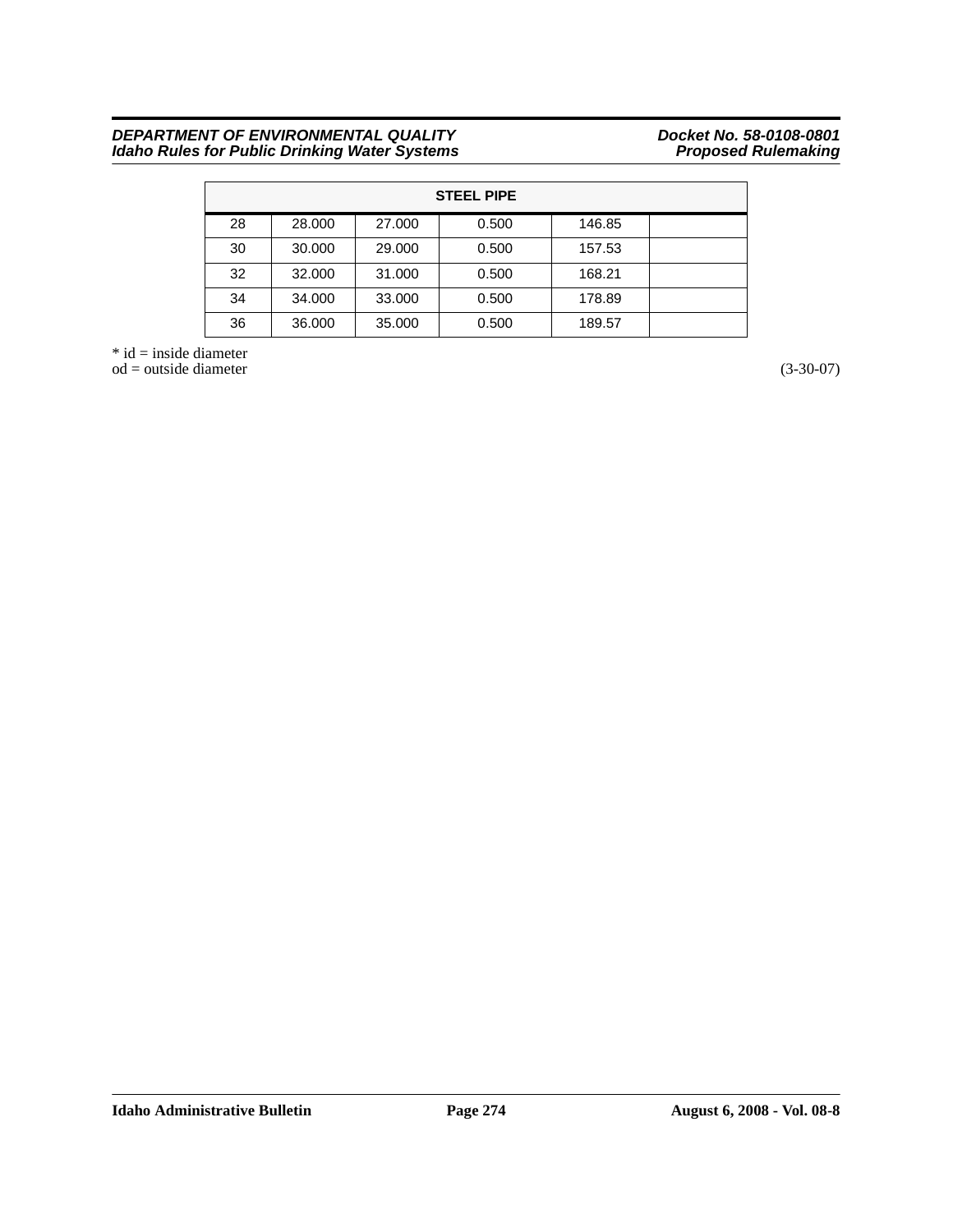| STEEL PIPE | | | | | |
|---|---|---|---|---|---|
| 28 | 28.000 | 27.000 | 0.500 | 146.85 | |
| 30 | 30.000 | 29.000 | 0.500 | 157.53 | |
| 32 | 32.000 | 31.000 | 0.500 | 168.21 | |
| 34 | 34.000 | 33.000 | 0.500 | 178.89 | |
| 36 | 36.000 | 35.000 | 0.500 | 189.57 | |

* id = inside diameter
od = outside diameter (3-30-07)